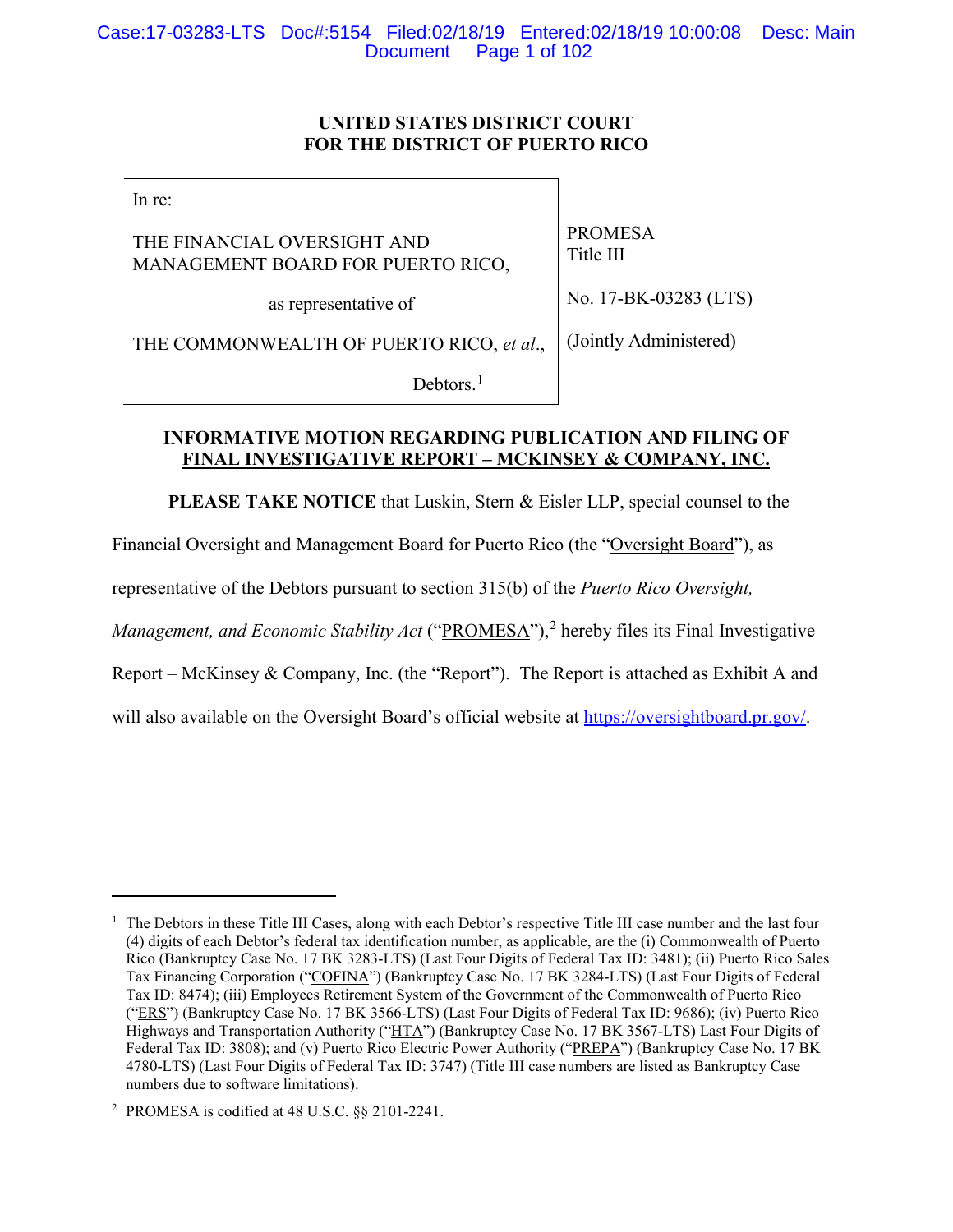**UNITED STATES DISTRICT COURT**
**FOR THE DISTRICT OF PUERTO RICO**

| In re: | |
|---|---|
| THE FINANCIAL OVERSIGHT AND MANAGEMENT BOARD FOR PUERTO RICO, | PROMESA Title III |
| as representative of | No. 17-BK-03283 (LTS) |
| THE COMMONWEALTH OF PUERTO RICO, *et al.*, | (Jointly Administered) |
| Debtors.[1] | |

**INFORMATIVE MOTION REGARDING PUBLICATION AND FILING OF FINAL INVESTIGATIVE REPORT – MCKINSEY & COMPANY, INC.**

**PLEASE TAKE NOTICE** that Luskin, Stern & Eisler LLP, special counsel to the Financial Oversight and Management Board for Puerto Rico (the "Oversight Board"), as representative of the Debtors pursuant to section 315(b) of the *Puerto Rico Oversight, Management, and Economic Stability Act* ("PROMESA"),[2] hereby files its Final Investigative Report – McKinsey & Company, Inc. (the "Report"). The Report is attached as Exhibit A and will also available on the Oversight Board's official website at https://oversightboard.pr.gov/.

---

[1] The Debtors in these Title III Cases, along with each Debtor's respective Title III case number and the last four (4) digits of each Debtor's federal tax identification number, as applicable, are the (i) Commonwealth of Puerto Rico (Bankruptcy Case No. 17 BK 3283-LTS) (Last Four Digits of Federal Tax ID: 3481); (ii) Puerto Rico Sales Tax Financing Corporation ("COFINA") (Bankruptcy Case No. 17 BK 3284-LTS) (Last Four Digits of Federal Tax ID: 8474); (iii) Employees Retirement System of the Government of the Commonwealth of Puerto Rico ("ERS") (Bankruptcy Case No. 17 BK 3566-LTS) (Last Four Digits of Federal Tax ID: 9686); (iv) Puerto Rico Highways and Transportation Authority ("HTA") (Bankruptcy Case No. 17 BK 3567-LTS) Last Four Digits of Federal Tax ID: 3808); and (v) Puerto Rico Electric Power Authority ("PREPA") (Bankruptcy Case No. 17 BK 4780-LTS) (Last Four Digits of Federal Tax ID: 3747) (Title III case numbers are listed as Bankruptcy Case numbers due to software limitations).

[2] PROMESA is codified at 48 U.S.C. §§ 2101-2241.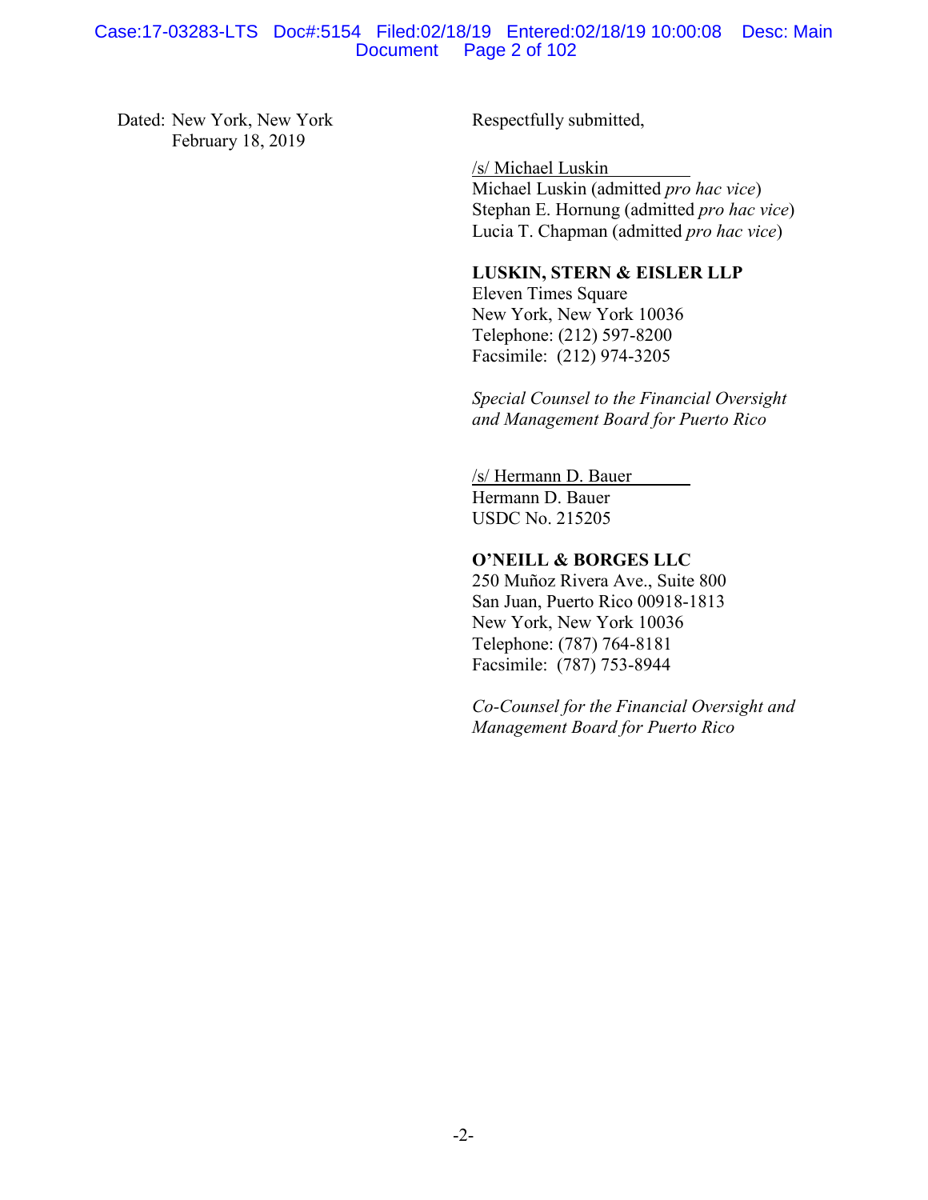Dated: New York, New York
February 18, 2019

Respectfully submitted,

/s/ Michael Luskin
Michael Luskin (admitted *pro hac vice*)
Stephan E. Hornung (admitted *pro hac vice*)
Lucia T. Chapman (admitted *pro hac vice*)

**LUSKIN, STERN & EISLER LLP**
Eleven Times Square
New York, New York 10036
Telephone: (212) 597-8200
Facsimile: (212) 974-3205

*Special Counsel to the Financial Oversight and Management Board for Puerto Rico*

/s/ Hermann D. Bauer
Hermann D. Bauer
USDC No. 215205

**O'NEILL & BORGES LLC**
250 Muñoz Rivera Ave., Suite 800
San Juan, Puerto Rico 00918-1813
New York, New York 10036
Telephone: (787) 764-8181
Facsimile: (787) 753-8944

*Co-Counsel for the Financial Oversight and Management Board for Puerto Rico*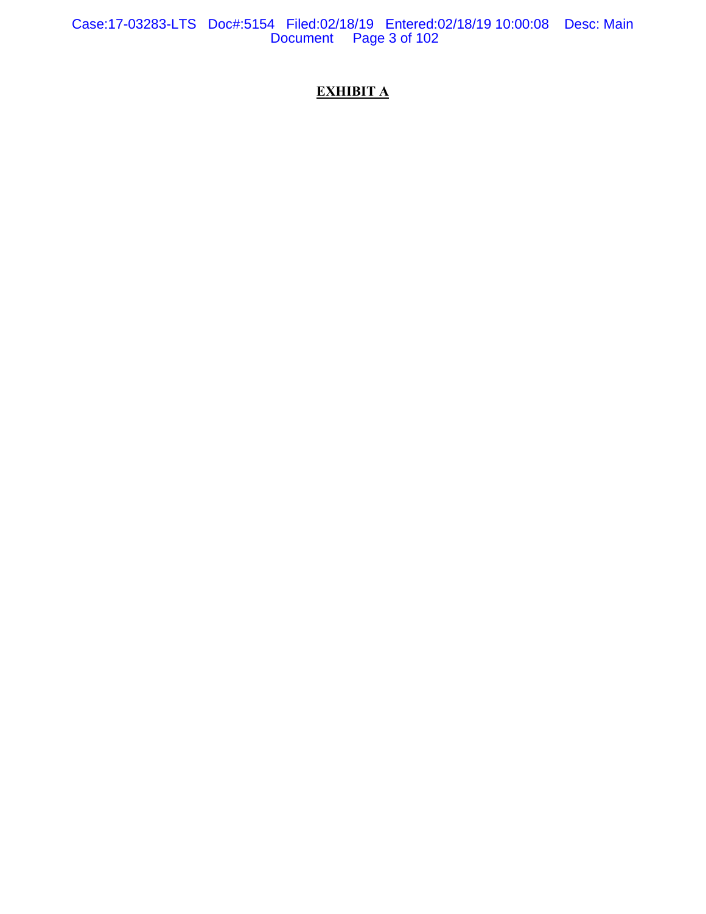**EXHIBIT A**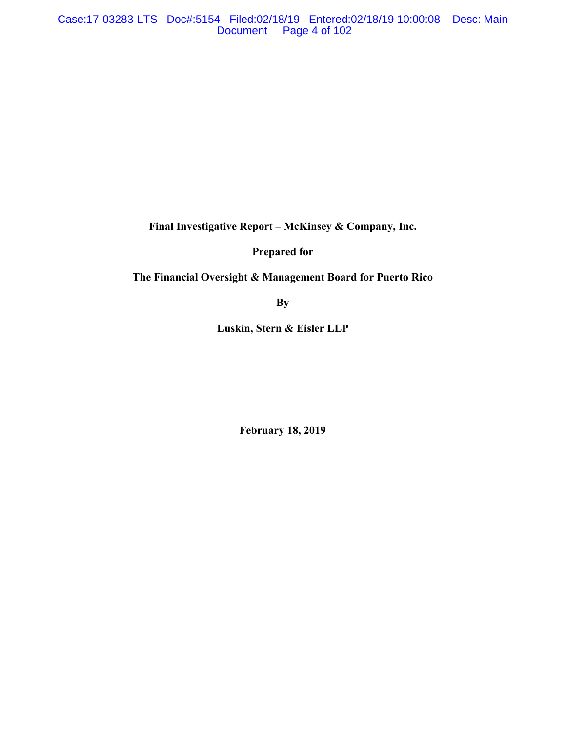**Final Investigative Report – McKinsey & Company, Inc.**

**Prepared for**

**The Financial Oversight & Management Board for Puerto Rico**

**By**

**Luskin, Stern & Eisler LLP**

**February 18, 2019**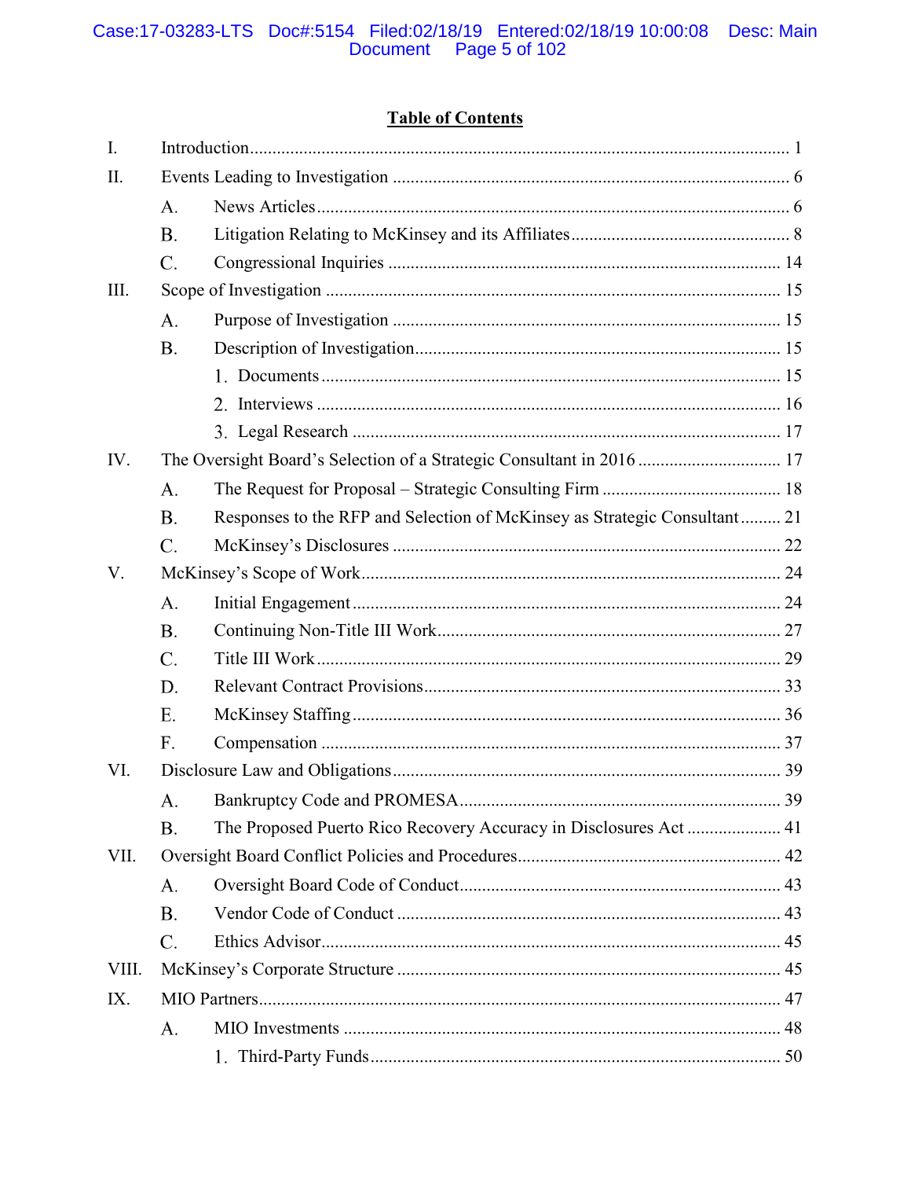# Table of Contents

I. Introduction ........................................................................................................... 1

II. Events Leading to Investigation ........................................................................... 6

- A. News Articles ........................................................................................... 6
- B. Litigation Relating to McKinsey and its Affiliates .................................... 8
- C. Congressional Inquiries ........................................................................... 14

III. Scope of Investigation ......................................................................................... 15

- A. Purpose of Investigation .......................................................................... 15
- B. Description of Investigation ..................................................................... 15
  1. Documents ........................................................................................... 15
  2. Interviews ............................................................................................ 16
  3. Legal Research ..................................................................................... 17

IV. The Oversight Board's Selection of a Strategic Consultant in 2016 ..................... 17

- A. The Request for Proposal – Strategic Consulting Firm .............................. 18
- B. Responses to the RFP and Selection of McKinsey as Strategic Consultant ......... 21
- C. McKinsey's Disclosures ........................................................................... 22

V. McKinsey's Scope of Work .................................................................................. 24

- A. Initial Engagement .................................................................................. 24
- B. Continuing Non-Title III Work ................................................................. 27
- C. Title III Work ........................................................................................... 29
- D. Relevant Contract Provisions ................................................................... 33
- E. McKinsey Staffing .................................................................................... 36
- F. Compensation .......................................................................................... 37

VI. Disclosure Law and Obligations ......................................................................... 39

- A. Bankruptcy Code and PROMESA ........................................................... 39
- B. The Proposed Puerto Rico Recovery Accuracy in Disclosures Act ........... 41

VII. Oversight Board Conflict Policies and Procedures ............................................. 42

- A. Oversight Board Code of Conduct ............................................................ 43
- B. Vendor Code of Conduct .......................................................................... 43
- C. Ethics Advisor ........................................................................................... 45

VIII. McKinsey's Corporate Structure ....................................................................... 45

IX. MIO Partners ....................................................................................................... 47

- A. MIO Investments ...................................................................................... 48
  1. Third-Party Funds ................................................................................ 50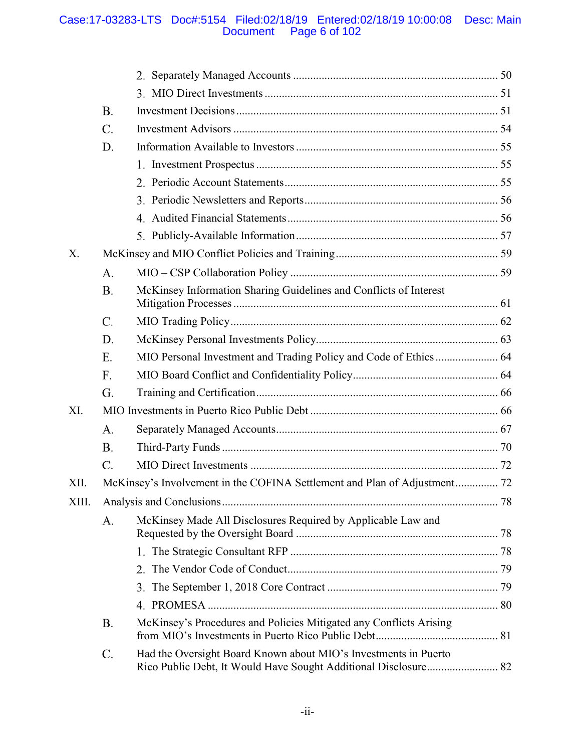2. Separately Managed Accounts ........................................................................ 50

3. MIO Direct Investments ................................................................................ 51

B. Investment Decisions ........................................................................................ 51

C. Investment Advisors .......................................................................................... 54

D. Information Available to Investors ................................................................... 55

1. Investment Prospectus .................................................................................. 55

2. Periodic Account Statements ......................................................................... 55

3. Periodic Newsletters and Reports .................................................................. 56

4. Audited Financial Statements ........................................................................ 56

5. Publicly-Available Information ...................................................................... 57

X. McKinsey and MIO Conflict Policies and Training ........................................................ 59

A. MIO – CSP Collaboration Policy ....................................................................... 59

B. McKinsey Information Sharing Guidelines and Conflicts of Interest Mitigation Processes ........................................................................................... 61

C. MIO Trading Policy ............................................................................................ 62

D. McKinsey Personal Investments Policy .............................................................. 63

E. MIO Personal Investment and Trading Policy and Code of Ethics ...................... 64

F. MIO Board Conflict and Confidentiality Policy .................................................. 64

G. Training and Certification .................................................................................. 66

XI. MIO Investments in Puerto Rico Public Debt ................................................................. 66

A. Separately Managed Accounts ............................................................................ 67

B. Third-Party Funds ............................................................................................... 70

C. MIO Direct Investments ..................................................................................... 72

XII. McKinsey's Involvement in the COFINA Settlement and Plan of Adjustment ............... 72

XIII. Analysis and Conclusions ............................................................................................... 78

A. McKinsey Made All Disclosures Required by Applicable Law and Requested by the Oversight Board ..................................................................... 78

1. The Strategic Consultant RFP ....................................................................... 78

2. The Vendor Code of Conduct ........................................................................ 79

3. The September 1, 2018 Core Contract .......................................................... 79

4. PROMESA .................................................................................................... 80

B. McKinsey's Procedures and Policies Mitigated any Conflicts Arising from MIO's Investments in Puerto Rico Public Debt .......................................... 81

C. Had the Oversight Board Known about MIO's Investments in Puerto Rico Public Debt, It Would Have Sought Additional Disclosure ......................... 82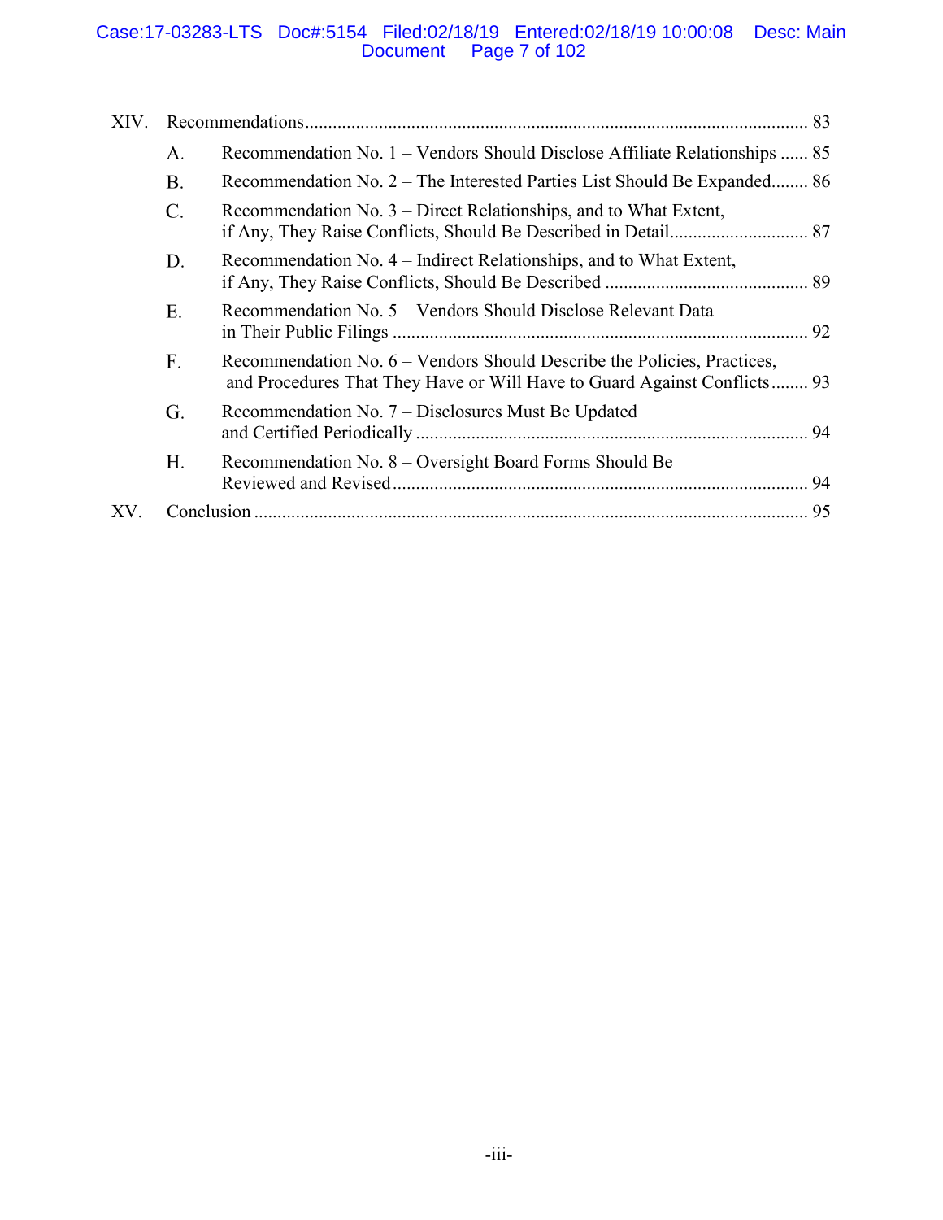XIV. Recommendations ........................................................................................................... 83

A. Recommendation No. 1 – Vendors Should Disclose Affiliate Relationships ...... 85

B. Recommendation No. 2 – The Interested Parties List Should Be Expanded........ 86

C. Recommendation No. 3 – Direct Relationships, and to What Extent, if Any, They Raise Conflicts, Should Be Described in Detail............................. 87

D. Recommendation No. 4 – Indirect Relationships, and to What Extent, if Any, They Raise Conflicts, Should Be Described ........................................... 89

E. Recommendation No. 5 – Vendors Should Disclose Relevant Data in Their Public Filings ......................................................................................... 92

F. Recommendation No. 6 – Vendors Should Describe the Policies, Practices, and Procedures That They Have or Will Have to Guard Against Conflicts........ 93

G. Recommendation No. 7 – Disclosures Must Be Updated and Certified Periodically .................................................................................... 94

H. Recommendation No. 8 – Oversight Board Forms Should Be Reviewed and Revised......................................................................................... 94

XV. Conclusion ....................................................................................................................... 95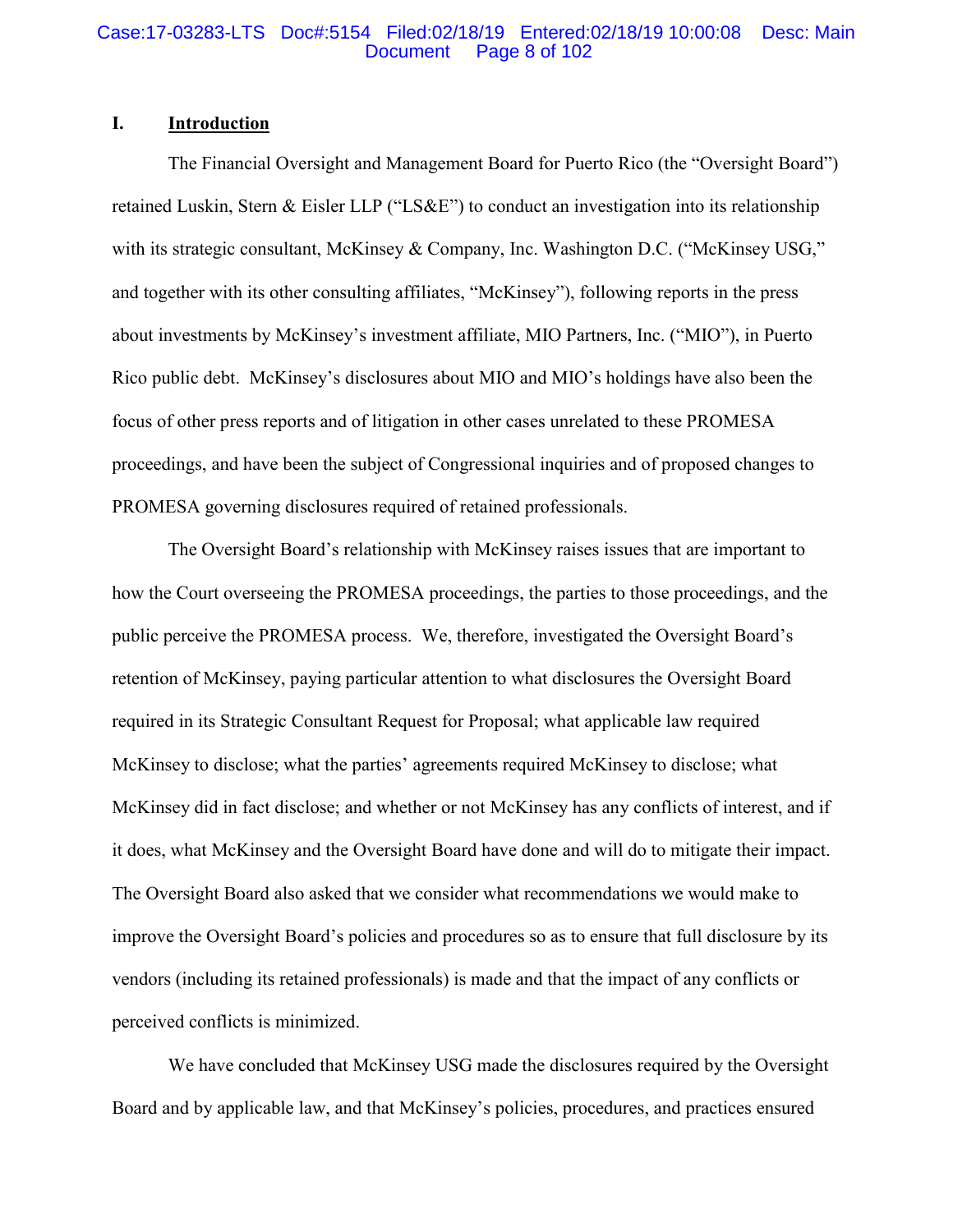## I. Introduction

The Financial Oversight and Management Board for Puerto Rico (the "Oversight Board") retained Luskin, Stern & Eisler LLP ("LS&E") to conduct an investigation into its relationship with its strategic consultant, McKinsey & Company, Inc. Washington D.C. ("McKinsey USG," and together with its other consulting affiliates, "McKinsey"), following reports in the press about investments by McKinsey's investment affiliate, MIO Partners, Inc. ("MIO"), in Puerto Rico public debt. McKinsey's disclosures about MIO and MIO's holdings have also been the focus of other press reports and of litigation in other cases unrelated to these PROMESA proceedings, and have been the subject of Congressional inquiries and of proposed changes to PROMESA governing disclosures required of retained professionals.

The Oversight Board's relationship with McKinsey raises issues that are important to how the Court overseeing the PROMESA proceedings, the parties to those proceedings, and the public perceive the PROMESA process. We, therefore, investigated the Oversight Board's retention of McKinsey, paying particular attention to what disclosures the Oversight Board required in its Strategic Consultant Request for Proposal; what applicable law required McKinsey to disclose; what the parties' agreements required McKinsey to disclose; what McKinsey did in fact disclose; and whether or not McKinsey has any conflicts of interest, and if it does, what McKinsey and the Oversight Board have done and will do to mitigate their impact. The Oversight Board also asked that we consider what recommendations we would make to improve the Oversight Board's policies and procedures so as to ensure that full disclosure by its vendors (including its retained professionals) is made and that the impact of any conflicts or perceived conflicts is minimized.

We have concluded that McKinsey USG made the disclosures required by the Oversight Board and by applicable law, and that McKinsey's policies, procedures, and practices ensured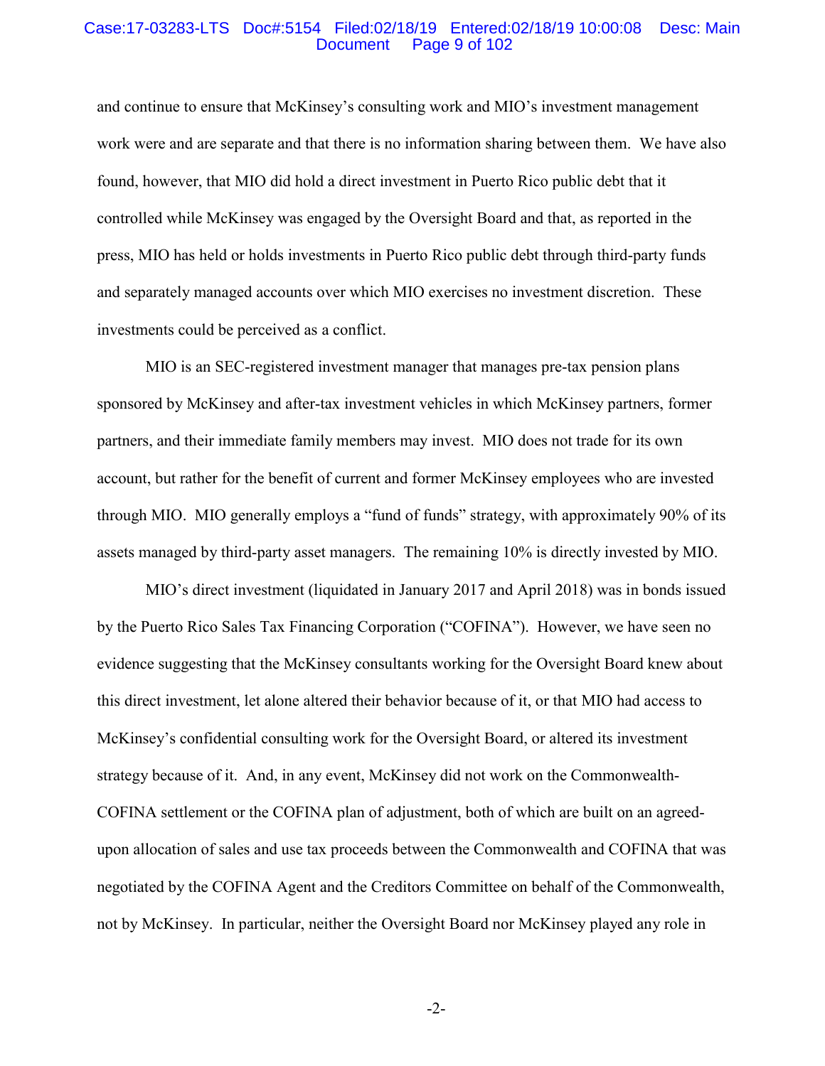and continue to ensure that McKinsey's consulting work and MIO's investment management work were and are separate and that there is no information sharing between them. We have also found, however, that MIO did hold a direct investment in Puerto Rico public debt that it controlled while McKinsey was engaged by the Oversight Board and that, as reported in the press, MIO has held or holds investments in Puerto Rico public debt through third-party funds and separately managed accounts over which MIO exercises no investment discretion. These investments could be perceived as a conflict.

MIO is an SEC-registered investment manager that manages pre-tax pension plans sponsored by McKinsey and after-tax investment vehicles in which McKinsey partners, former partners, and their immediate family members may invest. MIO does not trade for its own account, but rather for the benefit of current and former McKinsey employees who are invested through MIO. MIO generally employs a "fund of funds" strategy, with approximately 90% of its assets managed by third-party asset managers. The remaining 10% is directly invested by MIO.

MIO's direct investment (liquidated in January 2017 and April 2018) was in bonds issued by the Puerto Rico Sales Tax Financing Corporation ("COFINA"). However, we have seen no evidence suggesting that the McKinsey consultants working for the Oversight Board knew about this direct investment, let alone altered their behavior because of it, or that MIO had access to McKinsey's confidential consulting work for the Oversight Board, or altered its investment strategy because of it. And, in any event, McKinsey did not work on the Commonwealth-COFINA settlement or the COFINA plan of adjustment, both of which are built on an agreed-upon allocation of sales and use tax proceeds between the Commonwealth and COFINA that was negotiated by the COFINA Agent and the Creditors Committee on behalf of the Commonwealth, not by McKinsey. In particular, neither the Oversight Board nor McKinsey played any role in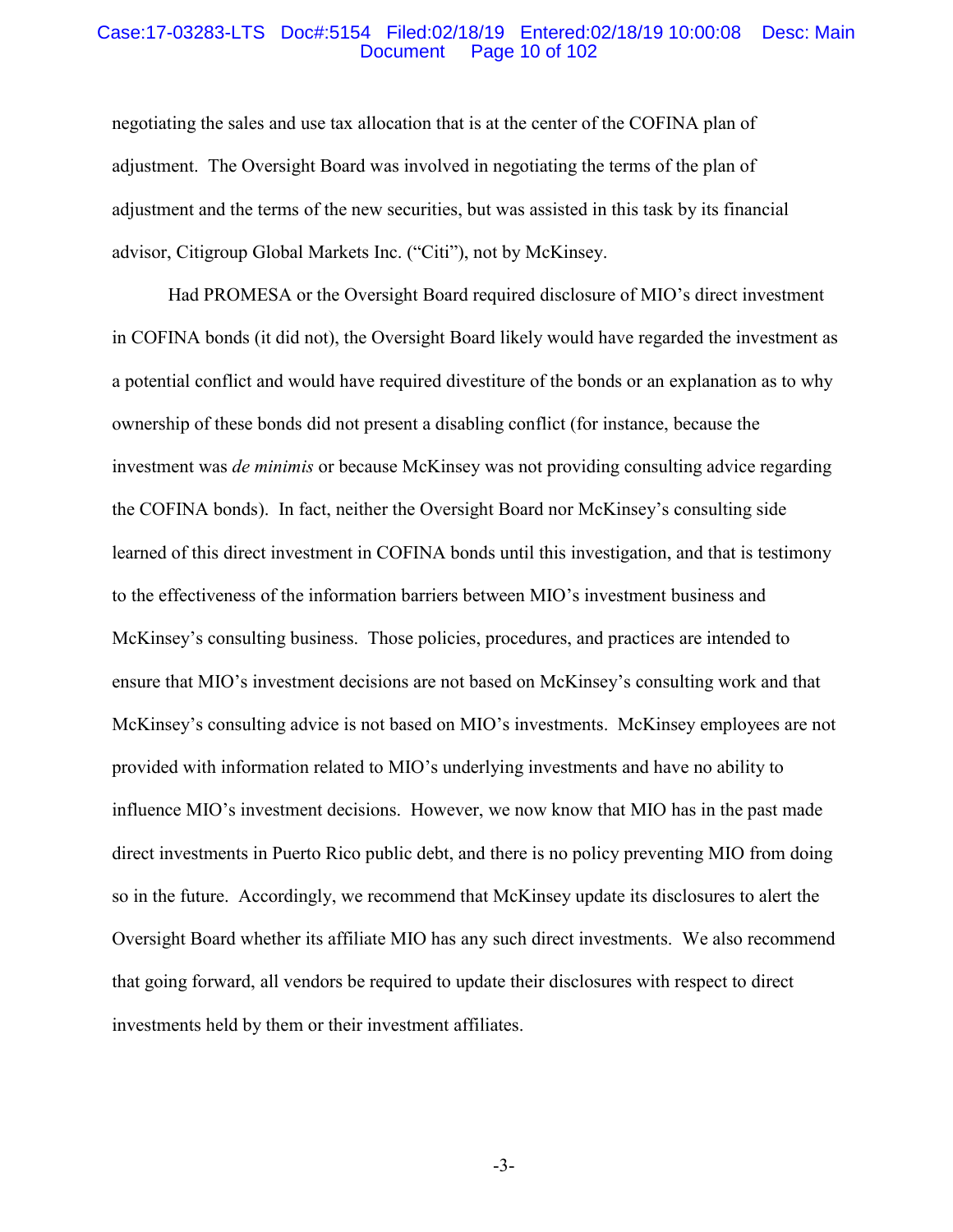negotiating the sales and use tax allocation that is at the center of the COFINA plan of adjustment. The Oversight Board was involved in negotiating the terms of the plan of adjustment and the terms of the new securities, but was assisted in this task by its financial advisor, Citigroup Global Markets Inc. ("Citi"), not by McKinsey.

Had PROMESA or the Oversight Board required disclosure of MIO's direct investment in COFINA bonds (it did not), the Oversight Board likely would have regarded the investment as a potential conflict and would have required divestiture of the bonds or an explanation as to why ownership of these bonds did not present a disabling conflict (for instance, because the investment was *de minimis* or because McKinsey was not providing consulting advice regarding the COFINA bonds). In fact, neither the Oversight Board nor McKinsey's consulting side learned of this direct investment in COFINA bonds until this investigation, and that is testimony to the effectiveness of the information barriers between MIO's investment business and McKinsey's consulting business. Those policies, procedures, and practices are intended to ensure that MIO's investment decisions are not based on McKinsey's consulting work and that McKinsey's consulting advice is not based on MIO's investments. McKinsey employees are not provided with information related to MIO's underlying investments and have no ability to influence MIO's investment decisions. However, we now know that MIO has in the past made direct investments in Puerto Rico public debt, and there is no policy preventing MIO from doing so in the future. Accordingly, we recommend that McKinsey update its disclosures to alert the Oversight Board whether its affiliate MIO has any such direct investments. We also recommend that going forward, all vendors be required to update their disclosures with respect to direct investments held by them or their investment affiliates.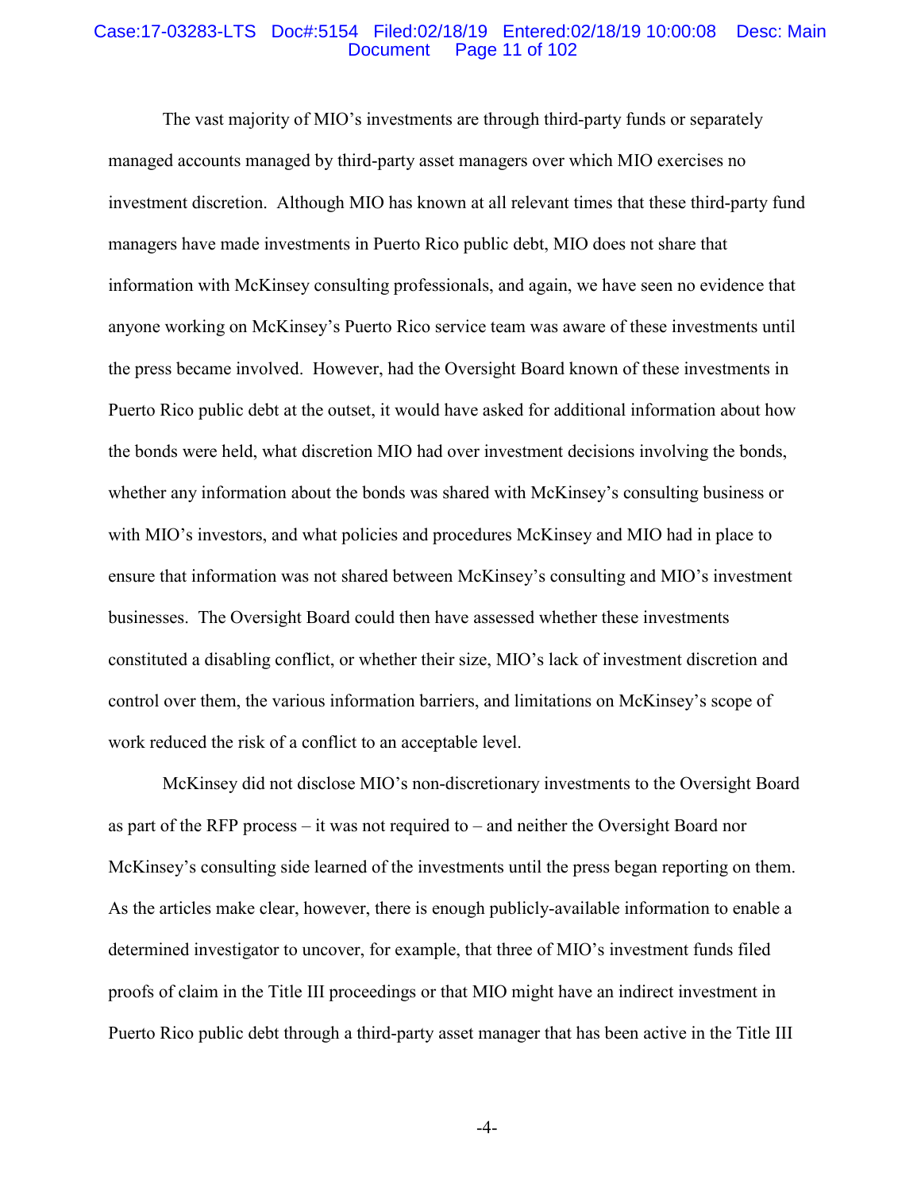The vast majority of MIO's investments are through third-party funds or separately managed accounts managed by third-party asset managers over which MIO exercises no investment discretion. Although MIO has known at all relevant times that these third-party fund managers have made investments in Puerto Rico public debt, MIO does not share that information with McKinsey consulting professionals, and again, we have seen no evidence that anyone working on McKinsey's Puerto Rico service team was aware of these investments until the press became involved. However, had the Oversight Board known of these investments in Puerto Rico public debt at the outset, it would have asked for additional information about how the bonds were held, what discretion MIO had over investment decisions involving the bonds, whether any information about the bonds was shared with McKinsey's consulting business or with MIO's investors, and what policies and procedures McKinsey and MIO had in place to ensure that information was not shared between McKinsey's consulting and MIO's investment businesses. The Oversight Board could then have assessed whether these investments constituted a disabling conflict, or whether their size, MIO's lack of investment discretion and control over them, the various information barriers, and limitations on McKinsey's scope of work reduced the risk of a conflict to an acceptable level.

McKinsey did not disclose MIO's non-discretionary investments to the Oversight Board as part of the RFP process – it was not required to – and neither the Oversight Board nor McKinsey's consulting side learned of the investments until the press began reporting on them. As the articles make clear, however, there is enough publicly-available information to enable a determined investigator to uncover, for example, that three of MIO's investment funds filed proofs of claim in the Title III proceedings or that MIO might have an indirect investment in Puerto Rico public debt through a third-party asset manager that has been active in the Title III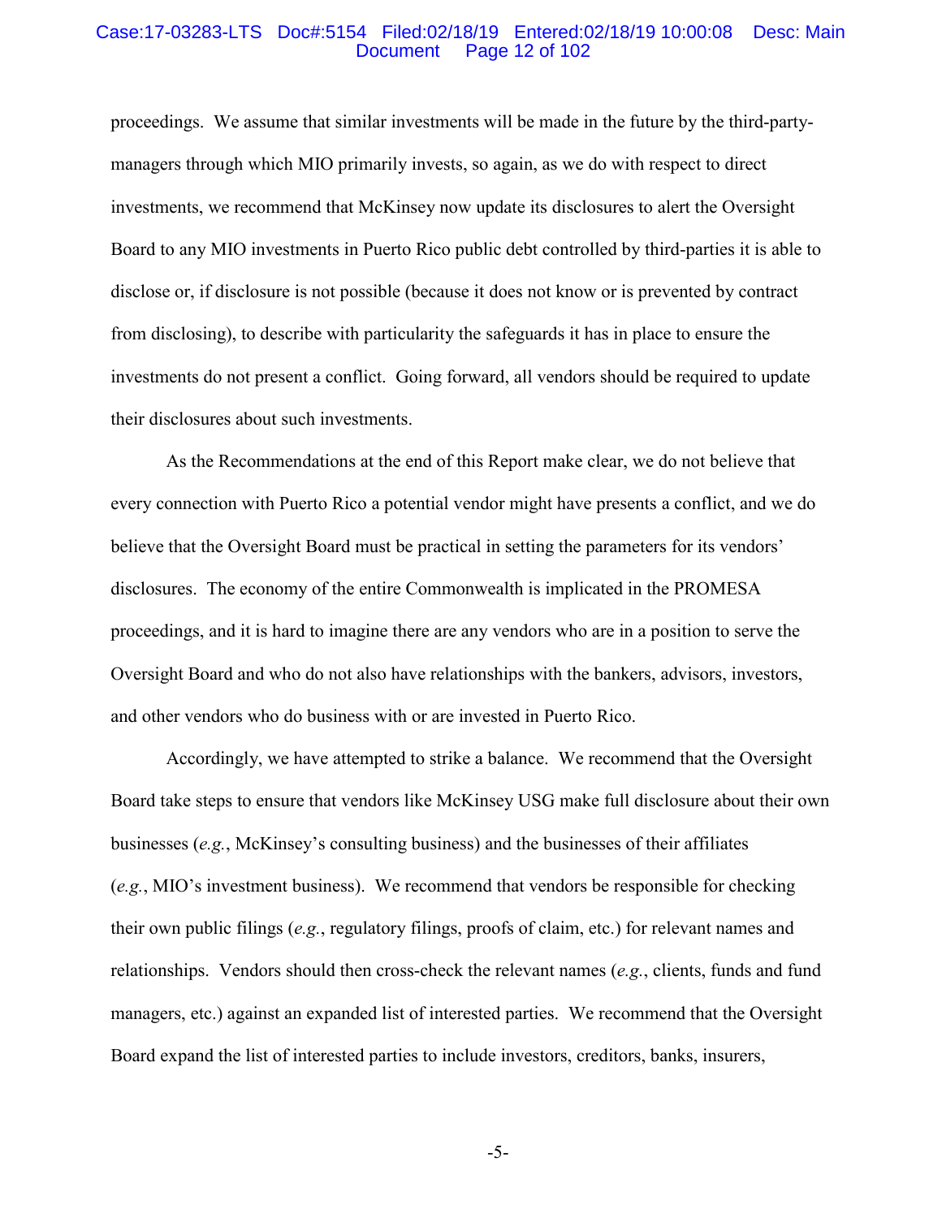proceedings. We assume that similar investments will be made in the future by the third-party-managers through which MIO primarily invests, so again, as we do with respect to direct investments, we recommend that McKinsey now update its disclosures to alert the Oversight Board to any MIO investments in Puerto Rico public debt controlled by third-parties it is able to disclose or, if disclosure is not possible (because it does not know or is prevented by contract from disclosing), to describe with particularity the safeguards it has in place to ensure the investments do not present a conflict. Going forward, all vendors should be required to update their disclosures about such investments.

As the Recommendations at the end of this Report make clear, we do not believe that every connection with Puerto Rico a potential vendor might have presents a conflict, and we do believe that the Oversight Board must be practical in setting the parameters for its vendors' disclosures. The economy of the entire Commonwealth is implicated in the PROMESA proceedings, and it is hard to imagine there are any vendors who are in a position to serve the Oversight Board and who do not also have relationships with the bankers, advisors, investors, and other vendors who do business with or are invested in Puerto Rico.

Accordingly, we have attempted to strike a balance. We recommend that the Oversight Board take steps to ensure that vendors like McKinsey USG make full disclosure about their own businesses (*e.g.*, McKinsey's consulting business) and the businesses of their affiliates (*e.g.*, MIO's investment business). We recommend that vendors be responsible for checking their own public filings (*e.g.*, regulatory filings, proofs of claim, etc.) for relevant names and relationships. Vendors should then cross-check the relevant names (*e.g.*, clients, funds and fund managers, etc.) against an expanded list of interested parties. We recommend that the Oversight Board expand the list of interested parties to include investors, creditors, banks, insurers,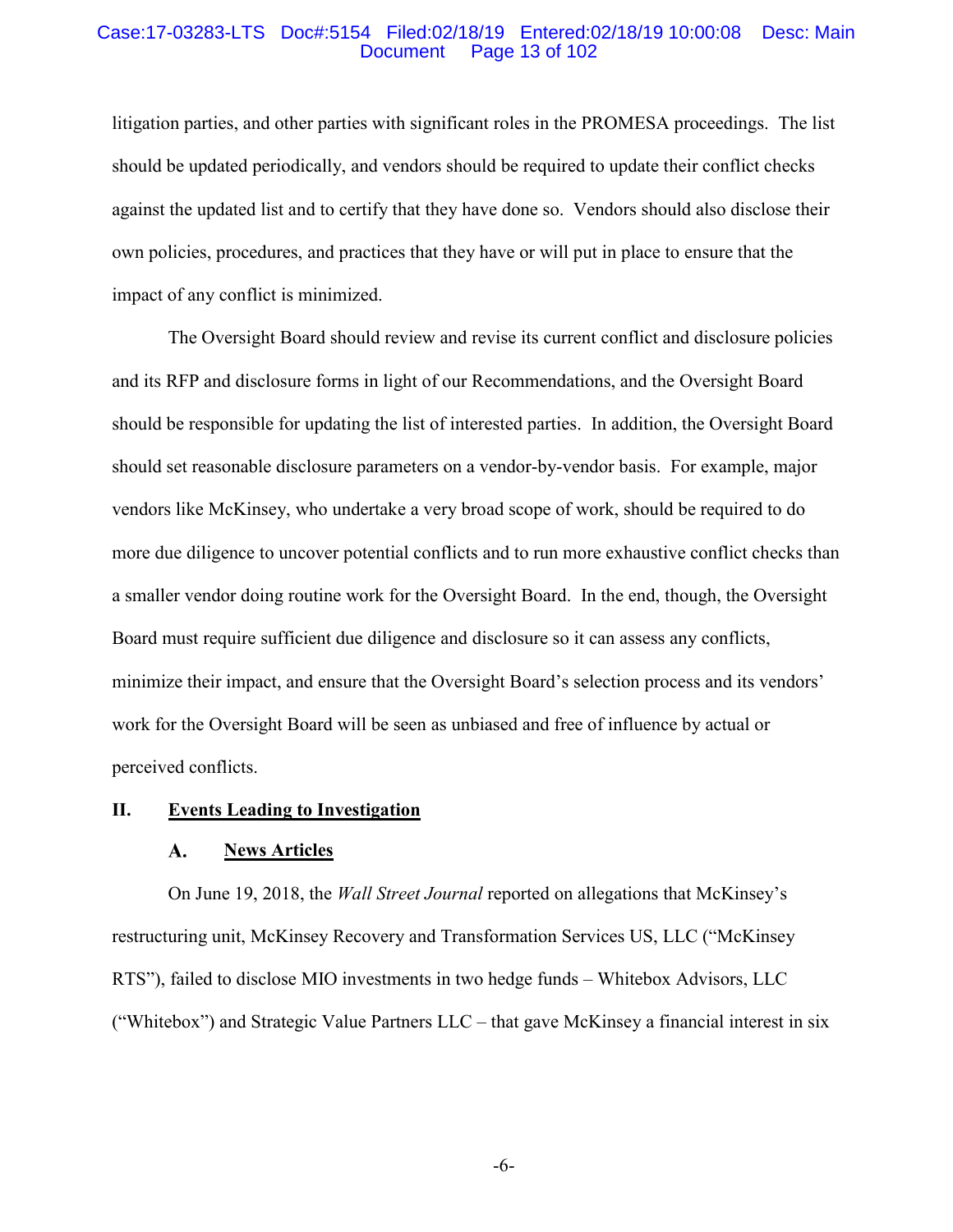litigation parties, and other parties with significant roles in the PROMESA proceedings. The list should be updated periodically, and vendors should be required to update their conflict checks against the updated list and to certify that they have done so. Vendors should also disclose their own policies, procedures, and practices that they have or will put in place to ensure that the impact of any conflict is minimized.

The Oversight Board should review and revise its current conflict and disclosure policies and its RFP and disclosure forms in light of our Recommendations, and the Oversight Board should be responsible for updating the list of interested parties. In addition, the Oversight Board should set reasonable disclosure parameters on a vendor-by-vendor basis. For example, major vendors like McKinsey, who undertake a very broad scope of work, should be required to do more due diligence to uncover potential conflicts and to run more exhaustive conflict checks than a smaller vendor doing routine work for the Oversight Board. In the end, though, the Oversight Board must require sufficient due diligence and disclosure so it can assess any conflicts, minimize their impact, and ensure that the Oversight Board's selection process and its vendors' work for the Oversight Board will be seen as unbiased and free of influence by actual or perceived conflicts.

## II. Events Leading to Investigation

### A. News Articles

On June 19, 2018, the *Wall Street Journal* reported on allegations that McKinsey's restructuring unit, McKinsey Recovery and Transformation Services US, LLC ("McKinsey RTS"), failed to disclose MIO investments in two hedge funds – Whitebox Advisors, LLC ("Whitebox") and Strategic Value Partners LLC – that gave McKinsey a financial interest in six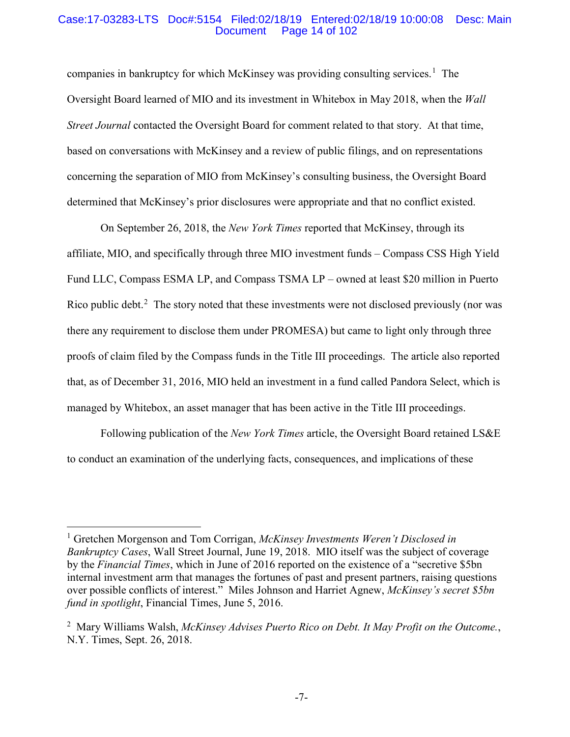companies in bankruptcy for which McKinsey was providing consulting services.[1] The Oversight Board learned of MIO and its investment in Whitebox in May 2018, when the *Wall Street Journal* contacted the Oversight Board for comment related to that story. At that time, based on conversations with McKinsey and a review of public filings, and on representations concerning the separation of MIO from McKinsey's consulting business, the Oversight Board determined that McKinsey's prior disclosures were appropriate and that no conflict existed.

On September 26, 2018, the *New York Times* reported that McKinsey, through its affiliate, MIO, and specifically through three MIO investment funds – Compass CSS High Yield Fund LLC, Compass ESMA LP, and Compass TSMA LP – owned at least $20 million in Puerto Rico public debt.[2] The story noted that these investments were not disclosed previously (nor was there any requirement to disclose them under PROMESA) but came to light only through three proofs of claim filed by the Compass funds in the Title III proceedings. The article also reported that, as of December 31, 2016, MIO held an investment in a fund called Pandora Select, which is managed by Whitebox, an asset manager that has been active in the Title III proceedings.

Following publication of the *New York Times* article, the Oversight Board retained LS&E to conduct an examination of the underlying facts, consequences, and implications of these

---

[1] Gretchen Morgenson and Tom Corrigan, *McKinsey Investments Weren't Disclosed in Bankruptcy Cases*, Wall Street Journal, June 19, 2018. MIO itself was the subject of coverage by the *Financial Times*, which in June of 2016 reported on the existence of a "secretive $5bn internal investment arm that manages the fortunes of past and present partners, raising questions over possible conflicts of interest." Miles Johnson and Harriet Agnew, *McKinsey's secret $5bn fund in spotlight*, Financial Times, June 5, 2016.

[2] Mary Williams Walsh, *McKinsey Advises Puerto Rico on Debt. It May Profit on the Outcome.*, N.Y. Times, Sept. 26, 2018.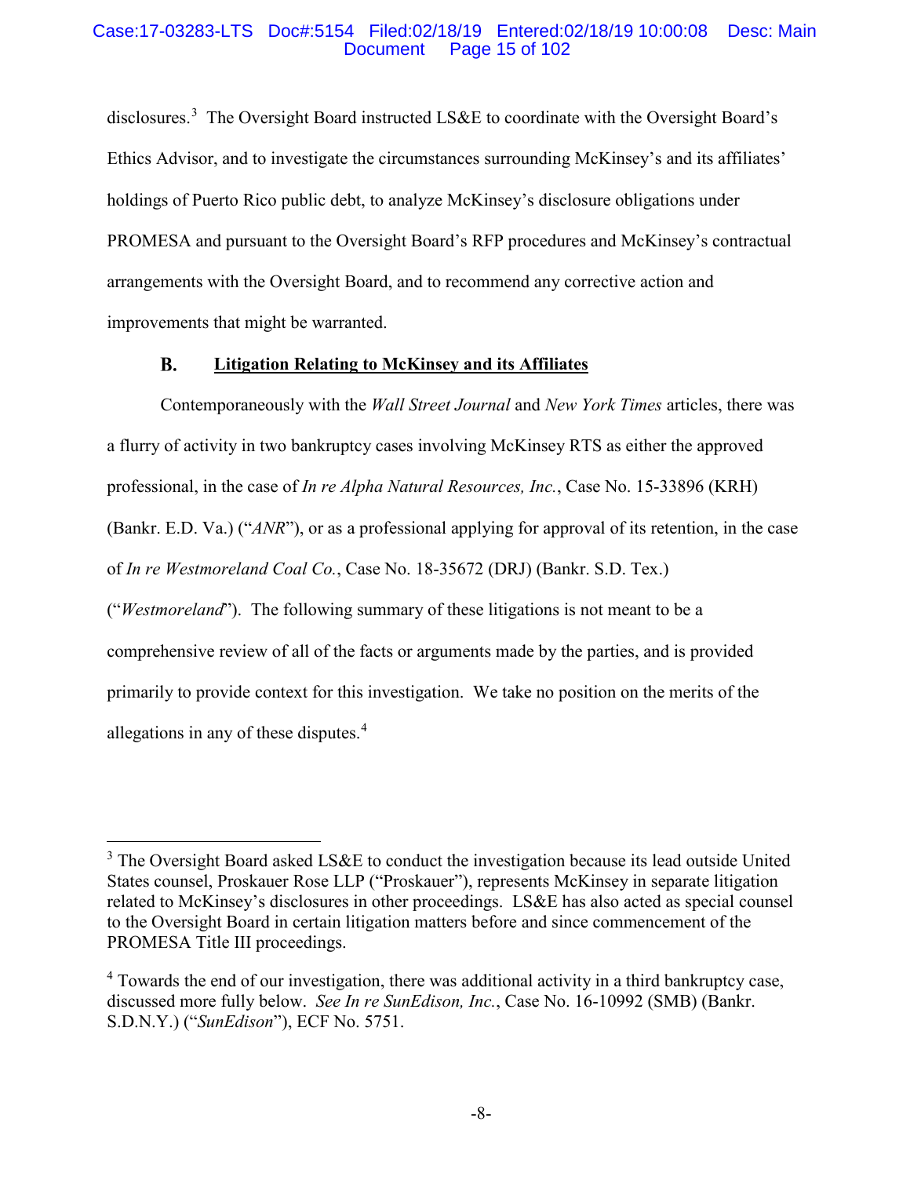disclosures.[3] The Oversight Board instructed LS&E to coordinate with the Oversight Board's Ethics Advisor, and to investigate the circumstances surrounding McKinsey's and its affiliates' holdings of Puerto Rico public debt, to analyze McKinsey's disclosure obligations under PROMESA and pursuant to the Oversight Board's RFP procedures and McKinsey's contractual arrangements with the Oversight Board, and to recommend any corrective action and improvements that might be warranted.

### B. Litigation Relating to McKinsey and its Affiliates

Contemporaneously with the *Wall Street Journal* and *New York Times* articles, there was a flurry of activity in two bankruptcy cases involving McKinsey RTS as either the approved professional, in the case of *In re Alpha Natural Resources, Inc.*, Case No. 15-33896 (KRH) (Bankr. E.D. Va.) ("*ANR*"), or as a professional applying for approval of its retention, in the case of *In re Westmoreland Coal Co.*, Case No. 18-35672 (DRJ) (Bankr. S.D. Tex.) ("*Westmoreland*"). The following summary of these litigations is not meant to be a comprehensive review of all of the facts or arguments made by the parties, and is provided primarily to provide context for this investigation. We take no position on the merits of the allegations in any of these disputes.[4]

---

[3] The Oversight Board asked LS&E to conduct the investigation because its lead outside United States counsel, Proskauer Rose LLP ("Proskauer"), represents McKinsey in separate litigation related to McKinsey's disclosures in other proceedings. LS&E has also acted as special counsel to the Oversight Board in certain litigation matters before and since commencement of the PROMESA Title III proceedings.

[4] Towards the end of our investigation, there was additional activity in a third bankruptcy case, discussed more fully below. *See In re SunEdison, Inc.*, Case No. 16-10992 (SMB) (Bankr. S.D.N.Y.) ("*SunEdison*"), ECF No. 5751.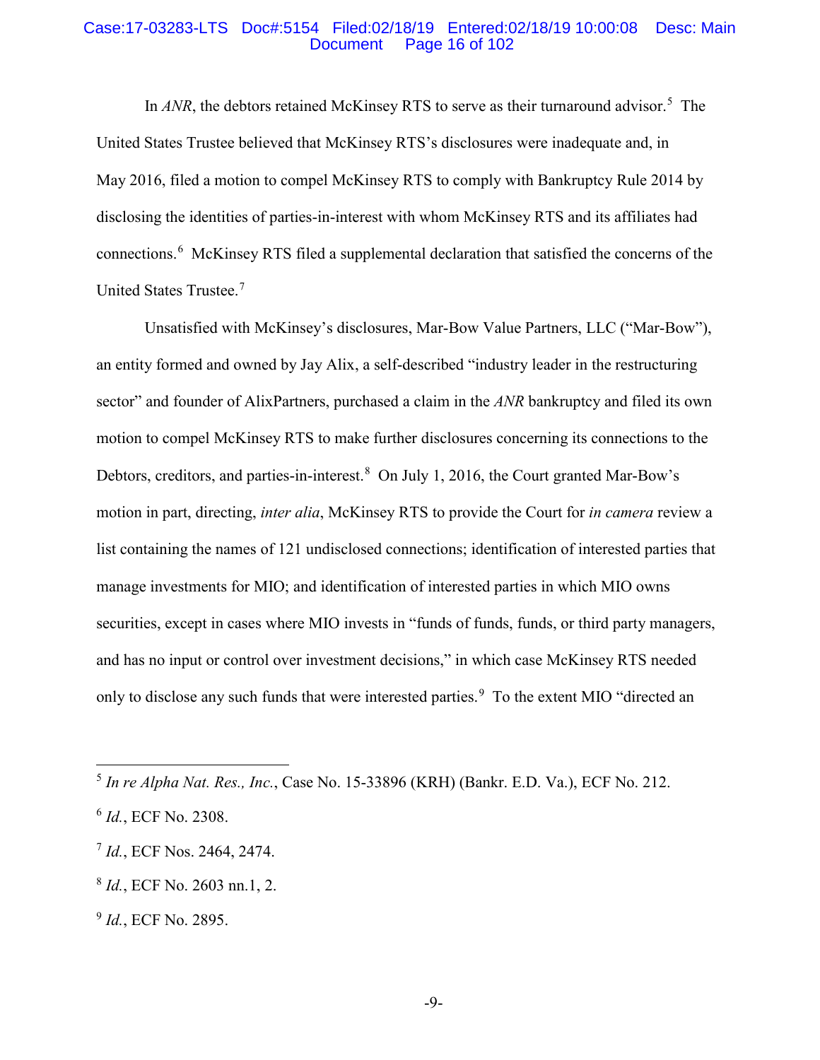In *ANR*, the debtors retained McKinsey RTS to serve as their turnaround advisor.[5] The United States Trustee believed that McKinsey RTS's disclosures were inadequate and, in May 2016, filed a motion to compel McKinsey RTS to comply with Bankruptcy Rule 2014 by disclosing the identities of parties-in-interest with whom McKinsey RTS and its affiliates had connections.[6] McKinsey RTS filed a supplemental declaration that satisfied the concerns of the United States Trustee.[7]

Unsatisfied with McKinsey's disclosures, Mar-Bow Value Partners, LLC ("Mar-Bow"), an entity formed and owned by Jay Alix, a self-described "industry leader in the restructuring sector" and founder of AlixPartners, purchased a claim in the *ANR* bankruptcy and filed its own motion to compel McKinsey RTS to make further disclosures concerning its connections to the Debtors, creditors, and parties-in-interest.[8] On July 1, 2016, the Court granted Mar-Bow's motion in part, directing, *inter alia*, McKinsey RTS to provide the Court for *in camera* review a list containing the names of 121 undisclosed connections; identification of interested parties that manage investments for MIO; and identification of interested parties in which MIO owns securities, except in cases where MIO invests in "funds of funds, funds, or third party managers, and has no input or control over investment decisions," in which case McKinsey RTS needed only to disclose any such funds that were interested parties.[9] To the extent MIO "directed an

---

[5] *In re Alpha Nat. Res., Inc.*, Case No. 15-33896 (KRH) (Bankr. E.D. Va.), ECF No. 212.

[6] *Id.*, ECF No. 2308.

[7] *Id.*, ECF Nos. 2464, 2474.

[8] *Id.*, ECF No. 2603 nn.1, 2.

[9] *Id.*, ECF No. 2895.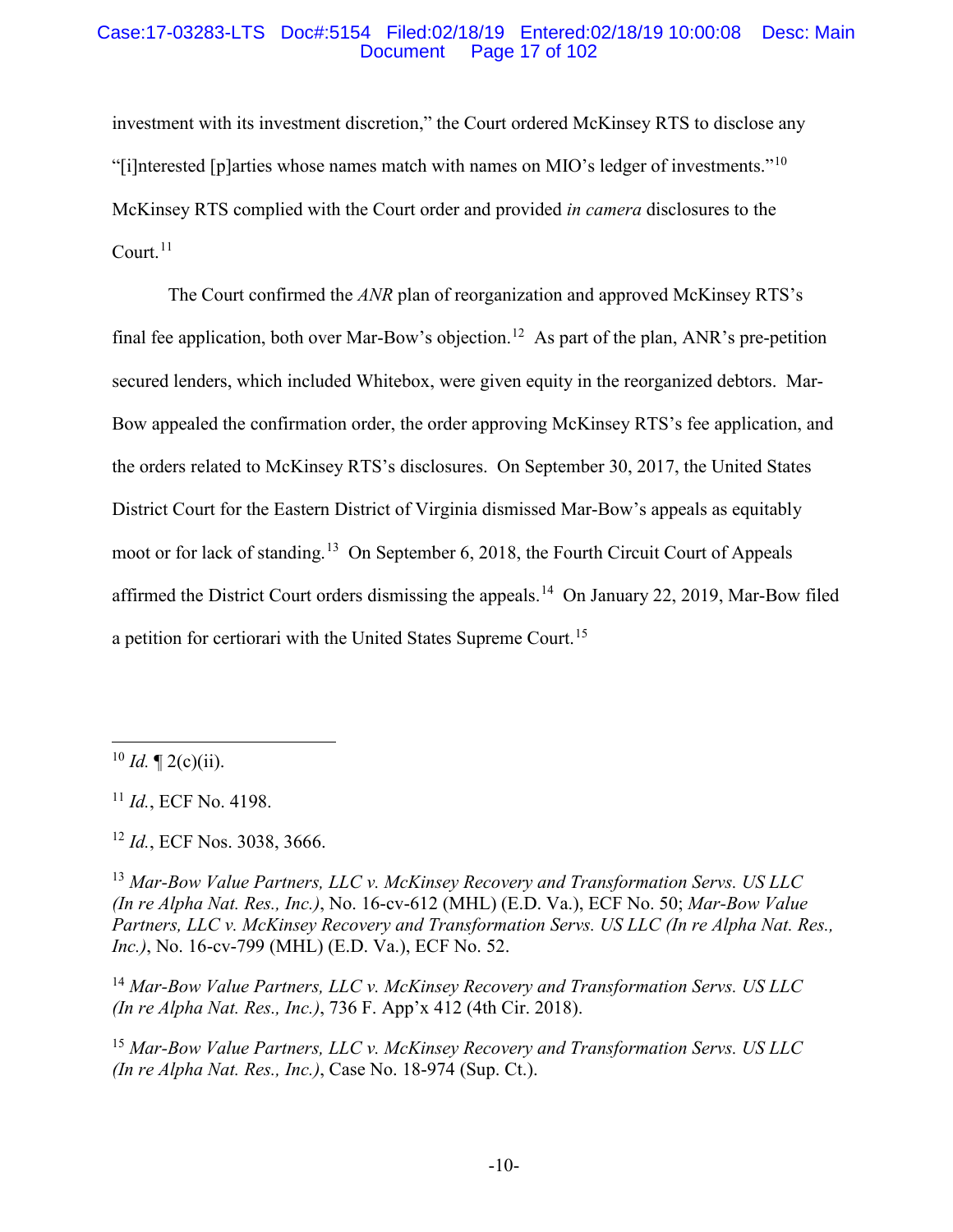investment with its investment discretion," the Court ordered McKinsey RTS to disclose any "[i]nterested [p]arties whose names match with names on MIO's ledger of investments."[10] McKinsey RTS complied with the Court order and provided *in camera* disclosures to the Court.[11]

The Court confirmed the *ANR* plan of reorganization and approved McKinsey RTS's final fee application, both over Mar-Bow's objection.[12] As part of the plan, ANR's pre-petition secured lenders, which included Whitebox, were given equity in the reorganized debtors. Mar-Bow appealed the confirmation order, the order approving McKinsey RTS's fee application, and the orders related to McKinsey RTS's disclosures. On September 30, 2017, the United States District Court for the Eastern District of Virginia dismissed Mar-Bow's appeals as equitably moot or for lack of standing.[13] On September 6, 2018, the Fourth Circuit Court of Appeals affirmed the District Court orders dismissing the appeals.[14] On January 22, 2019, Mar-Bow filed a petition for certiorari with the United States Supreme Court.[15]

---

[10] *Id.* ¶ 2(c)(ii).

[11] *Id.*, ECF No. 4198.

[12] *Id.*, ECF Nos. 3038, 3666.

[13] *Mar-Bow Value Partners, LLC v. McKinsey Recovery and Transformation Servs. US LLC (In re Alpha Nat. Res., Inc.)*, No. 16-cv-612 (MHL) (E.D. Va.), ECF No. 50; *Mar-Bow Value Partners, LLC v. McKinsey Recovery and Transformation Servs. US LLC (In re Alpha Nat. Res., Inc.)*, No. 16-cv-799 (MHL) (E.D. Va.), ECF No. 52.

[14] *Mar-Bow Value Partners, LLC v. McKinsey Recovery and Transformation Servs. US LLC (In re Alpha Nat. Res., Inc.)*, 736 F. App'x 412 (4th Cir. 2018).

[15] *Mar-Bow Value Partners, LLC v. McKinsey Recovery and Transformation Servs. US LLC (In re Alpha Nat. Res., Inc.)*, Case No. 18-974 (Sup. Ct.).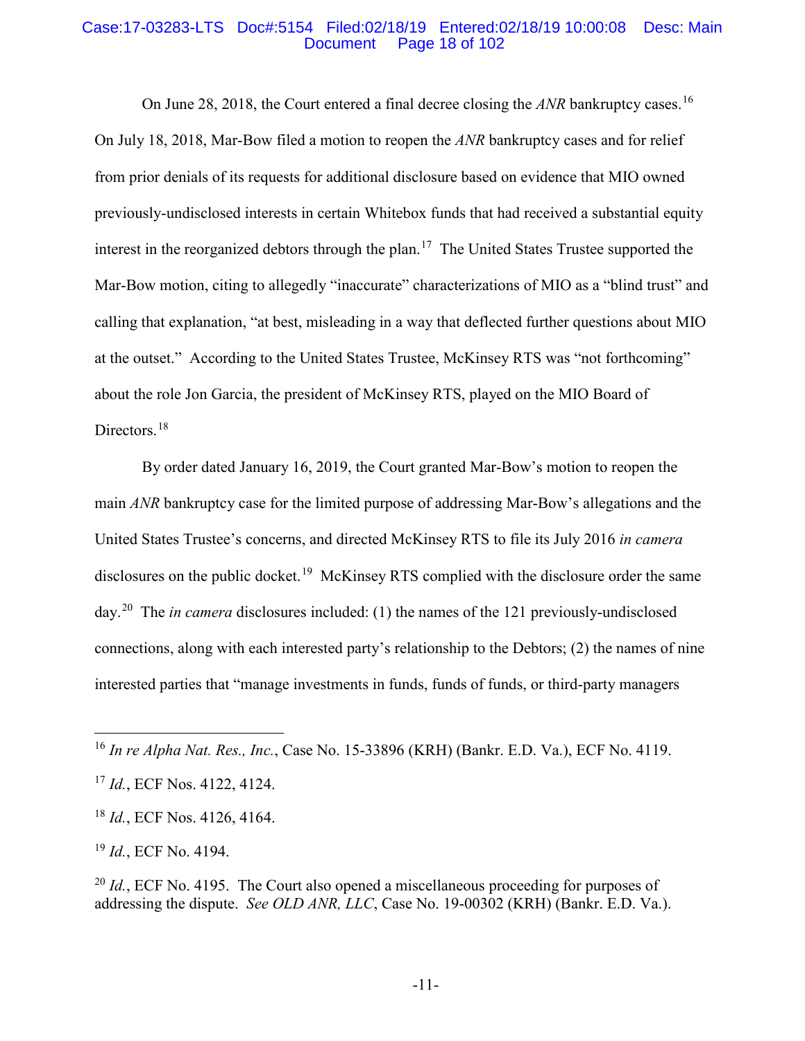On June 28, 2018, the Court entered a final decree closing the *ANR* bankruptcy cases.[16] On July 18, 2018, Mar-Bow filed a motion to reopen the *ANR* bankruptcy cases and for relief from prior denials of its requests for additional disclosure based on evidence that MIO owned previously-undisclosed interests in certain Whitebox funds that had received a substantial equity interest in the reorganized debtors through the plan.[17] The United States Trustee supported the Mar-Bow motion, citing to allegedly "inaccurate" characterizations of MIO as a "blind trust" and calling that explanation, "at best, misleading in a way that deflected further questions about MIO at the outset." According to the United States Trustee, McKinsey RTS was "not forthcoming" about the role Jon Garcia, the president of McKinsey RTS, played on the MIO Board of Directors.[18]

By order dated January 16, 2019, the Court granted Mar-Bow's motion to reopen the main *ANR* bankruptcy case for the limited purpose of addressing Mar-Bow's allegations and the United States Trustee's concerns, and directed McKinsey RTS to file its July 2016 *in camera* disclosures on the public docket.[19] McKinsey RTS complied with the disclosure order the same day.[20] The *in camera* disclosures included: (1) the names of the 121 previously-undisclosed connections, along with each interested party's relationship to the Debtors; (2) the names of nine interested parties that "manage investments in funds, funds of funds, or third-party managers

---

[16] *In re Alpha Nat. Res., Inc.*, Case No. 15-33896 (KRH) (Bankr. E.D. Va.), ECF No. 4119.

[17] *Id.*, ECF Nos. 4122, 4124.

[18] *Id.*, ECF Nos. 4126, 4164.

[19] *Id.*, ECF No. 4194.

[20] *Id.*, ECF No. 4195. The Court also opened a miscellaneous proceeding for purposes of addressing the dispute. *See OLD ANR, LLC*, Case No. 19-00302 (KRH) (Bankr. E.D. Va.).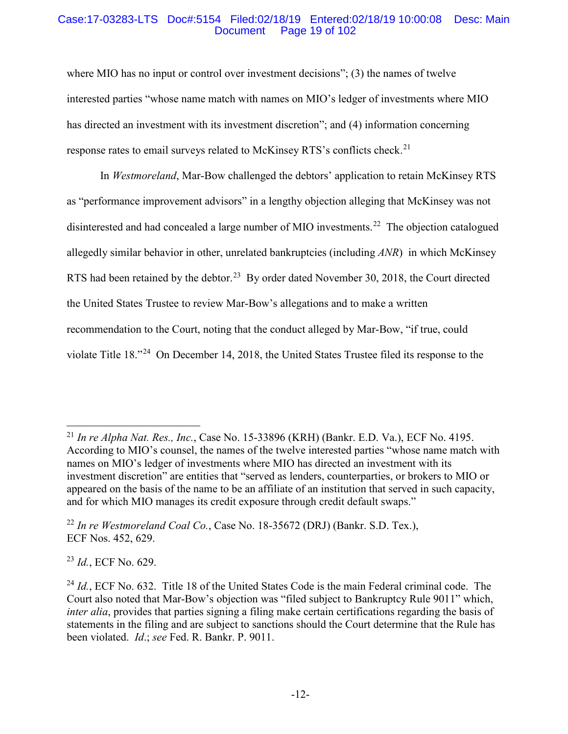where MIO has no input or control over investment decisions"; (3) the names of twelve interested parties "whose name match with names on MIO's ledger of investments where MIO has directed an investment with its investment discretion"; and (4) information concerning response rates to email surveys related to McKinsey RTS's conflicts check.[21]

In *Westmoreland*, Mar-Bow challenged the debtors' application to retain McKinsey RTS as "performance improvement advisors" in a lengthy objection alleging that McKinsey was not disinterested and had concealed a large number of MIO investments.[22] The objection catalogued allegedly similar behavior in other, unrelated bankruptcies (including *ANR*) in which McKinsey RTS had been retained by the debtor.[23] By order dated November 30, 2018, the Court directed the United States Trustee to review Mar-Bow's allegations and to make a written recommendation to the Court, noting that the conduct alleged by Mar-Bow, "if true, could violate Title 18."[24] On December 14, 2018, the United States Trustee filed its response to the

---

[21] *In re Alpha Nat. Res., Inc.*, Case No. 15-33896 (KRH) (Bankr. E.D. Va.), ECF No. 4195. According to MIO's counsel, the names of the twelve interested parties "whose name match with names on MIO's ledger of investments where MIO has directed an investment with its investment discretion" are entities that "served as lenders, counterparties, or brokers to MIO or appeared on the basis of the name to be an affiliate of an institution that served in such capacity, and for which MIO manages its credit exposure through credit default swaps."

[22] *In re Westmoreland Coal Co.*, Case No. 18-35672 (DRJ) (Bankr. S.D. Tex.), ECF Nos. 452, 629.

[23] *Id.*, ECF No. 629.

[24] *Id.*, ECF No. 632. Title 18 of the United States Code is the main Federal criminal code. The Court also noted that Mar-Bow's objection was "filed subject to Bankruptcy Rule 9011" which, *inter alia*, provides that parties signing a filing make certain certifications regarding the basis of statements in the filing and are subject to sanctions should the Court determine that the Rule has been violated. *Id.*; *see* Fed. R. Bankr. P. 9011.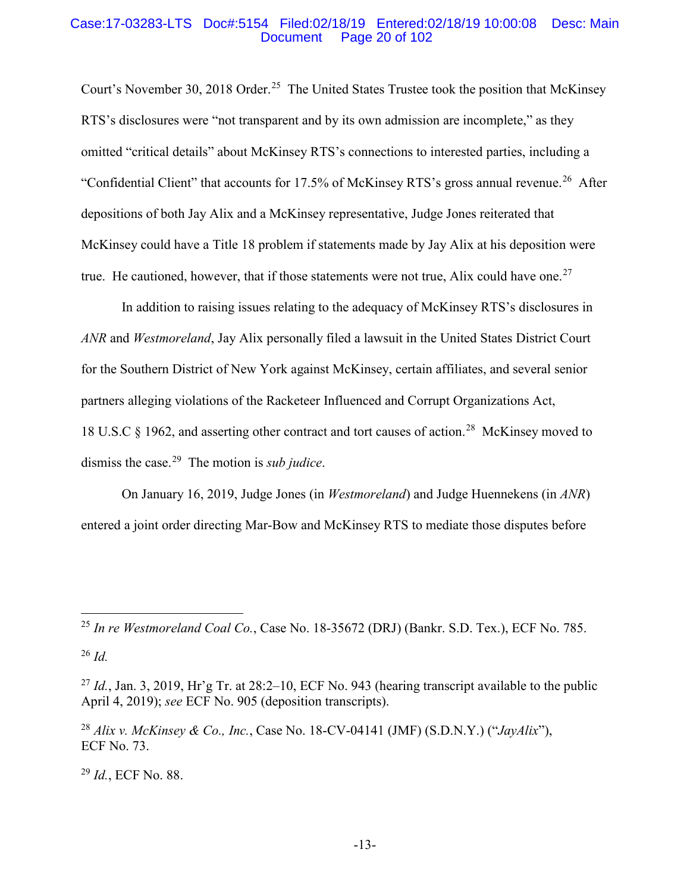Court's November 30, 2018 Order.[25] The United States Trustee took the position that McKinsey RTS's disclosures were "not transparent and by its own admission are incomplete," as they omitted "critical details" about McKinsey RTS's connections to interested parties, including a "Confidential Client" that accounts for 17.5% of McKinsey RTS's gross annual revenue.[26] After depositions of both Jay Alix and a McKinsey representative, Judge Jones reiterated that McKinsey could have a Title 18 problem if statements made by Jay Alix at his deposition were true. He cautioned, however, that if those statements were not true, Alix could have one.[27]

In addition to raising issues relating to the adequacy of McKinsey RTS's disclosures in *ANR* and *Westmoreland*, Jay Alix personally filed a lawsuit in the United States District Court for the Southern District of New York against McKinsey, certain affiliates, and several senior partners alleging violations of the Racketeer Influenced and Corrupt Organizations Act, 18 U.S.C § 1962, and asserting other contract and tort causes of action.[28] McKinsey moved to dismiss the case.[29] The motion is *sub judice*.

On January 16, 2019, Judge Jones (in *Westmoreland*) and Judge Huennekens (in *ANR*) entered a joint order directing Mar-Bow and McKinsey RTS to mediate those disputes before

---

[25] *In re Westmoreland Coal Co.*, Case No. 18-35672 (DRJ) (Bankr. S.D. Tex.), ECF No. 785.

[26] *Id.*

[27] *Id.*, Jan. 3, 2019, Hr'g Tr. at 28:2–10, ECF No. 943 (hearing transcript available to the public April 4, 2019); *see* ECF No. 905 (deposition transcripts).

[28] *Alix v. McKinsey & Co., Inc.*, Case No. 18-CV-04141 (JMF) (S.D.N.Y.) ("*JayAlix*"), ECF No. 73.

[29] *Id.*, ECF No. 88.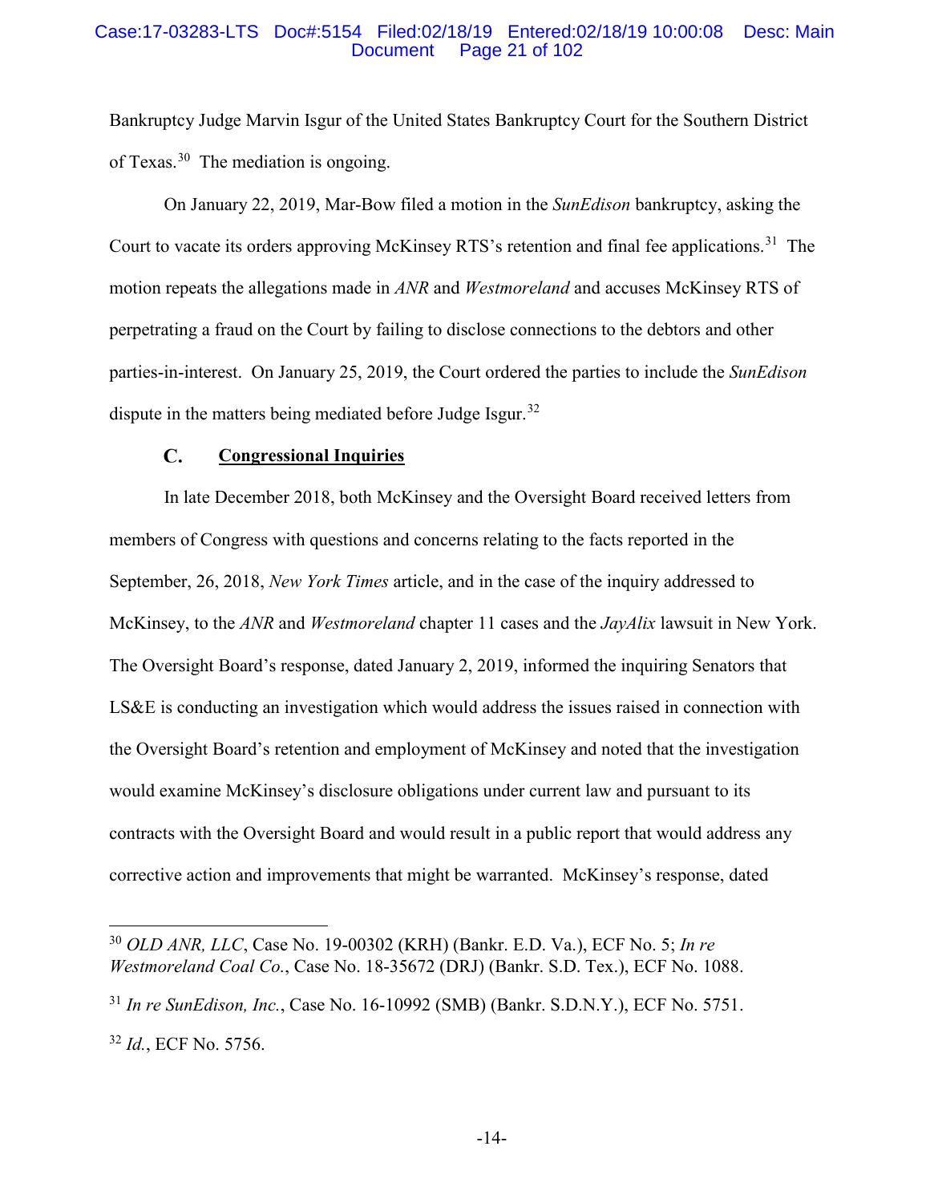Bankruptcy Judge Marvin Isgur of the United States Bankruptcy Court for the Southern District of Texas.[30] The mediation is ongoing.

On January 22, 2019, Mar-Bow filed a motion in the *SunEdison* bankruptcy, asking the Court to vacate its orders approving McKinsey RTS's retention and final fee applications.[31] The motion repeats the allegations made in *ANR* and *Westmoreland* and accuses McKinsey RTS of perpetrating a fraud on the Court by failing to disclose connections to the debtors and other parties-in-interest. On January 25, 2019, the Court ordered the parties to include the *SunEdison* dispute in the matters being mediated before Judge Isgur.[32]

### C. Congressional Inquiries

In late December 2018, both McKinsey and the Oversight Board received letters from members of Congress with questions and concerns relating to the facts reported in the September, 26, 2018, *New York Times* article, and in the case of the inquiry addressed to McKinsey, to the *ANR* and *Westmoreland* chapter 11 cases and the *JayAlix* lawsuit in New York. The Oversight Board's response, dated January 2, 2019, informed the inquiring Senators that LS&E is conducting an investigation which would address the issues raised in connection with the Oversight Board's retention and employment of McKinsey and noted that the investigation would examine McKinsey's disclosure obligations under current law and pursuant to its contracts with the Oversight Board and would result in a public report that would address any corrective action and improvements that might be warranted. McKinsey's response, dated

---

[30] *OLD ANR, LLC*, Case No. 19-00302 (KRH) (Bankr. E.D. Va.), ECF No. 5; *In re Westmoreland Coal Co.*, Case No. 18-35672 (DRJ) (Bankr. S.D. Tex.), ECF No. 1088.

[31] *In re SunEdison, Inc.*, Case No. 16-10992 (SMB) (Bankr. S.D.N.Y.), ECF No. 5751.

[32] *Id.*, ECF No. 5756.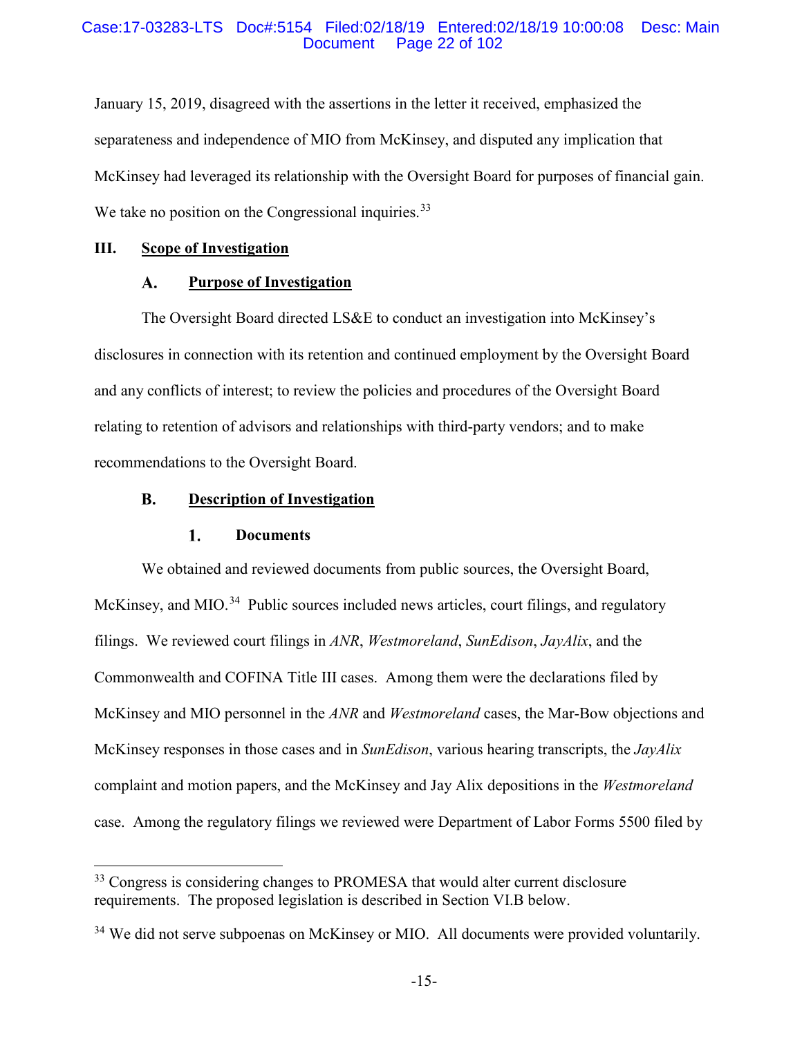January 15, 2019, disagreed with the assertions in the letter it received, emphasized the separateness and independence of MIO from McKinsey, and disputed any implication that McKinsey had leveraged its relationship with the Oversight Board for purposes of financial gain. We take no position on the Congressional inquiries.[33]

## III. Scope of Investigation

### A. Purpose of Investigation

The Oversight Board directed LS&E to conduct an investigation into McKinsey's disclosures in connection with its retention and continued employment by the Oversight Board and any conflicts of interest; to review the policies and procedures of the Oversight Board relating to retention of advisors and relationships with third-party vendors; and to make recommendations to the Oversight Board.

### B. Description of Investigation

#### 1. Documents

We obtained and reviewed documents from public sources, the Oversight Board, McKinsey, and MIO.[34] Public sources included news articles, court filings, and regulatory filings. We reviewed court filings in *ANR*, *Westmoreland*, *SunEdison*, *JayAlix*, and the Commonwealth and COFINA Title III cases. Among them were the declarations filed by McKinsey and MIO personnel in the *ANR* and *Westmoreland* cases, the Mar-Bow objections and McKinsey responses in those cases and in *SunEdison*, various hearing transcripts, the *JayAlix* complaint and motion papers, and the McKinsey and Jay Alix depositions in the *Westmoreland* case. Among the regulatory filings we reviewed were Department of Labor Forms 5500 filed by

---

[33] Congress is considering changes to PROMESA that would alter current disclosure requirements. The proposed legislation is described in Section VI.B below.

[34] We did not serve subpoenas on McKinsey or MIO. All documents were provided voluntarily.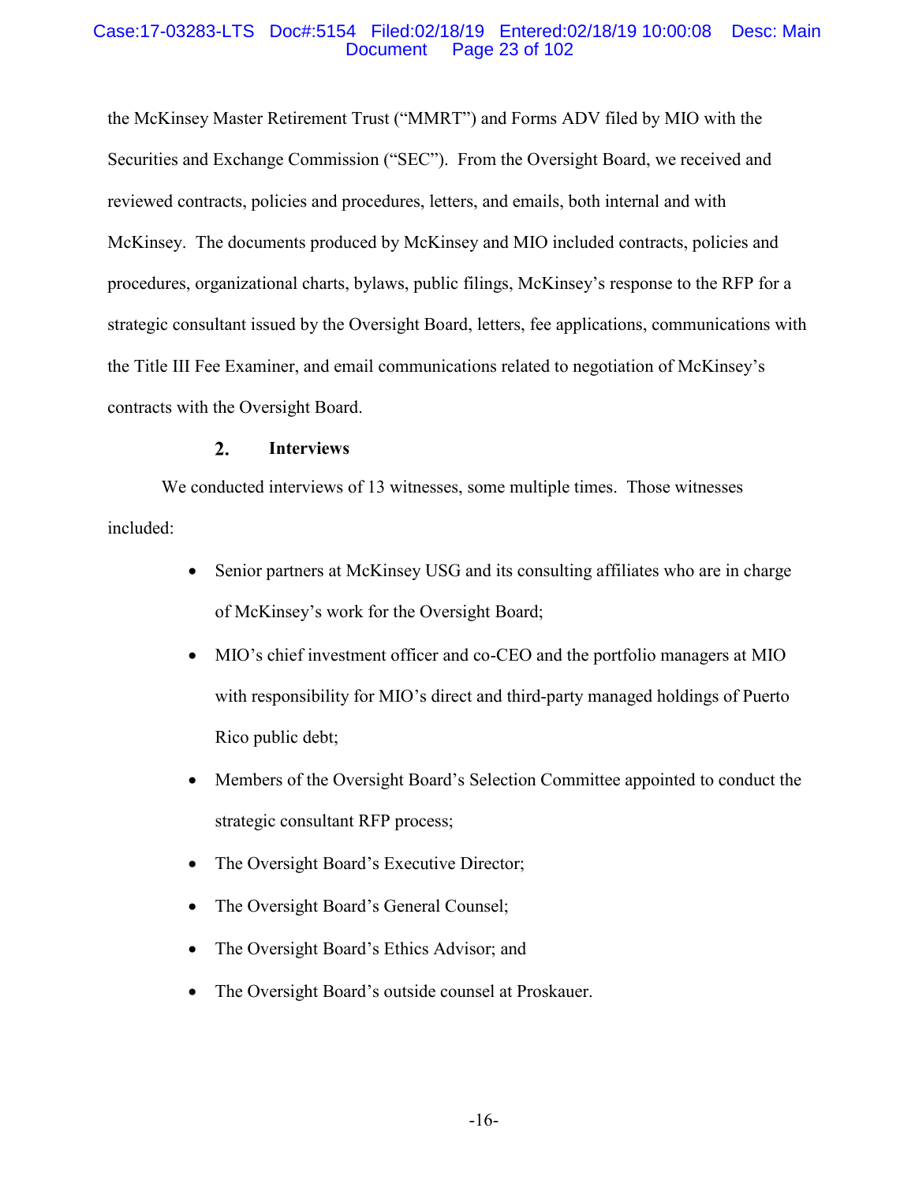the McKinsey Master Retirement Trust ("MMRT") and Forms ADV filed by MIO with the Securities and Exchange Commission ("SEC"). From the Oversight Board, we received and reviewed contracts, policies and procedures, letters, and emails, both internal and with McKinsey. The documents produced by McKinsey and MIO included contracts, policies and procedures, organizational charts, bylaws, public filings, McKinsey's response to the RFP for a strategic consultant issued by the Oversight Board, letters, fee applications, communications with the Title III Fee Examiner, and email communications related to negotiation of McKinsey's contracts with the Oversight Board.

#### 2. Interviews

We conducted interviews of 13 witnesses, some multiple times. Those witnesses included:

- Senior partners at McKinsey USG and its consulting affiliates who are in charge of McKinsey's work for the Oversight Board;
- MIO's chief investment officer and co-CEO and the portfolio managers at MIO with responsibility for MIO's direct and third-party managed holdings of Puerto Rico public debt;
- Members of the Oversight Board's Selection Committee appointed to conduct the strategic consultant RFP process;
- The Oversight Board's Executive Director;
- The Oversight Board's General Counsel;
- The Oversight Board's Ethics Advisor; and
- The Oversight Board's outside counsel at Proskauer.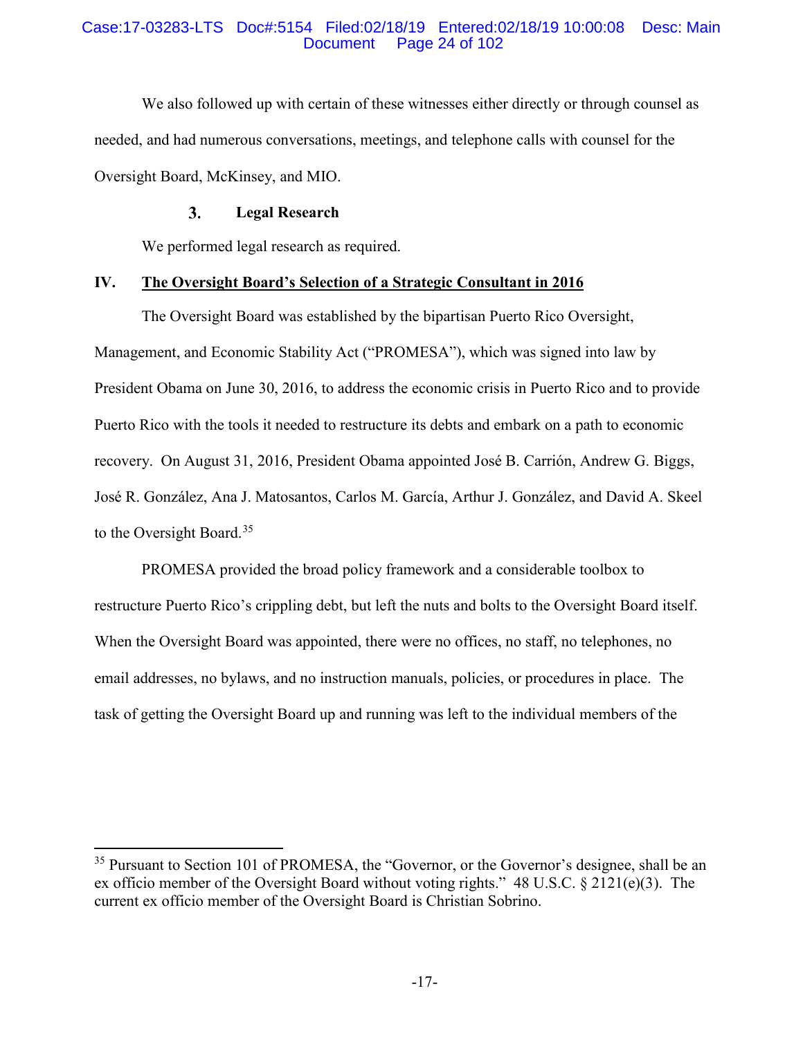We also followed up with certain of these witnesses either directly or through counsel as needed, and had numerous conversations, meetings, and telephone calls with counsel for the Oversight Board, McKinsey, and MIO.

### 3. Legal Research

We performed legal research as required.

## IV. The Oversight Board's Selection of a Strategic Consultant in 2016

The Oversight Board was established by the bipartisan Puerto Rico Oversight, Management, and Economic Stability Act ("PROMESA"), which was signed into law by President Obama on June 30, 2016, to address the economic crisis in Puerto Rico and to provide Puerto Rico with the tools it needed to restructure its debts and embark on a path to economic recovery. On August 31, 2016, President Obama appointed José B. Carrión, Andrew G. Biggs, José R. González, Ana J. Matosantos, Carlos M. García, Arthur J. González, and David A. Skeel to the Oversight Board.[35]

PROMESA provided the broad policy framework and a considerable toolbox to restructure Puerto Rico's crippling debt, but left the nuts and bolts to the Oversight Board itself. When the Oversight Board was appointed, there were no offices, no staff, no telephones, no email addresses, no bylaws, and no instruction manuals, policies, or procedures in place. The task of getting the Oversight Board up and running was left to the individual members of the

[35] Pursuant to Section 101 of PROMESA, the "Governor, or the Governor's designee, shall be an ex officio member of the Oversight Board without voting rights." 48 U.S.C. § 2121(e)(3). The current ex officio member of the Oversight Board is Christian Sobrino.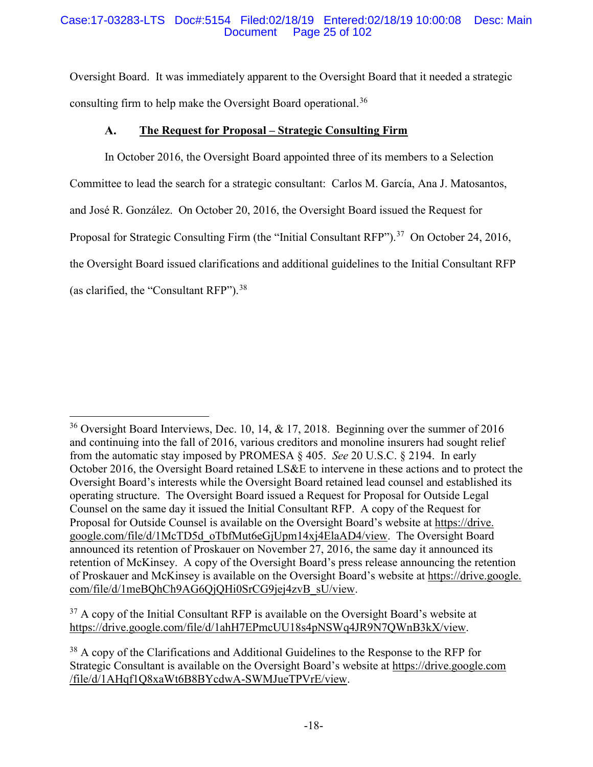Oversight Board. It was immediately apparent to the Oversight Board that it needed a strategic consulting firm to help make the Oversight Board operational.[36]

### A. The Request for Proposal – Strategic Consulting Firm

In October 2016, the Oversight Board appointed three of its members to a Selection Committee to lead the search for a strategic consultant: Carlos M. García, Ana J. Matosantos, and José R. González. On October 20, 2016, the Oversight Board issued the Request for Proposal for Strategic Consulting Firm (the "Initial Consultant RFP").[37] On October 24, 2016, the Oversight Board issued clarifications and additional guidelines to the Initial Consultant RFP (as clarified, the "Consultant RFP").[38]

---

[36] Oversight Board Interviews, Dec. 10, 14, & 17, 2018. Beginning over the summer of 2016 and continuing into the fall of 2016, various creditors and monoline insurers had sought relief from the automatic stay imposed by PROMESA § 405. *See* 20 U.S.C. § 2194. In early October 2016, the Oversight Board retained LS&E to intervene in these actions and to protect the Oversight Board's interests while the Oversight Board retained lead counsel and established its operating structure. The Oversight Board issued a Request for Proposal for Outside Legal Counsel on the same day it issued the Initial Consultant RFP. A copy of the Request for Proposal for Outside Counsel is available on the Oversight Board's website at https://drive.google.com/file/d/1McTD5d_oTbfMut6eGjUpm14xj4ElaAD4/view. The Oversight Board announced its retention of Proskauer on November 27, 2016, the same day it announced its retention of McKinsey. A copy of the Oversight Board's press release announcing the retention of Proskauer and McKinsey is available on the Oversight Board's website at https://drive.google.com/file/d/1meBQhCh9AG6QjQHi0SrCG9jej4zvB_sU/view.

[37] A copy of the Initial Consultant RFP is available on the Oversight Board's website at https://drive.google.com/file/d/1ahH7EPmcUU18s4pNSWq4JR9N7QWnB3kX/view.

[38] A copy of the Clarifications and Additional Guidelines to the Response to the RFP for Strategic Consultant is available on the Oversight Board's website at https://drive.google.com/file/d/1AHqf1Q8xaWt6B8BYcdwA-SWMJueTPVrE/view.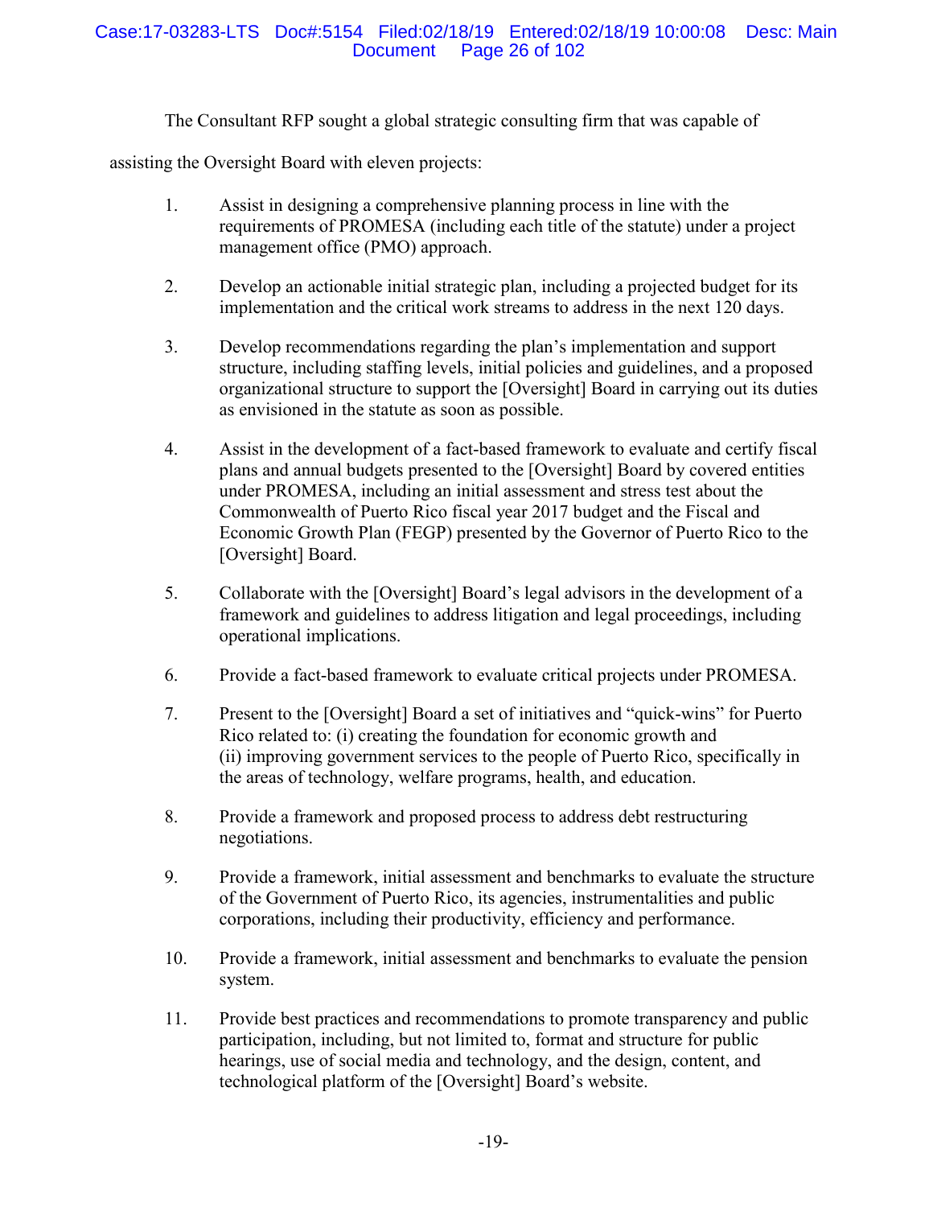The Consultant RFP sought a global strategic consulting firm that was capable of assisting the Oversight Board with eleven projects:

1. Assist in designing a comprehensive planning process in line with the requirements of PROMESA (including each title of the statute) under a project management office (PMO) approach.

2. Develop an actionable initial strategic plan, including a projected budget for its implementation and the critical work streams to address in the next 120 days.

3. Develop recommendations regarding the plan's implementation and support structure, including staffing levels, initial policies and guidelines, and a proposed organizational structure to support the [Oversight] Board in carrying out its duties as envisioned in the statute as soon as possible.

4. Assist in the development of a fact-based framework to evaluate and certify fiscal plans and annual budgets presented to the [Oversight] Board by covered entities under PROMESA, including an initial assessment and stress test about the Commonwealth of Puerto Rico fiscal year 2017 budget and the Fiscal and Economic Growth Plan (FEGP) presented by the Governor of Puerto Rico to the [Oversight] Board.

5. Collaborate with the [Oversight] Board's legal advisors in the development of a framework and guidelines to address litigation and legal proceedings, including operational implications.

6. Provide a fact-based framework to evaluate critical projects under PROMESA.

7. Present to the [Oversight] Board a set of initiatives and "quick-wins" for Puerto Rico related to: (i) creating the foundation for economic growth and (ii) improving government services to the people of Puerto Rico, specifically in the areas of technology, welfare programs, health, and education.

8. Provide a framework and proposed process to address debt restructuring negotiations.

9. Provide a framework, initial assessment and benchmarks to evaluate the structure of the Government of Puerto Rico, its agencies, instrumentalities and public corporations, including their productivity, efficiency and performance.

10. Provide a framework, initial assessment and benchmarks to evaluate the pension system.

11. Provide best practices and recommendations to promote transparency and public participation, including, but not limited to, format and structure for public hearings, use of social media and technology, and the design, content, and technological platform of the [Oversight] Board's website.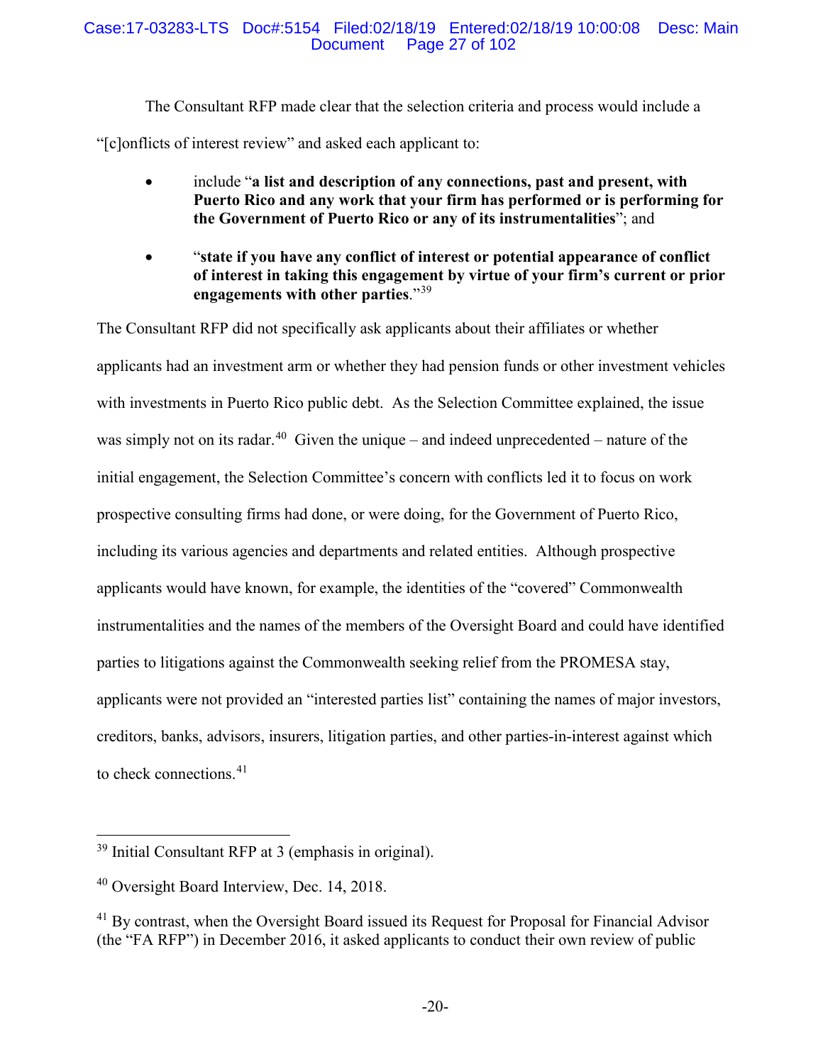The Consultant RFP made clear that the selection criteria and process would include a "[c]onflicts of interest review" and asked each applicant to:

- include "**a list and description of any connections, past and present, with Puerto Rico and any work that your firm has performed or is performing for the Government of Puerto Rico or any of its instrumentalities**"; and
- "**state if you have any conflict of interest or potential appearance of conflict of interest in taking this engagement by virtue of your firm's current or prior engagements with other parties**."[39]

The Consultant RFP did not specifically ask applicants about their affiliates or whether applicants had an investment arm or whether they had pension funds or other investment vehicles with investments in Puerto Rico public debt. As the Selection Committee explained, the issue was simply not on its radar.[40] Given the unique – and indeed unprecedented – nature of the initial engagement, the Selection Committee's concern with conflicts led it to focus on work prospective consulting firms had done, or were doing, for the Government of Puerto Rico, including its various agencies and departments and related entities. Although prospective applicants would have known, for example, the identities of the "covered" Commonwealth instrumentalities and the names of the members of the Oversight Board and could have identified parties to litigations against the Commonwealth seeking relief from the PROMESA stay, applicants were not provided an "interested parties list" containing the names of major investors, creditors, banks, advisors, insurers, litigation parties, and other parties-in-interest against which to check connections.[41]

---

[39] Initial Consultant RFP at 3 (emphasis in original).

[40] Oversight Board Interview, Dec. 14, 2018.

[41] By contrast, when the Oversight Board issued its Request for Proposal for Financial Advisor (the "FA RFP") in December 2016, it asked applicants to conduct their own review of public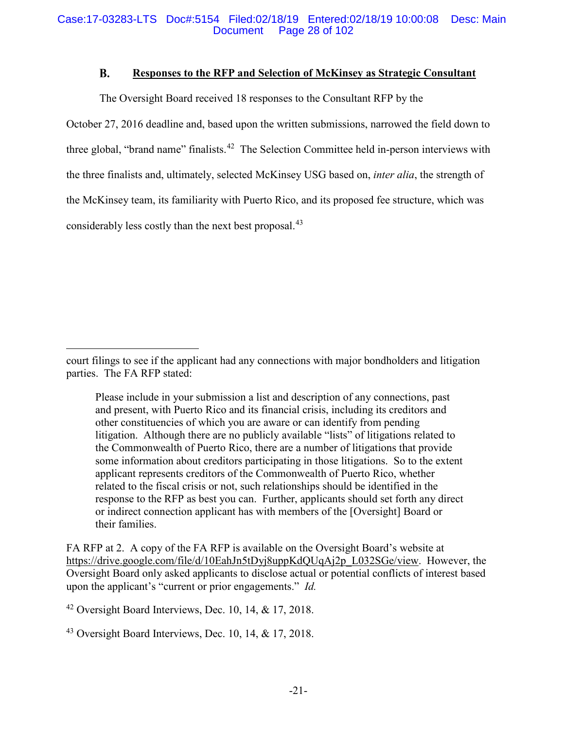### B. Responses to the RFP and Selection of McKinsey as Strategic Consultant

The Oversight Board received 18 responses to the Consultant RFP by the October 27, 2016 deadline and, based upon the written submissions, narrowed the field down to three global, "brand name" finalists.[42] The Selection Committee held in-person interviews with the three finalists and, ultimately, selected McKinsey USG based on, *inter alia*, the strength of the McKinsey team, its familiarity with Puerto Rico, and its proposed fee structure, which was considerably less costly than the next best proposal.[43]

---

court filings to see if the applicant had any connections with major bondholders and litigation parties. The FA RFP stated:

> Please include in your submission a list and description of any connections, past and present, with Puerto Rico and its financial crisis, including its creditors and other constituencies of which you are aware or can identify from pending litigation. Although there are no publicly available "lists" of litigations related to the Commonwealth of Puerto Rico, there are a number of litigations that provide some information about creditors participating in those litigations. So to the extent applicant represents creditors of the Commonwealth of Puerto Rico, whether related to the fiscal crisis or not, such relationships should be identified in the response to the RFP as best you can. Further, applicants should set forth any direct or indirect connection applicant has with members of the [Oversight] Board or their families.

FA RFP at 2. A copy of the FA RFP is available on the Oversight Board's website at https://drive.google.com/file/d/10EahJn5tDyj8uppKdQUqAj2p_L032SGe/view. However, the Oversight Board only asked applicants to disclose actual or potential conflicts of interest based upon the applicant's "current or prior engagements." *Id.*

[42] Oversight Board Interviews, Dec. 10, 14, & 17, 2018.

[43] Oversight Board Interviews, Dec. 10, 14, & 17, 2018.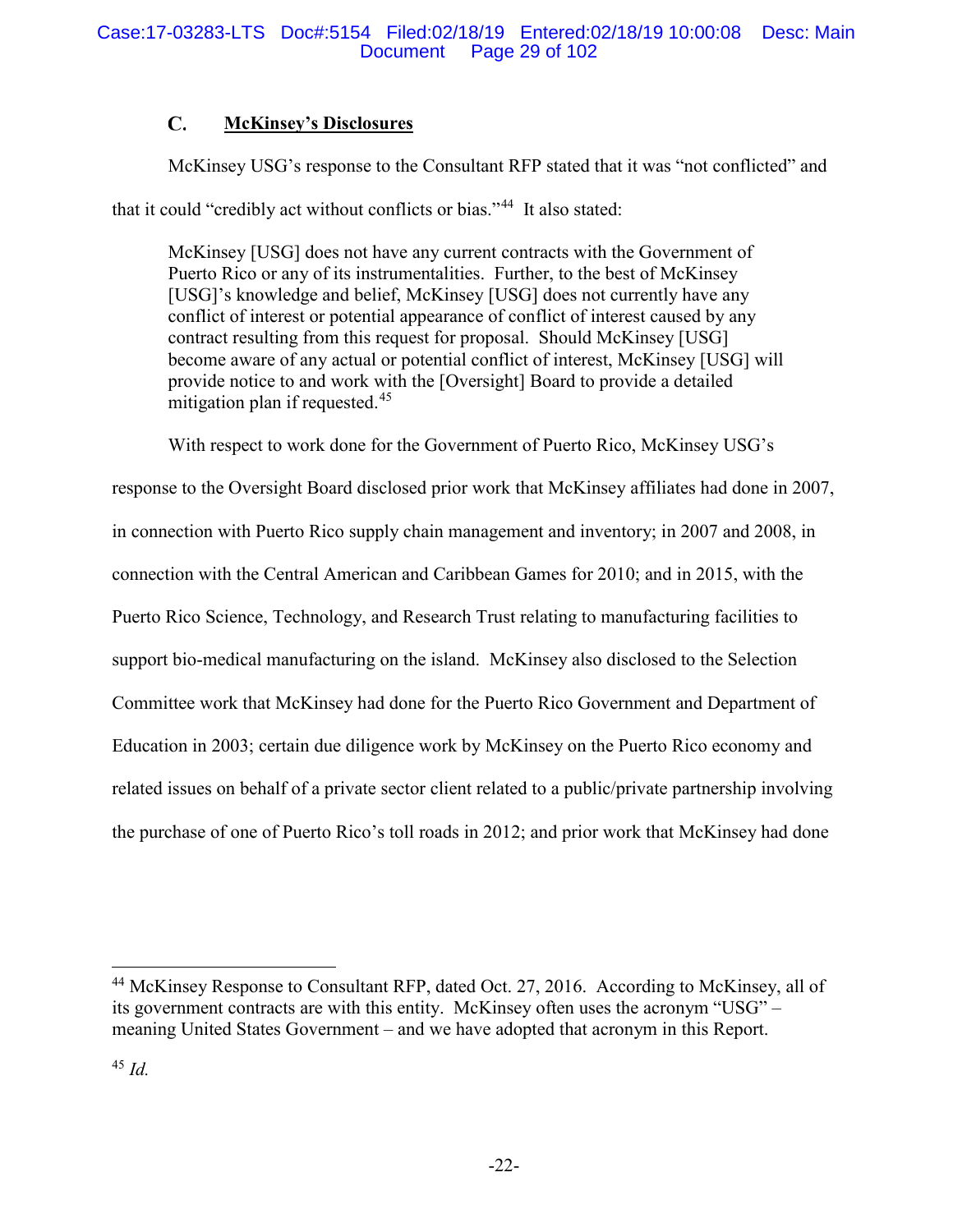### C. McKinsey's Disclosures

McKinsey USG's response to the Consultant RFP stated that it was "not conflicted" and that it could "credibly act without conflicts or bias."[44] It also stated:

> McKinsey [USG] does not have any current contracts with the Government of Puerto Rico or any of its instrumentalities. Further, to the best of McKinsey [USG]'s knowledge and belief, McKinsey [USG] does not currently have any conflict of interest or potential appearance of conflict of interest caused by any contract resulting from this request for proposal. Should McKinsey [USG] become aware of any actual or potential conflict of interest, McKinsey [USG] will provide notice to and work with the [Oversight] Board to provide a detailed mitigation plan if requested.[45]

With respect to work done for the Government of Puerto Rico, McKinsey USG's response to the Oversight Board disclosed prior work that McKinsey affiliates had done in 2007, in connection with Puerto Rico supply chain management and inventory; in 2007 and 2008, in connection with the Central American and Caribbean Games for 2010; and in 2015, with the Puerto Rico Science, Technology, and Research Trust relating to manufacturing facilities to support bio-medical manufacturing on the island. McKinsey also disclosed to the Selection Committee work that McKinsey had done for the Puerto Rico Government and Department of Education in 2003; certain due diligence work by McKinsey on the Puerto Rico economy and related issues on behalf of a private sector client related to a public/private partnership involving the purchase of one of Puerto Rico's toll roads in 2012; and prior work that McKinsey had done

---

[44] McKinsey Response to Consultant RFP, dated Oct. 27, 2016. According to McKinsey, all of its government contracts are with this entity. McKinsey often uses the acronym "USG" – meaning United States Government – and we have adopted that acronym in this Report.

[45] *Id.*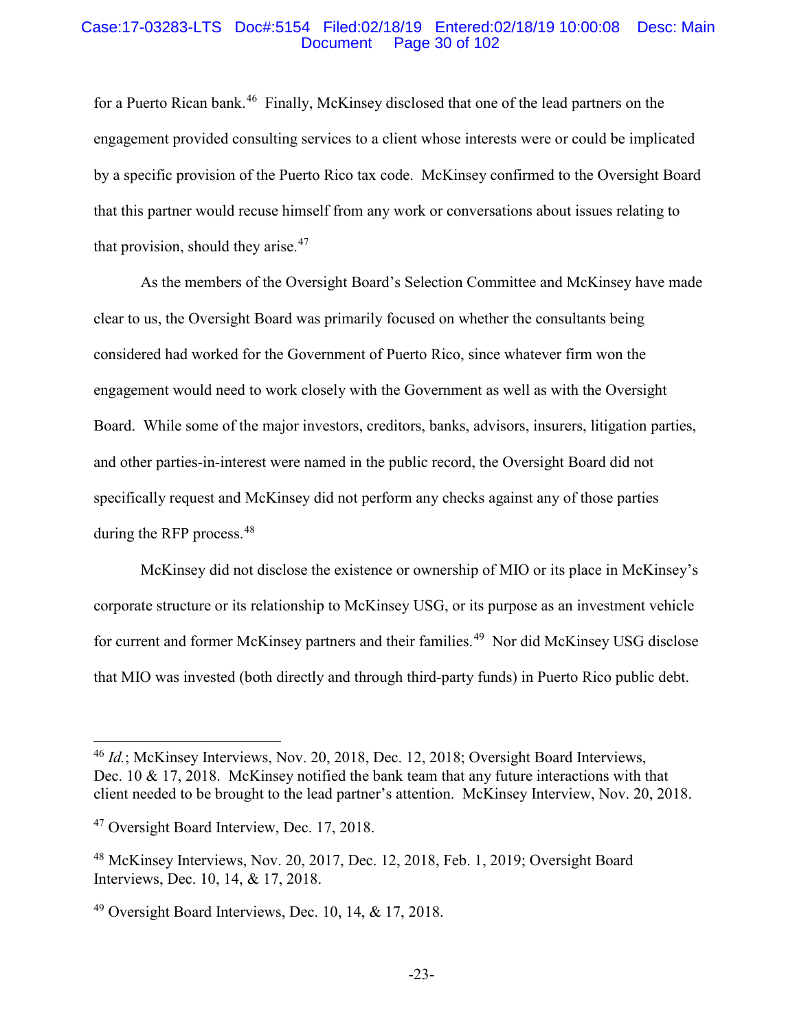for a Puerto Rican bank.[46] Finally, McKinsey disclosed that one of the lead partners on the engagement provided consulting services to a client whose interests were or could be implicated by a specific provision of the Puerto Rico tax code. McKinsey confirmed to the Oversight Board that this partner would recuse himself from any work or conversations about issues relating to that provision, should they arise.[47]

As the members of the Oversight Board's Selection Committee and McKinsey have made clear to us, the Oversight Board was primarily focused on whether the consultants being considered had worked for the Government of Puerto Rico, since whatever firm won the engagement would need to work closely with the Government as well as with the Oversight Board. While some of the major investors, creditors, banks, advisors, insurers, litigation parties, and other parties-in-interest were named in the public record, the Oversight Board did not specifically request and McKinsey did not perform any checks against any of those parties during the RFP process.[48]

McKinsey did not disclose the existence or ownership of MIO or its place in McKinsey's corporate structure or its relationship to McKinsey USG, or its purpose as an investment vehicle for current and former McKinsey partners and their families.[49] Nor did McKinsey USG disclose that MIO was invested (both directly and through third-party funds) in Puerto Rico public debt.

---

[46] *Id.*; McKinsey Interviews, Nov. 20, 2018, Dec. 12, 2018; Oversight Board Interviews, Dec. 10 & 17, 2018. McKinsey notified the bank team that any future interactions with that client needed to be brought to the lead partner's attention. McKinsey Interview, Nov. 20, 2018.

[47] Oversight Board Interview, Dec. 17, 2018.

[48] McKinsey Interviews, Nov. 20, 2017, Dec. 12, 2018, Feb. 1, 2019; Oversight Board Interviews, Dec. 10, 14, & 17, 2018.

[49] Oversight Board Interviews, Dec. 10, 14, & 17, 2018.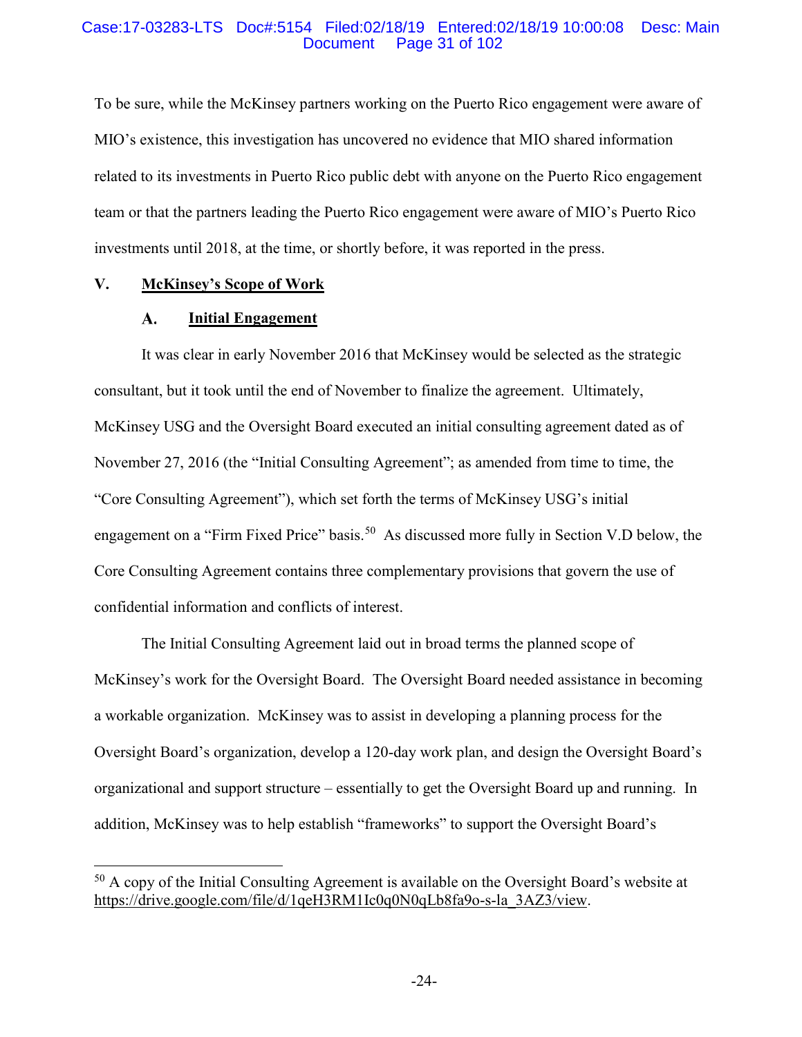To be sure, while the McKinsey partners working on the Puerto Rico engagement were aware of MIO's existence, this investigation has uncovered no evidence that MIO shared information related to its investments in Puerto Rico public debt with anyone on the Puerto Rico engagement team or that the partners leading the Puerto Rico engagement were aware of MIO's Puerto Rico investments until 2018, at the time, or shortly before, it was reported in the press.

## V. McKinsey's Scope of Work

### A. Initial Engagement

It was clear in early November 2016 that McKinsey would be selected as the strategic consultant, but it took until the end of November to finalize the agreement. Ultimately, McKinsey USG and the Oversight Board executed an initial consulting agreement dated as of November 27, 2016 (the "Initial Consulting Agreement"; as amended from time to time, the "Core Consulting Agreement"), which set forth the terms of McKinsey USG's initial engagement on a "Firm Fixed Price" basis.[50] As discussed more fully in Section V.D below, the Core Consulting Agreement contains three complementary provisions that govern the use of confidential information and conflicts of interest.

The Initial Consulting Agreement laid out in broad terms the planned scope of McKinsey's work for the Oversight Board. The Oversight Board needed assistance in becoming a workable organization. McKinsey was to assist in developing a planning process for the Oversight Board's organization, develop a 120-day work plan, and design the Oversight Board's organizational and support structure – essentially to get the Oversight Board up and running. In addition, McKinsey was to help establish "frameworks" to support the Oversight Board's

[50] A copy of the Initial Consulting Agreement is available on the Oversight Board's website at https://drive.google.com/file/d/1qeH3RM1Ic0q0N0qLb8fa9o-s-la_3AZ3/view.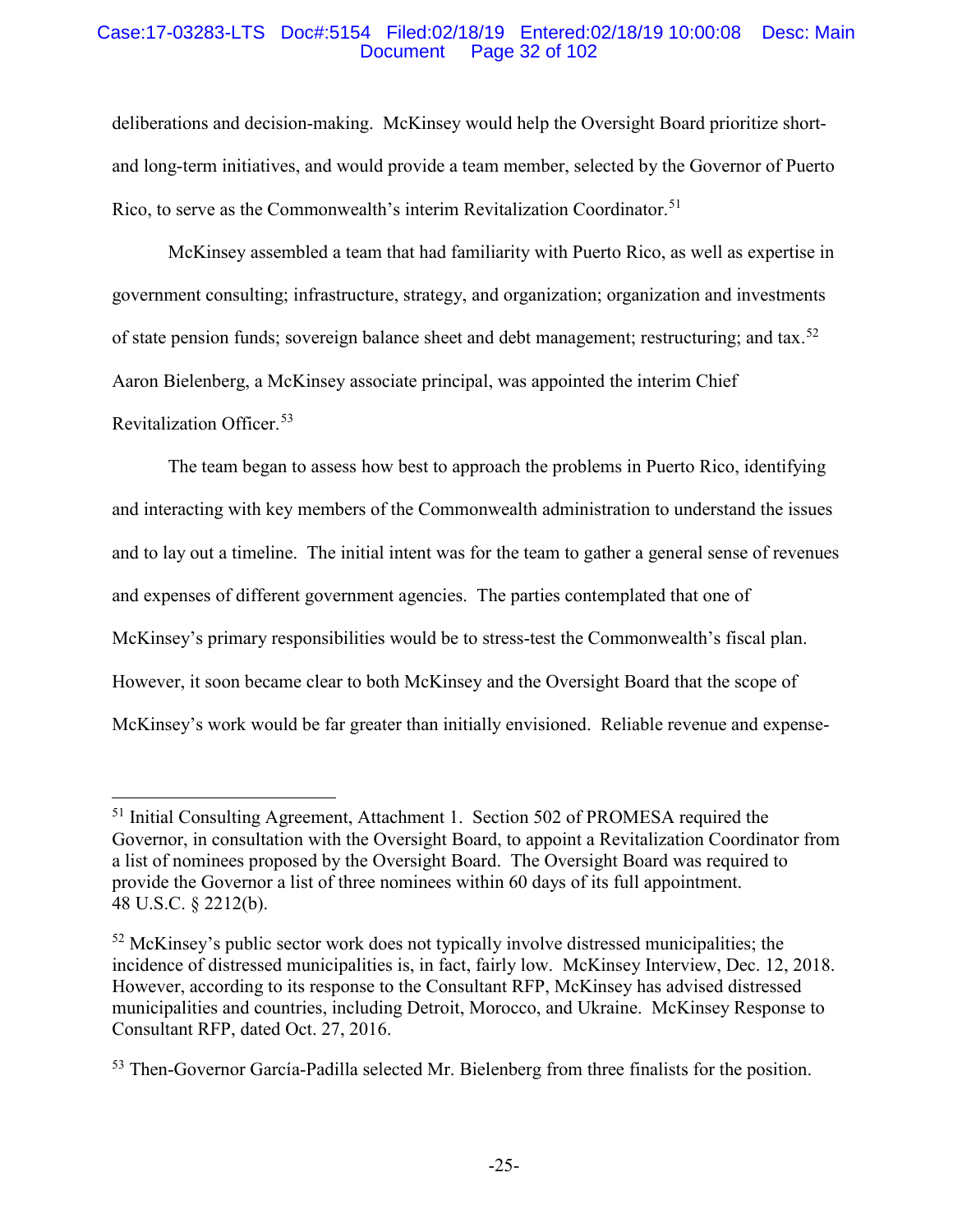deliberations and decision-making. McKinsey would help the Oversight Board prioritize short- and long-term initiatives, and would provide a team member, selected by the Governor of Puerto Rico, to serve as the Commonwealth's interim Revitalization Coordinator.[51]

McKinsey assembled a team that had familiarity with Puerto Rico, as well as expertise in government consulting; infrastructure, strategy, and organization; organization and investments of state pension funds; sovereign balance sheet and debt management; restructuring; and tax.[52] Aaron Bielenberg, a McKinsey associate principal, was appointed the interim Chief Revitalization Officer.[53]

The team began to assess how best to approach the problems in Puerto Rico, identifying and interacting with key members of the Commonwealth administration to understand the issues and to lay out a timeline. The initial intent was for the team to gather a general sense of revenues and expenses of different government agencies. The parties contemplated that one of McKinsey's primary responsibilities would be to stress-test the Commonwealth's fiscal plan. However, it soon became clear to both McKinsey and the Oversight Board that the scope of McKinsey's work would be far greater than initially envisioned. Reliable revenue and expense-

---

[51] Initial Consulting Agreement, Attachment 1. Section 502 of PROMESA required the Governor, in consultation with the Oversight Board, to appoint a Revitalization Coordinator from a list of nominees proposed by the Oversight Board. The Oversight Board was required to provide the Governor a list of three nominees within 60 days of its full appointment. 48 U.S.C. § 2212(b).

[52] McKinsey's public sector work does not typically involve distressed municipalities; the incidence of distressed municipalities is, in fact, fairly low. McKinsey Interview, Dec. 12, 2018. However, according to its response to the Consultant RFP, McKinsey has advised distressed municipalities and countries, including Detroit, Morocco, and Ukraine. McKinsey Response to Consultant RFP, dated Oct. 27, 2016.

[53] Then-Governor García-Padilla selected Mr. Bielenberg from three finalists for the position.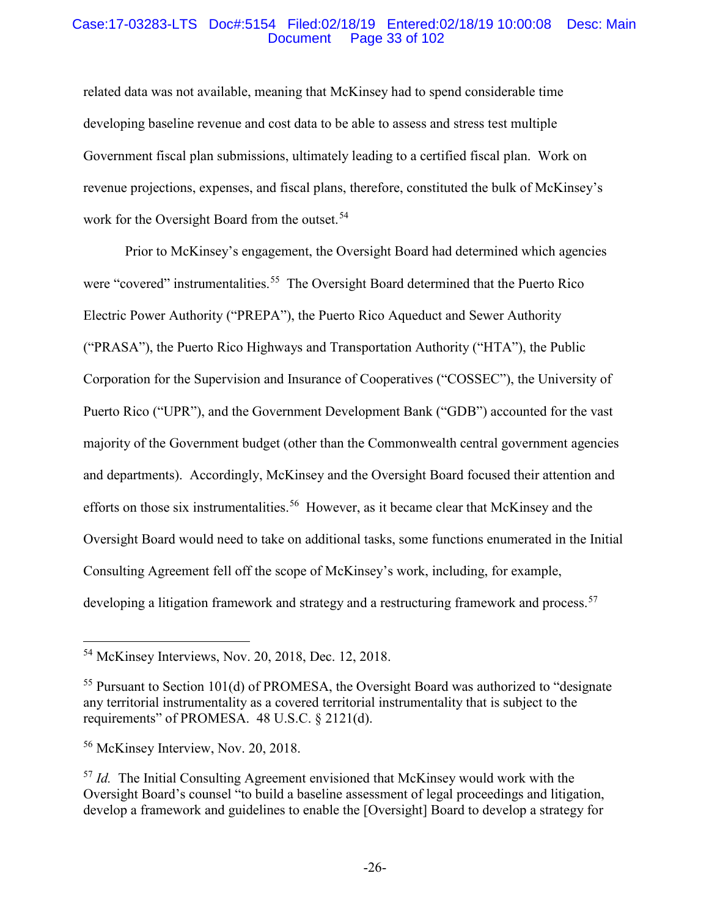related data was not available, meaning that McKinsey had to spend considerable time developing baseline revenue and cost data to be able to assess and stress test multiple Government fiscal plan submissions, ultimately leading to a certified fiscal plan. Work on revenue projections, expenses, and fiscal plans, therefore, constituted the bulk of McKinsey's work for the Oversight Board from the outset.[54]

Prior to McKinsey's engagement, the Oversight Board had determined which agencies were "covered" instrumentalities.[55] The Oversight Board determined that the Puerto Rico Electric Power Authority ("PREPA"), the Puerto Rico Aqueduct and Sewer Authority ("PRASA"), the Puerto Rico Highways and Transportation Authority ("HTA"), the Public Corporation for the Supervision and Insurance of Cooperatives ("COSSEC"), the University of Puerto Rico ("UPR"), and the Government Development Bank ("GDB") accounted for the vast majority of the Government budget (other than the Commonwealth central government agencies and departments). Accordingly, McKinsey and the Oversight Board focused their attention and efforts on those six instrumentalities.[56] However, as it became clear that McKinsey and the Oversight Board would need to take on additional tasks, some functions enumerated in the Initial Consulting Agreement fell off the scope of McKinsey's work, including, for example, developing a litigation framework and strategy and a restructuring framework and process.[57]

---

[54] McKinsey Interviews, Nov. 20, 2018, Dec. 12, 2018.

[55] Pursuant to Section 101(d) of PROMESA, the Oversight Board was authorized to "designate any territorial instrumentality as a covered territorial instrumentality that is subject to the requirements" of PROMESA. 48 U.S.C. § 2121(d).

[56] McKinsey Interview, Nov. 20, 2018.

[57] *Id.* The Initial Consulting Agreement envisioned that McKinsey would work with the Oversight Board's counsel "to build a baseline assessment of legal proceedings and litigation, develop a framework and guidelines to enable the [Oversight] Board to develop a strategy for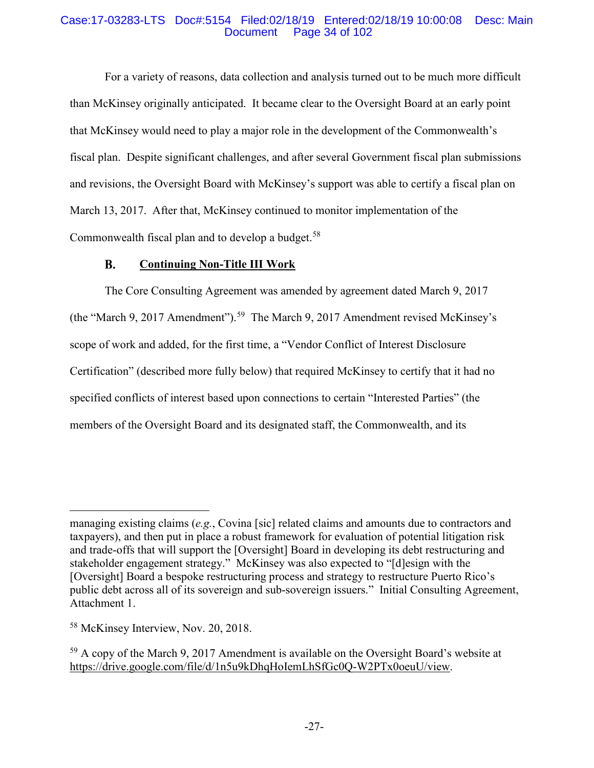For a variety of reasons, data collection and analysis turned out to be much more difficult than McKinsey originally anticipated. It became clear to the Oversight Board at an early point that McKinsey would need to play a major role in the development of the Commonwealth's fiscal plan. Despite significant challenges, and after several Government fiscal plan submissions and revisions, the Oversight Board with McKinsey's support was able to certify a fiscal plan on March 13, 2017. After that, McKinsey continued to monitor implementation of the Commonwealth fiscal plan and to develop a budget.[58]

### B. Continuing Non-Title III Work

The Core Consulting Agreement was amended by agreement dated March 9, 2017 (the "March 9, 2017 Amendment").[59] The March 9, 2017 Amendment revised McKinsey's scope of work and added, for the first time, a "Vendor Conflict of Interest Disclosure Certification" (described more fully below) that required McKinsey to certify that it had no specified conflicts of interest based upon connections to certain "Interested Parties" (the members of the Oversight Board and its designated staff, the Commonwealth, and its

---

managing existing claims (*e.g.*, Covina [sic] related claims and amounts due to contractors and taxpayers), and then put in place a robust framework for evaluation of potential litigation risk and trade-offs that will support the [Oversight] Board in developing its debt restructuring and stakeholder engagement strategy." McKinsey was also expected to "[d]esign with the [Oversight] Board a bespoke restructuring process and strategy to restructure Puerto Rico's public debt across all of its sovereign and sub-sovereign issuers." Initial Consulting Agreement, Attachment 1.

[58] McKinsey Interview, Nov. 20, 2018.

[59] A copy of the March 9, 2017 Amendment is available on the Oversight Board's website at https://drive.google.com/file/d/1n5u9kDhqHoIemLhSfGc0Q-W2PTx0oeuU/view.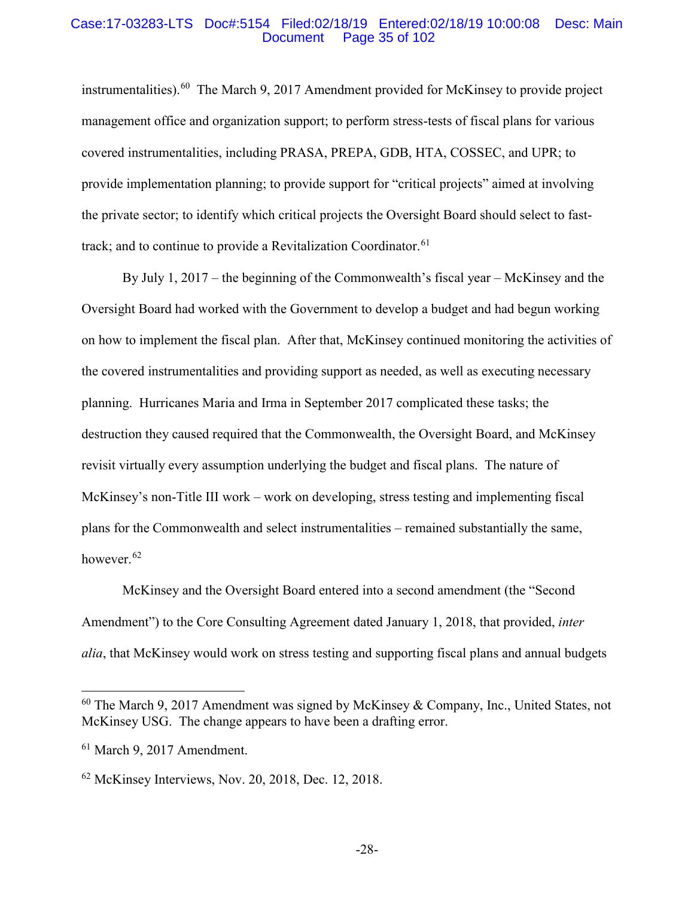instrumentalities).[60] The March 9, 2017 Amendment provided for McKinsey to provide project management office and organization support; to perform stress-tests of fiscal plans for various covered instrumentalities, including PRASA, PREPA, GDB, HTA, COSSEC, and UPR; to provide implementation planning; to provide support for "critical projects" aimed at involving the private sector; to identify which critical projects the Oversight Board should select to fast-track; and to continue to provide a Revitalization Coordinator.[61]

By July 1, 2017 – the beginning of the Commonwealth's fiscal year – McKinsey and the Oversight Board had worked with the Government to develop a budget and had begun working on how to implement the fiscal plan. After that, McKinsey continued monitoring the activities of the covered instrumentalities and providing support as needed, as well as executing necessary planning. Hurricanes Maria and Irma in September 2017 complicated these tasks; the destruction they caused required that the Commonwealth, the Oversight Board, and McKinsey revisit virtually every assumption underlying the budget and fiscal plans. The nature of McKinsey's non-Title III work – work on developing, stress testing and implementing fiscal plans for the Commonwealth and select instrumentalities – remained substantially the same, however.[62]

McKinsey and the Oversight Board entered into a second amendment (the "Second Amendment") to the Core Consulting Agreement dated January 1, 2018, that provided, *inter alia*, that McKinsey would work on stress testing and supporting fiscal plans and annual budgets

---

[60] The March 9, 2017 Amendment was signed by McKinsey & Company, Inc., United States, not McKinsey USG. The change appears to have been a drafting error.

[61] March 9, 2017 Amendment.

[62] McKinsey Interviews, Nov. 20, 2018, Dec. 12, 2018.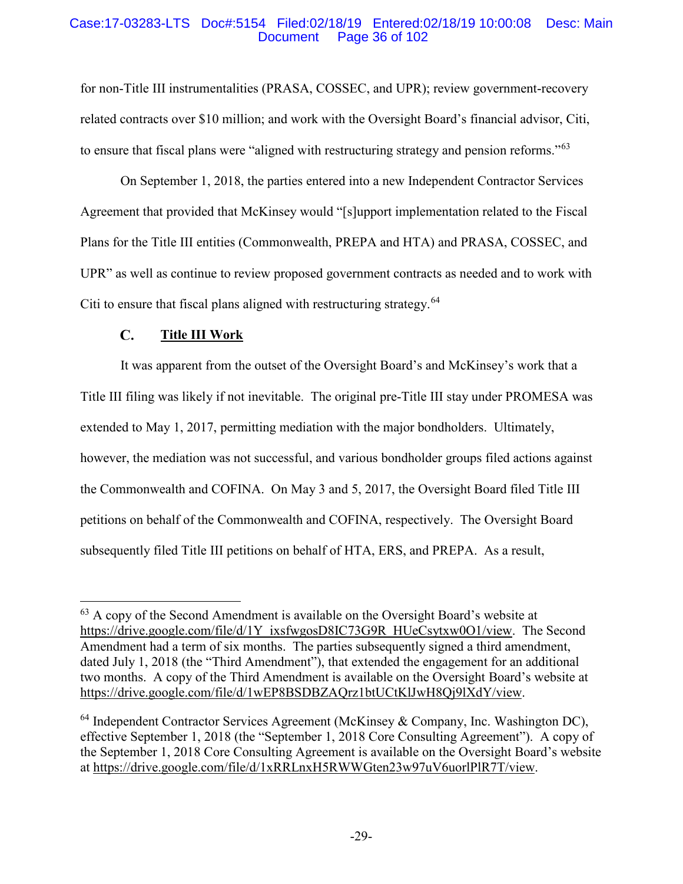for non-Title III instrumentalities (PRASA, COSSEC, and UPR); review government-recovery related contracts over $10 million; and work with the Oversight Board's financial advisor, Citi, to ensure that fiscal plans were "aligned with restructuring strategy and pension reforms."[63]

On September 1, 2018, the parties entered into a new Independent Contractor Services Agreement that provided that McKinsey would "[s]upport implementation related to the Fiscal Plans for the Title III entities (Commonwealth, PREPA and HTA) and PRASA, COSSEC, and UPR" as well as continue to review proposed government contracts as needed and to work with Citi to ensure that fiscal plans aligned with restructuring strategy.[64]

### C. Title III Work

It was apparent from the outset of the Oversight Board's and McKinsey's work that a Title III filing was likely if not inevitable. The original pre-Title III stay under PROMESA was extended to May 1, 2017, permitting mediation with the major bondholders. Ultimately, however, the mediation was not successful, and various bondholder groups filed actions against the Commonwealth and COFINA. On May 3 and 5, 2017, the Oversight Board filed Title III petitions on behalf of the Commonwealth and COFINA, respectively. The Oversight Board subsequently filed Title III petitions on behalf of HTA, ERS, and PREPA. As a result,

---

[63] A copy of the Second Amendment is available on the Oversight Board's website at https://drive.google.com/file/d/1Y_ixsfwgosD8IC73G9R_HUeCsytxw0O1/view. The Second Amendment had a term of six months. The parties subsequently signed a third amendment, dated July 1, 2018 (the "Third Amendment"), that extended the engagement for an additional two months. A copy of the Third Amendment is available on the Oversight Board's website at https://drive.google.com/file/d/1wEP8BSDBZAQrz1btUCtKlJwH8Qj9lXdY/view.

[64] Independent Contractor Services Agreement (McKinsey & Company, Inc. Washington DC), effective September 1, 2018 (the "September 1, 2018 Core Consulting Agreement"). A copy of the September 1, 2018 Core Consulting Agreement is available on the Oversight Board's website at https://drive.google.com/file/d/1xRRLnxH5RWWGten23w97uV6uorlPlR7T/view.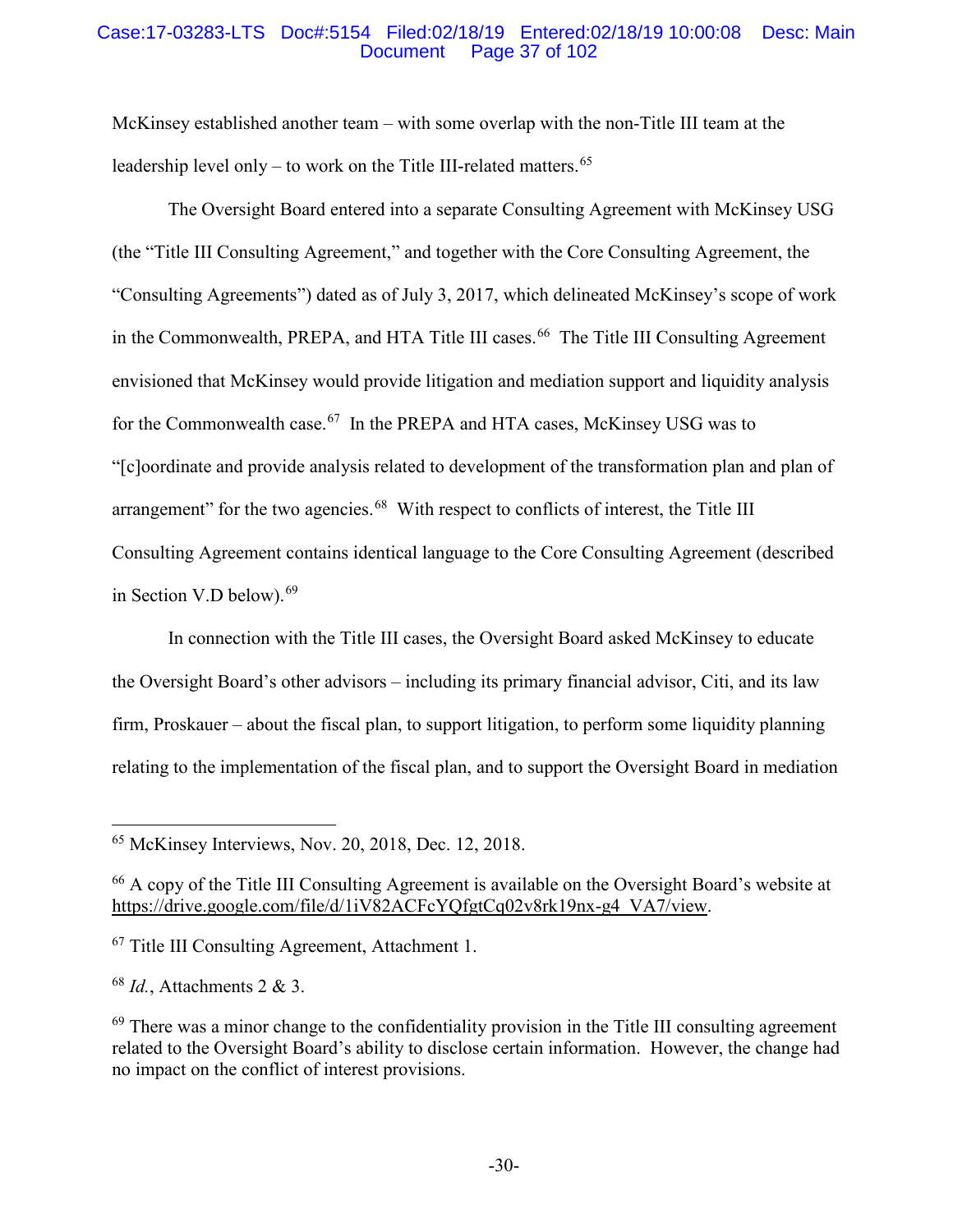McKinsey established another team – with some overlap with the non-Title III team at the leadership level only – to work on the Title III-related matters.[65]

The Oversight Board entered into a separate Consulting Agreement with McKinsey USG (the "Title III Consulting Agreement," and together with the Core Consulting Agreement, the "Consulting Agreements") dated as of July 3, 2017, which delineated McKinsey's scope of work in the Commonwealth, PREPA, and HTA Title III cases.[66] The Title III Consulting Agreement envisioned that McKinsey would provide litigation and mediation support and liquidity analysis for the Commonwealth case.[67] In the PREPA and HTA cases, McKinsey USG was to "[c]oordinate and provide analysis related to development of the transformation plan and plan of arrangement" for the two agencies.[68] With respect to conflicts of interest, the Title III Consulting Agreement contains identical language to the Core Consulting Agreement (described in Section V.D below).[69]

In connection with the Title III cases, the Oversight Board asked McKinsey to educate the Oversight Board's other advisors – including its primary financial advisor, Citi, and its law firm, Proskauer – about the fiscal plan, to support litigation, to perform some liquidity planning relating to the implementation of the fiscal plan, and to support the Oversight Board in mediation

---

[65] McKinsey Interviews, Nov. 20, 2018, Dec. 12, 2018.

[66] A copy of the Title III Consulting Agreement is available on the Oversight Board's website at https://drive.google.com/file/d/1iV82ACFcYQfgtCq02v8rk19nx-g4_VA7/view.

[67] Title III Consulting Agreement, Attachment 1.

[68] *Id.*, Attachments 2 & 3.

[69] There was a minor change to the confidentiality provision in the Title III consulting agreement related to the Oversight Board's ability to disclose certain information. However, the change had no impact on the conflict of interest provisions.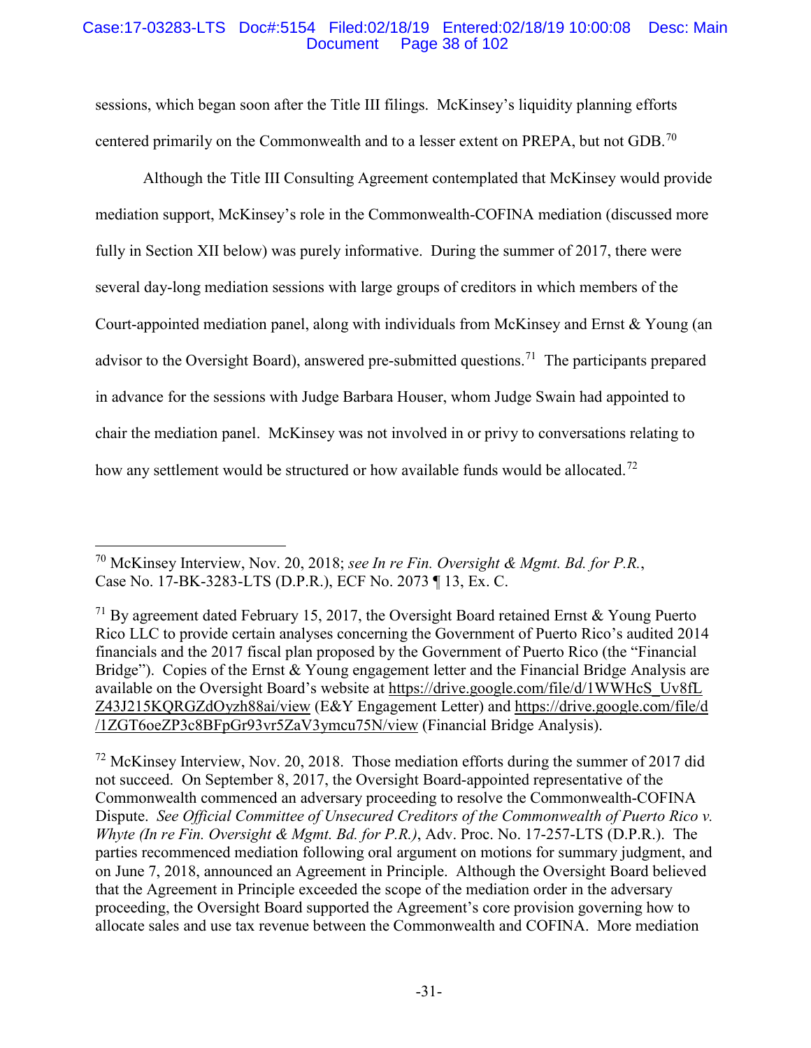sessions, which began soon after the Title III filings. McKinsey's liquidity planning efforts centered primarily on the Commonwealth and to a lesser extent on PREPA, but not GDB.[70]

Although the Title III Consulting Agreement contemplated that McKinsey would provide mediation support, McKinsey's role in the Commonwealth-COFINA mediation (discussed more fully in Section XII below) was purely informative. During the summer of 2017, there were several day-long mediation sessions with large groups of creditors in which members of the Court-appointed mediation panel, along with individuals from McKinsey and Ernst & Young (an advisor to the Oversight Board), answered pre-submitted questions.[71] The participants prepared in advance for the sessions with Judge Barbara Houser, whom Judge Swain had appointed to chair the mediation panel. McKinsey was not involved in or privy to conversations relating to how any settlement would be structured or how available funds would be allocated.[72]

---

[70] McKinsey Interview, Nov. 20, 2018; *see In re Fin. Oversight & Mgmt. Bd. for P.R.*, Case No. 17-BK-3283-LTS (D.P.R.), ECF No. 2073 ¶ 13, Ex. C.

[71] By agreement dated February 15, 2017, the Oversight Board retained Ernst & Young Puerto Rico LLC to provide certain analyses concerning the Government of Puerto Rico's audited 2014 financials and the 2017 fiscal plan proposed by the Government of Puerto Rico (the "Financial Bridge"). Copies of the Ernst & Young engagement letter and the Financial Bridge Analysis are available on the Oversight Board's website at https://drive.google.com/file/d/1WWHcS_Uv8fLZ43J215KQRGZdOyzh88ai/view (E&Y Engagement Letter) and https://drive.google.com/file/d/1ZGT6oeZP3c8BFpGr93vr5ZaV3ymcu75N/view (Financial Bridge Analysis).

[72] McKinsey Interview, Nov. 20, 2018. Those mediation efforts during the summer of 2017 did not succeed. On September 8, 2017, the Oversight Board-appointed representative of the Commonwealth commenced an adversary proceeding to resolve the Commonwealth-COFINA Dispute. *See Official Committee of Unsecured Creditors of the Commonwealth of Puerto Rico v. Whyte (In re Fin. Oversight & Mgmt. Bd. for P.R.)*, Adv. Proc. No. 17-257-LTS (D.P.R.). The parties recommenced mediation following oral argument on motions for summary judgment, and on June 7, 2018, announced an Agreement in Principle. Although the Oversight Board believed that the Agreement in Principle exceeded the scope of the mediation order in the adversary proceeding, the Oversight Board supported the Agreement's core provision governing how to allocate sales and use tax revenue between the Commonwealth and COFINA. More mediation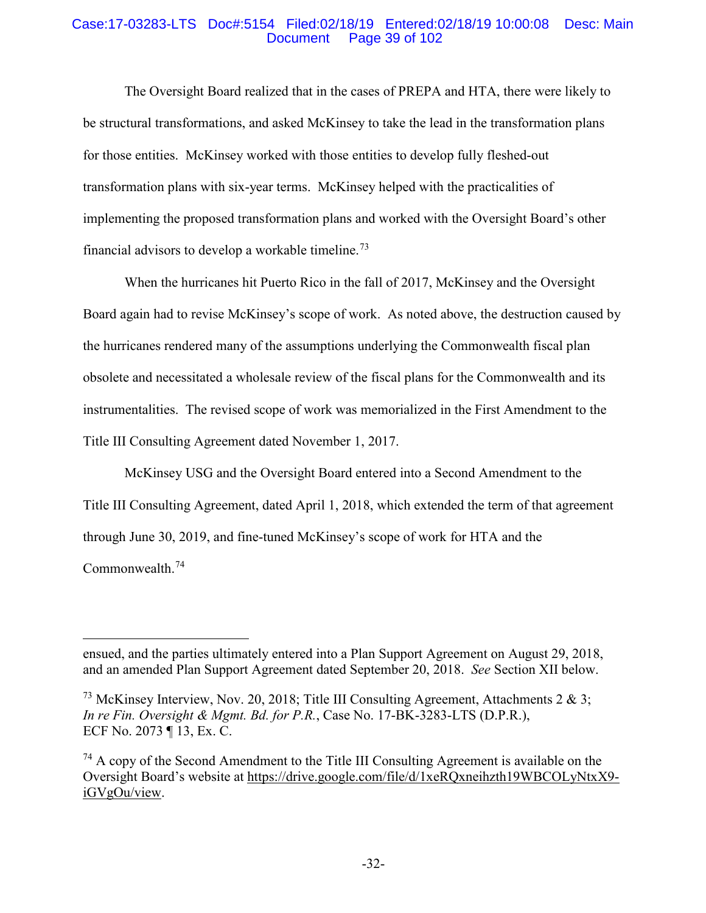The Oversight Board realized that in the cases of PREPA and HTA, there were likely to be structural transformations, and asked McKinsey to take the lead in the transformation plans for those entities. McKinsey worked with those entities to develop fully fleshed-out transformation plans with six-year terms. McKinsey helped with the practicalities of implementing the proposed transformation plans and worked with the Oversight Board's other financial advisors to develop a workable timeline.[73]

When the hurricanes hit Puerto Rico in the fall of 2017, McKinsey and the Oversight Board again had to revise McKinsey's scope of work. As noted above, the destruction caused by the hurricanes rendered many of the assumptions underlying the Commonwealth fiscal plan obsolete and necessitated a wholesale review of the fiscal plans for the Commonwealth and its instrumentalities. The revised scope of work was memorialized in the First Amendment to the Title III Consulting Agreement dated November 1, 2017.

McKinsey USG and the Oversight Board entered into a Second Amendment to the Title III Consulting Agreement, dated April 1, 2018, which extended the term of that agreement through June 30, 2019, and fine-tuned McKinsey's scope of work for HTA and the Commonwealth.[74]

---

ensued, and the parties ultimately entered into a Plan Support Agreement on August 29, 2018, and an amended Plan Support Agreement dated September 20, 2018. *See* Section XII below.

[73] McKinsey Interview, Nov. 20, 2018; Title III Consulting Agreement, Attachments 2 & 3; *In re Fin. Oversight & Mgmt. Bd. for P.R.*, Case No. 17-BK-3283-LTS (D.P.R.), ECF No. 2073 ¶ 13, Ex. C.

[74] A copy of the Second Amendment to the Title III Consulting Agreement is available on the Oversight Board's website at https://drive.google.com/file/d/1xeRQxneihzth19WBCOLyNtxX9-iGVgOu/view.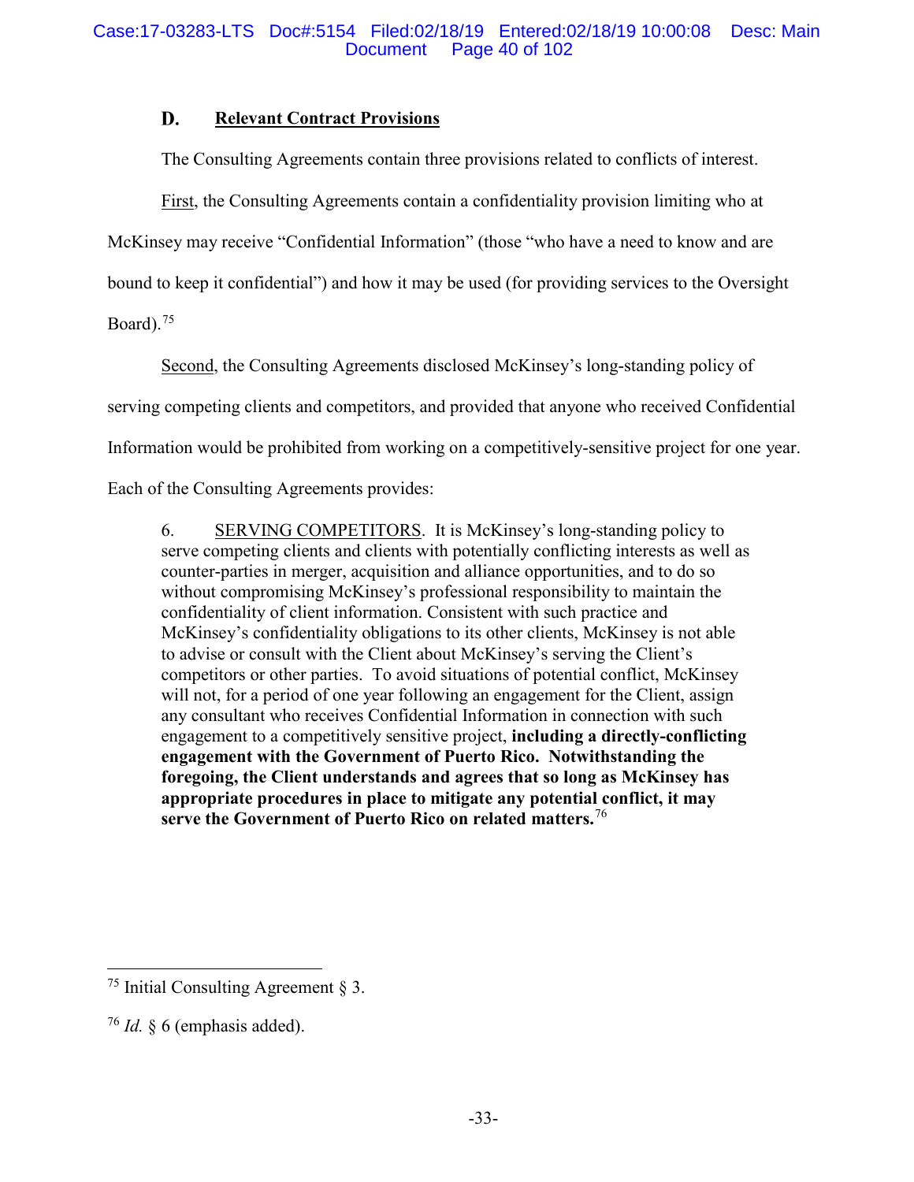## D. <u>Relevant Contract Provisions</u>

The Consulting Agreements contain three provisions related to conflicts of interest.

<u>First</u>, the Consulting Agreements contain a confidentiality provision limiting who at McKinsey may receive "Confidential Information" (those "who have a need to know and are bound to keep it confidential") and how it may be used (for providing services to the Oversight Board).[75]

<u>Second</u>, the Consulting Agreements disclosed McKinsey's long-standing policy of serving competing clients and competitors, and provided that anyone who received Confidential Information would be prohibited from working on a competitively-sensitive project for one year. Each of the Consulting Agreements provides:

> 6. <u>SERVING COMPETITORS</u>. It is McKinsey's long-standing policy to serve competing clients and clients with potentially conflicting interests as well as counter-parties in merger, acquisition and alliance opportunities, and to do so without compromising McKinsey's professional responsibility to maintain the confidentiality of client information. Consistent with such practice and McKinsey's confidentiality obligations to its other clients, McKinsey is not able to advise or consult with the Client about McKinsey's serving the Client's competitors or other parties. To avoid situations of potential conflict, McKinsey will not, for a period of one year following an engagement for the Client, assign any consultant who receives Confidential Information in connection with such engagement to a competitively sensitive project, **including a directly-conflicting engagement with the Government of Puerto Rico. Notwithstanding the foregoing, the Client understands and agrees that so long as McKinsey has appropriate procedures in place to mitigate any potential conflict, it may serve the Government of Puerto Rico on related matters.**[76]

---

[75] Initial Consulting Agreement § 3.

[76] *Id.* § 6 (emphasis added).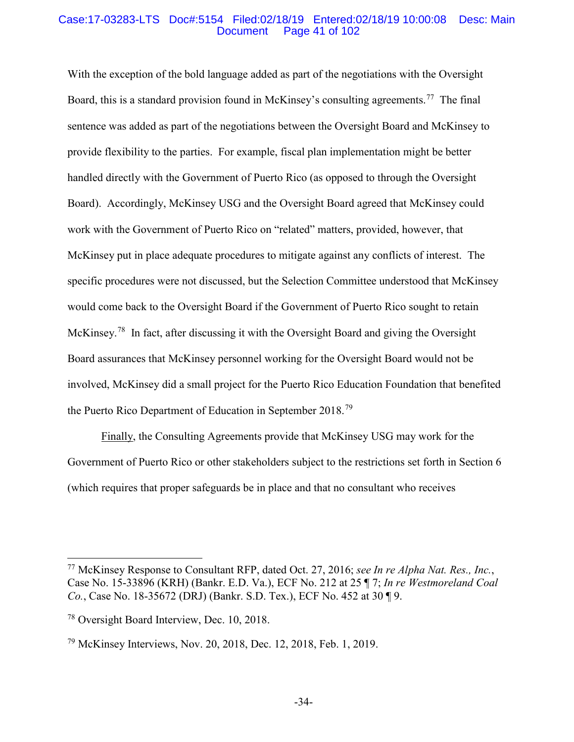With the exception of the bold language added as part of the negotiations with the Oversight Board, this is a standard provision found in McKinsey's consulting agreements.[77] The final sentence was added as part of the negotiations between the Oversight Board and McKinsey to provide flexibility to the parties. For example, fiscal plan implementation might be better handled directly with the Government of Puerto Rico (as opposed to through the Oversight Board). Accordingly, McKinsey USG and the Oversight Board agreed that McKinsey could work with the Government of Puerto Rico on "related" matters, provided, however, that McKinsey put in place adequate procedures to mitigate against any conflicts of interest. The specific procedures were not discussed, but the Selection Committee understood that McKinsey would come back to the Oversight Board if the Government of Puerto Rico sought to retain McKinsey.[78] In fact, after discussing it with the Oversight Board and giving the Oversight Board assurances that McKinsey personnel working for the Oversight Board would not be involved, McKinsey did a small project for the Puerto Rico Education Foundation that benefited the Puerto Rico Department of Education in September 2018.[79]

Finally, the Consulting Agreements provide that McKinsey USG may work for the Government of Puerto Rico or other stakeholders subject to the restrictions set forth in Section 6 (which requires that proper safeguards be in place and that no consultant who receives

---

[77] McKinsey Response to Consultant RFP, dated Oct. 27, 2016; *see In re Alpha Nat. Res., Inc.*, Case No. 15-33896 (KRH) (Bankr. E.D. Va.), ECF No. 212 at 25 ¶ 7; *In re Westmoreland Coal Co.*, Case No. 18-35672 (DRJ) (Bankr. S.D. Tex.), ECF No. 452 at 30 ¶ 9.

[78] Oversight Board Interview, Dec. 10, 2018.

[79] McKinsey Interviews, Nov. 20, 2018, Dec. 12, 2018, Feb. 1, 2019.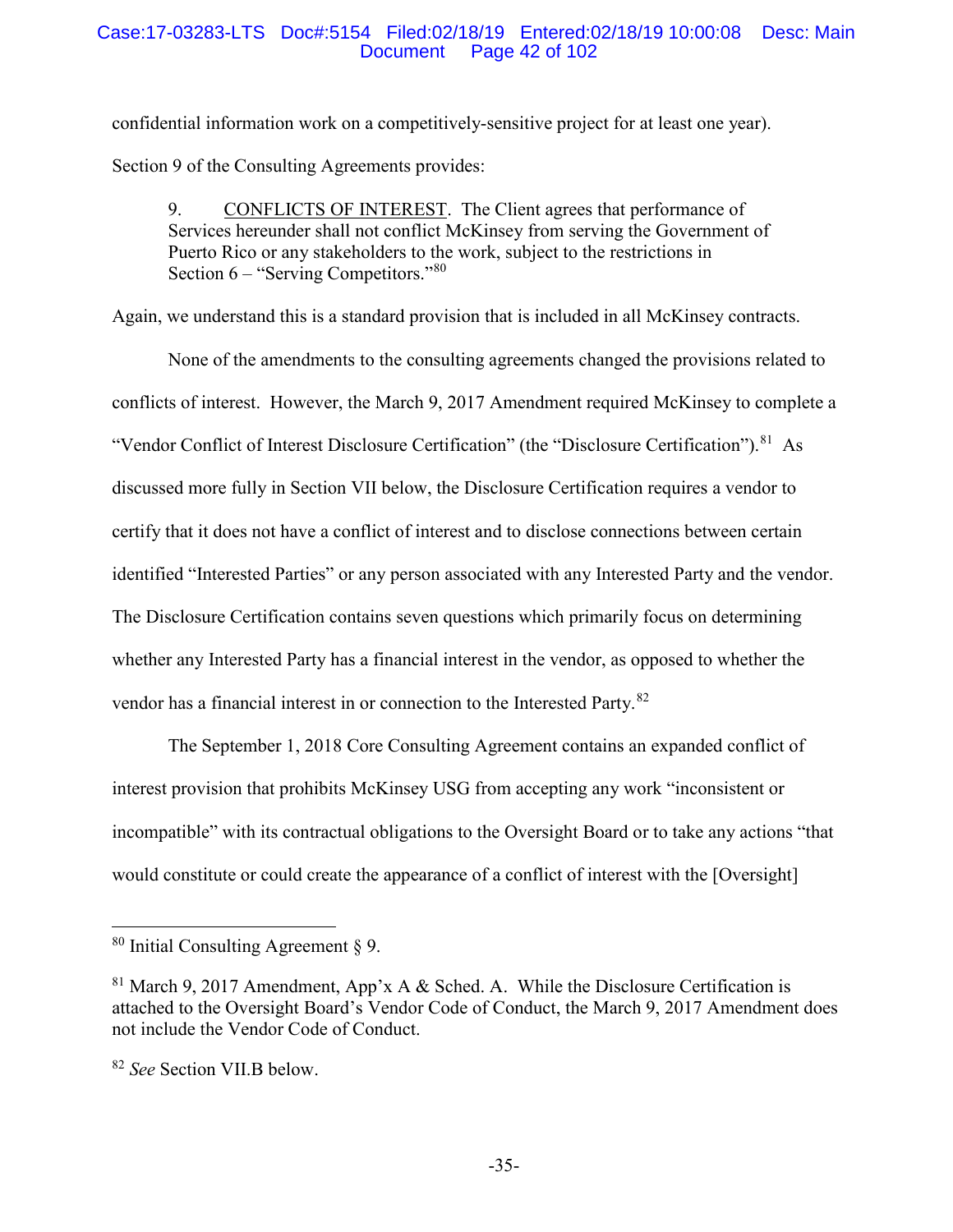confidential information work on a competitively-sensitive project for at least one year).

Section 9 of the Consulting Agreements provides:

> 9. CONFLICTS OF INTEREST. The Client agrees that performance of Services hereunder shall not conflict McKinsey from serving the Government of Puerto Rico or any stakeholders to the work, subject to the restrictions in Section 6 – "Serving Competitors."[80]

Again, we understand this is a standard provision that is included in all McKinsey contracts.

None of the amendments to the consulting agreements changed the provisions related to conflicts of interest. However, the March 9, 2017 Amendment required McKinsey to complete a "Vendor Conflict of Interest Disclosure Certification" (the "Disclosure Certification").[81] As discussed more fully in Section VII below, the Disclosure Certification requires a vendor to certify that it does not have a conflict of interest and to disclose connections between certain identified "Interested Parties" or any person associated with any Interested Party and the vendor. The Disclosure Certification contains seven questions which primarily focus on determining whether any Interested Party has a financial interest in the vendor, as opposed to whether the vendor has a financial interest in or connection to the Interested Party.[82]

The September 1, 2018 Core Consulting Agreement contains an expanded conflict of interest provision that prohibits McKinsey USG from accepting any work "inconsistent or incompatible" with its contractual obligations to the Oversight Board or to take any actions "that would constitute or could create the appearance of a conflict of interest with the [Oversight]

---

[80] Initial Consulting Agreement § 9.

[81] March 9, 2017 Amendment, App'x A & Sched. A. While the Disclosure Certification is attached to the Oversight Board's Vendor Code of Conduct, the March 9, 2017 Amendment does not include the Vendor Code of Conduct.

[82] *See* Section VII.B below.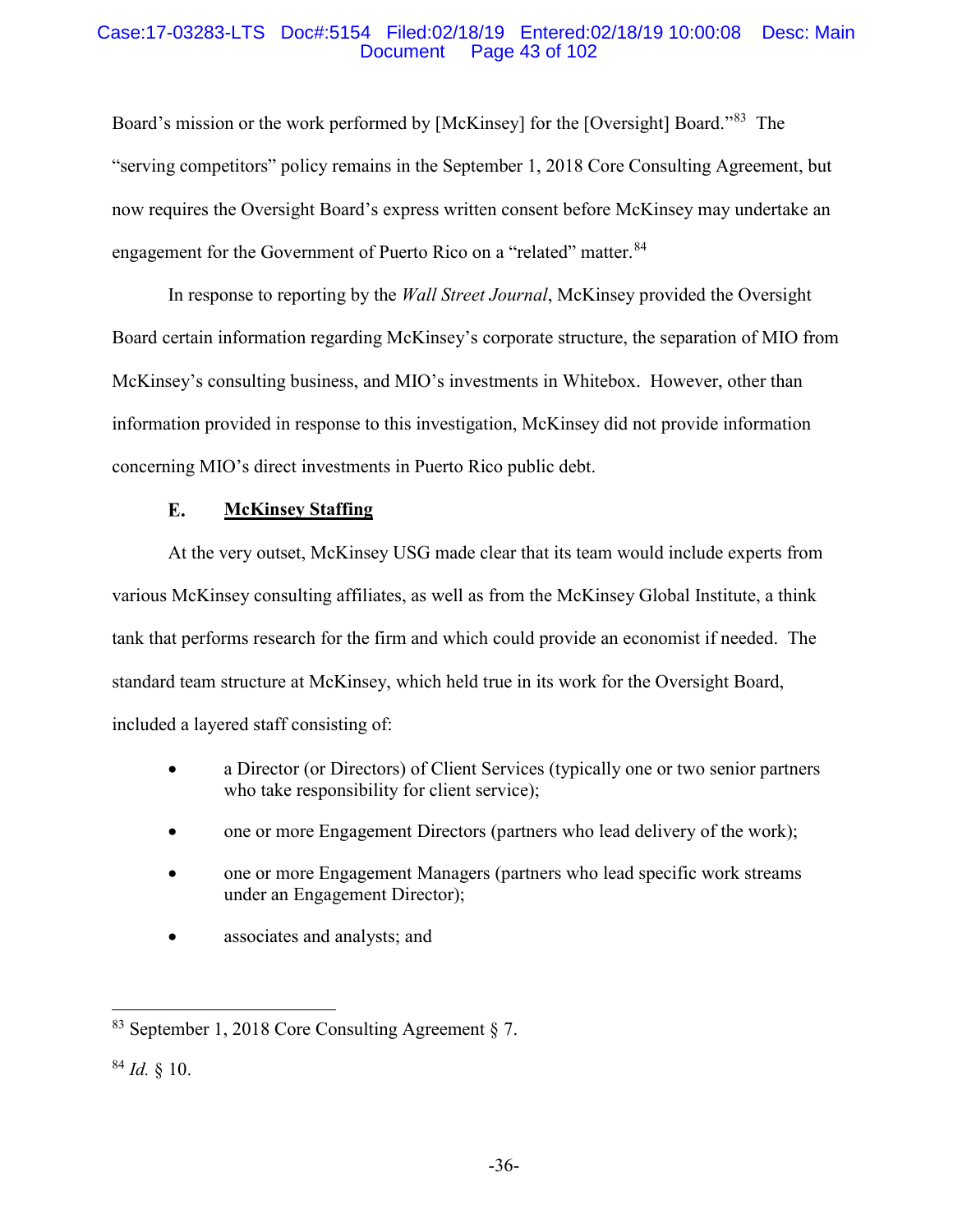Board's mission or the work performed by [McKinsey] for the [Oversight] Board."[83] The "serving competitors" policy remains in the September 1, 2018 Core Consulting Agreement, but now requires the Oversight Board's express written consent before McKinsey may undertake an engagement for the Government of Puerto Rico on a "related" matter.[84]

In response to reporting by the *Wall Street Journal*, McKinsey provided the Oversight Board certain information regarding McKinsey's corporate structure, the separation of MIO from McKinsey's consulting business, and MIO's investments in Whitebox. However, other than information provided in response to this investigation, McKinsey did not provide information concerning MIO's direct investments in Puerto Rico public debt.

### E. McKinsey Staffing

At the very outset, McKinsey USG made clear that its team would include experts from various McKinsey consulting affiliates, as well as from the McKinsey Global Institute, a think tank that performs research for the firm and which could provide an economist if needed. The standard team structure at McKinsey, which held true in its work for the Oversight Board, included a layered staff consisting of:

- a Director (or Directors) of Client Services (typically one or two senior partners who take responsibility for client service);
- one or more Engagement Directors (partners who lead delivery of the work);
- one or more Engagement Managers (partners who lead specific work streams under an Engagement Director);
- associates and analysts; and

---

[83] September 1, 2018 Core Consulting Agreement § 7.

[84] *Id.* § 10.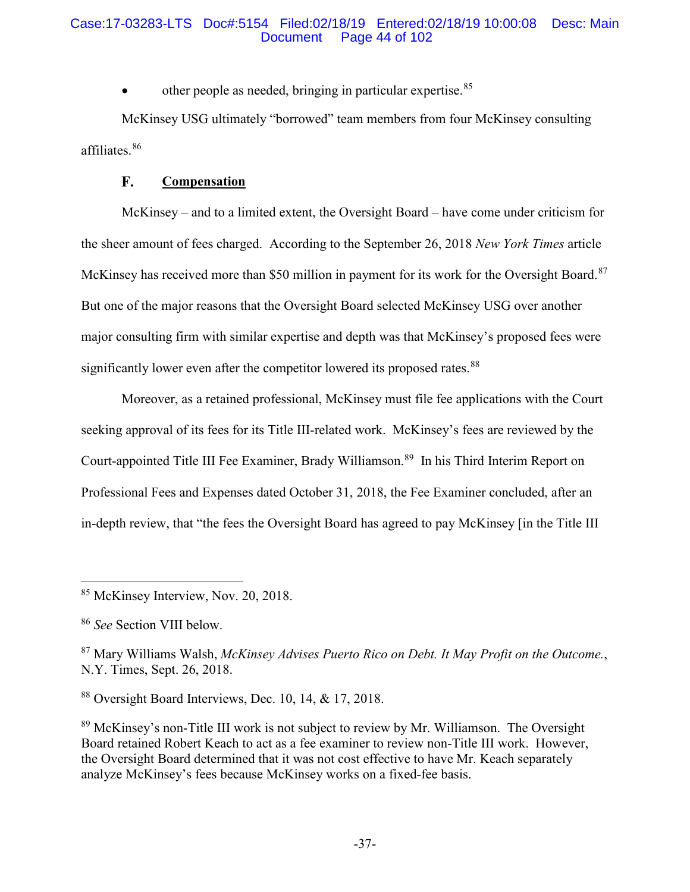- other people as needed, bringing in particular expertise.[85]

McKinsey USG ultimately "borrowed" team members from four McKinsey consulting affiliates.[86]

### F. **Compensation**

McKinsey – and to a limited extent, the Oversight Board – have come under criticism for the sheer amount of fees charged. According to the September 26, 2018 *New York Times* article McKinsey has received more than $50 million in payment for its work for the Oversight Board.[87] But one of the major reasons that the Oversight Board selected McKinsey USG over another major consulting firm with similar expertise and depth was that McKinsey's proposed fees were significantly lower even after the competitor lowered its proposed rates.[88]

Moreover, as a retained professional, McKinsey must file fee applications with the Court seeking approval of its fees for its Title III-related work. McKinsey's fees are reviewed by the Court-appointed Title III Fee Examiner, Brady Williamson.[89] In his Third Interim Report on Professional Fees and Expenses dated October 31, 2018, the Fee Examiner concluded, after an in-depth review, that "the fees the Oversight Board has agreed to pay McKinsey [in the Title III

---

[85] McKinsey Interview, Nov. 20, 2018.

[86] *See* Section VIII below.

[87] Mary Williams Walsh, *McKinsey Advises Puerto Rico on Debt. It May Profit on the Outcome.*, N.Y. Times, Sept. 26, 2018.

[88] Oversight Board Interviews, Dec. 10, 14, & 17, 2018.

[89] McKinsey's non-Title III work is not subject to review by Mr. Williamson. The Oversight Board retained Robert Keach to act as a fee examiner to review non-Title III work. However, the Oversight Board determined that it was not cost effective to have Mr. Keach separately analyze McKinsey's fees because McKinsey works on a fixed-fee basis.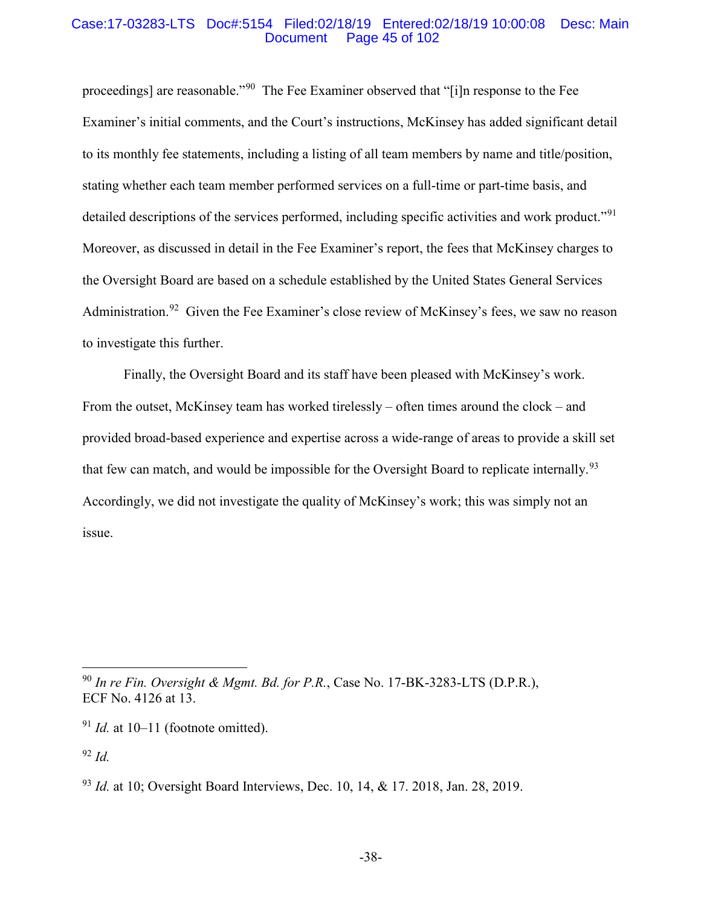proceedings] are reasonable."[90] The Fee Examiner observed that "[i]n response to the Fee Examiner's initial comments, and the Court's instructions, McKinsey has added significant detail to its monthly fee statements, including a listing of all team members by name and title/position, stating whether each team member performed services on a full-time or part-time basis, and detailed descriptions of the services performed, including specific activities and work product."[91] Moreover, as discussed in detail in the Fee Examiner's report, the fees that McKinsey charges to the Oversight Board are based on a schedule established by the United States General Services Administration.[92] Given the Fee Examiner's close review of McKinsey's fees, we saw no reason to investigate this further.

Finally, the Oversight Board and its staff have been pleased with McKinsey's work. From the outset, McKinsey team has worked tirelessly – often times around the clock – and provided broad-based experience and expertise across a wide-range of areas to provide a skill set that few can match, and would be impossible for the Oversight Board to replicate internally.[93] Accordingly, we did not investigate the quality of McKinsey's work; this was simply not an issue.

---

[90] *In re Fin. Oversight & Mgmt. Bd. for P.R.*, Case No. 17-BK-3283-LTS (D.P.R.), ECF No. 4126 at 13.

[91] *Id.* at 10–11 (footnote omitted).

[92] *Id.*

[93] *Id.* at 10; Oversight Board Interviews, Dec. 10, 14, & 17. 2018, Jan. 28, 2019.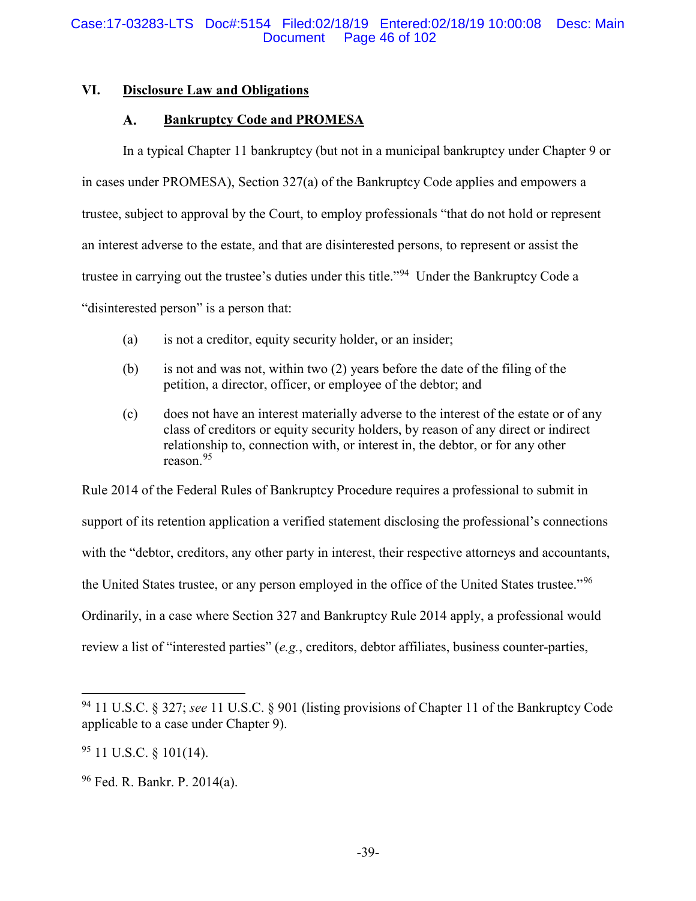## VI. Disclosure Law and Obligations

### A. Bankruptcy Code and PROMESA

In a typical Chapter 11 bankruptcy (but not in a municipal bankruptcy under Chapter 9 or in cases under PROMESA), Section 327(a) of the Bankruptcy Code applies and empowers a trustee, subject to approval by the Court, to employ professionals "that do not hold or represent an interest adverse to the estate, and that are disinterested persons, to represent or assist the trustee in carrying out the trustee's duties under this title."[94] Under the Bankruptcy Code a "disinterested person" is a person that:

(a) is not a creditor, equity security holder, or an insider;

(b) is not and was not, within two (2) years before the date of the filing of the petition, a director, officer, or employee of the debtor; and

(c) does not have an interest materially adverse to the interest of the estate or of any class of creditors or equity security holders, by reason of any direct or indirect relationship to, connection with, or interest in, the debtor, or for any other reason.[95]

Rule 2014 of the Federal Rules of Bankruptcy Procedure requires a professional to submit in support of its retention application a verified statement disclosing the professional's connections with the "debtor, creditors, any other party in interest, their respective attorneys and accountants, the United States trustee, or any person employed in the office of the United States trustee."[96] Ordinarily, in a case where Section 327 and Bankruptcy Rule 2014 apply, a professional would review a list of "interested parties" (*e.g.*, creditors, debtor affiliates, business counter-parties,

---

[94] 11 U.S.C. § 327; *see* 11 U.S.C. § 901 (listing provisions of Chapter 11 of the Bankruptcy Code applicable to a case under Chapter 9).

[95] 11 U.S.C. § 101(14).

[96] Fed. R. Bankr. P. 2014(a).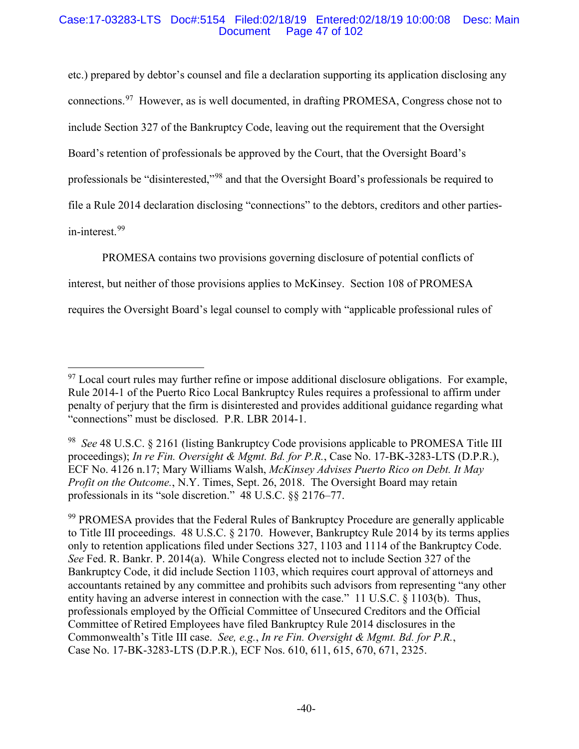etc.) prepared by debtor's counsel and file a declaration supporting its application disclosing any connections.[97] However, as is well documented, in drafting PROMESA, Congress chose not to include Section 327 of the Bankruptcy Code, leaving out the requirement that the Oversight Board's retention of professionals be approved by the Court, that the Oversight Board's professionals be "disinterested,"[98] and that the Oversight Board's professionals be required to file a Rule 2014 declaration disclosing "connections" to the debtors, creditors and other parties-in-interest.[99]

PROMESA contains two provisions governing disclosure of potential conflicts of interest, but neither of those provisions applies to McKinsey. Section 108 of PROMESA requires the Oversight Board's legal counsel to comply with "applicable professional rules of

---

[97] Local court rules may further refine or impose additional disclosure obligations. For example, Rule 2014-1 of the Puerto Rico Local Bankruptcy Rules requires a professional to affirm under penalty of perjury that the firm is disinterested and provides additional guidance regarding what "connections" must be disclosed. P.R. LBR 2014-1.

[98] *See* 48 U.S.C. § 2161 (listing Bankruptcy Code provisions applicable to PROMESA Title III proceedings); *In re Fin. Oversight & Mgmt. Bd. for P.R.*, Case No. 17-BK-3283-LTS (D.P.R.), ECF No. 4126 n.17; Mary Williams Walsh, *McKinsey Advises Puerto Rico on Debt. It May Profit on the Outcome.*, N.Y. Times, Sept. 26, 2018. The Oversight Board may retain professionals in its "sole discretion." 48 U.S.C. §§ 2176–77.

[99] PROMESA provides that the Federal Rules of Bankruptcy Procedure are generally applicable to Title III proceedings. 48 U.S.C. § 2170. However, Bankruptcy Rule 2014 by its terms applies only to retention applications filed under Sections 327, 1103 and 1114 of the Bankruptcy Code. *See* Fed. R. Bankr. P. 2014(a). While Congress elected not to include Section 327 of the Bankruptcy Code, it did include Section 1103, which requires court approval of attorneys and accountants retained by any committee and prohibits such advisors from representing "any other entity having an adverse interest in connection with the case." 11 U.S.C. § 1103(b). Thus, professionals employed by the Official Committee of Unsecured Creditors and the Official Committee of Retired Employees have filed Bankruptcy Rule 2014 disclosures in the Commonwealth's Title III case. *See, e.g.*, *In re Fin. Oversight & Mgmt. Bd. for P.R.*, Case No. 17-BK-3283-LTS (D.P.R.), ECF Nos. 610, 611, 615, 670, 671, 2325.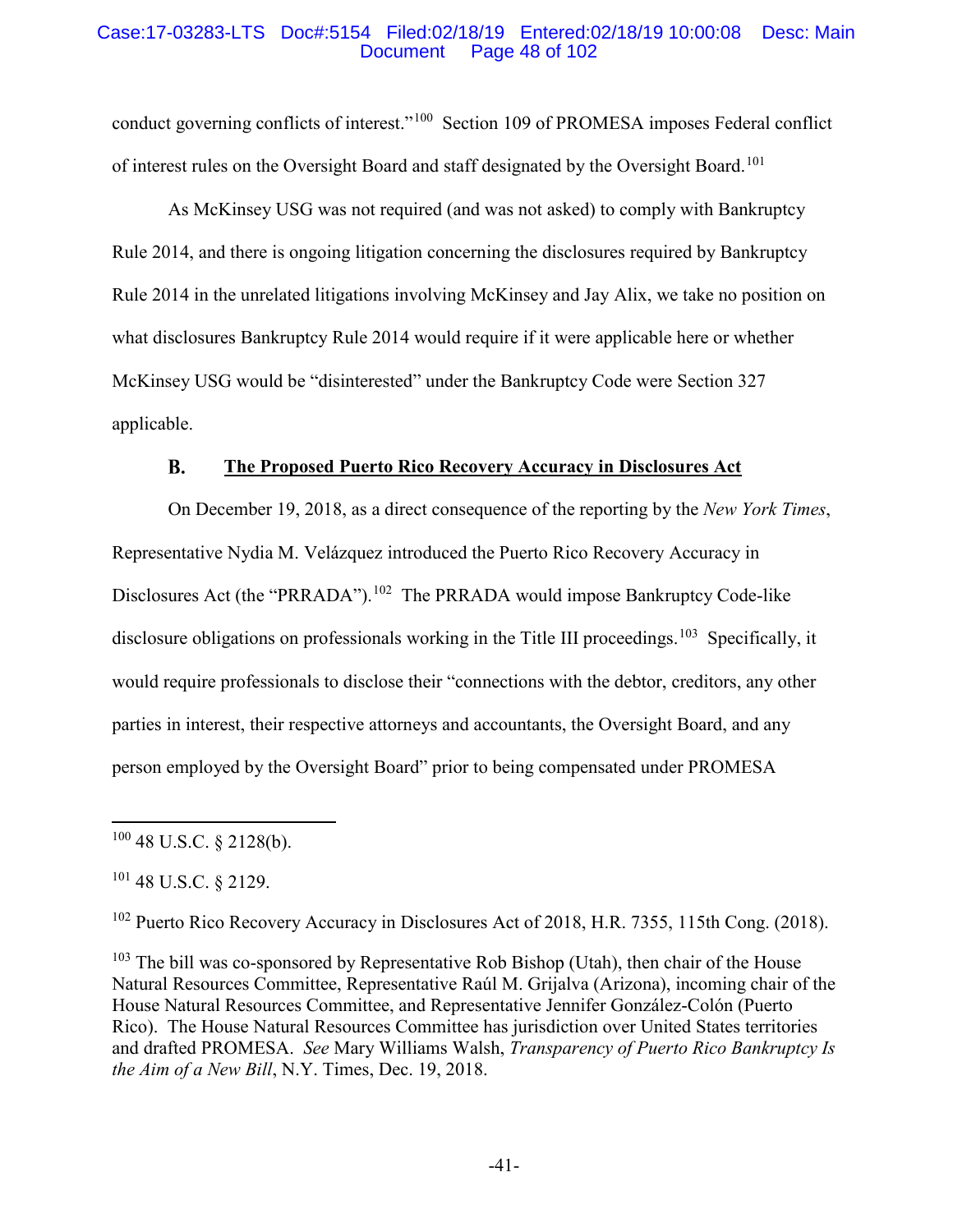conduct governing conflicts of interest."[100] Section 109 of PROMESA imposes Federal conflict of interest rules on the Oversight Board and staff designated by the Oversight Board.[101]

As McKinsey USG was not required (and was not asked) to comply with Bankruptcy Rule 2014, and there is ongoing litigation concerning the disclosures required by Bankruptcy Rule 2014 in the unrelated litigations involving McKinsey and Jay Alix, we take no position on what disclosures Bankruptcy Rule 2014 would require if it were applicable here or whether McKinsey USG would be "disinterested" under the Bankruptcy Code were Section 327 applicable.

### B. <u>The Proposed Puerto Rico Recovery Accuracy in Disclosures Act</u>

On December 19, 2018, as a direct consequence of the reporting by the *New York Times*, Representative Nydia M. Velázquez introduced the Puerto Rico Recovery Accuracy in Disclosures Act (the "PRRADA").[102] The PRRADA would impose Bankruptcy Code-like disclosure obligations on professionals working in the Title III proceedings.[103] Specifically, it would require professionals to disclose their "connections with the debtor, creditors, any other parties in interest, their respective attorneys and accountants, the Oversight Board, and any person employed by the Oversight Board" prior to being compensated under PROMESA

---

[100] 48 U.S.C. § 2128(b).

[101] 48 U.S.C. § 2129.

[102] Puerto Rico Recovery Accuracy in Disclosures Act of 2018, H.R. 7355, 115th Cong. (2018).

[103] The bill was co-sponsored by Representative Rob Bishop (Utah), then chair of the House Natural Resources Committee, Representative Raúl M. Grijalva (Arizona), incoming chair of the House Natural Resources Committee, and Representative Jennifer González-Colón (Puerto Rico). The House Natural Resources Committee has jurisdiction over United States territories and drafted PROMESA. *See* Mary Williams Walsh, *Transparency of Puerto Rico Bankruptcy Is the Aim of a New Bill*, N.Y. Times, Dec. 19, 2018.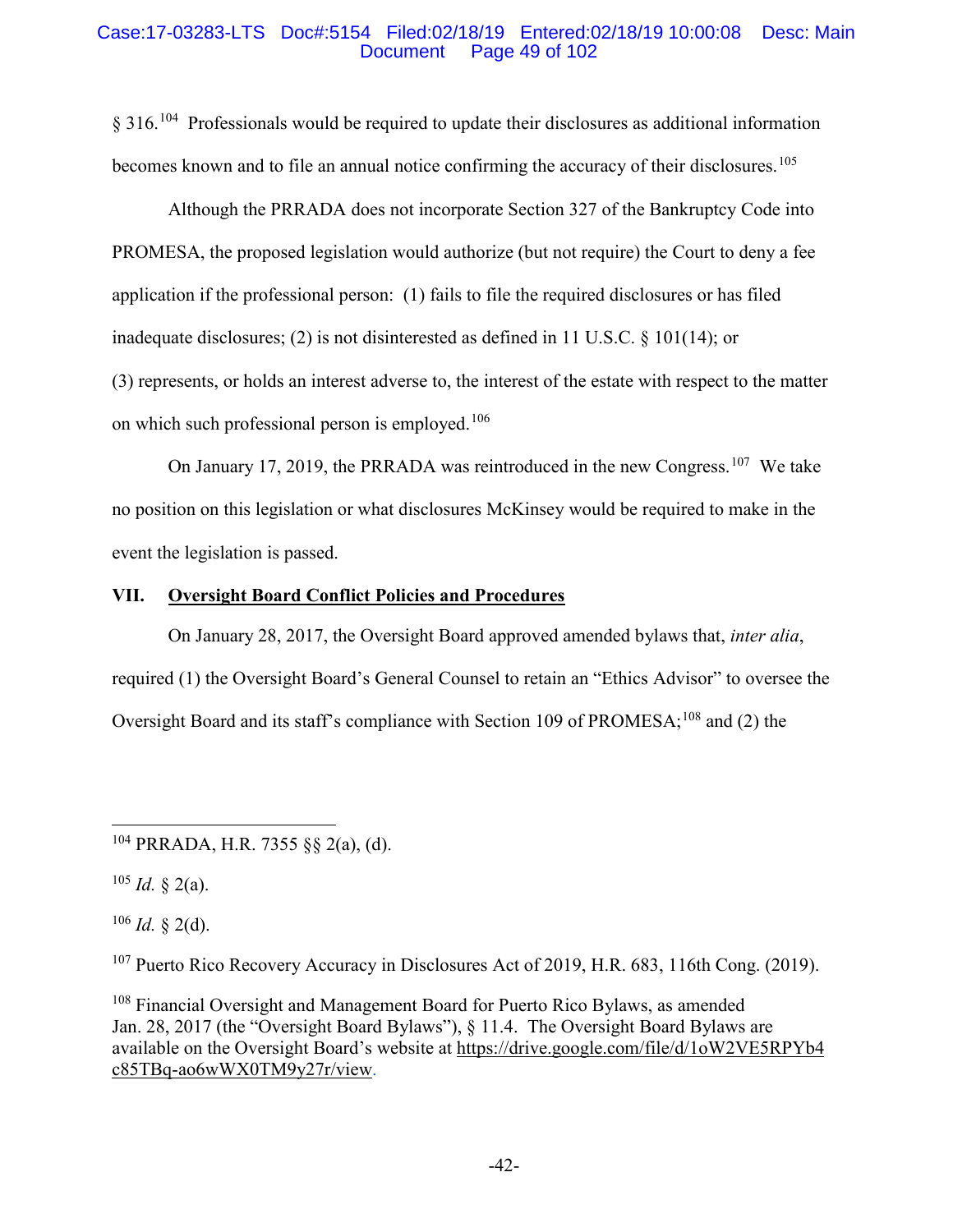§ 316.[104] Professionals would be required to update their disclosures as additional information becomes known and to file an annual notice confirming the accuracy of their disclosures.[105]

Although the PRRADA does not incorporate Section 327 of the Bankruptcy Code into PROMESA, the proposed legislation would authorize (but not require) the Court to deny a fee application if the professional person: (1) fails to file the required disclosures or has filed inadequate disclosures; (2) is not disinterested as defined in 11 U.S.C. § 101(14); or (3) represents, or holds an interest adverse to, the interest of the estate with respect to the matter on which such professional person is employed.[106]

On January 17, 2019, the PRRADA was reintroduced in the new Congress.[107] We take no position on this legislation or what disclosures McKinsey would be required to make in the event the legislation is passed.

## VII. Oversight Board Conflict Policies and Procedures

On January 28, 2017, the Oversight Board approved amended bylaws that, *inter alia*, required (1) the Oversight Board's General Counsel to retain an "Ethics Advisor" to oversee the Oversight Board and its staff's compliance with Section 109 of PROMESA;[108] and (2) the

---

[104] PRRADA, H.R. 7355 §§ 2(a), (d).

[105] *Id.* § 2(a).

[106] *Id.* § 2(d).

[107] Puerto Rico Recovery Accuracy in Disclosures Act of 2019, H.R. 683, 116th Cong. (2019).

[108] Financial Oversight and Management Board for Puerto Rico Bylaws, as amended Jan. 28, 2017 (the "Oversight Board Bylaws"), § 11.4. The Oversight Board Bylaws are available on the Oversight Board's website at https://drive.google.com/file/d/1oW2VE5RPYb4c85TBq-ao6wWX0TM9y27r/view.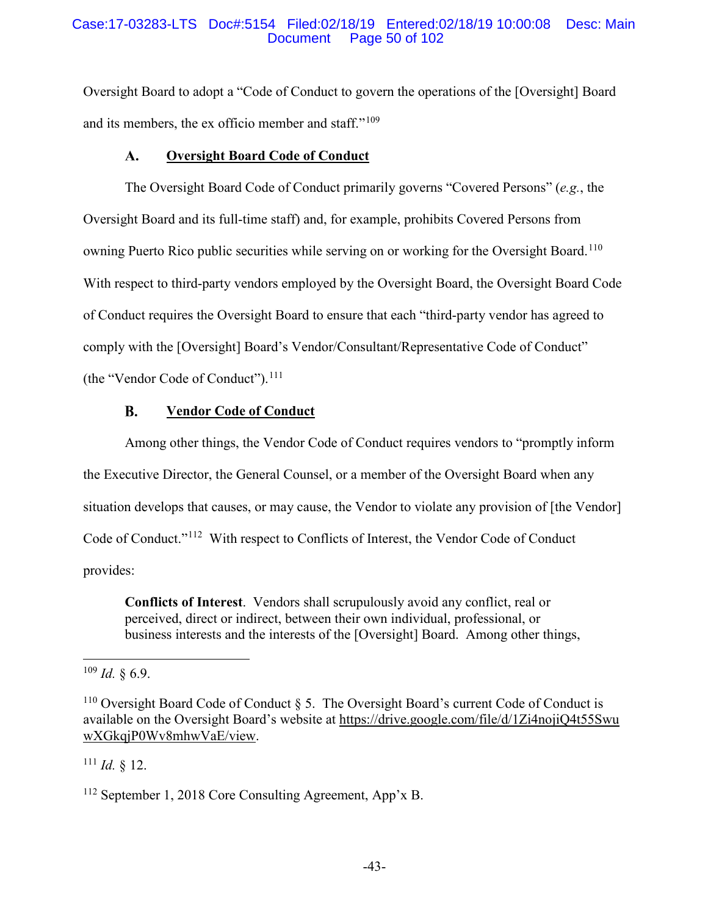Oversight Board to adopt a "Code of Conduct to govern the operations of the [Oversight] Board and its members, the ex officio member and staff."[109]

### A. Oversight Board Code of Conduct

The Oversight Board Code of Conduct primarily governs "Covered Persons" (*e.g.*, the Oversight Board and its full-time staff) and, for example, prohibits Covered Persons from owning Puerto Rico public securities while serving on or working for the Oversight Board.[110] With respect to third-party vendors employed by the Oversight Board, the Oversight Board Code of Conduct requires the Oversight Board to ensure that each "third-party vendor has agreed to comply with the [Oversight] Board's Vendor/Consultant/Representative Code of Conduct" (the "Vendor Code of Conduct").[111]

### B. Vendor Code of Conduct

Among other things, the Vendor Code of Conduct requires vendors to "promptly inform the Executive Director, the General Counsel, or a member of the Oversight Board when any situation develops that causes, or may cause, the Vendor to violate any provision of [the Vendor] Code of Conduct."[112] With respect to Conflicts of Interest, the Vendor Code of Conduct provides:

> **Conflicts of Interest**. Vendors shall scrupulously avoid any conflict, real or perceived, direct or indirect, between their own individual, professional, or business interests and the interests of the [Oversight] Board. Among other things,

---

[109] *Id.* § 6.9.

[110] Oversight Board Code of Conduct § 5. The Oversight Board's current Code of Conduct is available on the Oversight Board's website at https://drive.google.com/file/d/1Zi4nojiQ4t55SwuwXGkqjP0Wv8mhwVaE/view.

[111] *Id.* § 12.

[112] September 1, 2018 Core Consulting Agreement, App'x B.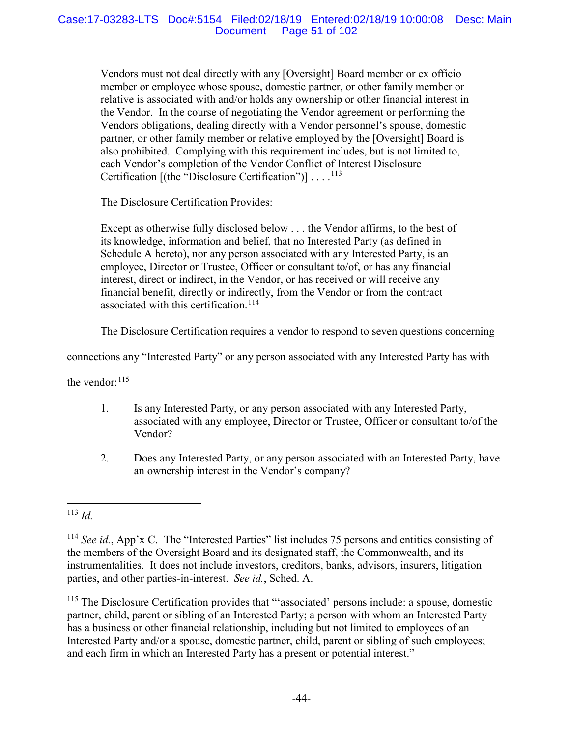> Vendors must not deal directly with any [Oversight] Board member or ex officio member or employee whose spouse, domestic partner, or other family member or relative is associated with and/or holds any ownership or other financial interest in the Vendor. In the course of negotiating the Vendor agreement or performing the Vendors obligations, dealing directly with a Vendor personnel's spouse, domestic partner, or other family member or relative employed by the [Oversight] Board is also prohibited. Complying with this requirement includes, but is not limited to, each Vendor's completion of the Vendor Conflict of Interest Disclosure Certification [(the "Disclosure Certification")] . . . .[113]
>
> The Disclosure Certification Provides:
>
> Except as otherwise fully disclosed below . . . the Vendor affirms, to the best of its knowledge, information and belief, that no Interested Party (as defined in Schedule A hereto), nor any person associated with any Interested Party, is an employee, Director or Trustee, Officer or consultant to/of, or has any financial interest, direct or indirect, in the Vendor, or has received or will receive any financial benefit, directly or indirectly, from the Vendor or from the contract associated with this certification.[114]

The Disclosure Certification requires a vendor to respond to seven questions concerning connections any "Interested Party" or any person associated with any Interested Party has with the vendor:[115]

1. Is any Interested Party, or any person associated with any Interested Party, associated with any employee, Director or Trustee, Officer or consultant to/of the Vendor?

2. Does any Interested Party, or any person associated with an Interested Party, have an ownership interest in the Vendor's company?

---

[113] *Id.*

[114] *See id.*, App'x C. The "Interested Parties" list includes 75 persons and entities consisting of the members of the Oversight Board and its designated staff, the Commonwealth, and its instrumentalities. It does not include investors, creditors, banks, advisors, insurers, litigation parties, and other parties-in-interest. *See id.*, Sched. A.

[115] The Disclosure Certification provides that "'associated' persons include: a spouse, domestic partner, child, parent or sibling of an Interested Party; a person with whom an Interested Party has a business or other financial relationship, including but not limited to employees of an Interested Party and/or a spouse, domestic partner, child, parent or sibling of such employees; and each firm in which an Interested Party has a present or potential interest."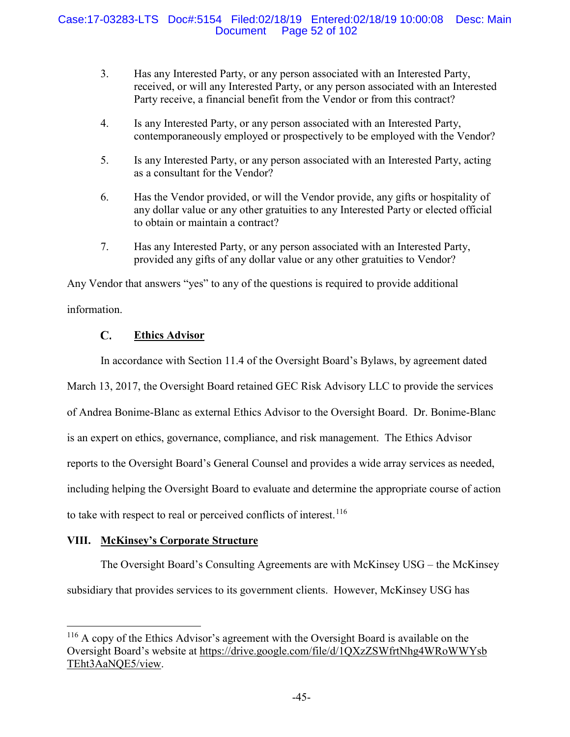3. Has any Interested Party, or any person associated with an Interested Party, received, or will any Interested Party, or any person associated with an Interested Party receive, a financial benefit from the Vendor or from this contract?

4. Is any Interested Party, or any person associated with an Interested Party, contemporaneously employed or prospectively to be employed with the Vendor?

5. Is any Interested Party, or any person associated with an Interested Party, acting as a consultant for the Vendor?

6. Has the Vendor provided, or will the Vendor provide, any gifts or hospitality of any dollar value or any other gratuities to any Interested Party or elected official to obtain or maintain a contract?

7. Has any Interested Party, or any person associated with an Interested Party, provided any gifts of any dollar value or any other gratuities to Vendor?

Any Vendor that answers "yes" to any of the questions is required to provide additional information.

### C. Ethics Advisor

In accordance with Section 11.4 of the Oversight Board's Bylaws, by agreement dated March 13, 2017, the Oversight Board retained GEC Risk Advisory LLC to provide the services of Andrea Bonime-Blanc as external Ethics Advisor to the Oversight Board. Dr. Bonime-Blanc is an expert on ethics, governance, compliance, and risk management. The Ethics Advisor reports to the Oversight Board's General Counsel and provides a wide array services as needed, including helping the Oversight Board to evaluate and determine the appropriate course of action to take with respect to real or perceived conflicts of interest.[116]

## VIII. McKinsey's Corporate Structure

The Oversight Board's Consulting Agreements are with McKinsey USG – the McKinsey subsidiary that provides services to its government clients. However, McKinsey USG has

---

[116] A copy of the Ethics Advisor's agreement with the Oversight Board is available on the Oversight Board's website at https://drive.google.com/file/d/1QXzZSWfrtNhg4WRoWWYsbTEht3AaNQE5/view.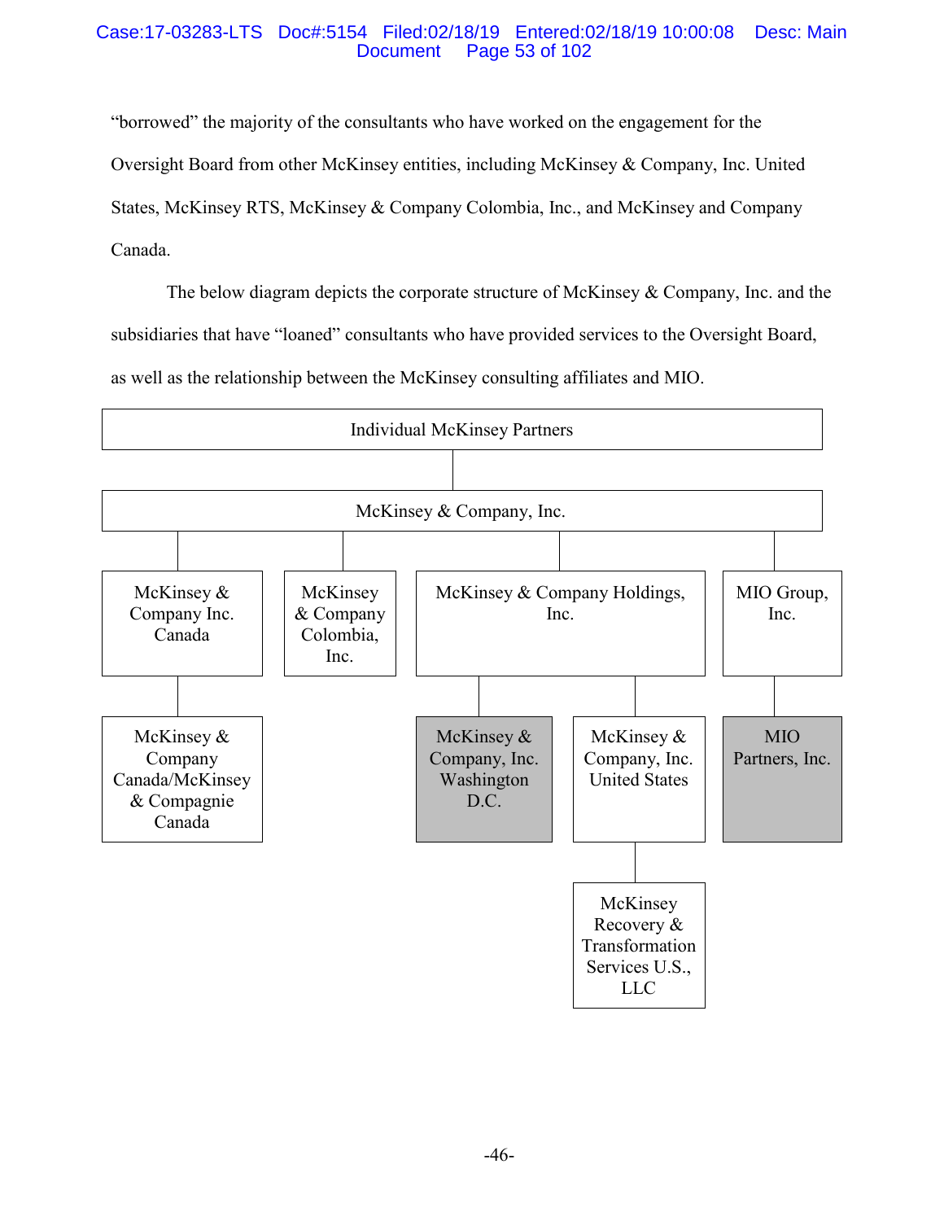"borrowed" the majority of the consultants who have worked on the engagement for the Oversight Board from other McKinsey entities, including McKinsey & Company, Inc. United States, McKinsey RTS, McKinsey & Company Colombia, Inc., and McKinsey and Company Canada.

The below diagram depicts the corporate structure of McKinsey & Company, Inc. and the subsidiaries that have "loaned" consultants who have provided services to the Oversight Board, as well as the relationship between the McKinsey consulting affiliates and MIO.

- Individual McKinsey Partners
  - McKinsey & Company, Inc.
    - McKinsey & Company Inc. Canada
      - McKinsey & Company Canada/McKinsey & Compagnie Canada
    - McKinsey & Company Colombia, Inc.
    - McKinsey & Company Holdings, Inc.
      - McKinsey & Company, Inc. Washington D.C.
      - McKinsey & Company, Inc. United States
        - McKinsey Recovery & Transformation Services U.S., LLC
    - MIO Group, Inc.
      - MIO Partners, Inc.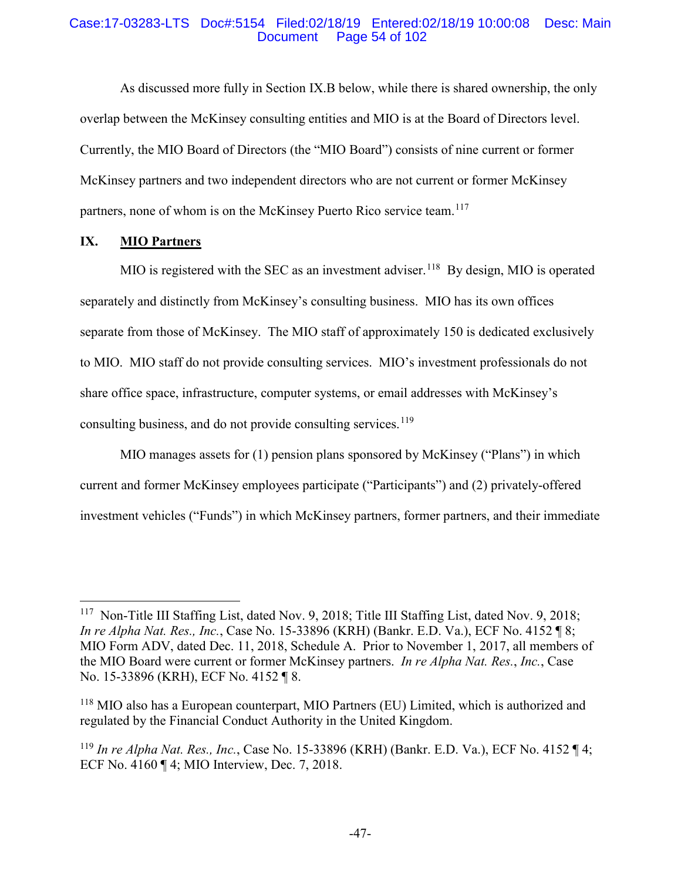As discussed more fully in Section IX.B below, while there is shared ownership, the only overlap between the McKinsey consulting entities and MIO is at the Board of Directors level. Currently, the MIO Board of Directors (the "MIO Board") consists of nine current or former McKinsey partners and two independent directors who are not current or former McKinsey partners, none of whom is on the McKinsey Puerto Rico service team.[117]

## IX. MIO Partners

MIO is registered with the SEC as an investment adviser.[118] By design, MIO is operated separately and distinctly from McKinsey's consulting business. MIO has its own offices separate from those of McKinsey. The MIO staff of approximately 150 is dedicated exclusively to MIO. MIO staff do not provide consulting services. MIO's investment professionals do not share office space, infrastructure, computer systems, or email addresses with McKinsey's consulting business, and do not provide consulting services.[119]

MIO manages assets for (1) pension plans sponsored by McKinsey ("Plans") in which current and former McKinsey employees participate ("Participants") and (2) privately-offered investment vehicles ("Funds") in which McKinsey partners, former partners, and their immediate

---

[117] Non-Title III Staffing List, dated Nov. 9, 2018; Title III Staffing List, dated Nov. 9, 2018; *In re Alpha Nat. Res., Inc.*, Case No. 15-33896 (KRH) (Bankr. E.D. Va.), ECF No. 4152 ¶ 8; MIO Form ADV, dated Dec. 11, 2018, Schedule A. Prior to November 1, 2017, all members of the MIO Board were current or former McKinsey partners. *In re Alpha Nat. Res.*, *Inc.*, Case No. 15-33896 (KRH), ECF No. 4152 ¶ 8.

[118] MIO also has a European counterpart, MIO Partners (EU) Limited, which is authorized and regulated by the Financial Conduct Authority in the United Kingdom.

[119] *In re Alpha Nat. Res., Inc.*, Case No. 15-33896 (KRH) (Bankr. E.D. Va.), ECF No. 4152 ¶ 4; ECF No. 4160 ¶ 4; MIO Interview, Dec. 7, 2018.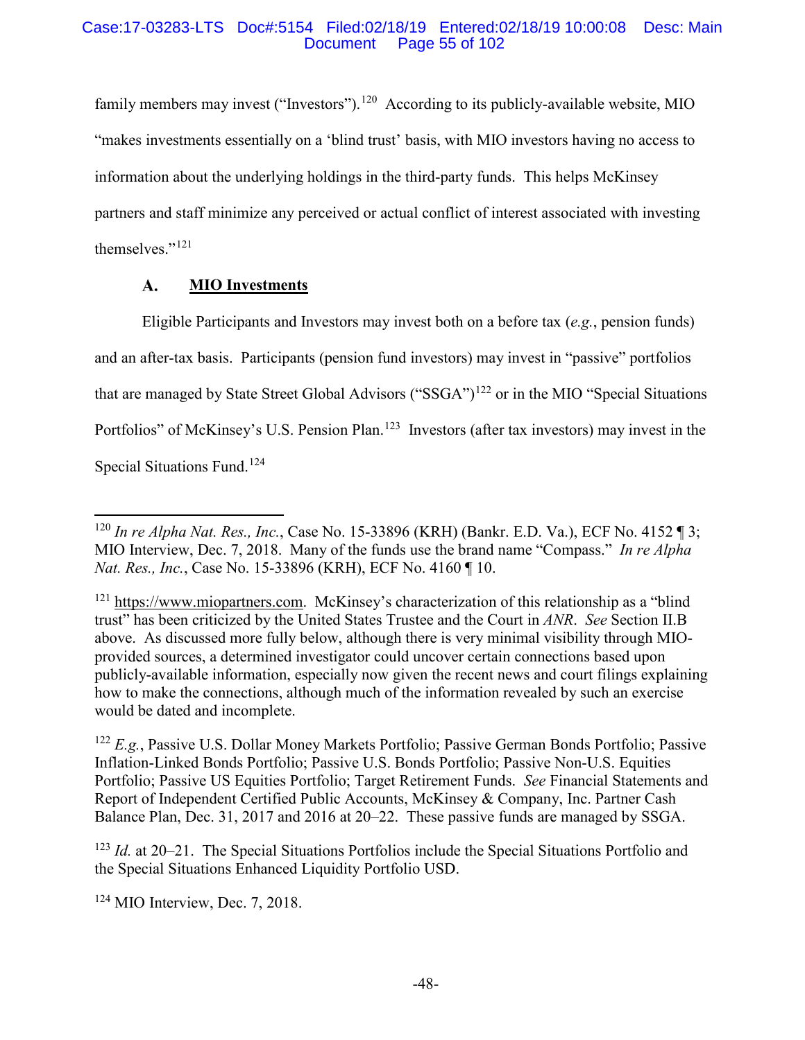family members may invest ("Investors").[120] According to its publicly-available website, MIO "makes investments essentially on a 'blind trust' basis, with MIO investors having no access to information about the underlying holdings in the third-party funds. This helps McKinsey partners and staff minimize any perceived or actual conflict of interest associated with investing themselves."[121]

## A. MIO Investments

Eligible Participants and Investors may invest both on a before tax (*e.g.*, pension funds) and an after-tax basis. Participants (pension fund investors) may invest in "passive" portfolios that are managed by State Street Global Advisors ("SSGA")[122] or in the MIO "Special Situations Portfolios" of McKinsey's U.S. Pension Plan.[123] Investors (after tax investors) may invest in the Special Situations Fund.[124]

---

[120] *In re Alpha Nat. Res., Inc.*, Case No. 15-33896 (KRH) (Bankr. E.D. Va.), ECF No. 4152 ¶ 3; MIO Interview, Dec. 7, 2018. Many of the funds use the brand name "Compass." *In re Alpha Nat. Res., Inc.*, Case No. 15-33896 (KRH), ECF No. 4160 ¶ 10.

[121] https://www.miopartners.com. McKinsey's characterization of this relationship as a "blind trust" has been criticized by the United States Trustee and the Court in *ANR*. *See* Section II.B above. As discussed more fully below, although there is very minimal visibility through MIO-provided sources, a determined investigator could uncover certain connections based upon publicly-available information, especially now given the recent news and court filings explaining how to make the connections, although much of the information revealed by such an exercise would be dated and incomplete.

[122] *E.g.*, Passive U.S. Dollar Money Markets Portfolio; Passive German Bonds Portfolio; Passive Inflation-Linked Bonds Portfolio; Passive U.S. Bonds Portfolio; Passive Non-U.S. Equities Portfolio; Passive US Equities Portfolio; Target Retirement Funds. *See* Financial Statements and Report of Independent Certified Public Accounts, McKinsey & Company, Inc. Partner Cash Balance Plan, Dec. 31, 2017 and 2016 at 20–22. These passive funds are managed by SSGA.

[123] *Id.* at 20–21. The Special Situations Portfolios include the Special Situations Portfolio and the Special Situations Enhanced Liquidity Portfolio USD.

[124] MIO Interview, Dec. 7, 2018.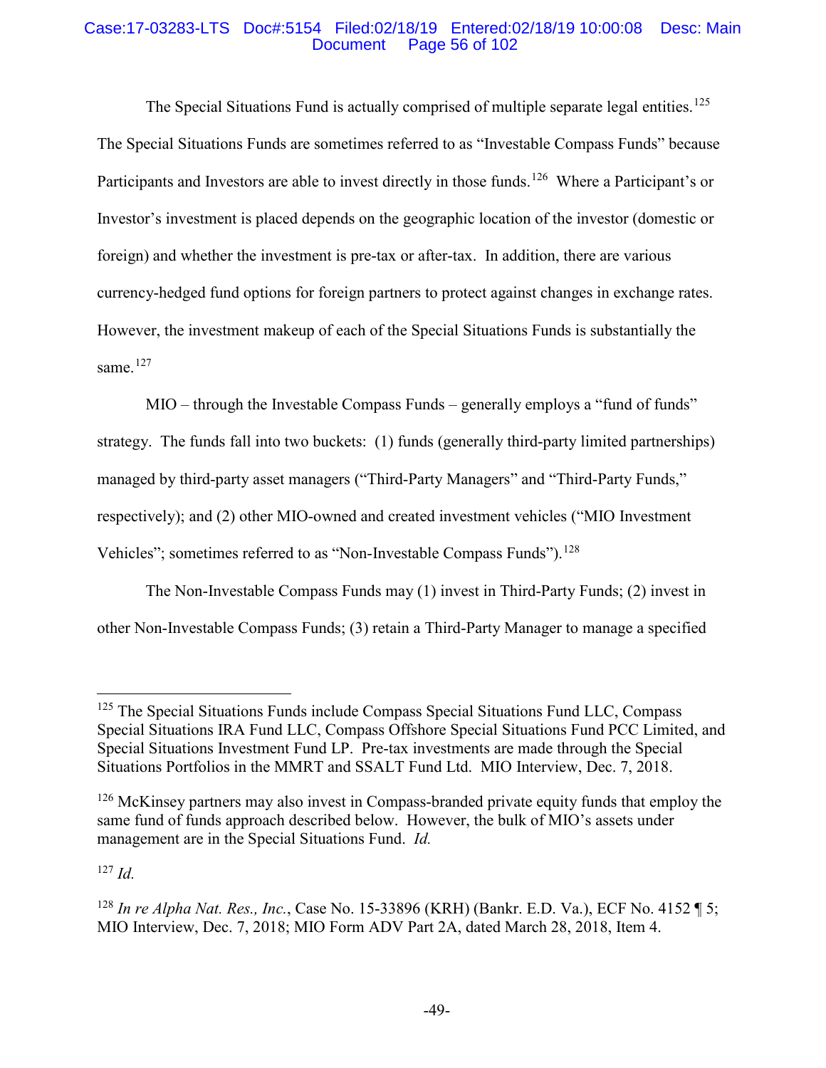The Special Situations Fund is actually comprised of multiple separate legal entities.[125] The Special Situations Funds are sometimes referred to as "Investable Compass Funds" because Participants and Investors are able to invest directly in those funds.[126] Where a Participant's or Investor's investment is placed depends on the geographic location of the investor (domestic or foreign) and whether the investment is pre-tax or after-tax. In addition, there are various currency-hedged fund options for foreign partners to protect against changes in exchange rates. However, the investment makeup of each of the Special Situations Funds is substantially the same.[127]

MIO – through the Investable Compass Funds – generally employs a "fund of funds" strategy. The funds fall into two buckets: (1) funds (generally third-party limited partnerships) managed by third-party asset managers ("Third-Party Managers" and "Third-Party Funds," respectively); and (2) other MIO-owned and created investment vehicles ("MIO Investment Vehicles"; sometimes referred to as "Non-Investable Compass Funds").[128]

The Non-Investable Compass Funds may (1) invest in Third-Party Funds; (2) invest in other Non-Investable Compass Funds; (3) retain a Third-Party Manager to manage a specified

---

[125] The Special Situations Funds include Compass Special Situations Fund LLC, Compass Special Situations IRA Fund LLC, Compass Offshore Special Situations Fund PCC Limited, and Special Situations Investment Fund LP. Pre-tax investments are made through the Special Situations Portfolios in the MMRT and SSALT Fund Ltd. MIO Interview, Dec. 7, 2018.

[126] McKinsey partners may also invest in Compass-branded private equity funds that employ the same fund of funds approach described below. However, the bulk of MIO's assets under management are in the Special Situations Fund. *Id.*

[127] *Id.*

[128] *In re Alpha Nat. Res., Inc.*, Case No. 15-33896 (KRH) (Bankr. E.D. Va.), ECF No. 4152 ¶ 5; MIO Interview, Dec. 7, 2018; MIO Form ADV Part 2A, dated March 28, 2018, Item 4.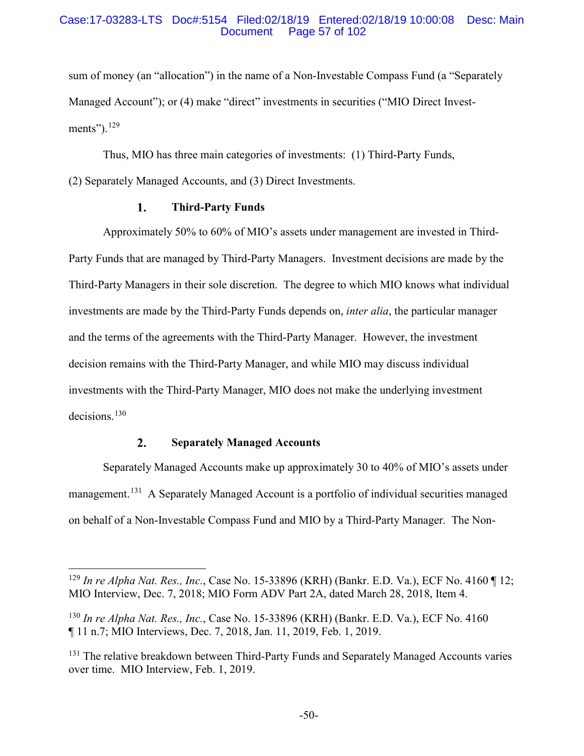sum of money (an "allocation") in the name of a Non-Investable Compass Fund (a "Separately Managed Account"); or (4) make "direct" investments in securities ("MIO Direct Investments").[129]

Thus, MIO has three main categories of investments: (1) Third-Party Funds, (2) Separately Managed Accounts, and (3) Direct Investments.

### 1. Third-Party Funds

Approximately 50% to 60% of MIO's assets under management are invested in Third-Party Funds that are managed by Third-Party Managers. Investment decisions are made by the Third-Party Managers in their sole discretion. The degree to which MIO knows what individual investments are made by the Third-Party Funds depends on, *inter alia*, the particular manager and the terms of the agreements with the Third-Party Manager. However, the investment decision remains with the Third-Party Manager, and while MIO may discuss individual investments with the Third-Party Manager, MIO does not make the underlying investment decisions.[130]

### 2. Separately Managed Accounts

Separately Managed Accounts make up approximately 30 to 40% of MIO's assets under management.[131] A Separately Managed Account is a portfolio of individual securities managed on behalf of a Non-Investable Compass Fund and MIO by a Third-Party Manager. The Non-

---

[129] *In re Alpha Nat. Res., Inc.*, Case No. 15-33896 (KRH) (Bankr. E.D. Va.), ECF No. 4160 ¶ 12; MIO Interview, Dec. 7, 2018; MIO Form ADV Part 2A, dated March 28, 2018, Item 4.

[130] *In re Alpha Nat. Res., Inc.*, Case No. 15-33896 (KRH) (Bankr. E.D. Va.), ECF No. 4160 ¶ 11 n.7; MIO Interviews, Dec. 7, 2018, Jan. 11, 2019, Feb. 1, 2019.

[131] The relative breakdown between Third-Party Funds and Separately Managed Accounts varies over time. MIO Interview, Feb. 1, 2019.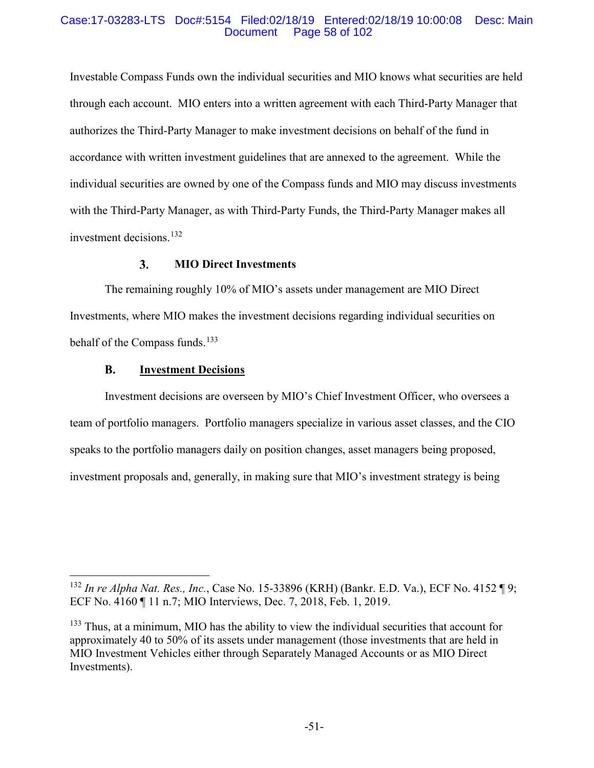Investable Compass Funds own the individual securities and MIO knows what securities are held through each account. MIO enters into a written agreement with each Third-Party Manager that authorizes the Third-Party Manager to make investment decisions on behalf of the fund in accordance with written investment guidelines that are annexed to the agreement. While the individual securities are owned by one of the Compass funds and MIO may discuss investments with the Third-Party Manager, as with Third-Party Funds, the Third-Party Manager makes all investment decisions.[132]

### 3. MIO Direct Investments

The remaining roughly 10% of MIO's assets under management are MIO Direct Investments, where MIO makes the investment decisions regarding individual securities on behalf of the Compass funds.[133]

## B. Investment Decisions

Investment decisions are overseen by MIO's Chief Investment Officer, who oversees a team of portfolio managers. Portfolio managers specialize in various asset classes, and the CIO speaks to the portfolio managers daily on position changes, asset managers being proposed, investment proposals and, generally, in making sure that MIO's investment strategy is being

---

[132] *In re Alpha Nat. Res., Inc.*, Case No. 15-33896 (KRH) (Bankr. E.D. Va.), ECF No. 4152 ¶ 9; ECF No. 4160 ¶ 11 n.7; MIO Interviews, Dec. 7, 2018, Feb. 1, 2019.

[133] Thus, at a minimum, MIO has the ability to view the individual securities that account for approximately 40 to 50% of its assets under management (those investments that are held in MIO Investment Vehicles either through Separately Managed Accounts or as MIO Direct Investments).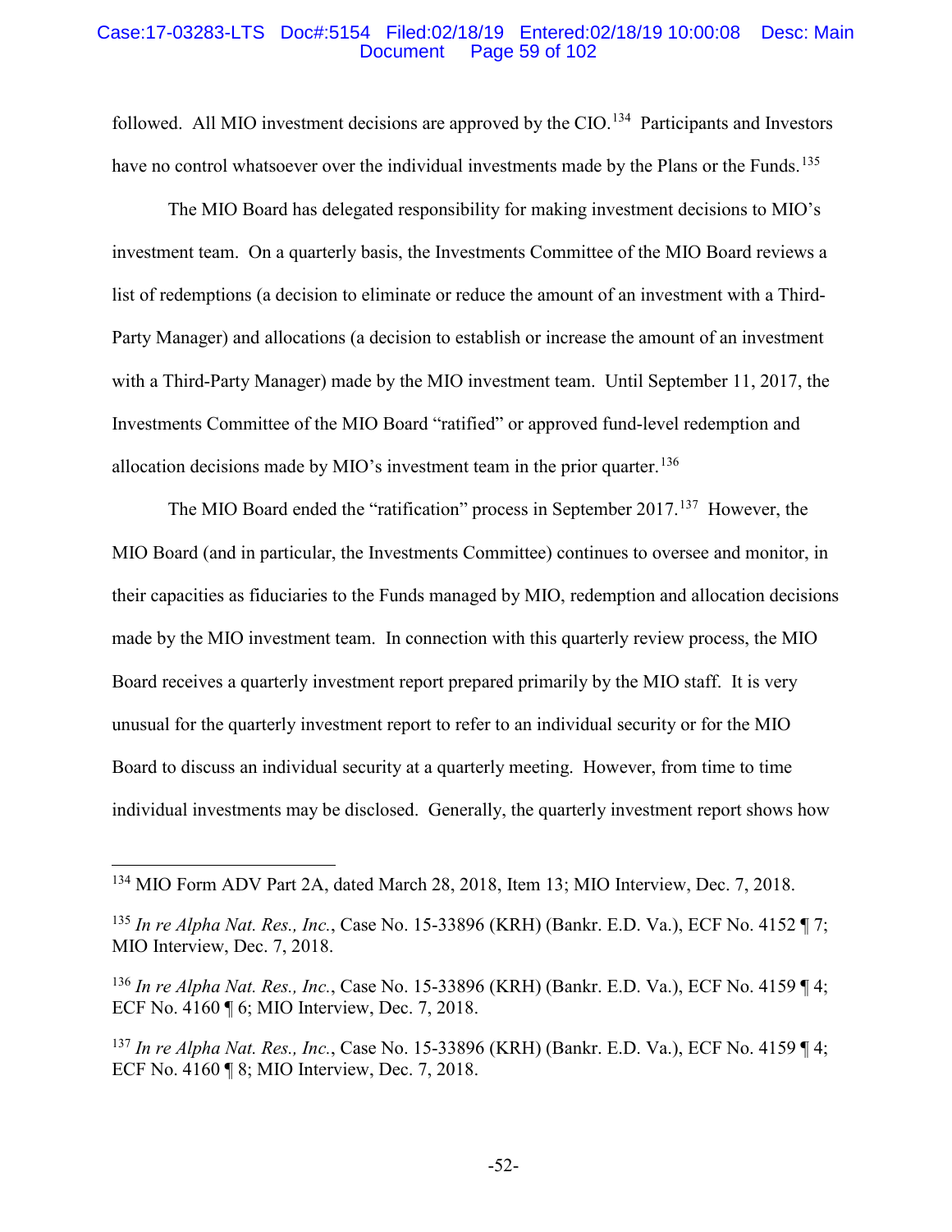followed. All MIO investment decisions are approved by the CIO.[134] Participants and Investors have no control whatsoever over the individual investments made by the Plans or the Funds.[135]

The MIO Board has delegated responsibility for making investment decisions to MIO's investment team. On a quarterly basis, the Investments Committee of the MIO Board reviews a list of redemptions (a decision to eliminate or reduce the amount of an investment with a Third-Party Manager) and allocations (a decision to establish or increase the amount of an investment with a Third-Party Manager) made by the MIO investment team. Until September 11, 2017, the Investments Committee of the MIO Board "ratified" or approved fund-level redemption and allocation decisions made by MIO's investment team in the prior quarter.[136]

The MIO Board ended the "ratification" process in September 2017.[137] However, the MIO Board (and in particular, the Investments Committee) continues to oversee and monitor, in their capacities as fiduciaries to the Funds managed by MIO, redemption and allocation decisions made by the MIO investment team. In connection with this quarterly review process, the MIO Board receives a quarterly investment report prepared primarily by the MIO staff. It is very unusual for the quarterly investment report to refer to an individual security or for the MIO Board to discuss an individual security at a quarterly meeting. However, from time to time individual investments may be disclosed. Generally, the quarterly investment report shows how

---

[134] MIO Form ADV Part 2A, dated March 28, 2018, Item 13; MIO Interview, Dec. 7, 2018.

[135] *In re Alpha Nat. Res., Inc.*, Case No. 15-33896 (KRH) (Bankr. E.D. Va.), ECF No. 4152 ¶ 7; MIO Interview, Dec. 7, 2018.

[136] *In re Alpha Nat. Res., Inc.*, Case No. 15-33896 (KRH) (Bankr. E.D. Va.), ECF No. 4159 ¶ 4; ECF No. 4160 ¶ 6; MIO Interview, Dec. 7, 2018.

[137] *In re Alpha Nat. Res., Inc.*, Case No. 15-33896 (KRH) (Bankr. E.D. Va.), ECF No. 4159 ¶ 4; ECF No. 4160 ¶ 8; MIO Interview, Dec. 7, 2018.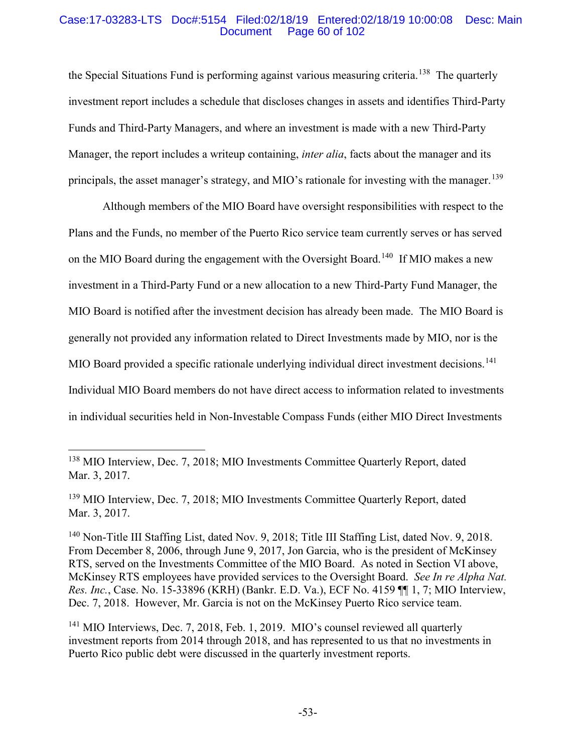the Special Situations Fund is performing against various measuring criteria.[138] The quarterly investment report includes a schedule that discloses changes in assets and identifies Third-Party Funds and Third-Party Managers, and where an investment is made with a new Third-Party Manager, the report includes a writeup containing, *inter alia*, facts about the manager and its principals, the asset manager's strategy, and MIO's rationale for investing with the manager.[139]

Although members of the MIO Board have oversight responsibilities with respect to the Plans and the Funds, no member of the Puerto Rico service team currently serves or has served on the MIO Board during the engagement with the Oversight Board.[140] If MIO makes a new investment in a Third-Party Fund or a new allocation to a new Third-Party Fund Manager, the MIO Board is notified after the investment decision has already been made. The MIO Board is generally not provided any information related to Direct Investments made by MIO, nor is the MIO Board provided a specific rationale underlying individual direct investment decisions.[141] Individual MIO Board members do not have direct access to information related to investments in individual securities held in Non-Investable Compass Funds (either MIO Direct Investments

---

[138] MIO Interview, Dec. 7, 2018; MIO Investments Committee Quarterly Report, dated Mar. 3, 2017.

[139] MIO Interview, Dec. 7, 2018; MIO Investments Committee Quarterly Report, dated Mar. 3, 2017.

[140] Non-Title III Staffing List, dated Nov. 9, 2018; Title III Staffing List, dated Nov. 9, 2018. From December 8, 2006, through June 9, 2017, Jon Garcia, who is the president of McKinsey RTS, served on the Investments Committee of the MIO Board. As noted in Section VI above, McKinsey RTS employees have provided services to the Oversight Board. *See In re Alpha Nat. Res. Inc.*, Case. No. 15-33896 (KRH) (Bankr. E.D. Va.), ECF No. 4159 ¶¶ 1, 7; MIO Interview, Dec. 7, 2018. However, Mr. Garcia is not on the McKinsey Puerto Rico service team.

[141] MIO Interviews, Dec. 7, 2018, Feb. 1, 2019. MIO's counsel reviewed all quarterly investment reports from 2014 through 2018, and has represented to us that no investments in Puerto Rico public debt were discussed in the quarterly investment reports.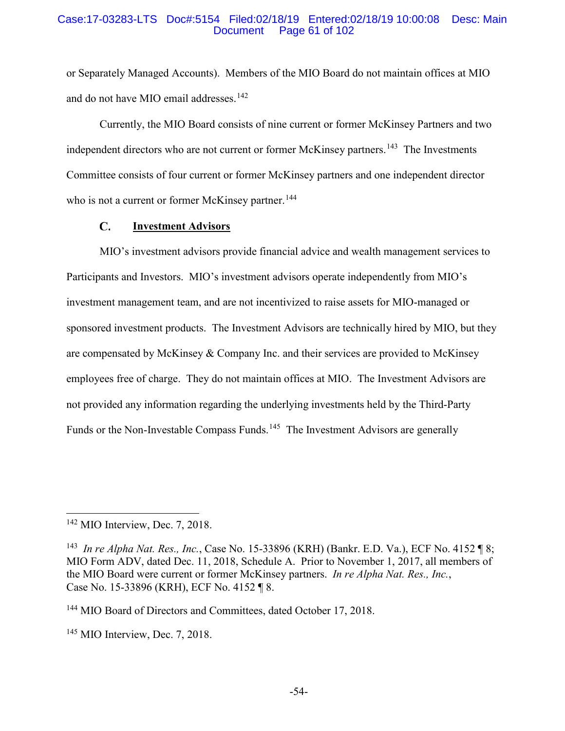or Separately Managed Accounts). Members of the MIO Board do not maintain offices at MIO and do not have MIO email addresses.[142]

Currently, the MIO Board consists of nine current or former McKinsey Partners and two independent directors who are not current or former McKinsey partners.[143] The Investments Committee consists of four current or former McKinsey partners and one independent director who is not a current or former McKinsey partner.[144]

### C. Investment Advisors

MIO's investment advisors provide financial advice and wealth management services to Participants and Investors. MIO's investment advisors operate independently from MIO's investment management team, and are not incentivized to raise assets for MIO-managed or sponsored investment products. The Investment Advisors are technically hired by MIO, but they are compensated by McKinsey & Company Inc. and their services are provided to McKinsey employees free of charge. They do not maintain offices at MIO. The Investment Advisors are not provided any information regarding the underlying investments held by the Third-Party Funds or the Non-Investable Compass Funds.[145] The Investment Advisors are generally

---

[142] MIO Interview, Dec. 7, 2018.

[143] *In re Alpha Nat. Res., Inc.*, Case No. 15-33896 (KRH) (Bankr. E.D. Va.), ECF No. 4152 ¶ 8; MIO Form ADV, dated Dec. 11, 2018, Schedule A. Prior to November 1, 2017, all members of the MIO Board were current or former McKinsey partners. *In re Alpha Nat. Res., Inc.*, Case No. 15-33896 (KRH), ECF No. 4152 ¶ 8.

[144] MIO Board of Directors and Committees, dated October 17, 2018.

[145] MIO Interview, Dec. 7, 2018.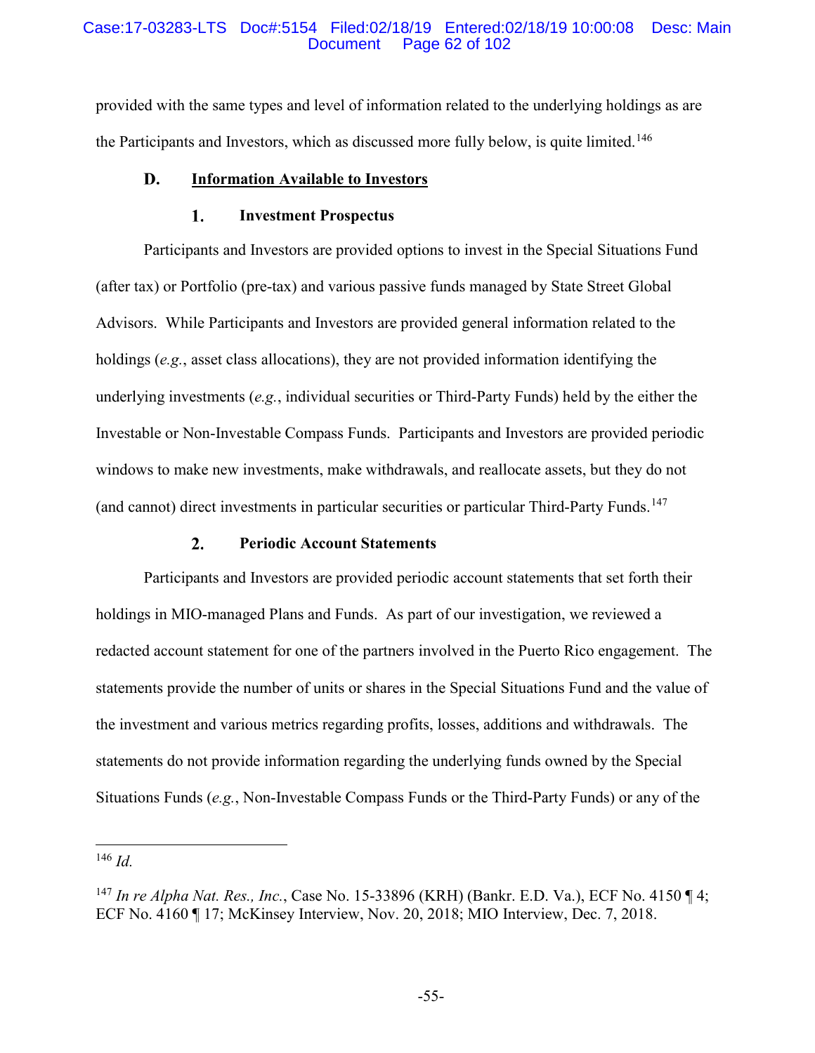provided with the same types and level of information related to the underlying holdings as are the Participants and Investors, which as discussed more fully below, is quite limited.[146]

### D. <u>Information Available to Investors</u>

#### 1. Investment Prospectus

Participants and Investors are provided options to invest in the Special Situations Fund (after tax) or Portfolio (pre-tax) and various passive funds managed by State Street Global Advisors. While Participants and Investors are provided general information related to the holdings (*e.g.*, asset class allocations), they are not provided information identifying the underlying investments (*e.g.*, individual securities or Third-Party Funds) held by the either the Investable or Non-Investable Compass Funds. Participants and Investors are provided periodic windows to make new investments, make withdrawals, and reallocate assets, but they do not (and cannot) direct investments in particular securities or particular Third-Party Funds.[147]

#### 2. Periodic Account Statements

Participants and Investors are provided periodic account statements that set forth their holdings in MIO-managed Plans and Funds. As part of our investigation, we reviewed a redacted account statement for one of the partners involved in the Puerto Rico engagement. The statements provide the number of units or shares in the Special Situations Fund and the value of the investment and various metrics regarding profits, losses, additions and withdrawals. The statements do not provide information regarding the underlying funds owned by the Special Situations Funds (*e.g.*, Non-Investable Compass Funds or the Third-Party Funds) or any of the

---

[146] *Id.*

[147] *In re Alpha Nat. Res., Inc.*, Case No. 15-33896 (KRH) (Bankr. E.D. Va.), ECF No. 4150 ¶ 4; ECF No. 4160 ¶ 17; McKinsey Interview, Nov. 20, 2018; MIO Interview, Dec. 7, 2018.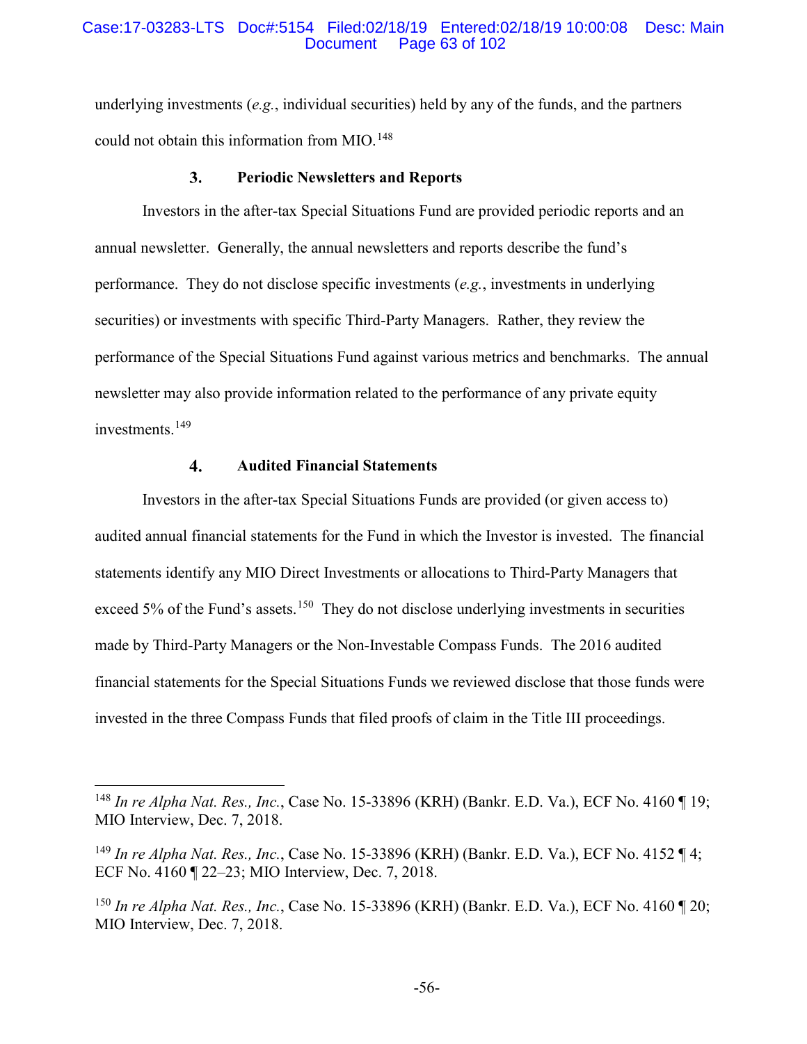underlying investments (*e.g.*, individual securities) held by any of the funds, and the partners could not obtain this information from MIO.[148]

### 3. Periodic Newsletters and Reports

Investors in the after-tax Special Situations Fund are provided periodic reports and an annual newsletter. Generally, the annual newsletters and reports describe the fund's performance. They do not disclose specific investments (*e.g.*, investments in underlying securities) or investments with specific Third-Party Managers. Rather, they review the performance of the Special Situations Fund against various metrics and benchmarks. The annual newsletter may also provide information related to the performance of any private equity investments.[149]

### 4. Audited Financial Statements

Investors in the after-tax Special Situations Funds are provided (or given access to) audited annual financial statements for the Fund in which the Investor is invested. The financial statements identify any MIO Direct Investments or allocations to Third-Party Managers that exceed 5% of the Fund's assets.[150] They do not disclose underlying investments in securities made by Third-Party Managers or the Non-Investable Compass Funds. The 2016 audited financial statements for the Special Situations Funds we reviewed disclose that those funds were invested in the three Compass Funds that filed proofs of claim in the Title III proceedings.

---

[148] *In re Alpha Nat. Res., Inc.*, Case No. 15-33896 (KRH) (Bankr. E.D. Va.), ECF No. 4160 ¶ 19; MIO Interview, Dec. 7, 2018.

[149] *In re Alpha Nat. Res., Inc.*, Case No. 15-33896 (KRH) (Bankr. E.D. Va.), ECF No. 4152 ¶ 4; ECF No. 4160 ¶ 22–23; MIO Interview, Dec. 7, 2018.

[150] *In re Alpha Nat. Res., Inc.*, Case No. 15-33896 (KRH) (Bankr. E.D. Va.), ECF No. 4160 ¶ 20; MIO Interview, Dec. 7, 2018.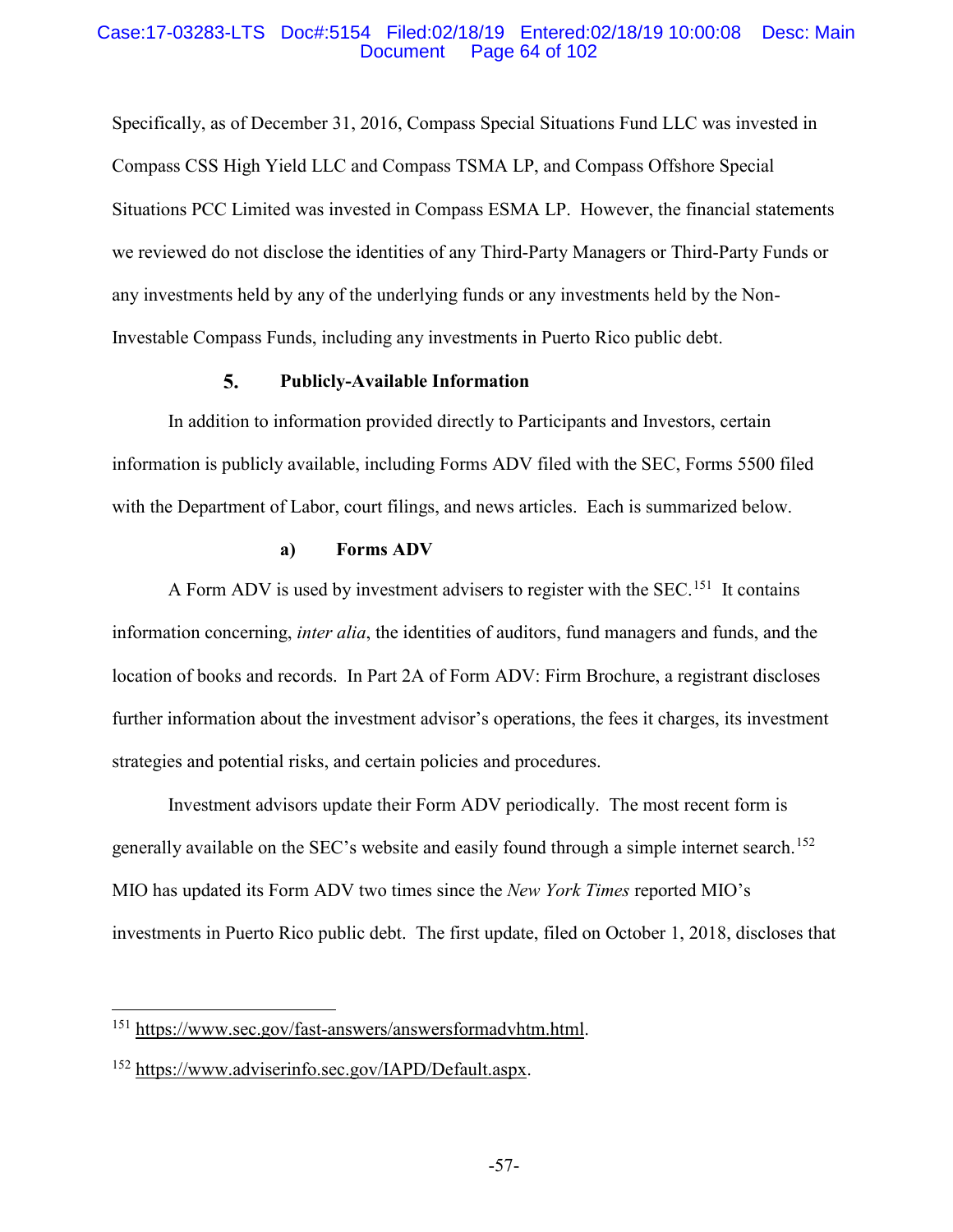Specifically, as of December 31, 2016, Compass Special Situations Fund LLC was invested in Compass CSS High Yield LLC and Compass TSMA LP, and Compass Offshore Special Situations PCC Limited was invested in Compass ESMA LP. However, the financial statements we reviewed do not disclose the identities of any Third-Party Managers or Third-Party Funds or any investments held by any of the underlying funds or any investments held by the Non-Investable Compass Funds, including any investments in Puerto Rico public debt.

### 5. Publicly-Available Information

In addition to information provided directly to Participants and Investors, certain information is publicly available, including Forms ADV filed with the SEC, Forms 5500 filed with the Department of Labor, court filings, and news articles. Each is summarized below.

#### a) Forms ADV

A Form ADV is used by investment advisers to register with the SEC.[151] It contains information concerning, *inter alia*, the identities of auditors, fund managers and funds, and the location of books and records. In Part 2A of Form ADV: Firm Brochure, a registrant discloses further information about the investment advisor's operations, the fees it charges, its investment strategies and potential risks, and certain policies and procedures.

Investment advisors update their Form ADV periodically. The most recent form is generally available on the SEC's website and easily found through a simple internet search.[152] MIO has updated its Form ADV two times since the *New York Times* reported MIO's investments in Puerto Rico public debt. The first update, filed on October 1, 2018, discloses that

---

[151] https://www.sec.gov/fast-answers/answersformadvhtm.html.

[152] https://www.adviserinfo.sec.gov/IAPD/Default.aspx.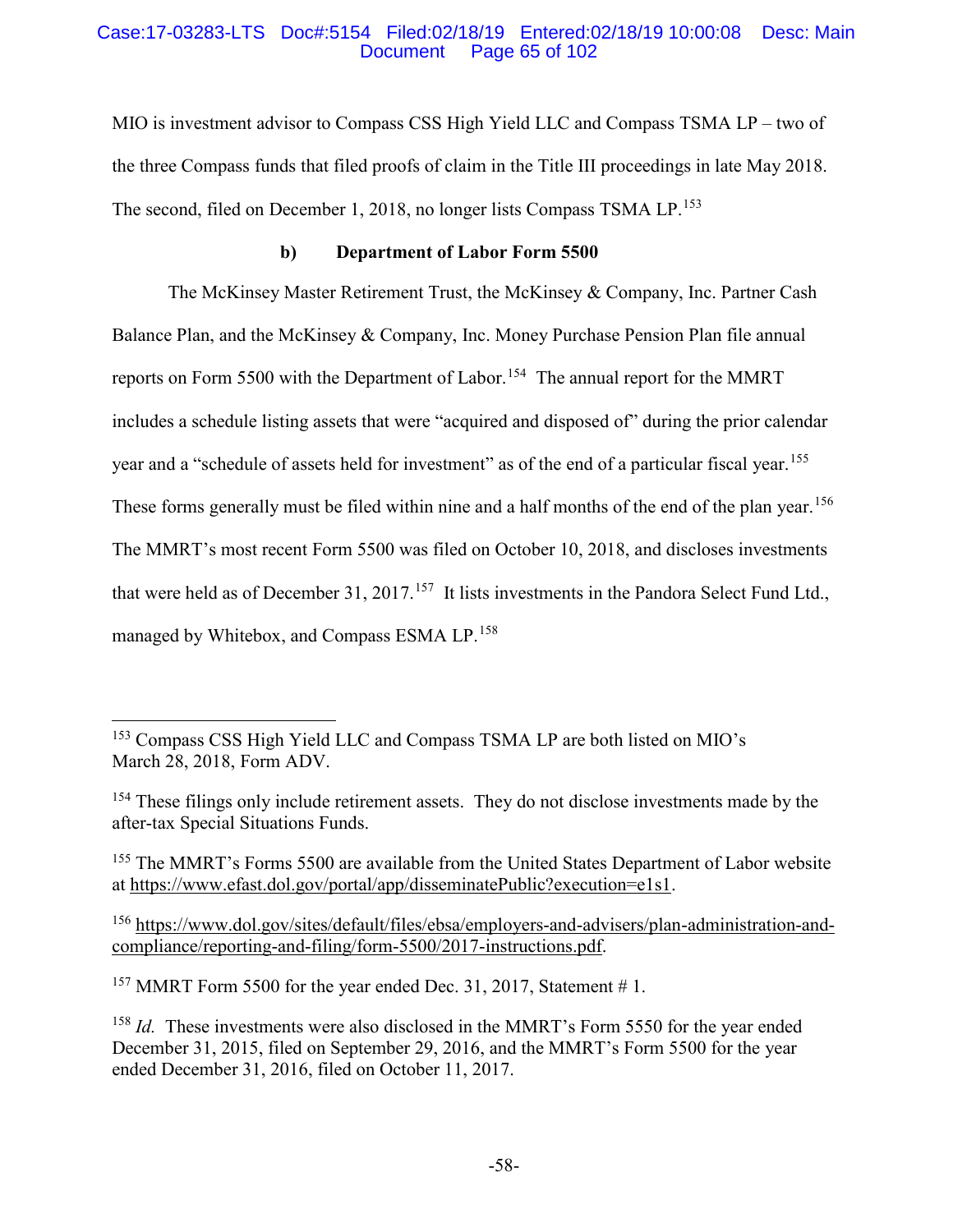MIO is investment advisor to Compass CSS High Yield LLC and Compass TSMA LP – two of the three Compass funds that filed proofs of claim in the Title III proceedings in late May 2018. The second, filed on December 1, 2018, no longer lists Compass TSMA LP.[153]

#### b) Department of Labor Form 5500

The McKinsey Master Retirement Trust, the McKinsey & Company, Inc. Partner Cash Balance Plan, and the McKinsey & Company, Inc. Money Purchase Pension Plan file annual reports on Form 5500 with the Department of Labor.[154] The annual report for the MMRT includes a schedule listing assets that were "acquired and disposed of" during the prior calendar year and a "schedule of assets held for investment" as of the end of a particular fiscal year.[155] These forms generally must be filed within nine and a half months of the end of the plan year.[156] The MMRT's most recent Form 5500 was filed on October 10, 2018, and discloses investments that were held as of December 31, 2017.[157] It lists investments in the Pandora Select Fund Ltd., managed by Whitebox, and Compass ESMA LP.[158]

---

[153] Compass CSS High Yield LLC and Compass TSMA LP are both listed on MIO's March 28, 2018, Form ADV.

[154] These filings only include retirement assets. They do not disclose investments made by the after-tax Special Situations Funds.

[155] The MMRT's Forms 5500 are available from the United States Department of Labor website at https://www.efast.dol.gov/portal/app/disseminatePublic?execution=e1s1.

[156] https://www.dol.gov/sites/default/files/ebsa/employers-and-advisers/plan-administration-and-compliance/reporting-and-filing/form-5500/2017-instructions.pdf.

[157] MMRT Form 5500 for the year ended Dec. 31, 2017, Statement # 1.

[158] *Id.* These investments were also disclosed in the MMRT's Form 5550 for the year ended December 31, 2015, filed on September 29, 2016, and the MMRT's Form 5500 for the year ended December 31, 2016, filed on October 11, 2017.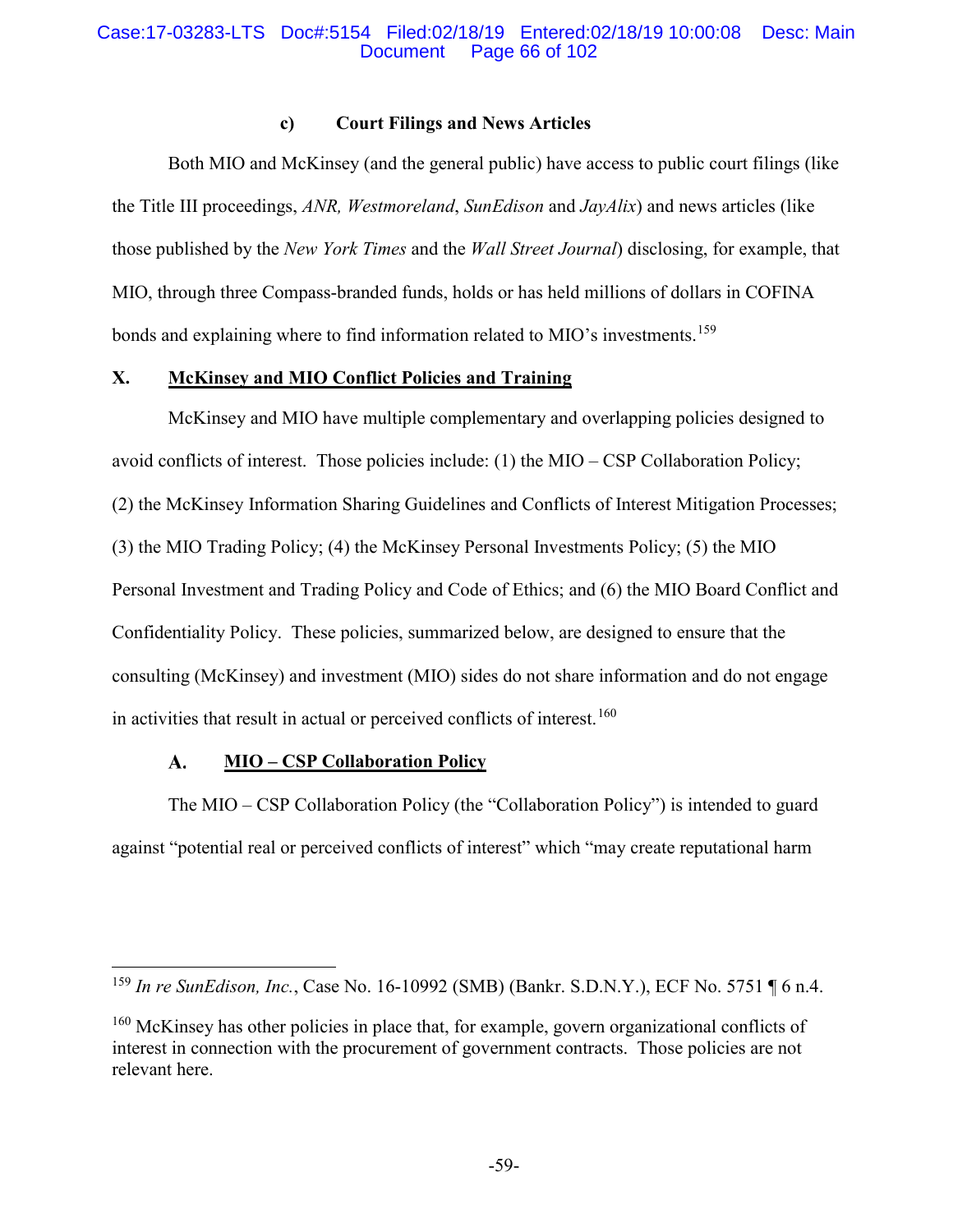#### c) Court Filings and News Articles

Both MIO and McKinsey (and the general public) have access to public court filings (like the Title III proceedings, *ANR, Westmoreland*, *SunEdison* and *JayAlix*) and news articles (like those published by the *New York Times* and the *Wall Street Journal*) disclosing, for example, that MIO, through three Compass-branded funds, holds or has held millions of dollars in COFINA bonds and explaining where to find information related to MIO's investments.[159]

## X. McKinsey and MIO Conflict Policies and Training

McKinsey and MIO have multiple complementary and overlapping policies designed to avoid conflicts of interest. Those policies include: (1) the MIO – CSP Collaboration Policy; (2) the McKinsey Information Sharing Guidelines and Conflicts of Interest Mitigation Processes; (3) the MIO Trading Policy; (4) the McKinsey Personal Investments Policy; (5) the MIO Personal Investment and Trading Policy and Code of Ethics; and (6) the MIO Board Conflict and Confidentiality Policy. These policies, summarized below, are designed to ensure that the consulting (McKinsey) and investment (MIO) sides do not share information and do not engage in activities that result in actual or perceived conflicts of interest.[160]

### A. MIO – CSP Collaboration Policy

The MIO – CSP Collaboration Policy (the "Collaboration Policy") is intended to guard against "potential real or perceived conflicts of interest" which "may create reputational harm

---

[159] *In re SunEdison, Inc.*, Case No. 16-10992 (SMB) (Bankr. S.D.N.Y.), ECF No. 5751 ¶ 6 n.4.

[160] McKinsey has other policies in place that, for example, govern organizational conflicts of interest in connection with the procurement of government contracts. Those policies are not relevant here.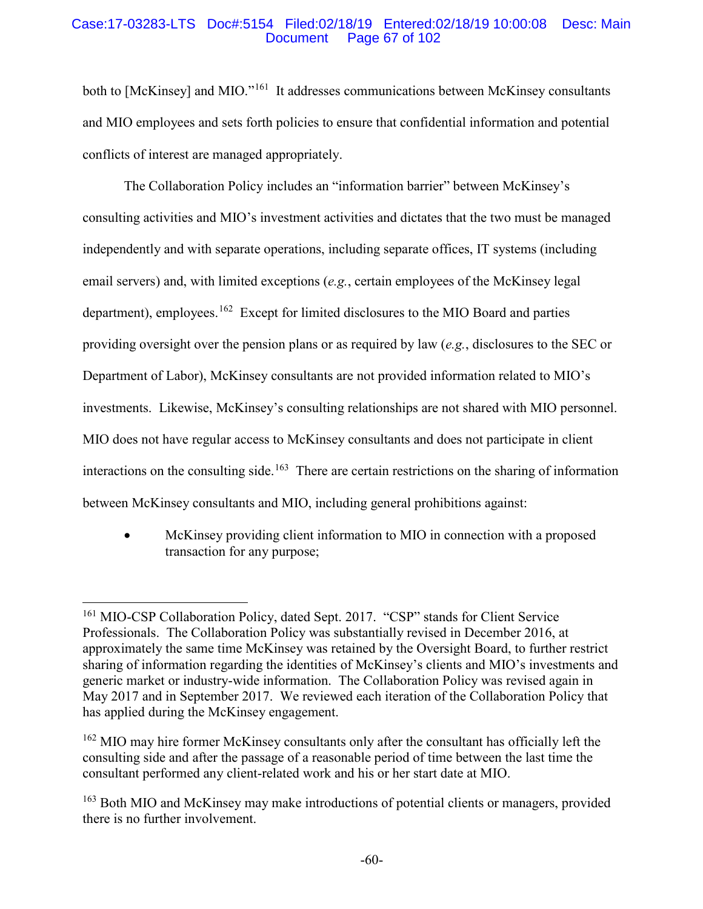both to [McKinsey] and MIO."[161] It addresses communications between McKinsey consultants and MIO employees and sets forth policies to ensure that confidential information and potential conflicts of interest are managed appropriately.

The Collaboration Policy includes an "information barrier" between McKinsey's consulting activities and MIO's investment activities and dictates that the two must be managed independently and with separate operations, including separate offices, IT systems (including email servers) and, with limited exceptions (*e.g.*, certain employees of the McKinsey legal department), employees.[162] Except for limited disclosures to the MIO Board and parties providing oversight over the pension plans or as required by law (*e.g.*, disclosures to the SEC or Department of Labor), McKinsey consultants are not provided information related to MIO's investments. Likewise, McKinsey's consulting relationships are not shared with MIO personnel. MIO does not have regular access to McKinsey consultants and does not participate in client interactions on the consulting side.[163] There are certain restrictions on the sharing of information between McKinsey consultants and MIO, including general prohibitions against:

- McKinsey providing client information to MIO in connection with a proposed transaction for any purpose;

---

[161] MIO-CSP Collaboration Policy, dated Sept. 2017. "CSP" stands for Client Service Professionals. The Collaboration Policy was substantially revised in December 2016, at approximately the same time McKinsey was retained by the Oversight Board, to further restrict sharing of information regarding the identities of McKinsey's clients and MIO's investments and generic market or industry-wide information. The Collaboration Policy was revised again in May 2017 and in September 2017. We reviewed each iteration of the Collaboration Policy that has applied during the McKinsey engagement.

[162] MIO may hire former McKinsey consultants only after the consultant has officially left the consulting side and after the passage of a reasonable period of time between the last time the consultant performed any client-related work and his or her start date at MIO.

[163] Both MIO and McKinsey may make introductions of potential clients or managers, provided there is no further involvement.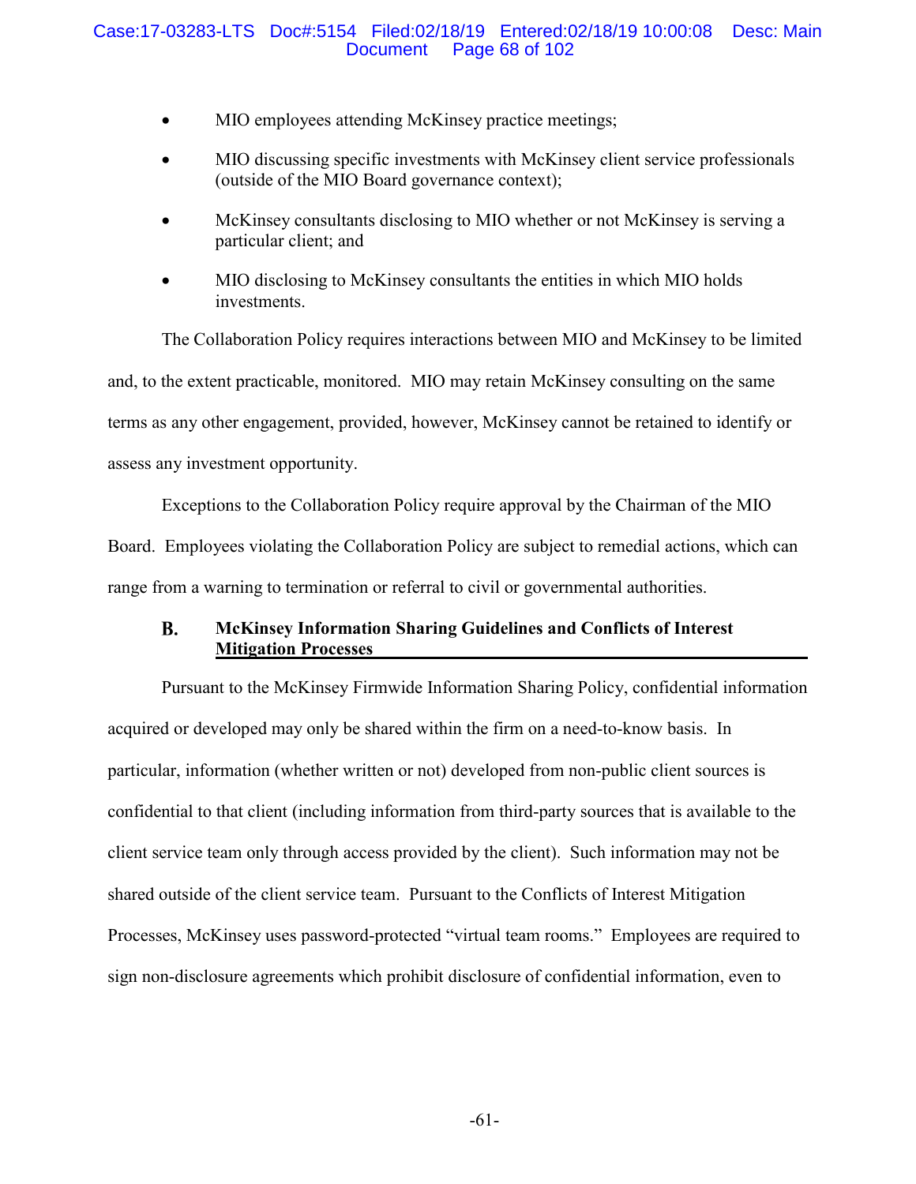- MIO employees attending McKinsey practice meetings;
- MIO discussing specific investments with McKinsey client service professionals (outside of the MIO Board governance context);
- McKinsey consultants disclosing to MIO whether or not McKinsey is serving a particular client; and
- MIO disclosing to McKinsey consultants the entities in which MIO holds investments.

The Collaboration Policy requires interactions between MIO and McKinsey to be limited and, to the extent practicable, monitored. MIO may retain McKinsey consulting on the same terms as any other engagement, provided, however, McKinsey cannot be retained to identify or assess any investment opportunity.

Exceptions to the Collaboration Policy require approval by the Chairman of the MIO Board. Employees violating the Collaboration Policy are subject to remedial actions, which can range from a warning to termination or referral to civil or governmental authorities.

### B. McKinsey Information Sharing Guidelines and Conflicts of Interest Mitigation Processes

Pursuant to the McKinsey Firmwide Information Sharing Policy, confidential information acquired or developed may only be shared within the firm on a need-to-know basis. In particular, information (whether written or not) developed from non-public client sources is confidential to that client (including information from third-party sources that is available to the client service team only through access provided by the client). Such information may not be shared outside of the client service team. Pursuant to the Conflicts of Interest Mitigation Processes, McKinsey uses password-protected "virtual team rooms." Employees are required to sign non-disclosure agreements which prohibit disclosure of confidential information, even to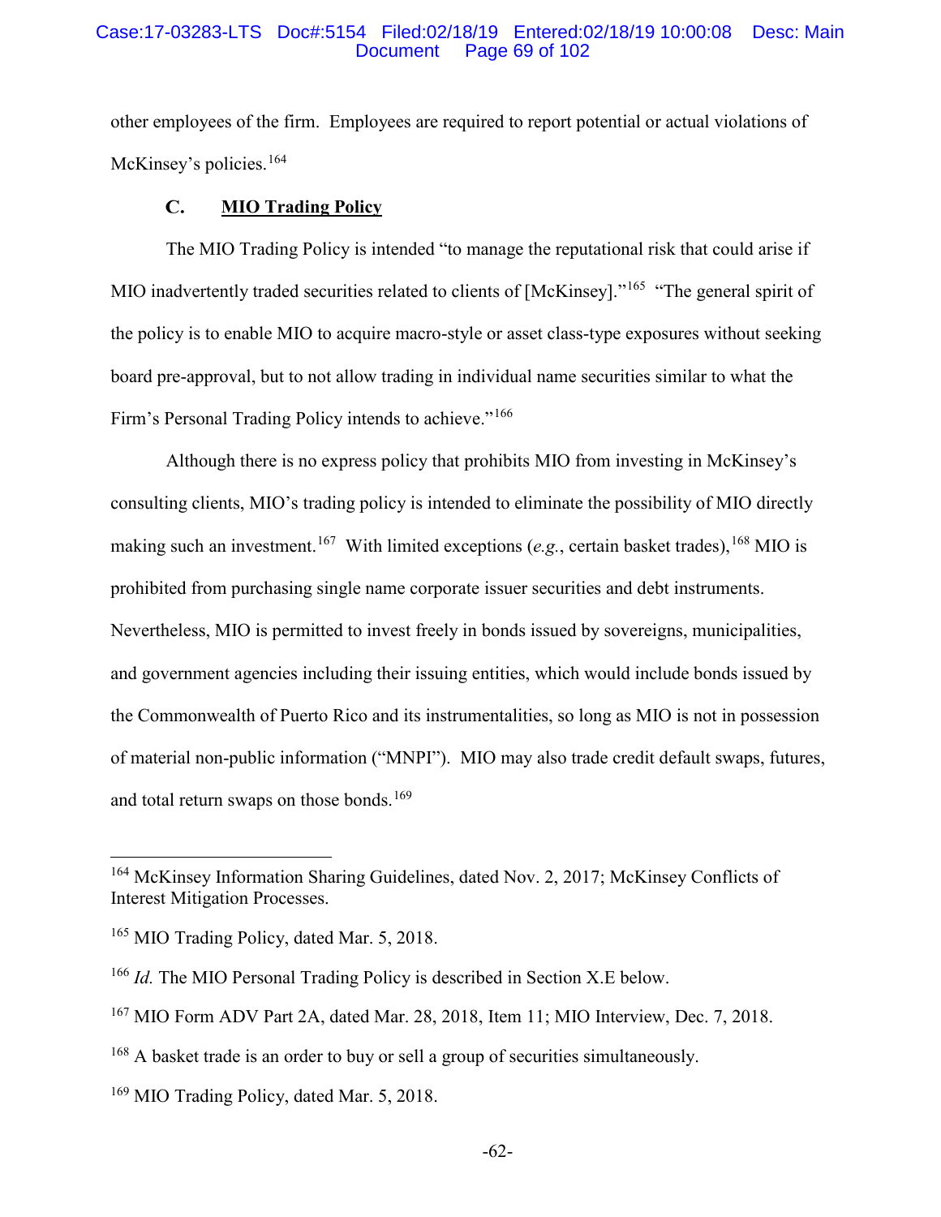other employees of the firm. Employees are required to report potential or actual violations of McKinsey's policies.[164]

### C. MIO Trading Policy

The MIO Trading Policy is intended "to manage the reputational risk that could arise if MIO inadvertently traded securities related to clients of [McKinsey]."[165] "The general spirit of the policy is to enable MIO to acquire macro-style or asset class-type exposures without seeking board pre-approval, but to not allow trading in individual name securities similar to what the Firm's Personal Trading Policy intends to achieve."[166]

Although there is no express policy that prohibits MIO from investing in McKinsey's consulting clients, MIO's trading policy is intended to eliminate the possibility of MIO directly making such an investment.[167] With limited exceptions (*e.g.*, certain basket trades),[168] MIO is prohibited from purchasing single name corporate issuer securities and debt instruments. Nevertheless, MIO is permitted to invest freely in bonds issued by sovereigns, municipalities, and government agencies including their issuing entities, which would include bonds issued by the Commonwealth of Puerto Rico and its instrumentalities, so long as MIO is not in possession of material non-public information ("MNPI"). MIO may also trade credit default swaps, futures, and total return swaps on those bonds.[169]

---

[164] McKinsey Information Sharing Guidelines, dated Nov. 2, 2017; McKinsey Conflicts of Interest Mitigation Processes.

[165] MIO Trading Policy, dated Mar. 5, 2018.

[166] *Id.* The MIO Personal Trading Policy is described in Section X.E below.

[167] MIO Form ADV Part 2A, dated Mar. 28, 2018, Item 11; MIO Interview, Dec. 7, 2018.

[168] A basket trade is an order to buy or sell a group of securities simultaneously.

[169] MIO Trading Policy, dated Mar. 5, 2018.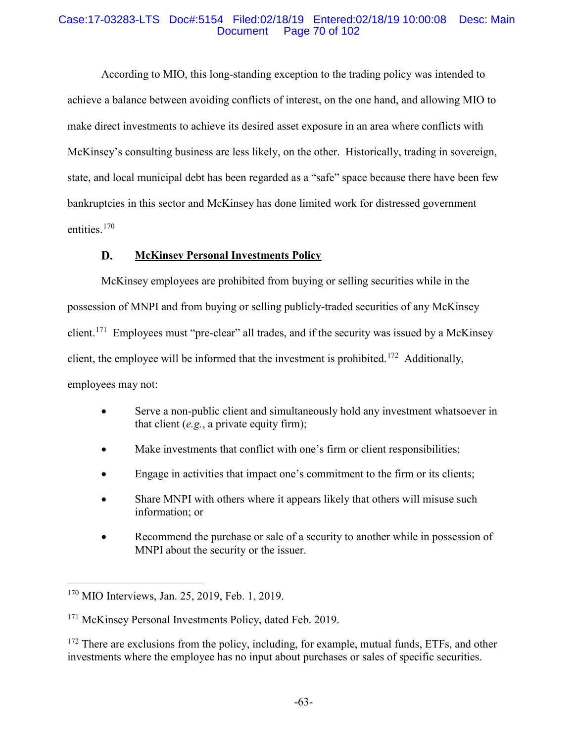According to MIO, this long-standing exception to the trading policy was intended to achieve a balance between avoiding conflicts of interest, on the one hand, and allowing MIO to make direct investments to achieve its desired asset exposure in an area where conflicts with McKinsey's consulting business are less likely, on the other. Historically, trading in sovereign, state, and local municipal debt has been regarded as a "safe" space because there have been few bankruptcies in this sector and McKinsey has done limited work for distressed government entities.[170]

### D. McKinsey Personal Investments Policy

McKinsey employees are prohibited from buying or selling securities while in the possession of MNPI and from buying or selling publicly-traded securities of any McKinsey client.[171] Employees must "pre-clear" all trades, and if the security was issued by a McKinsey client, the employee will be informed that the investment is prohibited.[172] Additionally, employees may not:

- Serve a non-public client and simultaneously hold any investment whatsoever in that client (*e.g.*, a private equity firm);
- Make investments that conflict with one's firm or client responsibilities;
- Engage in activities that impact one's commitment to the firm or its clients;
- Share MNPI with others where it appears likely that others will misuse such information; or
- Recommend the purchase or sale of a security to another while in possession of MNPI about the security or the issuer.

---

[170] MIO Interviews, Jan. 25, 2019, Feb. 1, 2019.

[171] McKinsey Personal Investments Policy, dated Feb. 2019.

[172] There are exclusions from the policy, including, for example, mutual funds, ETFs, and other investments where the employee has no input about purchases or sales of specific securities.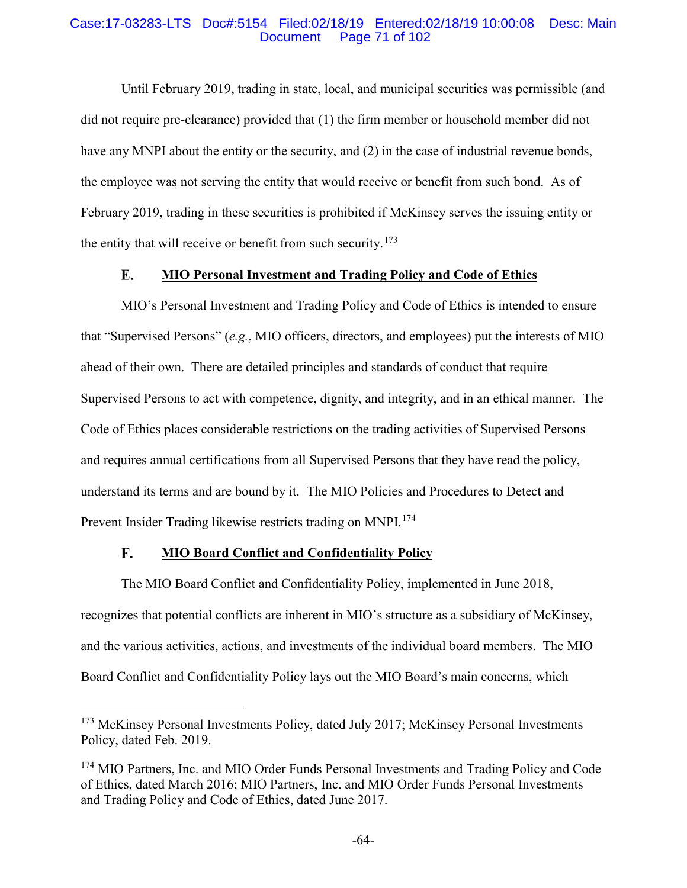Until February 2019, trading in state, local, and municipal securities was permissible (and did not require pre-clearance) provided that (1) the firm member or household member did not have any MNPI about the entity or the security, and (2) in the case of industrial revenue bonds, the employee was not serving the entity that would receive or benefit from such bond. As of February 2019, trading in these securities is prohibited if McKinsey serves the issuing entity or the entity that will receive or benefit from such security.[173]

### E. MIO Personal Investment and Trading Policy and Code of Ethics

MIO's Personal Investment and Trading Policy and Code of Ethics is intended to ensure that "Supervised Persons" (*e.g.*, MIO officers, directors, and employees) put the interests of MIO ahead of their own. There are detailed principles and standards of conduct that require Supervised Persons to act with competence, dignity, and integrity, and in an ethical manner. The Code of Ethics places considerable restrictions on the trading activities of Supervised Persons and requires annual certifications from all Supervised Persons that they have read the policy, understand its terms and are bound by it. The MIO Policies and Procedures to Detect and Prevent Insider Trading likewise restricts trading on MNPI.[174]

### F. MIO Board Conflict and Confidentiality Policy

The MIO Board Conflict and Confidentiality Policy, implemented in June 2018, recognizes that potential conflicts are inherent in MIO's structure as a subsidiary of McKinsey, and the various activities, actions, and investments of the individual board members. The MIO Board Conflict and Confidentiality Policy lays out the MIO Board's main concerns, which

---

[173] McKinsey Personal Investments Policy, dated July 2017; McKinsey Personal Investments Policy, dated Feb. 2019.

[174] MIO Partners, Inc. and MIO Order Funds Personal Investments and Trading Policy and Code of Ethics, dated March 2016; MIO Partners, Inc. and MIO Order Funds Personal Investments and Trading Policy and Code of Ethics, dated June 2017.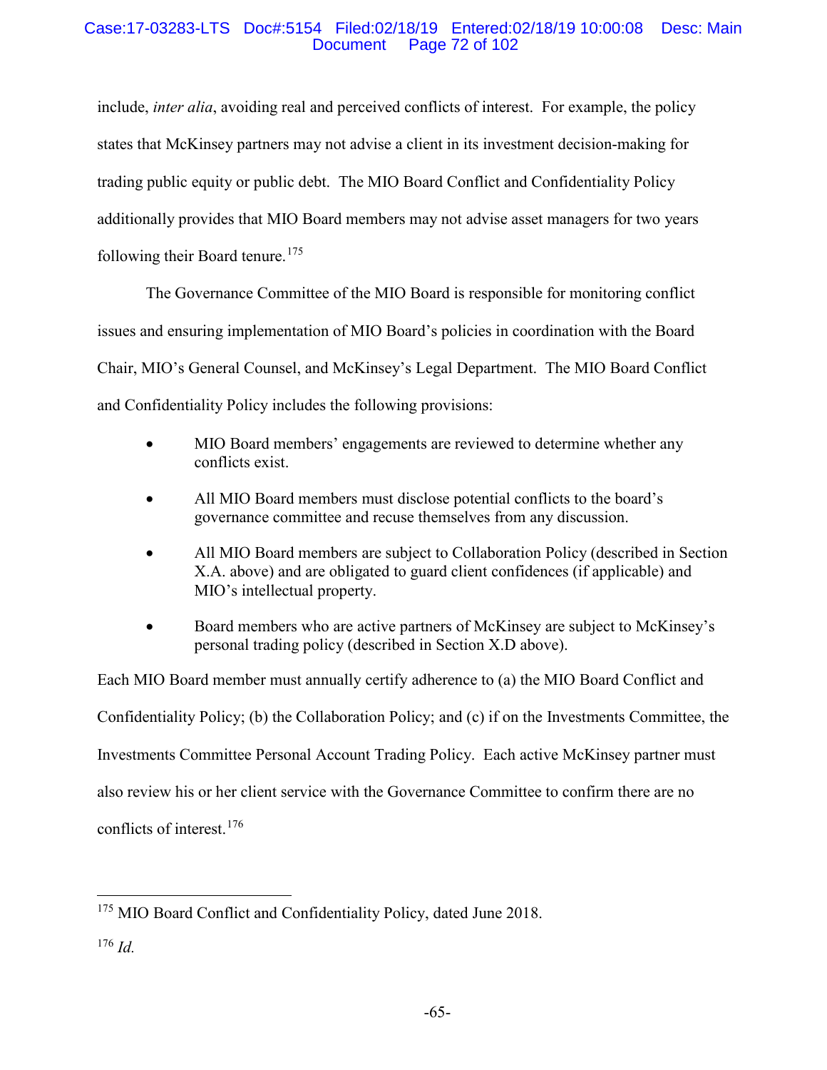include, *inter alia*, avoiding real and perceived conflicts of interest. For example, the policy states that McKinsey partners may not advise a client in its investment decision-making for trading public equity or public debt. The MIO Board Conflict and Confidentiality Policy additionally provides that MIO Board members may not advise asset managers for two years following their Board tenure.[175]

The Governance Committee of the MIO Board is responsible for monitoring conflict issues and ensuring implementation of MIO Board's policies in coordination with the Board Chair, MIO's General Counsel, and McKinsey's Legal Department. The MIO Board Conflict and Confidentiality Policy includes the following provisions:

- MIO Board members' engagements are reviewed to determine whether any conflicts exist.
- All MIO Board members must disclose potential conflicts to the board's governance committee and recuse themselves from any discussion.
- All MIO Board members are subject to Collaboration Policy (described in Section X.A. above) and are obligated to guard client confidences (if applicable) and MIO's intellectual property.
- Board members who are active partners of McKinsey are subject to McKinsey's personal trading policy (described in Section X.D above).

Each MIO Board member must annually certify adherence to (a) the MIO Board Conflict and Confidentiality Policy; (b) the Collaboration Policy; and (c) if on the Investments Committee, the Investments Committee Personal Account Trading Policy. Each active McKinsey partner must also review his or her client service with the Governance Committee to confirm there are no conflicts of interest.[176]

---

[175] MIO Board Conflict and Confidentiality Policy, dated June 2018.

[176] *Id.*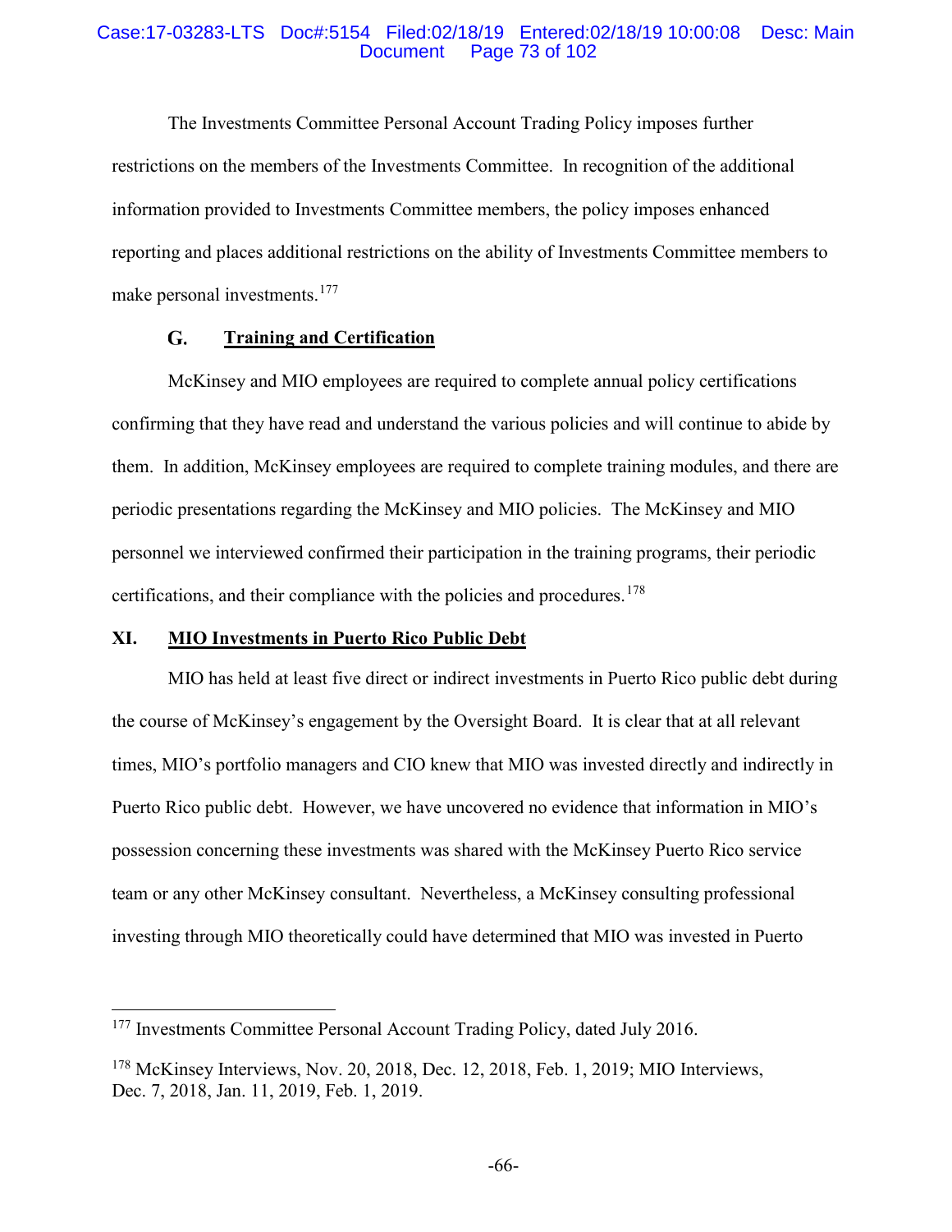The Investments Committee Personal Account Trading Policy imposes further restrictions on the members of the Investments Committee. In recognition of the additional information provided to Investments Committee members, the policy imposes enhanced reporting and places additional restrictions on the ability of Investments Committee members to make personal investments.[177]

### G. Training and Certification

McKinsey and MIO employees are required to complete annual policy certifications confirming that they have read and understand the various policies and will continue to abide by them. In addition, McKinsey employees are required to complete training modules, and there are periodic presentations regarding the McKinsey and MIO policies. The McKinsey and MIO personnel we interviewed confirmed their participation in the training programs, their periodic certifications, and their compliance with the policies and procedures.[178]

## XI. MIO Investments in Puerto Rico Public Debt

MIO has held at least five direct or indirect investments in Puerto Rico public debt during the course of McKinsey's engagement by the Oversight Board. It is clear that at all relevant times, MIO's portfolio managers and CIO knew that MIO was invested directly and indirectly in Puerto Rico public debt. However, we have uncovered no evidence that information in MIO's possession concerning these investments was shared with the McKinsey Puerto Rico service team or any other McKinsey consultant. Nevertheless, a McKinsey consulting professional investing through MIO theoretically could have determined that MIO was invested in Puerto

---

[177] Investments Committee Personal Account Trading Policy, dated July 2016.

[178] McKinsey Interviews, Nov. 20, 2018, Dec. 12, 2018, Feb. 1, 2019; MIO Interviews, Dec. 7, 2018, Jan. 11, 2019, Feb. 1, 2019.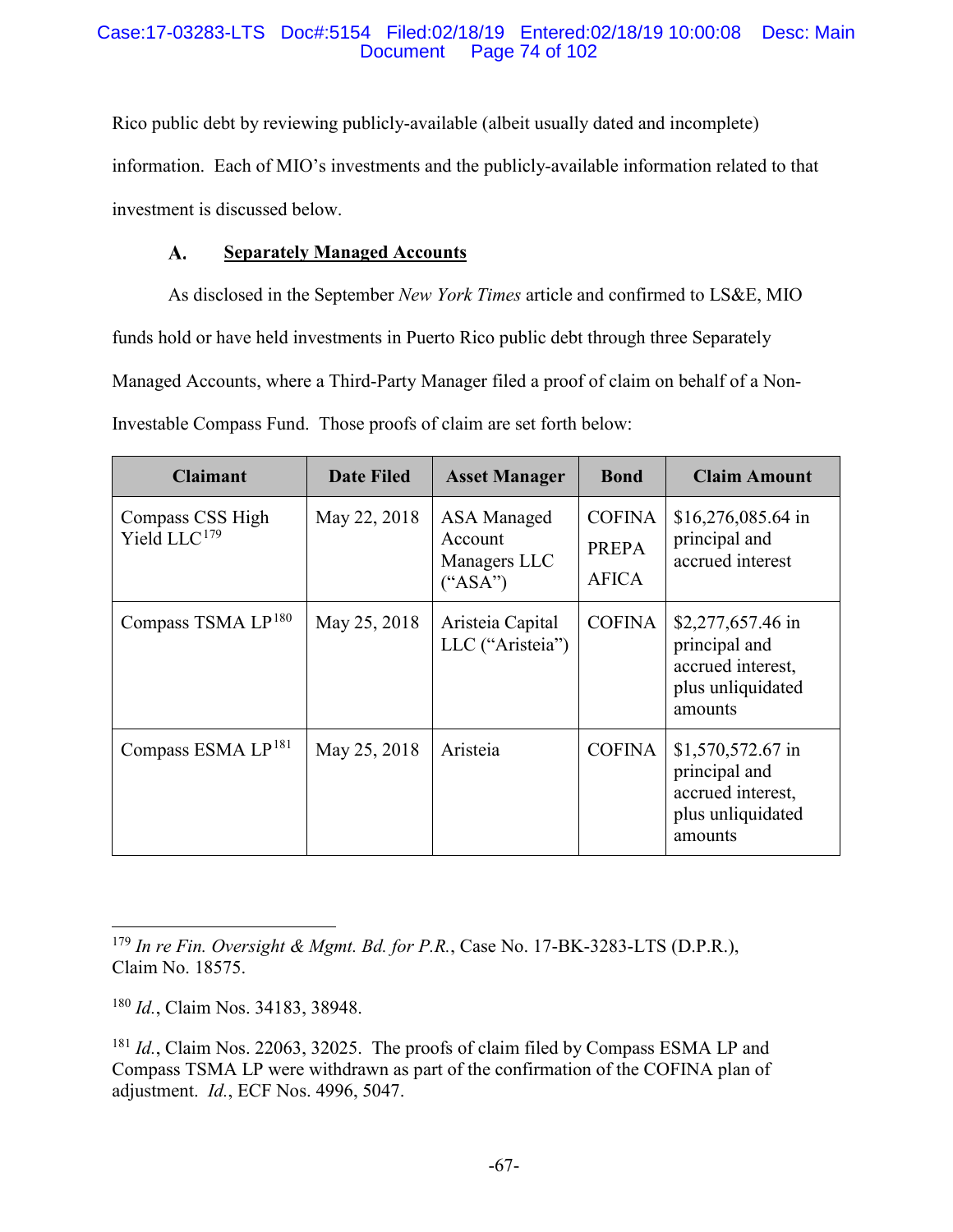Rico public debt by reviewing publicly-available (albeit usually dated and incomplete) information. Each of MIO's investments and the publicly-available information related to that investment is discussed below.

### A. Separately Managed Accounts

As disclosed in the September *New York Times* article and confirmed to LS&E, MIO funds hold or have held investments in Puerto Rico public debt through three Separately Managed Accounts, where a Third-Party Manager filed a proof of claim on behalf of a Non-Investable Compass Fund. Those proofs of claim are set forth below:

| Claimant | Date Filed | Asset Manager | Bond | Claim Amount |
|---|---|---|---|---|
| Compass CSS High Yield LLC[179] | May 22, 2018 | ASA Managed Account Managers LLC ("ASA") | COFINA PREPA AFICA | $16,276,085.64 in principal and accrued interest |
| Compass TSMA LP[180] | May 25, 2018 | Aristeia Capital LLC ("Aristeia") | COFINA | $2,277,657.46 in principal and accrued interest, plus unliquidated amounts |
| Compass ESMA LP[181] | May 25, 2018 | Aristeia | COFINA | $1,570,572.67 in principal and accrued interest, plus unliquidated amounts |

---

[179] *In re Fin. Oversight & Mgmt. Bd. for P.R.*, Case No. 17-BK-3283-LTS (D.P.R.), Claim No. 18575.

[180] *Id.*, Claim Nos. 34183, 38948.

[181] *Id.*, Claim Nos. 22063, 32025. The proofs of claim filed by Compass ESMA LP and Compass TSMA LP were withdrawn as part of the confirmation of the COFINA plan of adjustment. *Id.*, ECF Nos. 4996, 5047.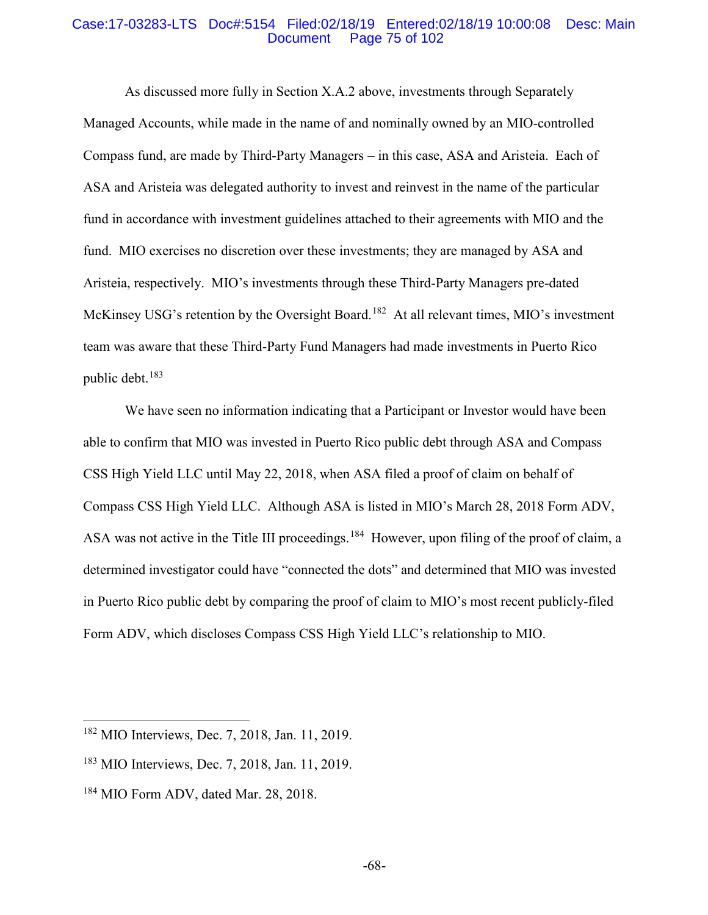As discussed more fully in Section X.A.2 above, investments through Separately Managed Accounts, while made in the name of and nominally owned by an MIO-controlled Compass fund, are made by Third-Party Managers – in this case, ASA and Aristeia. Each of ASA and Aristeia was delegated authority to invest and reinvest in the name of the particular fund in accordance with investment guidelines attached to their agreements with MIO and the fund. MIO exercises no discretion over these investments; they are managed by ASA and Aristeia, respectively. MIO's investments through these Third-Party Managers pre-dated McKinsey USG's retention by the Oversight Board.[182] At all relevant times, MIO's investment team was aware that these Third-Party Fund Managers had made investments in Puerto Rico public debt.[183]

We have seen no information indicating that a Participant or Investor would have been able to confirm that MIO was invested in Puerto Rico public debt through ASA and Compass CSS High Yield LLC until May 22, 2018, when ASA filed a proof of claim on behalf of Compass CSS High Yield LLC. Although ASA is listed in MIO's March 28, 2018 Form ADV, ASA was not active in the Title III proceedings.[184] However, upon filing of the proof of claim, a determined investigator could have "connected the dots" and determined that MIO was invested in Puerto Rico public debt by comparing the proof of claim to MIO's most recent publicly-filed Form ADV, which discloses Compass CSS High Yield LLC's relationship to MIO.

---

[182] MIO Interviews, Dec. 7, 2018, Jan. 11, 2019.

[183] MIO Interviews, Dec. 7, 2018, Jan. 11, 2019.

[184] MIO Form ADV, dated Mar. 28, 2018.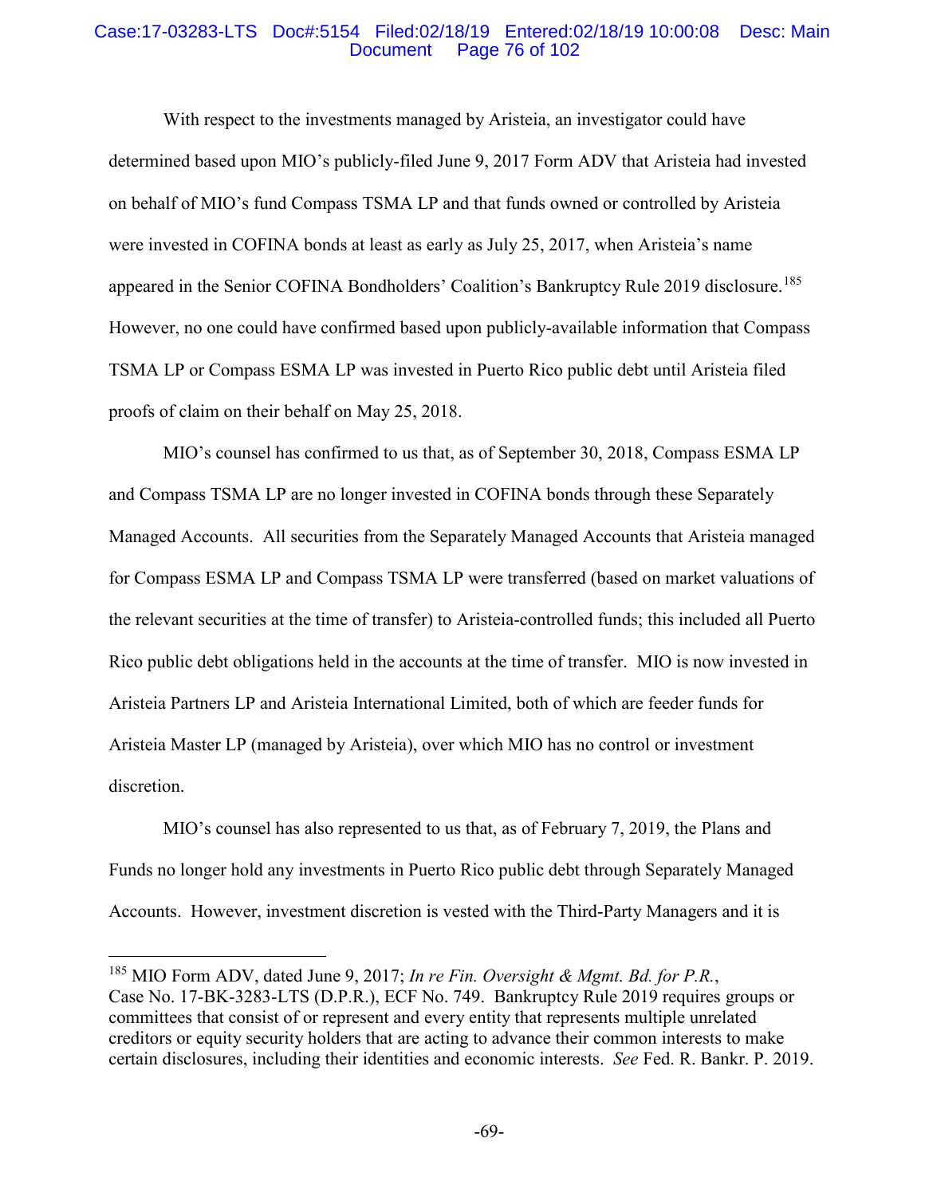With respect to the investments managed by Aristeia, an investigator could have determined based upon MIO's publicly-filed June 9, 2017 Form ADV that Aristeia had invested on behalf of MIO's fund Compass TSMA LP and that funds owned or controlled by Aristeia were invested in COFINA bonds at least as early as July 25, 2017, when Aristeia's name appeared in the Senior COFINA Bondholders' Coalition's Bankruptcy Rule 2019 disclosure.[185] However, no one could have confirmed based upon publicly-available information that Compass TSMA LP or Compass ESMA LP was invested in Puerto Rico public debt until Aristeia filed proofs of claim on their behalf on May 25, 2018.

MIO's counsel has confirmed to us that, as of September 30, 2018, Compass ESMA LP and Compass TSMA LP are no longer invested in COFINA bonds through these Separately Managed Accounts. All securities from the Separately Managed Accounts that Aristeia managed for Compass ESMA LP and Compass TSMA LP were transferred (based on market valuations of the relevant securities at the time of transfer) to Aristeia-controlled funds; this included all Puerto Rico public debt obligations held in the accounts at the time of transfer. MIO is now invested in Aristeia Partners LP and Aristeia International Limited, both of which are feeder funds for Aristeia Master LP (managed by Aristeia), over which MIO has no control or investment discretion.

MIO's counsel has also represented to us that, as of February 7, 2019, the Plans and Funds no longer hold any investments in Puerto Rico public debt through Separately Managed Accounts. However, investment discretion is vested with the Third-Party Managers and it is

---

[185] MIO Form ADV, dated June 9, 2017; *In re Fin. Oversight & Mgmt. Bd. for P.R.*, Case No. 17-BK-3283-LTS (D.P.R.), ECF No. 749. Bankruptcy Rule 2019 requires groups or committees that consist of or represent and every entity that represents multiple unrelated creditors or equity security holders that are acting to advance their common interests to make certain disclosures, including their identities and economic interests. *See* Fed. R. Bankr. P. 2019.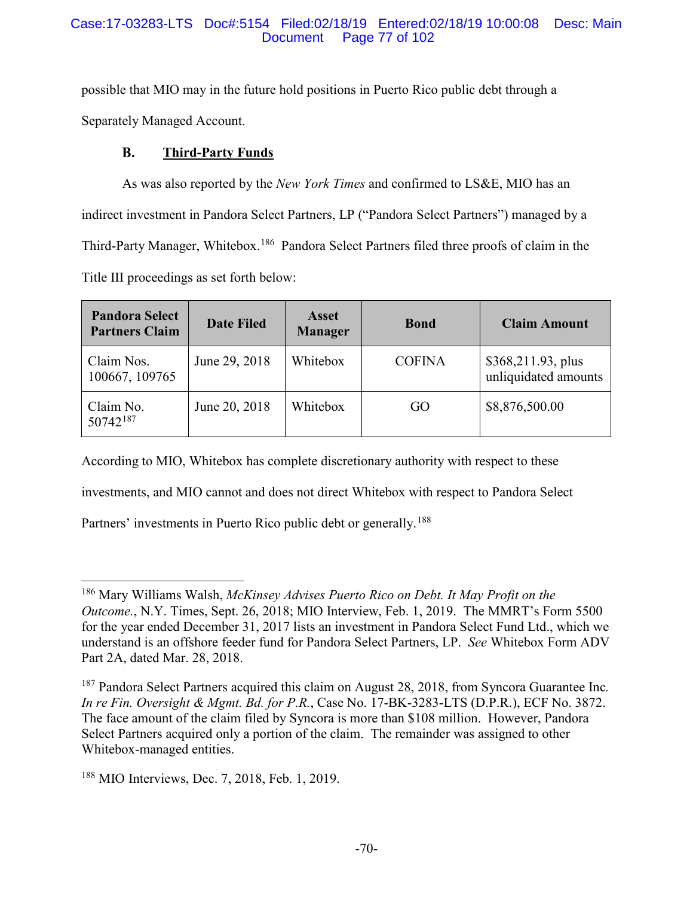possible that MIO may in the future hold positions in Puerto Rico public debt through a Separately Managed Account.

### B. Third-Party Funds

As was also reported by the *New York Times* and confirmed to LS&E, MIO has an indirect investment in Pandora Select Partners, LP ("Pandora Select Partners") managed by a Third-Party Manager, Whitebox.[186] Pandora Select Partners filed three proofs of claim in the Title III proceedings as set forth below:

| Pandora Select Partners Claim | Date Filed | Asset Manager | Bond | Claim Amount |
| --- | --- | --- | --- | --- |
| Claim Nos. 100667, 109765 | June 29, 2018 | Whitebox | COFINA | $368,211.93, plus unliquidated amounts |
| Claim No. 50742[187] | June 20, 2018 | Whitebox | GO | $8,876,500.00 |

According to MIO, Whitebox has complete discretionary authority with respect to these investments, and MIO cannot and does not direct Whitebox with respect to Pandora Select Partners' investments in Puerto Rico public debt or generally.[188]

---

[186] Mary Williams Walsh, *McKinsey Advises Puerto Rico on Debt. It May Profit on the Outcome.*, N.Y. Times, Sept. 26, 2018; MIO Interview, Feb. 1, 2019. The MMRT's Form 5500 for the year ended December 31, 2017 lists an investment in Pandora Select Fund Ltd., which we understand is an offshore feeder fund for Pandora Select Partners, LP. *See* Whitebox Form ADV Part 2A, dated Mar. 28, 2018.

[187] Pandora Select Partners acquired this claim on August 28, 2018, from Syncora Guarantee Inc. *In re Fin. Oversight & Mgmt. Bd. for P.R.*, Case No. 17-BK-3283-LTS (D.P.R.), ECF No. 3872. The face amount of the claim filed by Syncora is more than $108 million. However, Pandora Select Partners acquired only a portion of the claim. The remainder was assigned to other Whitebox-managed entities.

[188] MIO Interviews, Dec. 7, 2018, Feb. 1, 2019.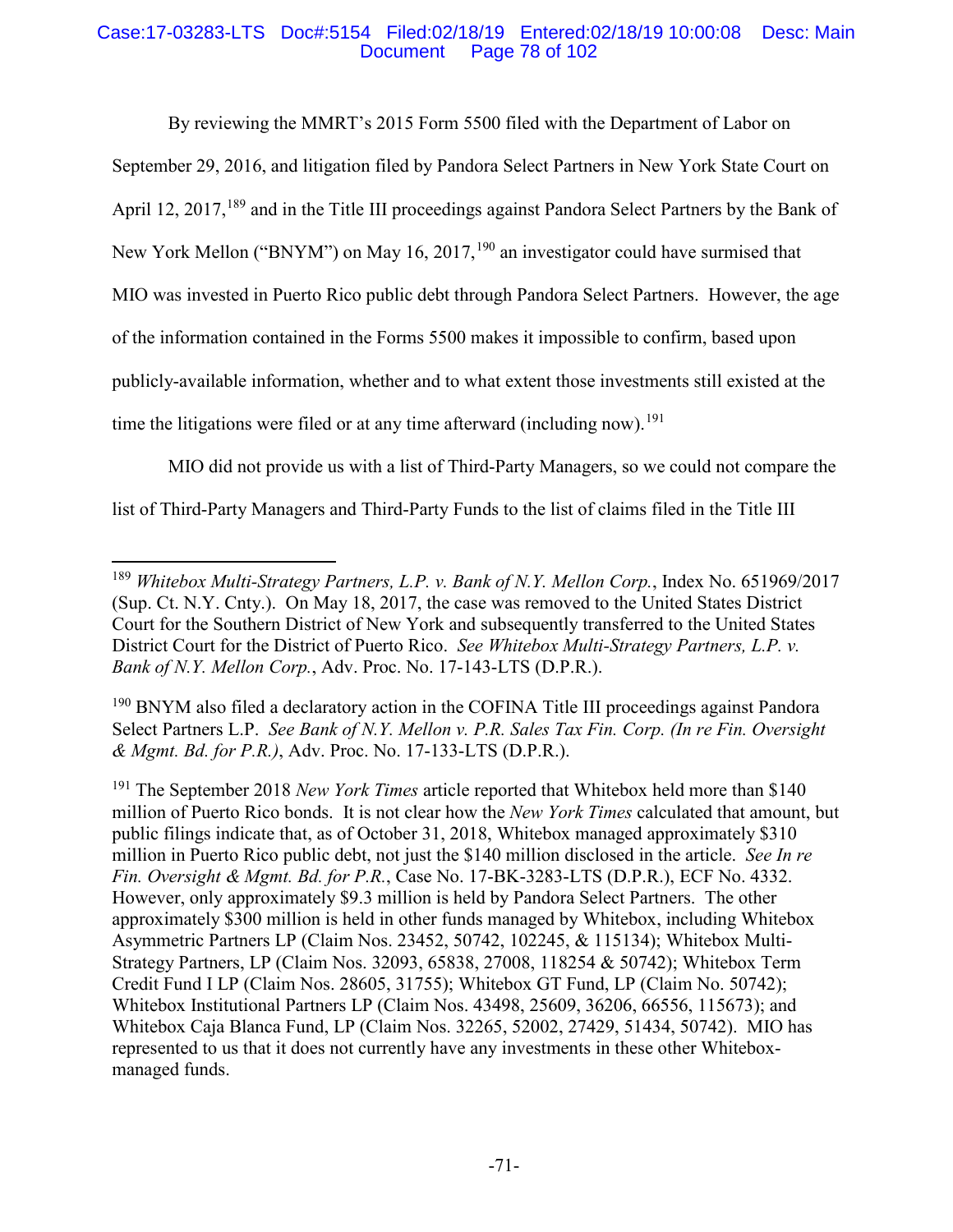By reviewing the MMRT's 2015 Form 5500 filed with the Department of Labor on September 29, 2016, and litigation filed by Pandora Select Partners in New York State Court on April 12, 2017,[189] and in the Title III proceedings against Pandora Select Partners by the Bank of New York Mellon ("BNYM") on May 16, 2017,[190] an investigator could have surmised that MIO was invested in Puerto Rico public debt through Pandora Select Partners. However, the age of the information contained in the Forms 5500 makes it impossible to confirm, based upon publicly-available information, whether and to what extent those investments still existed at the time the litigations were filed or at any time afterward (including now).[191]

MIO did not provide us with a list of Third-Party Managers, so we could not compare the list of Third-Party Managers and Third-Party Funds to the list of claims filed in the Title III

---

[189] *Whitebox Multi-Strategy Partners, L.P. v. Bank of N.Y. Mellon Corp.*, Index No. 651969/2017 (Sup. Ct. N.Y. Cnty.). On May 18, 2017, the case was removed to the United States District Court for the Southern District of New York and subsequently transferred to the United States District Court for the District of Puerto Rico. *See Whitebox Multi-Strategy Partners, L.P. v. Bank of N.Y. Mellon Corp.*, Adv. Proc. No. 17-143-LTS (D.P.R.).

[190] BNYM also filed a declaratory action in the COFINA Title III proceedings against Pandora Select Partners L.P. *See Bank of N.Y. Mellon v. P.R. Sales Tax Fin. Corp. (In re Fin. Oversight & Mgmt. Bd. for P.R.)*, Adv. Proc. No. 17-133-LTS (D.P.R.).

[191] The September 2018 *New York Times* article reported that Whitebox held more than $140 million of Puerto Rico bonds. It is not clear how the *New York Times* calculated that amount, but public filings indicate that, as of October 31, 2018, Whitebox managed approximately $310 million in Puerto Rico public debt, not just the $140 million disclosed in the article. *See In re Fin. Oversight & Mgmt. Bd. for P.R.*, Case No. 17-BK-3283-LTS (D.P.R.), ECF No. 4332. However, only approximately $9.3 million is held by Pandora Select Partners. The other approximately $300 million is held in other funds managed by Whitebox, including Whitebox Asymmetric Partners LP (Claim Nos. 23452, 50742, 102245, & 115134); Whitebox Multi-Strategy Partners, LP (Claim Nos. 32093, 65838, 27008, 118254 & 50742); Whitebox Term Credit Fund I LP (Claim Nos. 28605, 31755); Whitebox GT Fund, LP (Claim No. 50742); Whitebox Institutional Partners LP (Claim Nos. 43498, 25609, 36206, 66556, 115673); and Whitebox Caja Blanca Fund, LP (Claim Nos. 32265, 52002, 27429, 51434, 50742). MIO has represented to us that it does not currently have any investments in these other Whitebox-managed funds.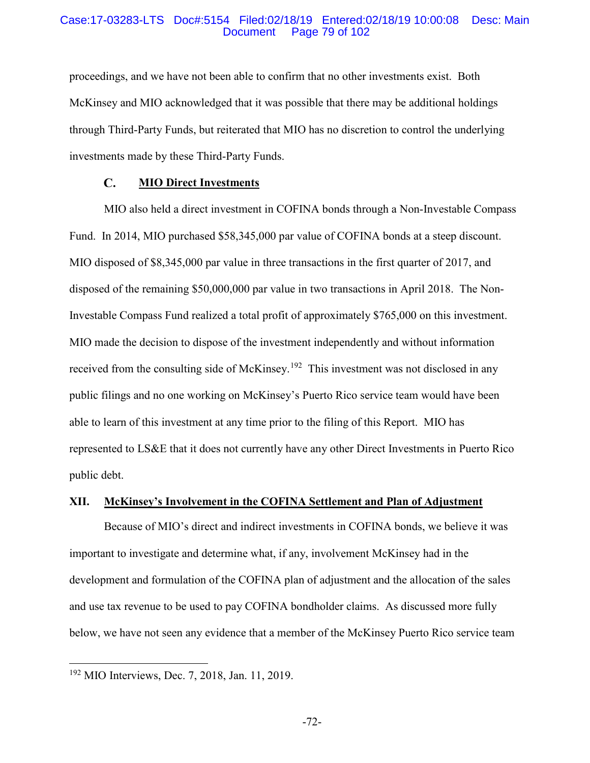proceedings, and we have not been able to confirm that no other investments exist. Both McKinsey and MIO acknowledged that it was possible that there may be additional holdings through Third-Party Funds, but reiterated that MIO has no discretion to control the underlying investments made by these Third-Party Funds.

### C. **MIO Direct Investments**

MIO also held a direct investment in COFINA bonds through a Non-Investable Compass Fund. In 2014, MIO purchased $58,345,000 par value of COFINA bonds at a steep discount. MIO disposed of $8,345,000 par value in three transactions in the first quarter of 2017, and disposed of the remaining $50,000,000 par value in two transactions in April 2018. The Non-Investable Compass Fund realized a total profit of approximately $765,000 on this investment. MIO made the decision to dispose of the investment independently and without information received from the consulting side of McKinsey.[192] This investment was not disclosed in any public filings and no one working on McKinsey's Puerto Rico service team would have been able to learn of this investment at any time prior to the filing of this Report. MIO has represented to LS&E that it does not currently have any other Direct Investments in Puerto Rico public debt.

## XII. **McKinsey's Involvement in the COFINA Settlement and Plan of Adjustment**

Because of MIO's direct and indirect investments in COFINA bonds, we believe it was important to investigate and determine what, if any, involvement McKinsey had in the development and formulation of the COFINA plan of adjustment and the allocation of the sales and use tax revenue to be used to pay COFINA bondholder claims. As discussed more fully below, we have not seen any evidence that a member of the McKinsey Puerto Rico service team

[192] MIO Interviews, Dec. 7, 2018, Jan. 11, 2019.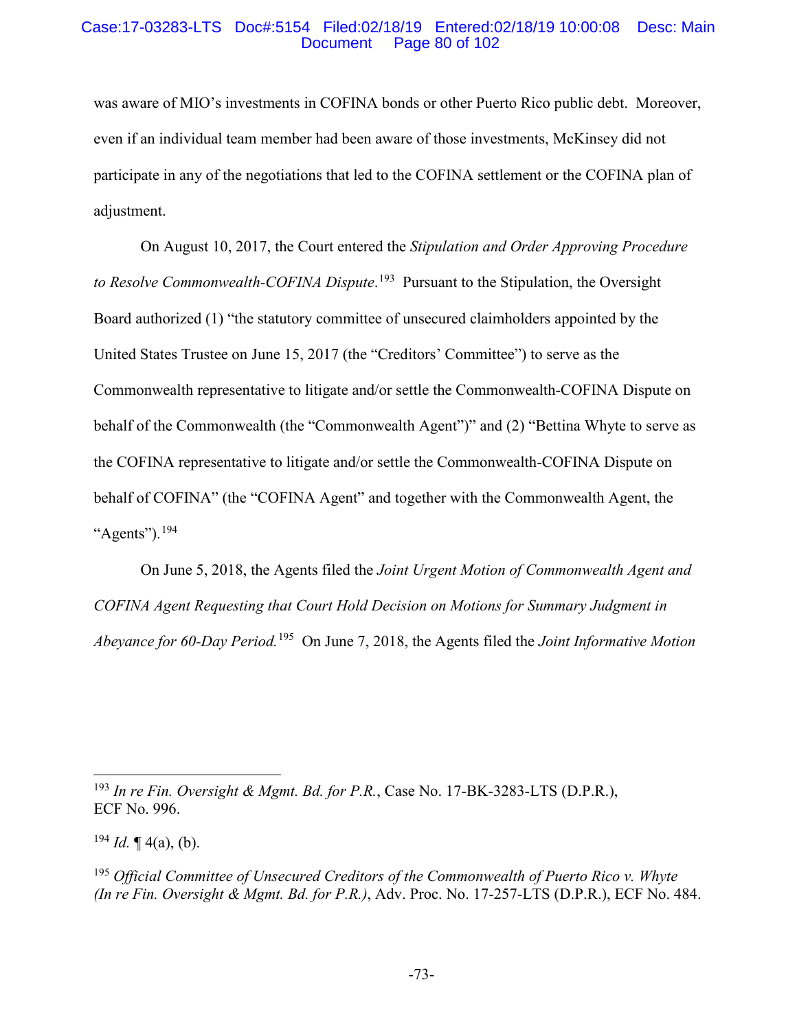was aware of MIO's investments in COFINA bonds or other Puerto Rico public debt. Moreover, even if an individual team member had been aware of those investments, McKinsey did not participate in any of the negotiations that led to the COFINA settlement or the COFINA plan of adjustment.

On August 10, 2017, the Court entered the *Stipulation and Order Approving Procedure to Resolve Commonwealth-COFINA Dispute*.[193] Pursuant to the Stipulation, the Oversight Board authorized (1) "the statutory committee of unsecured claimholders appointed by the United States Trustee on June 15, 2017 (the "Creditors' Committee") to serve as the Commonwealth representative to litigate and/or settle the Commonwealth-COFINA Dispute on behalf of the Commonwealth (the "Commonwealth Agent")" and (2) "Bettina Whyte to serve as the COFINA representative to litigate and/or settle the Commonwealth-COFINA Dispute on behalf of COFINA" (the "COFINA Agent" and together with the Commonwealth Agent, the "Agents").[194]

On June 5, 2018, the Agents filed the *Joint Urgent Motion of Commonwealth Agent and COFINA Agent Requesting that Court Hold Decision on Motions for Summary Judgment in Abeyance for 60-Day Period.*[195] On June 7, 2018, the Agents filed the *Joint Informative Motion*

---

[193] *In re Fin. Oversight & Mgmt. Bd. for P.R.*, Case No. 17-BK-3283-LTS (D.P.R.), ECF No. 996.

[194] *Id.* ¶ 4(a), (b).

[195] *Official Committee of Unsecured Creditors of the Commonwealth of Puerto Rico v. Whyte (In re Fin. Oversight & Mgmt. Bd. for P.R.)*, Adv. Proc. No. 17-257-LTS (D.P.R.), ECF No. 484.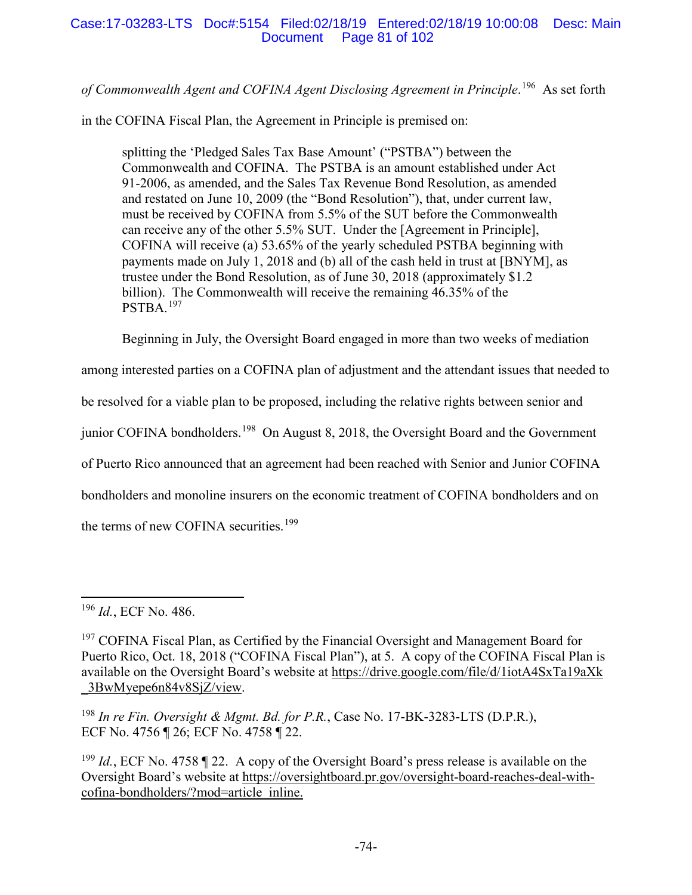*of Commonwealth Agent and COFINA Agent Disclosing Agreement in Principle*.[196] As set forth in the COFINA Fiscal Plan, the Agreement in Principle is premised on:

> splitting the 'Pledged Sales Tax Base Amount' ("PSTBA") between the Commonwealth and COFINA. The PSTBA is an amount established under Act 91-2006, as amended, and the Sales Tax Revenue Bond Resolution, as amended and restated on June 10, 2009 (the "Bond Resolution"), that, under current law, must be received by COFINA from 5.5% of the SUT before the Commonwealth can receive any of the other 5.5% SUT. Under the [Agreement in Principle], COFINA will receive (a) 53.65% of the yearly scheduled PSTBA beginning with payments made on July 1, 2018 and (b) all of the cash held in trust at [BNYM], as trustee under the Bond Resolution, as of June 30, 2018 (approximately $1.2 billion). The Commonwealth will receive the remaining 46.35% of the PSTBA.[197]

Beginning in July, the Oversight Board engaged in more than two weeks of mediation among interested parties on a COFINA plan of adjustment and the attendant issues that needed to be resolved for a viable plan to be proposed, including the relative rights between senior and junior COFINA bondholders.[198] On August 8, 2018, the Oversight Board and the Government of Puerto Rico announced that an agreement had been reached with Senior and Junior COFINA bondholders and monoline insurers on the economic treatment of COFINA bondholders and on the terms of new COFINA securities.[199]

---

[196] *Id.*, ECF No. 486.

[197] COFINA Fiscal Plan, as Certified by the Financial Oversight and Management Board for Puerto Rico, Oct. 18, 2018 ("COFINA Fiscal Plan"), at 5. A copy of the COFINA Fiscal Plan is available on the Oversight Board's website at https://drive.google.com/file/d/1iotA4SxTa19aXk_3BwMyepe6n84v8SjZ/view.

[198] *In re Fin. Oversight & Mgmt. Bd. for P.R.*, Case No. 17-BK-3283-LTS (D.P.R.), ECF No. 4756 ¶ 26; ECF No. 4758 ¶ 22.

[199] *Id.*, ECF No. 4758 ¶ 22. A copy of the Oversight Board's press release is available on the Oversight Board's website at https://oversightboard.pr.gov/oversight-board-reaches-deal-with-cofina-bondholders/?mod=article_inline.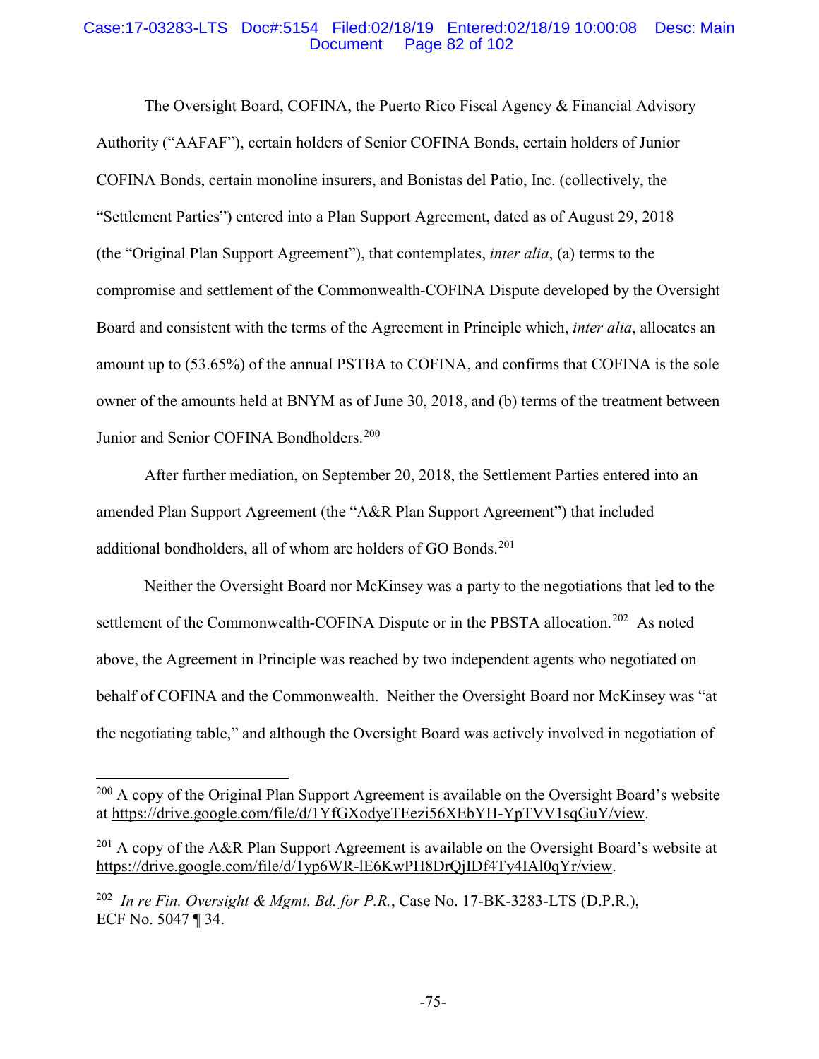The Oversight Board, COFINA, the Puerto Rico Fiscal Agency & Financial Advisory Authority ("AAFAF"), certain holders of Senior COFINA Bonds, certain holders of Junior COFINA Bonds, certain monoline insurers, and Bonistas del Patio, Inc. (collectively, the "Settlement Parties") entered into a Plan Support Agreement, dated as of August 29, 2018 (the "Original Plan Support Agreement"), that contemplates, *inter alia*, (a) terms to the compromise and settlement of the Commonwealth-COFINA Dispute developed by the Oversight Board and consistent with the terms of the Agreement in Principle which, *inter alia*, allocates an amount up to (53.65%) of the annual PSTBA to COFINA, and confirms that COFINA is the sole owner of the amounts held at BNYM as of June 30, 2018, and (b) terms of the treatment between Junior and Senior COFINA Bondholders.[200]

After further mediation, on September 20, 2018, the Settlement Parties entered into an amended Plan Support Agreement (the "A&R Plan Support Agreement") that included additional bondholders, all of whom are holders of GO Bonds.[201]

Neither the Oversight Board nor McKinsey was a party to the negotiations that led to the settlement of the Commonwealth-COFINA Dispute or in the PBSTA allocation.[202] As noted above, the Agreement in Principle was reached by two independent agents who negotiated on behalf of COFINA and the Commonwealth. Neither the Oversight Board nor McKinsey was "at the negotiating table," and although the Oversight Board was actively involved in negotiation of

---

[200] A copy of the Original Plan Support Agreement is available on the Oversight Board's website at https://drive.google.com/file/d/1YfGXodyeTEezi56XEbYH-YpTVV1sqGuY/view.

[201] A copy of the A&R Plan Support Agreement is available on the Oversight Board's website at https://drive.google.com/file/d/1yp6WR-lE6KwPH8DrQjIDf4Ty4IAl0qYr/view.

[202] *In re Fin. Oversight & Mgmt. Bd. for P.R.*, Case No. 17-BK-3283-LTS (D.P.R.), ECF No. 5047 ¶ 34.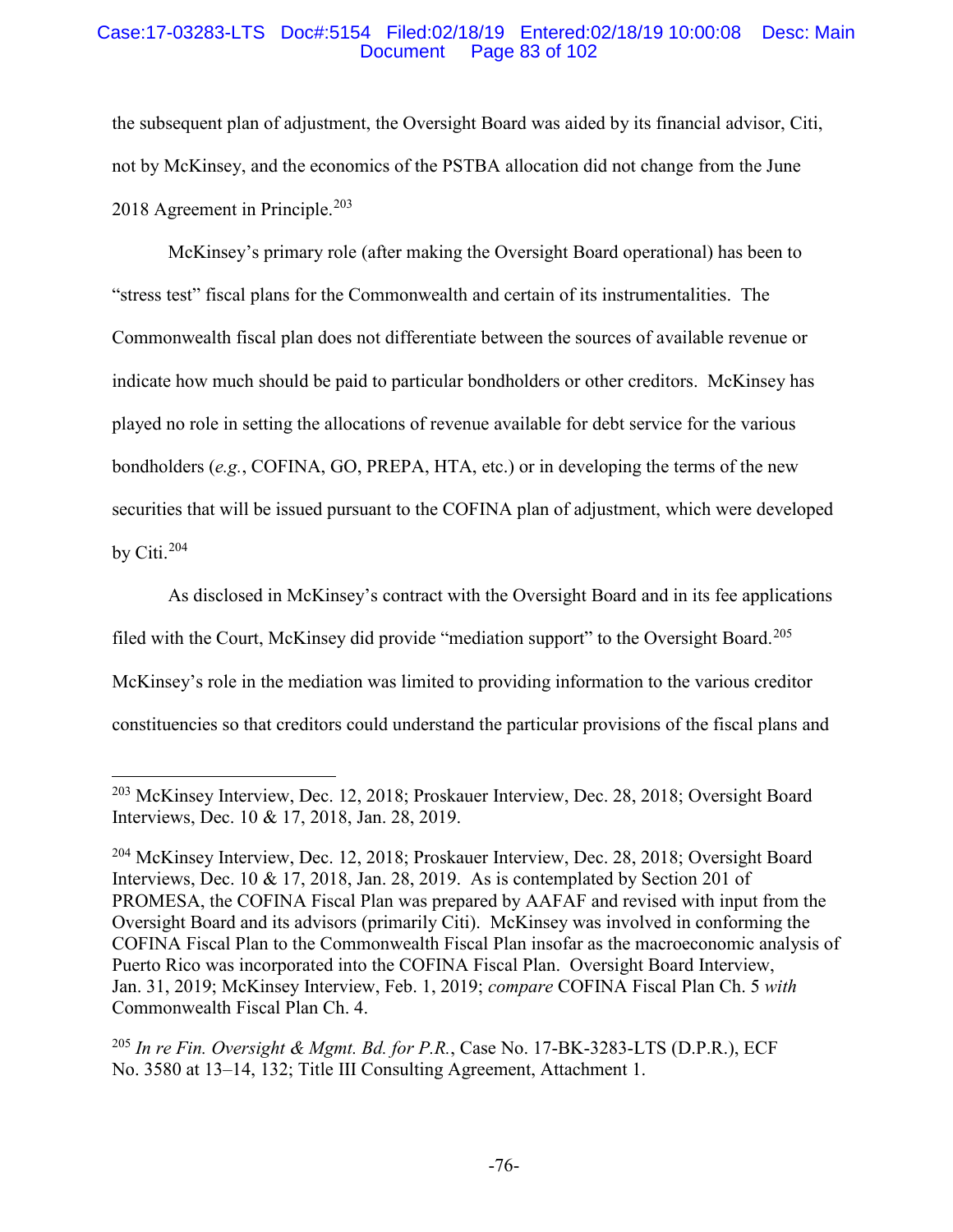the subsequent plan of adjustment, the Oversight Board was aided by its financial advisor, Citi, not by McKinsey, and the economics of the PSTBA allocation did not change from the June 2018 Agreement in Principle.[203]

McKinsey's primary role (after making the Oversight Board operational) has been to "stress test" fiscal plans for the Commonwealth and certain of its instrumentalities. The Commonwealth fiscal plan does not differentiate between the sources of available revenue or indicate how much should be paid to particular bondholders or other creditors. McKinsey has played no role in setting the allocations of revenue available for debt service for the various bondholders (*e.g.*, COFINA, GO, PREPA, HTA, etc.) or in developing the terms of the new securities that will be issued pursuant to the COFINA plan of adjustment, which were developed by Citi.[204]

As disclosed in McKinsey's contract with the Oversight Board and in its fee applications filed with the Court, McKinsey did provide "mediation support" to the Oversight Board.[205] McKinsey's role in the mediation was limited to providing information to the various creditor constituencies so that creditors could understand the particular provisions of the fiscal plans and

---

[203] McKinsey Interview, Dec. 12, 2018; Proskauer Interview, Dec. 28, 2018; Oversight Board Interviews, Dec. 10 & 17, 2018, Jan. 28, 2019.

[204] McKinsey Interview, Dec. 12, 2018; Proskauer Interview, Dec. 28, 2018; Oversight Board Interviews, Dec. 10 & 17, 2018, Jan. 28, 2019. As is contemplated by Section 201 of PROMESA, the COFINA Fiscal Plan was prepared by AAFAF and revised with input from the Oversight Board and its advisors (primarily Citi). McKinsey was involved in conforming the COFINA Fiscal Plan to the Commonwealth Fiscal Plan insofar as the macroeconomic analysis of Puerto Rico was incorporated into the COFINA Fiscal Plan. Oversight Board Interview, Jan. 31, 2019; McKinsey Interview, Feb. 1, 2019; *compare* COFINA Fiscal Plan Ch. 5 *with* Commonwealth Fiscal Plan Ch. 4.

[205] *In re Fin. Oversight & Mgmt. Bd. for P.R.*, Case No. 17-BK-3283-LTS (D.P.R.), ECF No. 3580 at 13–14, 132; Title III Consulting Agreement, Attachment 1.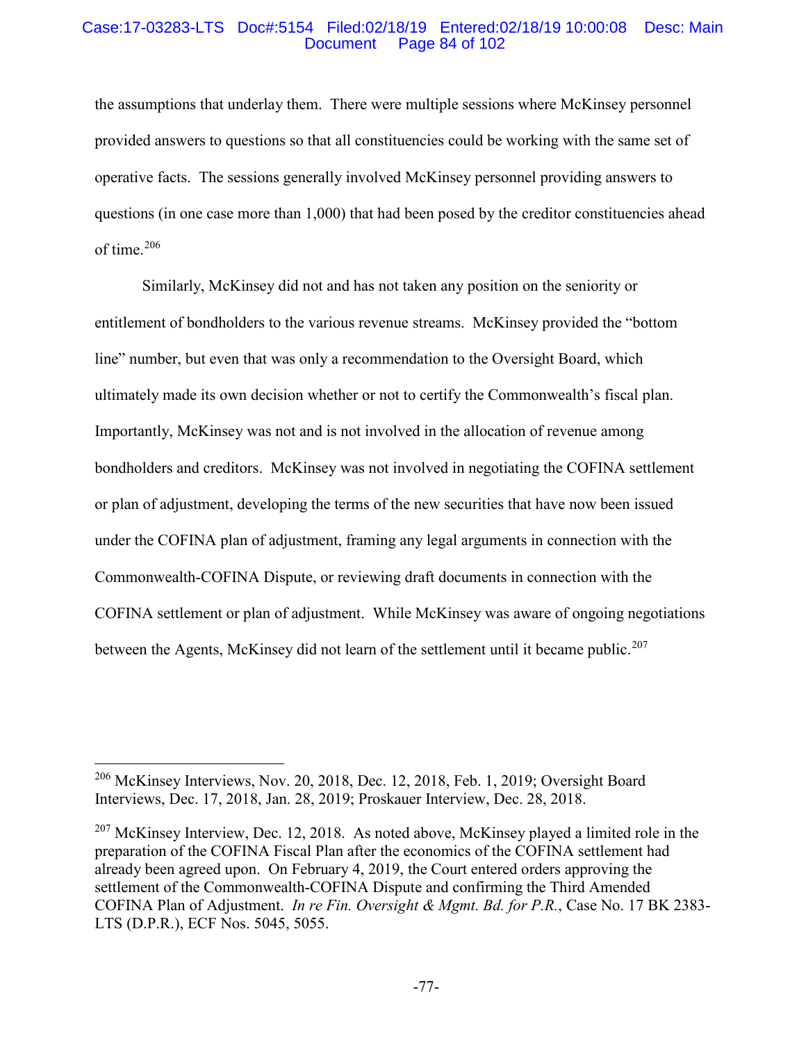the assumptions that underlay them. There were multiple sessions where McKinsey personnel provided answers to questions so that all constituencies could be working with the same set of operative facts. The sessions generally involved McKinsey personnel providing answers to questions (in one case more than 1,000) that had been posed by the creditor constituencies ahead of time.[206]

Similarly, McKinsey did not and has not taken any position on the seniority or entitlement of bondholders to the various revenue streams. McKinsey provided the "bottom line" number, but even that was only a recommendation to the Oversight Board, which ultimately made its own decision whether or not to certify the Commonwealth's fiscal plan. Importantly, McKinsey was not and is not involved in the allocation of revenue among bondholders and creditors. McKinsey was not involved in negotiating the COFINA settlement or plan of adjustment, developing the terms of the new securities that have now been issued under the COFINA plan of adjustment, framing any legal arguments in connection with the Commonwealth-COFINA Dispute, or reviewing draft documents in connection with the COFINA settlement or plan of adjustment. While McKinsey was aware of ongoing negotiations between the Agents, McKinsey did not learn of the settlement until it became public.[207]

---

[206] McKinsey Interviews, Nov. 20, 2018, Dec. 12, 2018, Feb. 1, 2019; Oversight Board Interviews, Dec. 17, 2018, Jan. 28, 2019; Proskauer Interview, Dec. 28, 2018.

[207] McKinsey Interview, Dec. 12, 2018. As noted above, McKinsey played a limited role in the preparation of the COFINA Fiscal Plan after the economics of the COFINA settlement had already been agreed upon. On February 4, 2019, the Court entered orders approving the settlement of the Commonwealth-COFINA Dispute and confirming the Third Amended COFINA Plan of Adjustment. *In re Fin. Oversight & Mgmt. Bd. for P.R.*, Case No. 17 BK 2383-LTS (D.P.R.), ECF Nos. 5045, 5055.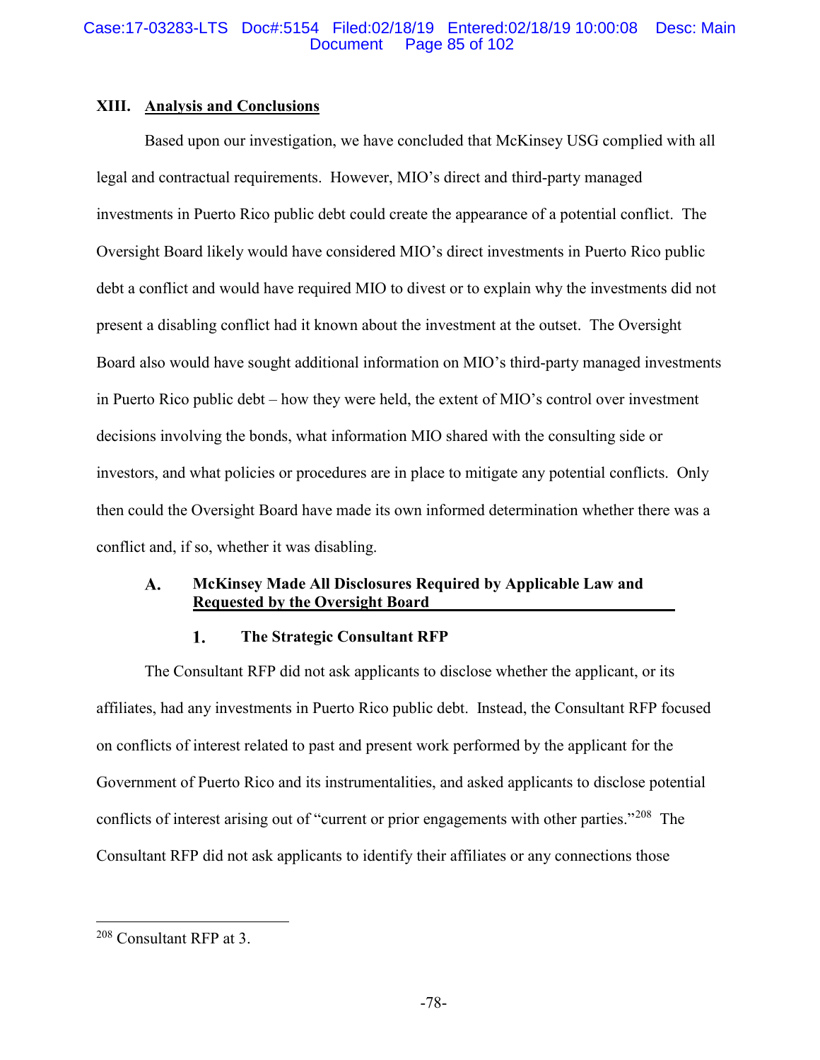## XIII. Analysis and Conclusions

Based upon our investigation, we have concluded that McKinsey USG complied with all legal and contractual requirements. However, MIO's direct and third-party managed investments in Puerto Rico public debt could create the appearance of a potential conflict. The Oversight Board likely would have considered MIO's direct investments in Puerto Rico public debt a conflict and would have required MIO to divest or to explain why the investments did not present a disabling conflict had it known about the investment at the outset. The Oversight Board also would have sought additional information on MIO's third-party managed investments in Puerto Rico public debt – how they were held, the extent of MIO's control over investment decisions involving the bonds, what information MIO shared with the consulting side or investors, and what policies or procedures are in place to mitigate any potential conflicts. Only then could the Oversight Board have made its own informed determination whether there was a conflict and, if so, whether it was disabling.

### A. McKinsey Made All Disclosures Required by Applicable Law and Requested by the Oversight Board

#### 1. The Strategic Consultant RFP

The Consultant RFP did not ask applicants to disclose whether the applicant, or its affiliates, had any investments in Puerto Rico public debt. Instead, the Consultant RFP focused on conflicts of interest related to past and present work performed by the applicant for the Government of Puerto Rico and its instrumentalities, and asked applicants to disclose potential conflicts of interest arising out of "current or prior engagements with other parties."[208] The Consultant RFP did not ask applicants to identify their affiliates or any connections those

---

[208] Consultant RFP at 3.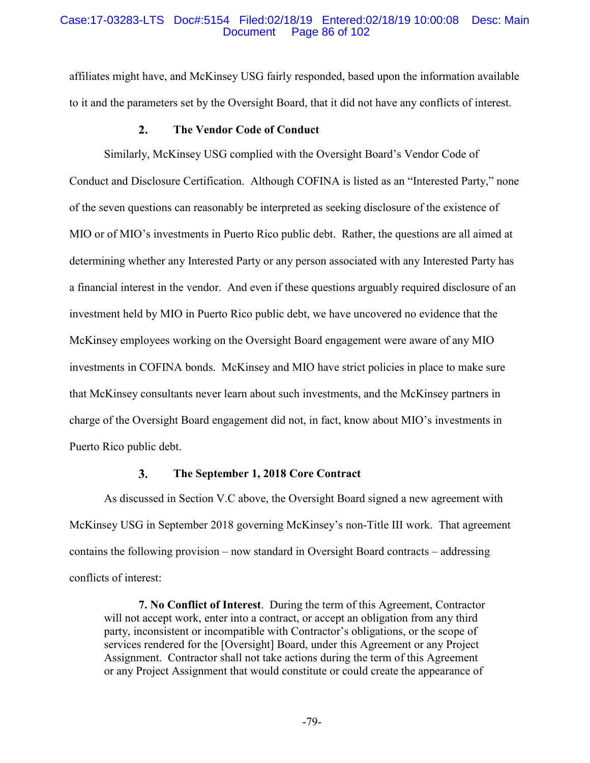affiliates might have, and McKinsey USG fairly responded, based upon the information available to it and the parameters set by the Oversight Board, that it did not have any conflicts of interest.

### 2. The Vendor Code of Conduct

Similarly, McKinsey USG complied with the Oversight Board's Vendor Code of Conduct and Disclosure Certification. Although COFINA is listed as an "Interested Party," none of the seven questions can reasonably be interpreted as seeking disclosure of the existence of MIO or of MIO's investments in Puerto Rico public debt. Rather, the questions are all aimed at determining whether any Interested Party or any person associated with any Interested Party has a financial interest in the vendor. And even if these questions arguably required disclosure of an investment held by MIO in Puerto Rico public debt, we have uncovered no evidence that the McKinsey employees working on the Oversight Board engagement were aware of any MIO investments in COFINA bonds. McKinsey and MIO have strict policies in place to make sure that McKinsey consultants never learn about such investments, and the McKinsey partners in charge of the Oversight Board engagement did not, in fact, know about MIO's investments in Puerto Rico public debt.

### 3. The September 1, 2018 Core Contract

As discussed in Section V.C above, the Oversight Board signed a new agreement with McKinsey USG in September 2018 governing McKinsey's non-Title III work. That agreement contains the following provision – now standard in Oversight Board contracts – addressing conflicts of interest:

> **7. No Conflict of Interest**. During the term of this Agreement, Contractor will not accept work, enter into a contract, or accept an obligation from any third party, inconsistent or incompatible with Contractor's obligations, or the scope of services rendered for the [Oversight] Board, under this Agreement or any Project Assignment. Contractor shall not take actions during the term of this Agreement or any Project Assignment that would constitute or could create the appearance of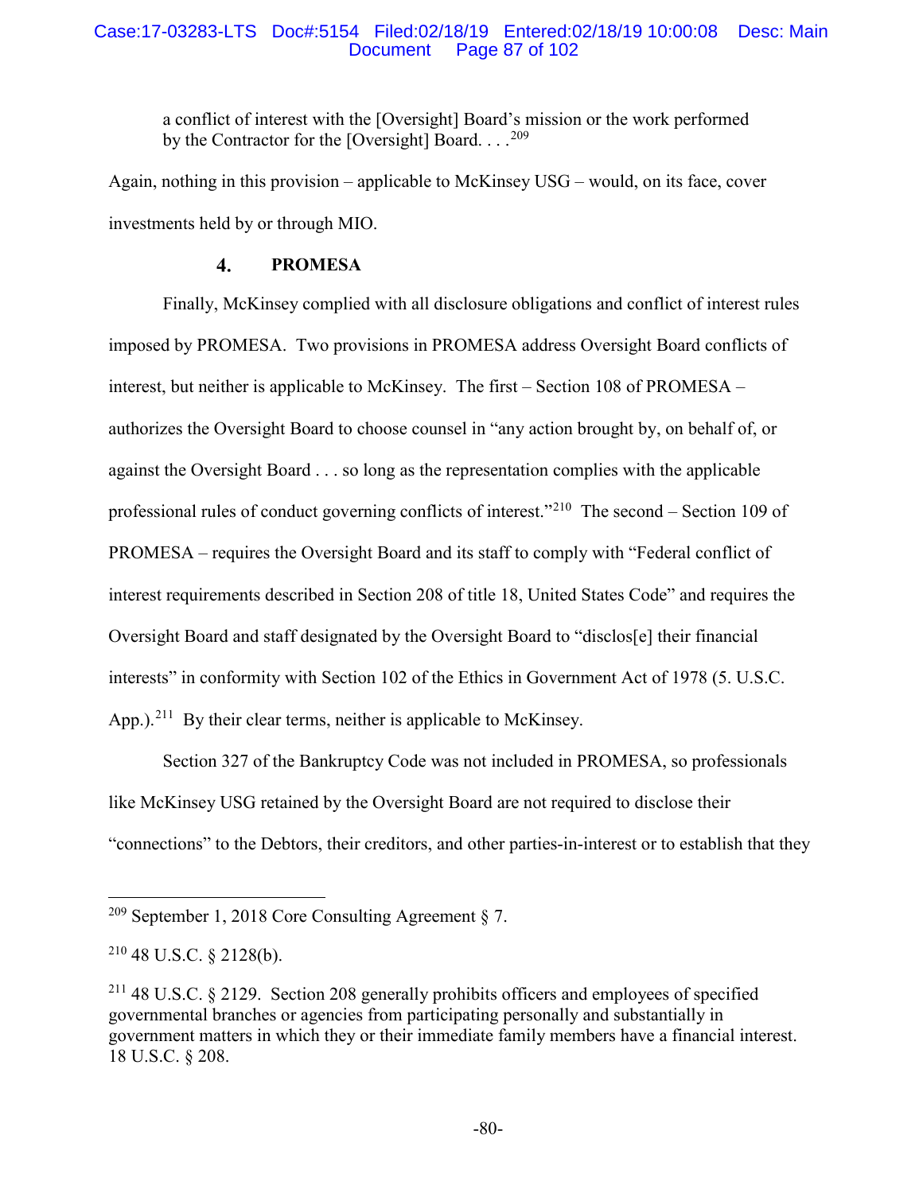> a conflict of interest with the [Oversight] Board's mission or the work performed by the Contractor for the [Oversight] Board. . . .[209]

Again, nothing in this provision – applicable to McKinsey USG – would, on its face, cover investments held by or through MIO.

#### 4. PROMESA

Finally, McKinsey complied with all disclosure obligations and conflict of interest rules imposed by PROMESA. Two provisions in PROMESA address Oversight Board conflicts of interest, but neither is applicable to McKinsey. The first – Section 108 of PROMESA – authorizes the Oversight Board to choose counsel in "any action brought by, on behalf of, or against the Oversight Board . . . so long as the representation complies with the applicable professional rules of conduct governing conflicts of interest."[210] The second – Section 109 of PROMESA – requires the Oversight Board and its staff to comply with "Federal conflict of interest requirements described in Section 208 of title 18, United States Code" and requires the Oversight Board and staff designated by the Oversight Board to "disclos[e] their financial interests" in conformity with Section 102 of the Ethics in Government Act of 1978 (5. U.S.C. App.).[211] By their clear terms, neither is applicable to McKinsey.

Section 327 of the Bankruptcy Code was not included in PROMESA, so professionals like McKinsey USG retained by the Oversight Board are not required to disclose their "connections" to the Debtors, their creditors, and other parties-in-interest or to establish that they

---

[209] September 1, 2018 Core Consulting Agreement § 7.

[210] 48 U.S.C. § 2128(b).

[211] 48 U.S.C. § 2129. Section 208 generally prohibits officers and employees of specified governmental branches or agencies from participating personally and substantially in government matters in which they or their immediate family members have a financial interest. 18 U.S.C. § 208.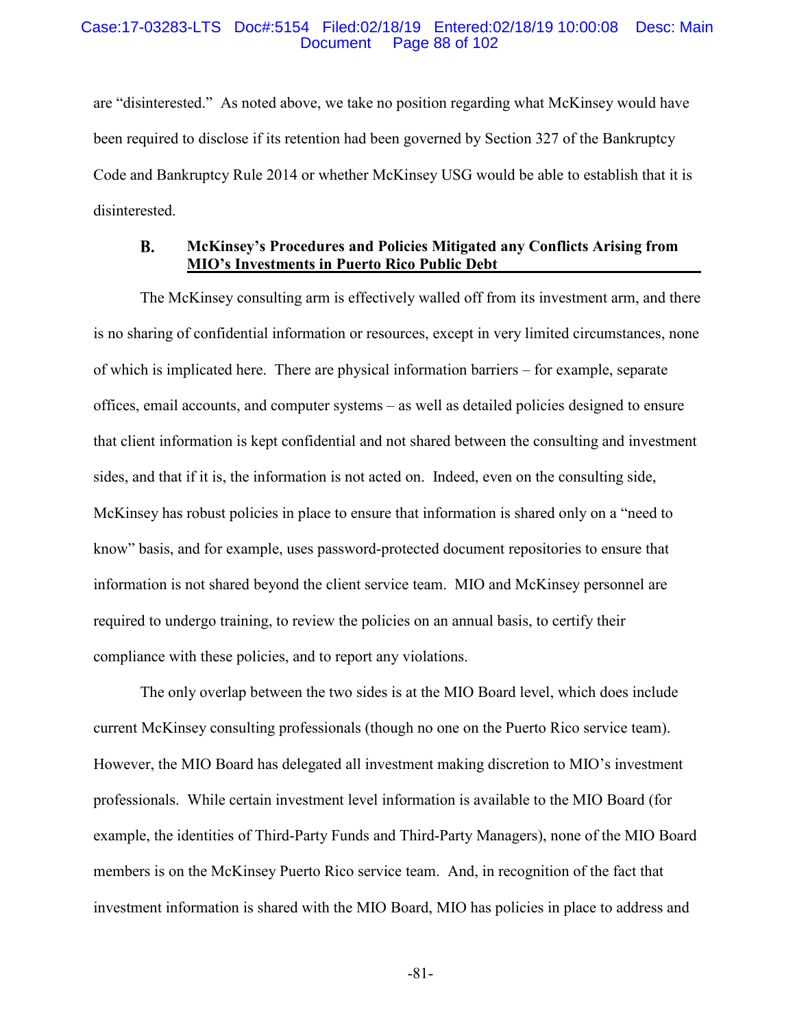are "disinterested." As noted above, we take no position regarding what McKinsey would have been required to disclose if its retention had been governed by Section 327 of the Bankruptcy Code and Bankruptcy Rule 2014 or whether McKinsey USG would be able to establish that it is disinterested.

### B. McKinsey's Procedures and Policies Mitigated any Conflicts Arising from MIO's Investments in Puerto Rico Public Debt

The McKinsey consulting arm is effectively walled off from its investment arm, and there is no sharing of confidential information or resources, except in very limited circumstances, none of which is implicated here. There are physical information barriers – for example, separate offices, email accounts, and computer systems – as well as detailed policies designed to ensure that client information is kept confidential and not shared between the consulting and investment sides, and that if it is, the information is not acted on. Indeed, even on the consulting side, McKinsey has robust policies in place to ensure that information is shared only on a "need to know" basis, and for example, uses password-protected document repositories to ensure that information is not shared beyond the client service team. MIO and McKinsey personnel are required to undergo training, to review the policies on an annual basis, to certify their compliance with these policies, and to report any violations.

The only overlap between the two sides is at the MIO Board level, which does include current McKinsey consulting professionals (though no one on the Puerto Rico service team). However, the MIO Board has delegated all investment making discretion to MIO's investment professionals. While certain investment level information is available to the MIO Board (for example, the identities of Third-Party Funds and Third-Party Managers), none of the MIO Board members is on the McKinsey Puerto Rico service team. And, in recognition of the fact that investment information is shared with the MIO Board, MIO has policies in place to address and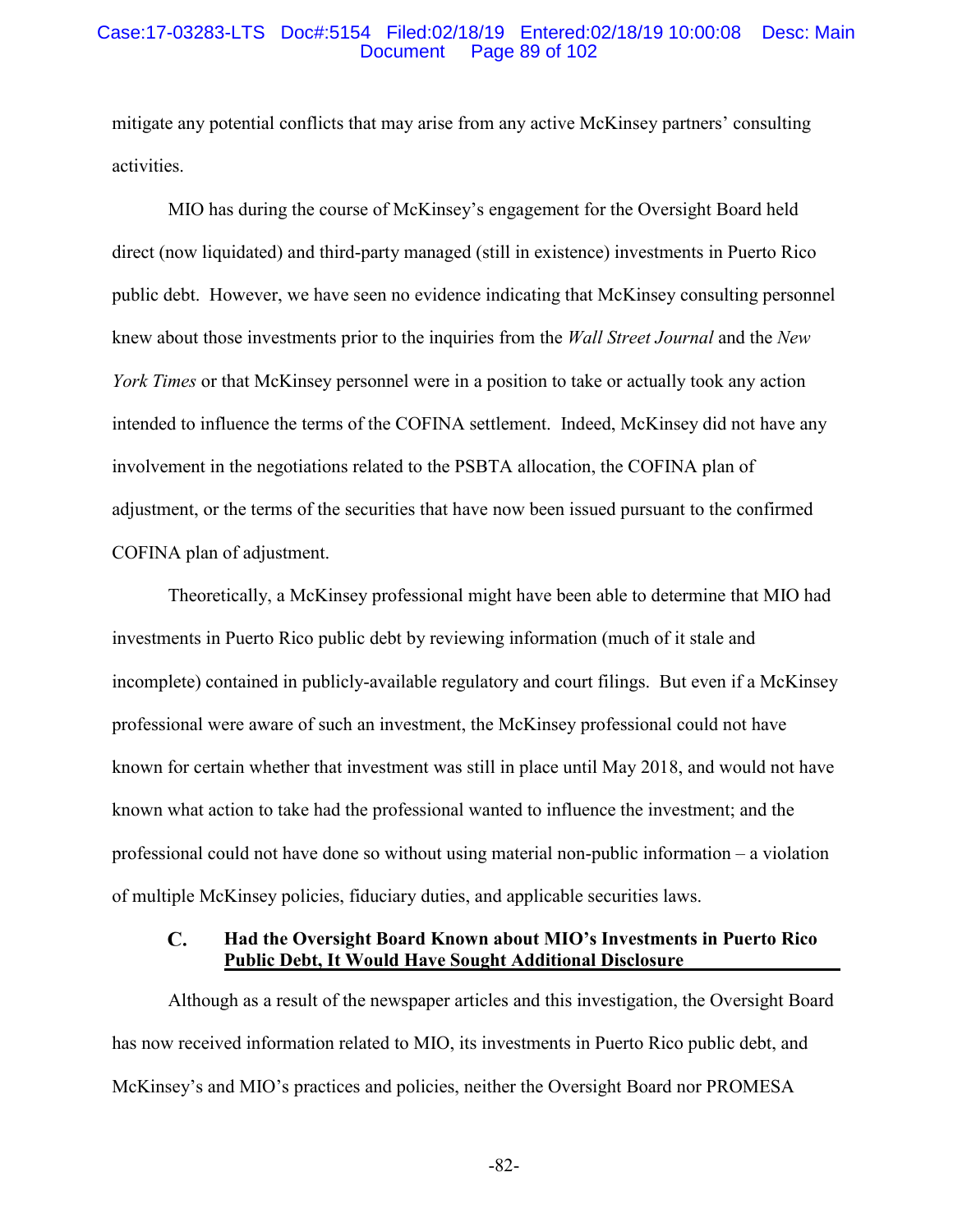mitigate any potential conflicts that may arise from any active McKinsey partners' consulting activities.

MIO has during the course of McKinsey's engagement for the Oversight Board held direct (now liquidated) and third-party managed (still in existence) investments in Puerto Rico public debt. However, we have seen no evidence indicating that McKinsey consulting personnel knew about those investments prior to the inquiries from the *Wall Street Journal* and the *New York Times* or that McKinsey personnel were in a position to take or actually took any action intended to influence the terms of the COFINA settlement. Indeed, McKinsey did not have any involvement in the negotiations related to the PSBTA allocation, the COFINA plan of adjustment, or the terms of the securities that have now been issued pursuant to the confirmed COFINA plan of adjustment.

Theoretically, a McKinsey professional might have been able to determine that MIO had investments in Puerto Rico public debt by reviewing information (much of it stale and incomplete) contained in publicly-available regulatory and court filings. But even if a McKinsey professional were aware of such an investment, the McKinsey professional could not have known for certain whether that investment was still in place until May 2018, and would not have known what action to take had the professional wanted to influence the investment; and the professional could not have done so without using material non-public information – a violation of multiple McKinsey policies, fiduciary duties, and applicable securities laws.

### C. Had the Oversight Board Known about MIO's Investments in Puerto Rico Public Debt, It Would Have Sought Additional Disclosure

Although as a result of the newspaper articles and this investigation, the Oversight Board has now received information related to MIO, its investments in Puerto Rico public debt, and McKinsey's and MIO's practices and policies, neither the Oversight Board nor PROMESA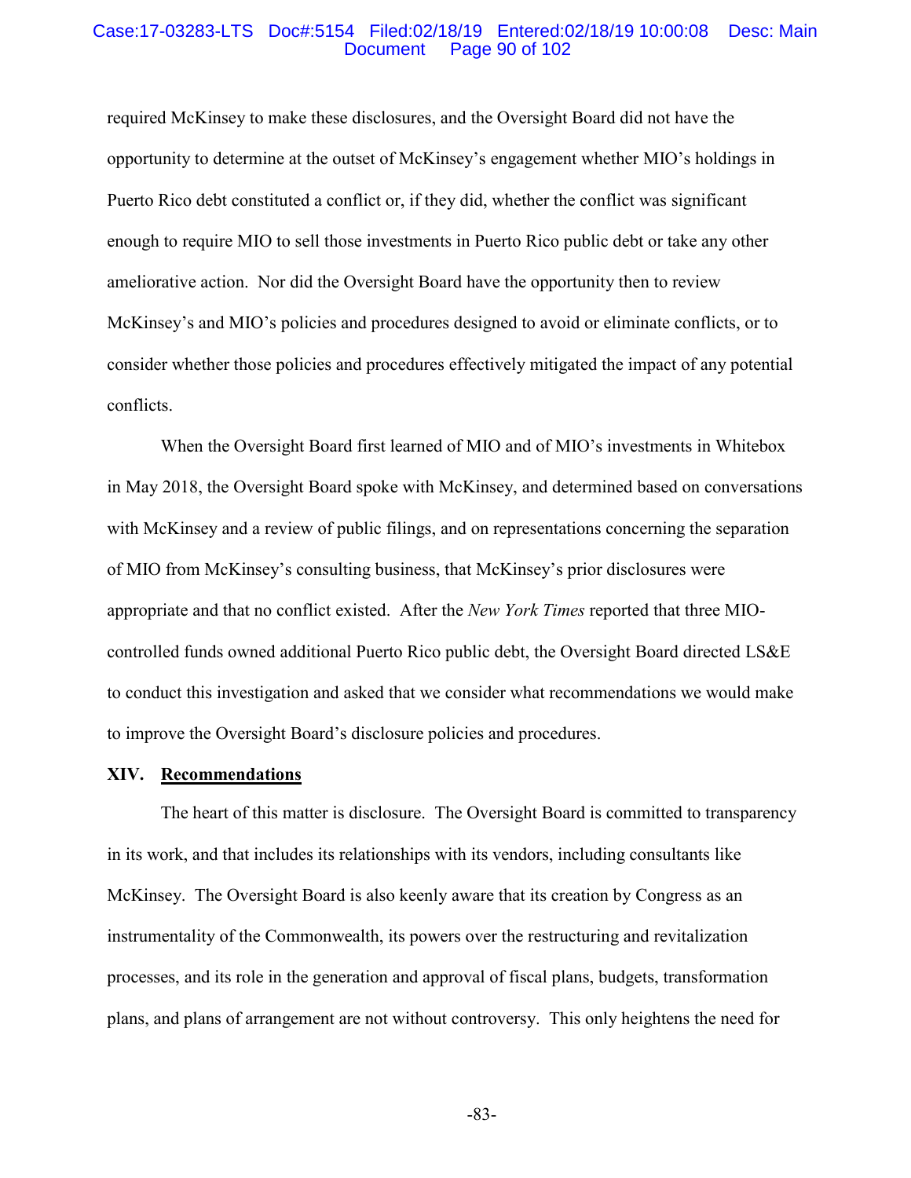required McKinsey to make these disclosures, and the Oversight Board did not have the opportunity to determine at the outset of McKinsey's engagement whether MIO's holdings in Puerto Rico debt constituted a conflict or, if they did, whether the conflict was significant enough to require MIO to sell those investments in Puerto Rico public debt or take any other ameliorative action. Nor did the Oversight Board have the opportunity then to review McKinsey's and MIO's policies and procedures designed to avoid or eliminate conflicts, or to consider whether those policies and procedures effectively mitigated the impact of any potential conflicts.

When the Oversight Board first learned of MIO and of MIO's investments in Whitebox in May 2018, the Oversight Board spoke with McKinsey, and determined based on conversations with McKinsey and a review of public filings, and on representations concerning the separation of MIO from McKinsey's consulting business, that McKinsey's prior disclosures were appropriate and that no conflict existed. After the *New York Times* reported that three MIO-controlled funds owned additional Puerto Rico public debt, the Oversight Board directed LS&E to conduct this investigation and asked that we consider what recommendations we would make to improve the Oversight Board's disclosure policies and procedures.

## XIV. Recommendations

The heart of this matter is disclosure. The Oversight Board is committed to transparency in its work, and that includes its relationships with its vendors, including consultants like McKinsey. The Oversight Board is also keenly aware that its creation by Congress as an instrumentality of the Commonwealth, its powers over the restructuring and revitalization processes, and its role in the generation and approval of fiscal plans, budgets, transformation plans, and plans of arrangement are not without controversy. This only heightens the need for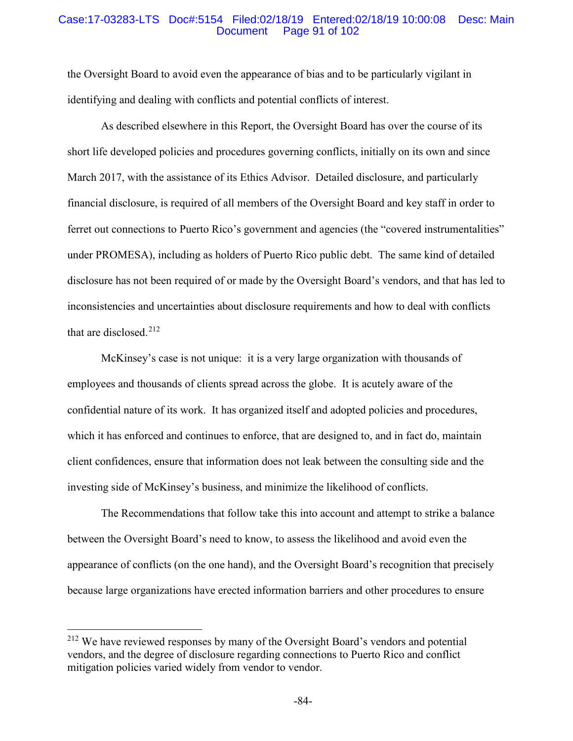the Oversight Board to avoid even the appearance of bias and to be particularly vigilant in identifying and dealing with conflicts and potential conflicts of interest.

As described elsewhere in this Report, the Oversight Board has over the course of its short life developed policies and procedures governing conflicts, initially on its own and since March 2017, with the assistance of its Ethics Advisor. Detailed disclosure, and particularly financial disclosure, is required of all members of the Oversight Board and key staff in order to ferret out connections to Puerto Rico's government and agencies (the "covered instrumentalities" under PROMESA), including as holders of Puerto Rico public debt. The same kind of detailed disclosure has not been required of or made by the Oversight Board's vendors, and that has led to inconsistencies and uncertainties about disclosure requirements and how to deal with conflicts that are disclosed.[212]

McKinsey's case is not unique: it is a very large organization with thousands of employees and thousands of clients spread across the globe. It is acutely aware of the confidential nature of its work. It has organized itself and adopted policies and procedures, which it has enforced and continues to enforce, that are designed to, and in fact do, maintain client confidences, ensure that information does not leak between the consulting side and the investing side of McKinsey's business, and minimize the likelihood of conflicts.

The Recommendations that follow take this into account and attempt to strike a balance between the Oversight Board's need to know, to assess the likelihood and avoid even the appearance of conflicts (on the one hand), and the Oversight Board's recognition that precisely because large organizations have erected information barriers and other procedures to ensure

---

[212] We have reviewed responses by many of the Oversight Board's vendors and potential vendors, and the degree of disclosure regarding connections to Puerto Rico and conflict mitigation policies varied widely from vendor to vendor.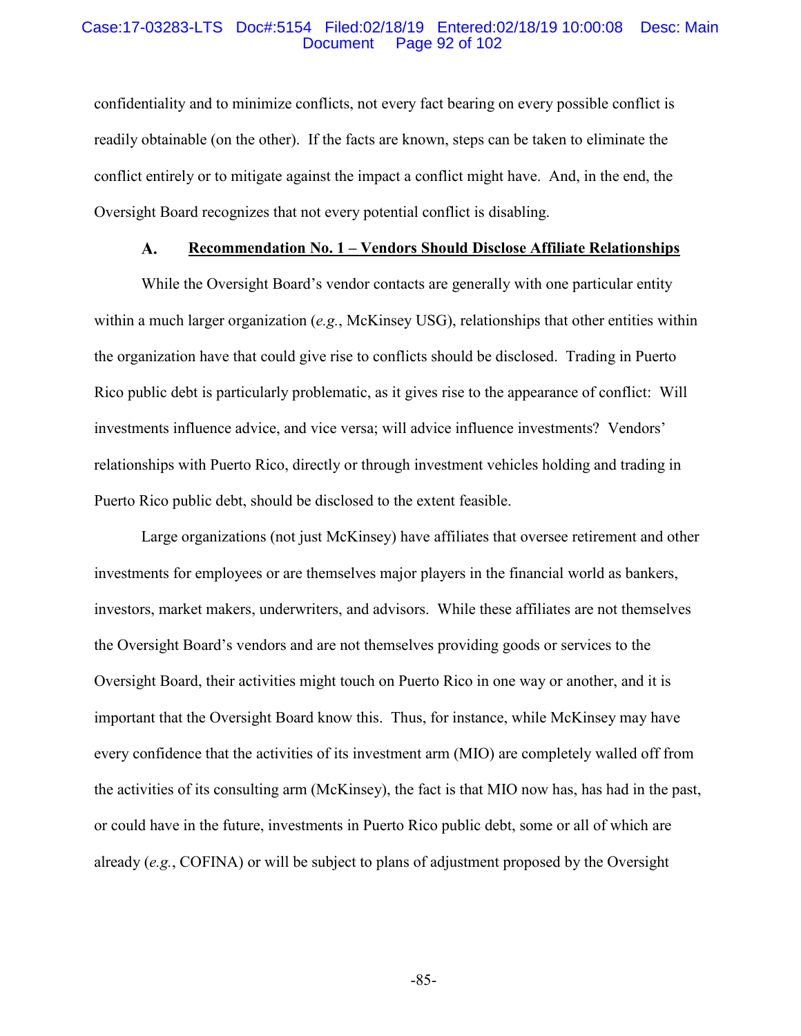confidentiality and to minimize conflicts, not every fact bearing on every possible conflict is readily obtainable (on the other). If the facts are known, steps can be taken to eliminate the conflict entirely or to mitigate against the impact a conflict might have. And, in the end, the Oversight Board recognizes that not every potential conflict is disabling.

### A. <u>Recommendation No. 1 – Vendors Should Disclose Affiliate Relationships</u>

While the Oversight Board's vendor contacts are generally with one particular entity within a much larger organization (*e.g.*, McKinsey USG), relationships that other entities within the organization have that could give rise to conflicts should be disclosed. Trading in Puerto Rico public debt is particularly problematic, as it gives rise to the appearance of conflict: Will investments influence advice, and vice versa; will advice influence investments? Vendors' relationships with Puerto Rico, directly or through investment vehicles holding and trading in Puerto Rico public debt, should be disclosed to the extent feasible.

Large organizations (not just McKinsey) have affiliates that oversee retirement and other investments for employees or are themselves major players in the financial world as bankers, investors, market makers, underwriters, and advisors. While these affiliates are not themselves the Oversight Board's vendors and are not themselves providing goods or services to the Oversight Board, their activities might touch on Puerto Rico in one way or another, and it is important that the Oversight Board know this. Thus, for instance, while McKinsey may have every confidence that the activities of its investment arm (MIO) are completely walled off from the activities of its consulting arm (McKinsey), the fact is that MIO now has, has had in the past, or could have in the future, investments in Puerto Rico public debt, some or all of which are already (*e.g.*, COFINA) or will be subject to plans of adjustment proposed by the Oversight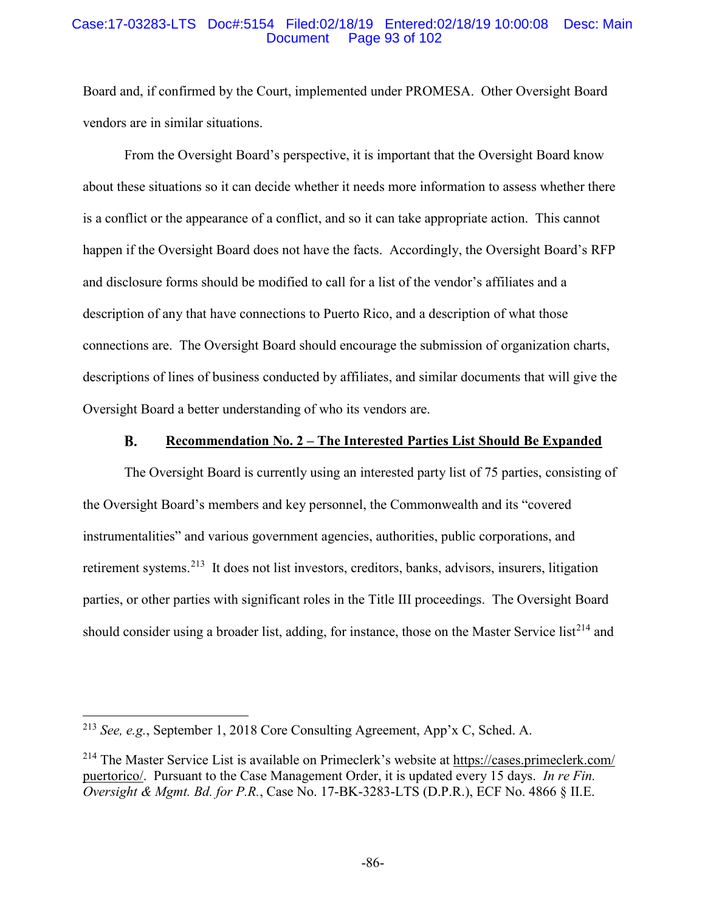Board and, if confirmed by the Court, implemented under PROMESA. Other Oversight Board vendors are in similar situations.

From the Oversight Board's perspective, it is important that the Oversight Board know about these situations so it can decide whether it needs more information to assess whether there is a conflict or the appearance of a conflict, and so it can take appropriate action. This cannot happen if the Oversight Board does not have the facts. Accordingly, the Oversight Board's RFP and disclosure forms should be modified to call for a list of the vendor's affiliates and a description of any that have connections to Puerto Rico, and a description of what those connections are. The Oversight Board should encourage the submission of organization charts, descriptions of lines of business conducted by affiliates, and similar documents that will give the Oversight Board a better understanding of who its vendors are.

### B. Recommendation No. 2 – The Interested Parties List Should Be Expanded

The Oversight Board is currently using an interested party list of 75 parties, consisting of the Oversight Board's members and key personnel, the Commonwealth and its "covered instrumentalities" and various government agencies, authorities, public corporations, and retirement systems.[213] It does not list investors, creditors, banks, advisors, insurers, litigation parties, or other parties with significant roles in the Title III proceedings. The Oversight Board should consider using a broader list, adding, for instance, those on the Master Service list[214] and

---

[213] *See, e.g.*, September 1, 2018 Core Consulting Agreement, App'x C, Sched. A.

[214] The Master Service List is available on Primeclerk's website at https://cases.primeclerk.com/puertorico/. Pursuant to the Case Management Order, it is updated every 15 days. *In re Fin. Oversight & Mgmt. Bd. for P.R.*, Case No. 17-BK-3283-LTS (D.P.R.), ECF No. 4866 § II.E.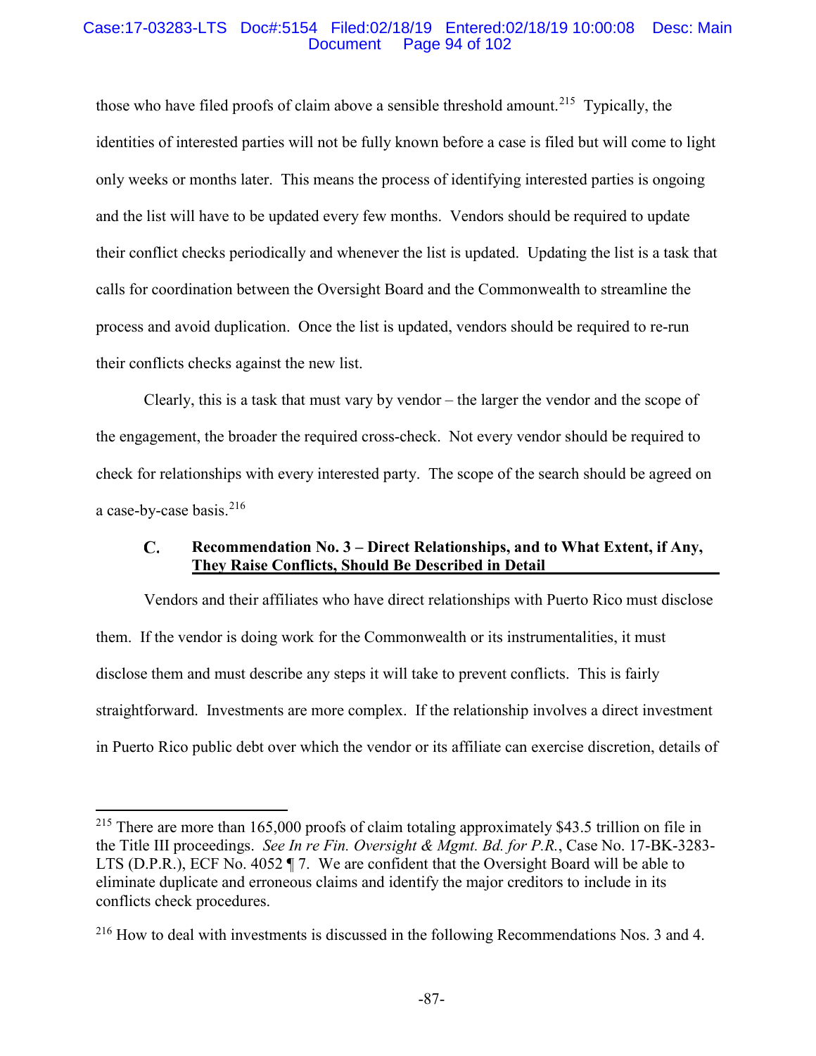those who have filed proofs of claim above a sensible threshold amount.[215] Typically, the identities of interested parties will not be fully known before a case is filed but will come to light only weeks or months later. This means the process of identifying interested parties is ongoing and the list will have to be updated every few months. Vendors should be required to update their conflict checks periodically and whenever the list is updated. Updating the list is a task that calls for coordination between the Oversight Board and the Commonwealth to streamline the process and avoid duplication. Once the list is updated, vendors should be required to re-run their conflicts checks against the new list.

Clearly, this is a task that must vary by vendor – the larger the vendor and the scope of the engagement, the broader the required cross-check. Not every vendor should be required to check for relationships with every interested party. The scope of the search should be agreed on a case-by-case basis.[216]

### C. Recommendation No. 3 – Direct Relationships, and to What Extent, if Any, They Raise Conflicts, Should Be Described in Detail

Vendors and their affiliates who have direct relationships with Puerto Rico must disclose them. If the vendor is doing work for the Commonwealth or its instrumentalities, it must disclose them and must describe any steps it will take to prevent conflicts. This is fairly straightforward. Investments are more complex. If the relationship involves a direct investment in Puerto Rico public debt over which the vendor or its affiliate can exercise discretion, details of

---

[215] There are more than 165,000 proofs of claim totaling approximately $43.5 trillion on file in the Title III proceedings. *See In re Fin. Oversight & Mgmt. Bd. for P.R.*, Case No. 17-BK-3283-LTS (D.P.R.), ECF No. 4052 ¶ 7. We are confident that the Oversight Board will be able to eliminate duplicate and erroneous claims and identify the major creditors to include in its conflicts check procedures.

[216] How to deal with investments is discussed in the following Recommendations Nos. 3 and 4.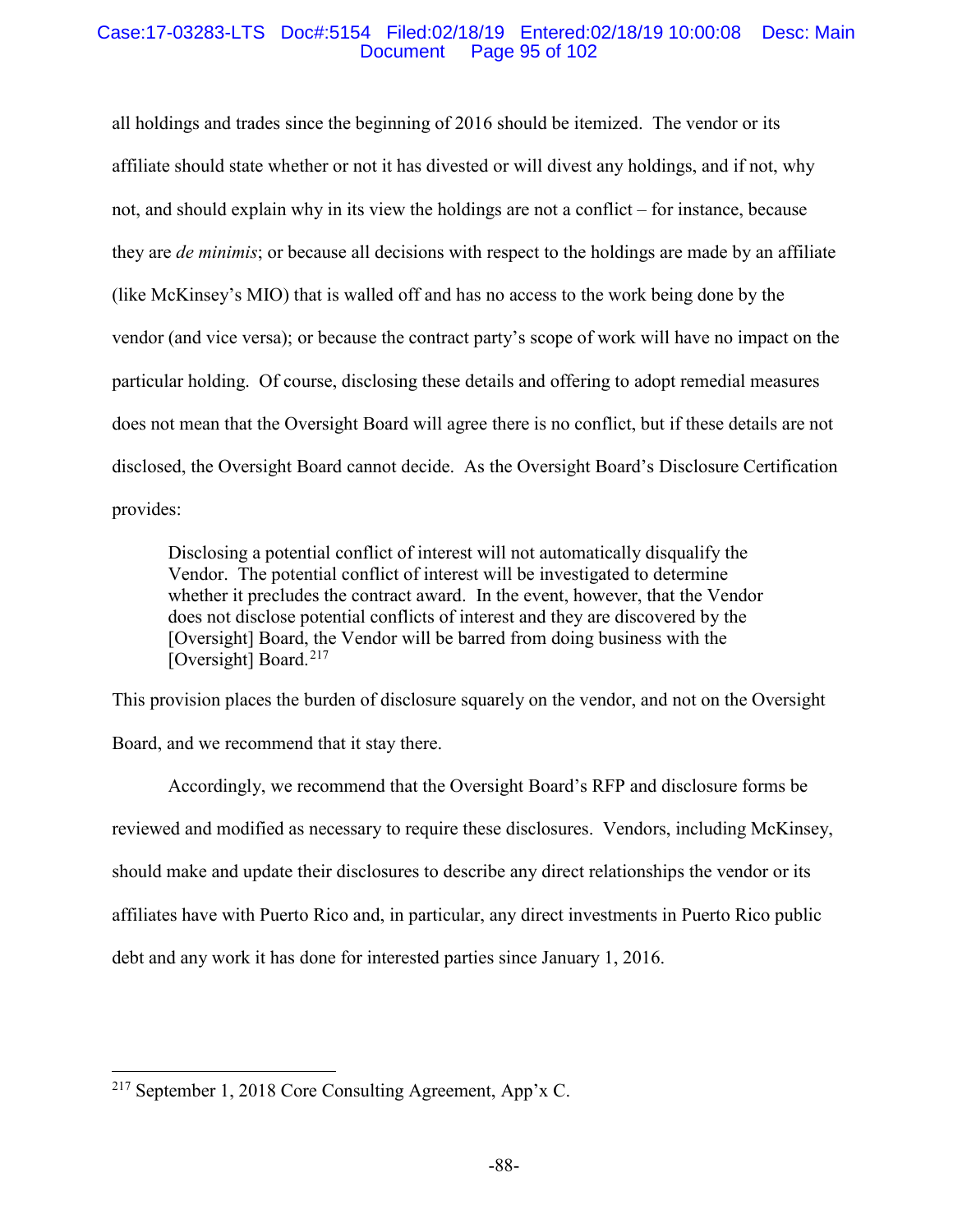all holdings and trades since the beginning of 2016 should be itemized. The vendor or its affiliate should state whether or not it has divested or will divest any holdings, and if not, why not, and should explain why in its view the holdings are not a conflict – for instance, because they are *de minimis*; or because all decisions with respect to the holdings are made by an affiliate (like McKinsey's MIO) that is walled off and has no access to the work being done by the vendor (and vice versa); or because the contract party's scope of work will have no impact on the particular holding. Of course, disclosing these details and offering to adopt remedial measures does not mean that the Oversight Board will agree there is no conflict, but if these details are not disclosed, the Oversight Board cannot decide. As the Oversight Board's Disclosure Certification provides:

> Disclosing a potential conflict of interest will not automatically disqualify the Vendor. The potential conflict of interest will be investigated to determine whether it precludes the contract award. In the event, however, that the Vendor does not disclose potential conflicts of interest and they are discovered by the [Oversight] Board, the Vendor will be barred from doing business with the [Oversight] Board.[217]

This provision places the burden of disclosure squarely on the vendor, and not on the Oversight Board, and we recommend that it stay there.

Accordingly, we recommend that the Oversight Board's RFP and disclosure forms be reviewed and modified as necessary to require these disclosures. Vendors, including McKinsey, should make and update their disclosures to describe any direct relationships the vendor or its affiliates have with Puerto Rico and, in particular, any direct investments in Puerto Rico public debt and any work it has done for interested parties since January 1, 2016.

---

[217] September 1, 2018 Core Consulting Agreement, App'x C.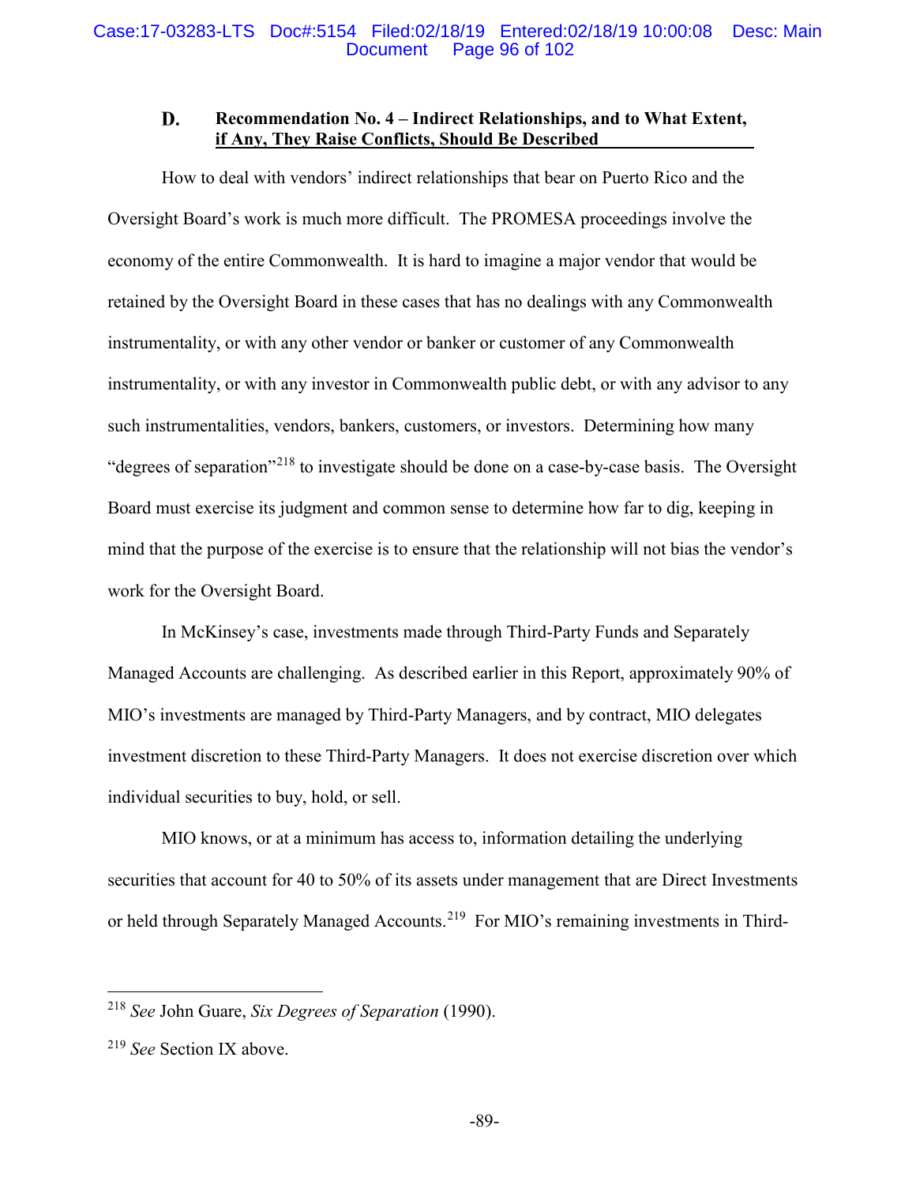### D. Recommendation No. 4 – Indirect Relationships, and to What Extent, if Any, They Raise Conflicts, Should Be Described

How to deal with vendors' indirect relationships that bear on Puerto Rico and the Oversight Board's work is much more difficult. The PROMESA proceedings involve the economy of the entire Commonwealth. It is hard to imagine a major vendor that would be retained by the Oversight Board in these cases that has no dealings with any Commonwealth instrumentality, or with any other vendor or banker or customer of any Commonwealth instrumentality, or with any investor in Commonwealth public debt, or with any advisor to any such instrumentalities, vendors, bankers, customers, or investors. Determining how many "degrees of separation"[218] to investigate should be done on a case-by-case basis. The Oversight Board must exercise its judgment and common sense to determine how far to dig, keeping in mind that the purpose of the exercise is to ensure that the relationship will not bias the vendor's work for the Oversight Board.

In McKinsey's case, investments made through Third-Party Funds and Separately Managed Accounts are challenging. As described earlier in this Report, approximately 90% of MIO's investments are managed by Third-Party Managers, and by contract, MIO delegates investment discretion to these Third-Party Managers. It does not exercise discretion over which individual securities to buy, hold, or sell.

MIO knows, or at a minimum has access to, information detailing the underlying securities that account for 40 to 50% of its assets under management that are Direct Investments or held through Separately Managed Accounts.[219] For MIO's remaining investments in Third-

---

[218] *See* John Guare, *Six Degrees of Separation* (1990).

[219] *See* Section IX above.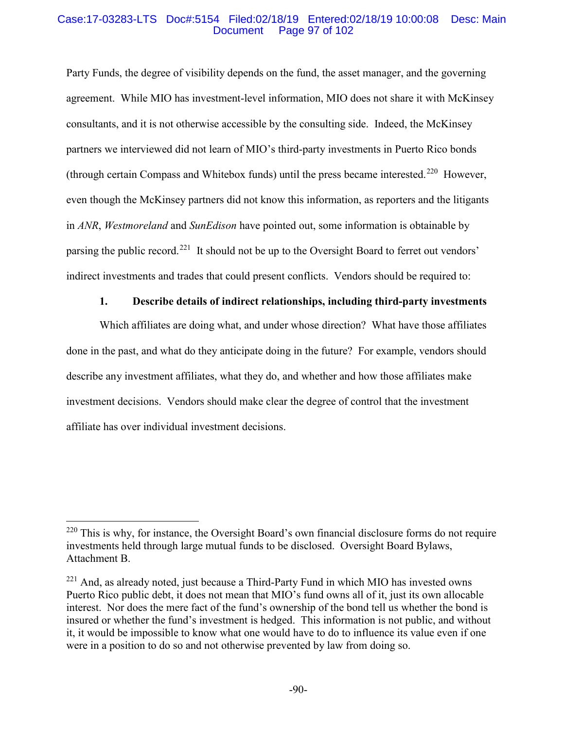Party Funds, the degree of visibility depends on the fund, the asset manager, and the governing agreement. While MIO has investment-level information, MIO does not share it with McKinsey consultants, and it is not otherwise accessible by the consulting side. Indeed, the McKinsey partners we interviewed did not learn of MIO's third-party investments in Puerto Rico bonds (through certain Compass and Whitebox funds) until the press became interested.[220] However, even though the McKinsey partners did not know this information, as reporters and the litigants in *ANR*, *Westmoreland* and *SunEdison* have pointed out, some information is obtainable by parsing the public record.[221] It should not be up to the Oversight Board to ferret out vendors' indirect investments and trades that could present conflicts. Vendors should be required to:

**1. Describe details of indirect relationships, including third-party investments**

Which affiliates are doing what, and under whose direction? What have those affiliates done in the past, and what do they anticipate doing in the future? For example, vendors should describe any investment affiliates, what they do, and whether and how those affiliates make investment decisions. Vendors should make clear the degree of control that the investment affiliate has over individual investment decisions.

---

[220] This is why, for instance, the Oversight Board's own financial disclosure forms do not require investments held through large mutual funds to be disclosed. Oversight Board Bylaws, Attachment B.

[221] And, as already noted, just because a Third-Party Fund in which MIO has invested owns Puerto Rico public debt, it does not mean that MIO's fund owns all of it, just its own allocable interest. Nor does the mere fact of the fund's ownership of the bond tell us whether the bond is insured or whether the fund's investment is hedged. This information is not public, and without it, it would be impossible to know what one would have to do to influence its value even if one were in a position to do so and not otherwise prevented by law from doing so.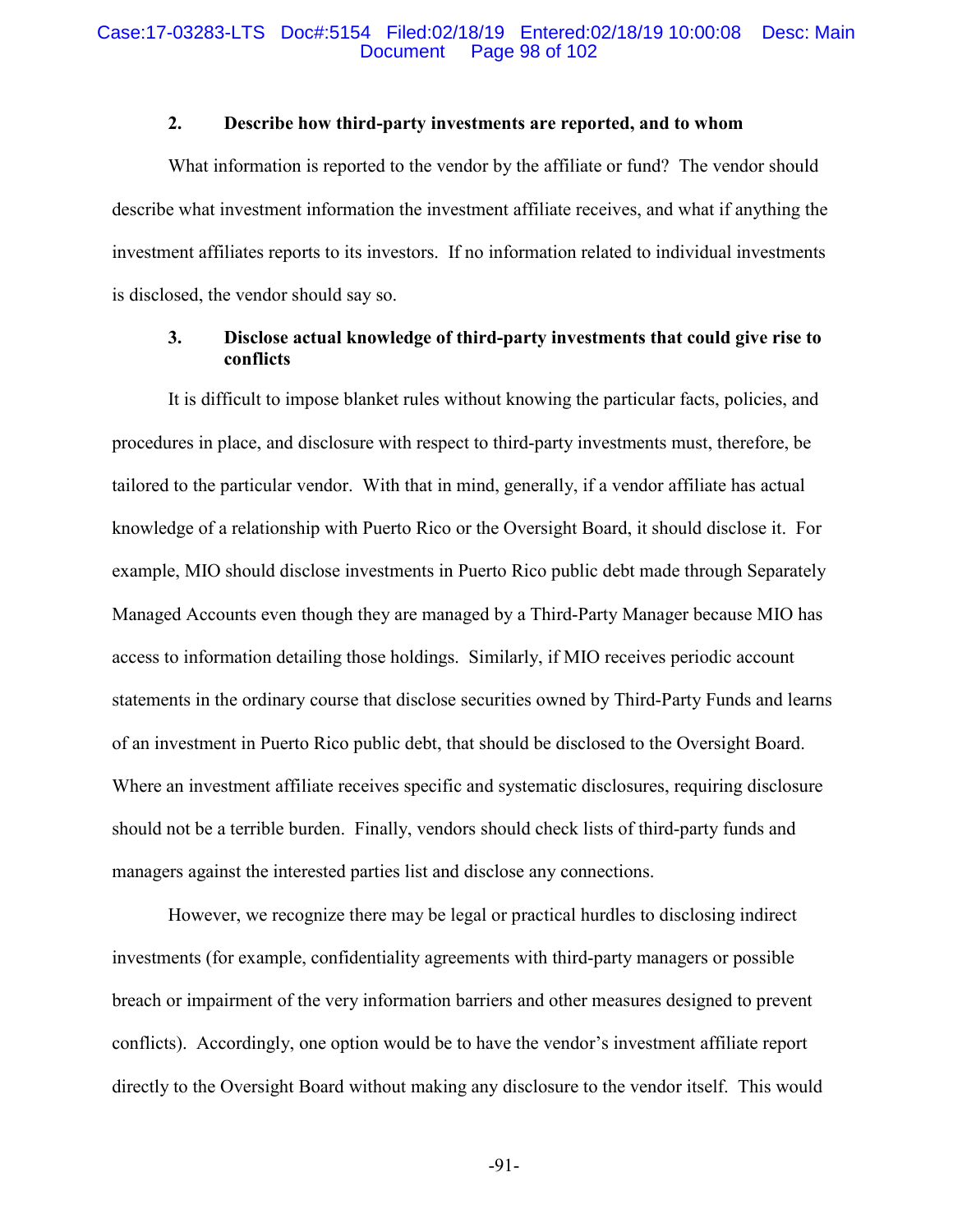### 2. Describe how third-party investments are reported, and to whom

What information is reported to the vendor by the affiliate or fund? The vendor should describe what investment information the investment affiliate receives, and what if anything the investment affiliates reports to its investors. If no information related to individual investments is disclosed, the vendor should say so.

### 3. Disclose actual knowledge of third-party investments that could give rise to conflicts

It is difficult to impose blanket rules without knowing the particular facts, policies, and procedures in place, and disclosure with respect to third-party investments must, therefore, be tailored to the particular vendor. With that in mind, generally, if a vendor affiliate has actual knowledge of a relationship with Puerto Rico or the Oversight Board, it should disclose it. For example, MIO should disclose investments in Puerto Rico public debt made through Separately Managed Accounts even though they are managed by a Third-Party Manager because MIO has access to information detailing those holdings. Similarly, if MIO receives periodic account statements in the ordinary course that disclose securities owned by Third-Party Funds and learns of an investment in Puerto Rico public debt, that should be disclosed to the Oversight Board. Where an investment affiliate receives specific and systematic disclosures, requiring disclosure should not be a terrible burden. Finally, vendors should check lists of third-party funds and managers against the interested parties list and disclose any connections.

However, we recognize there may be legal or practical hurdles to disclosing indirect investments (for example, confidentiality agreements with third-party managers or possible breach or impairment of the very information barriers and other measures designed to prevent conflicts). Accordingly, one option would be to have the vendor's investment affiliate report directly to the Oversight Board without making any disclosure to the vendor itself. This would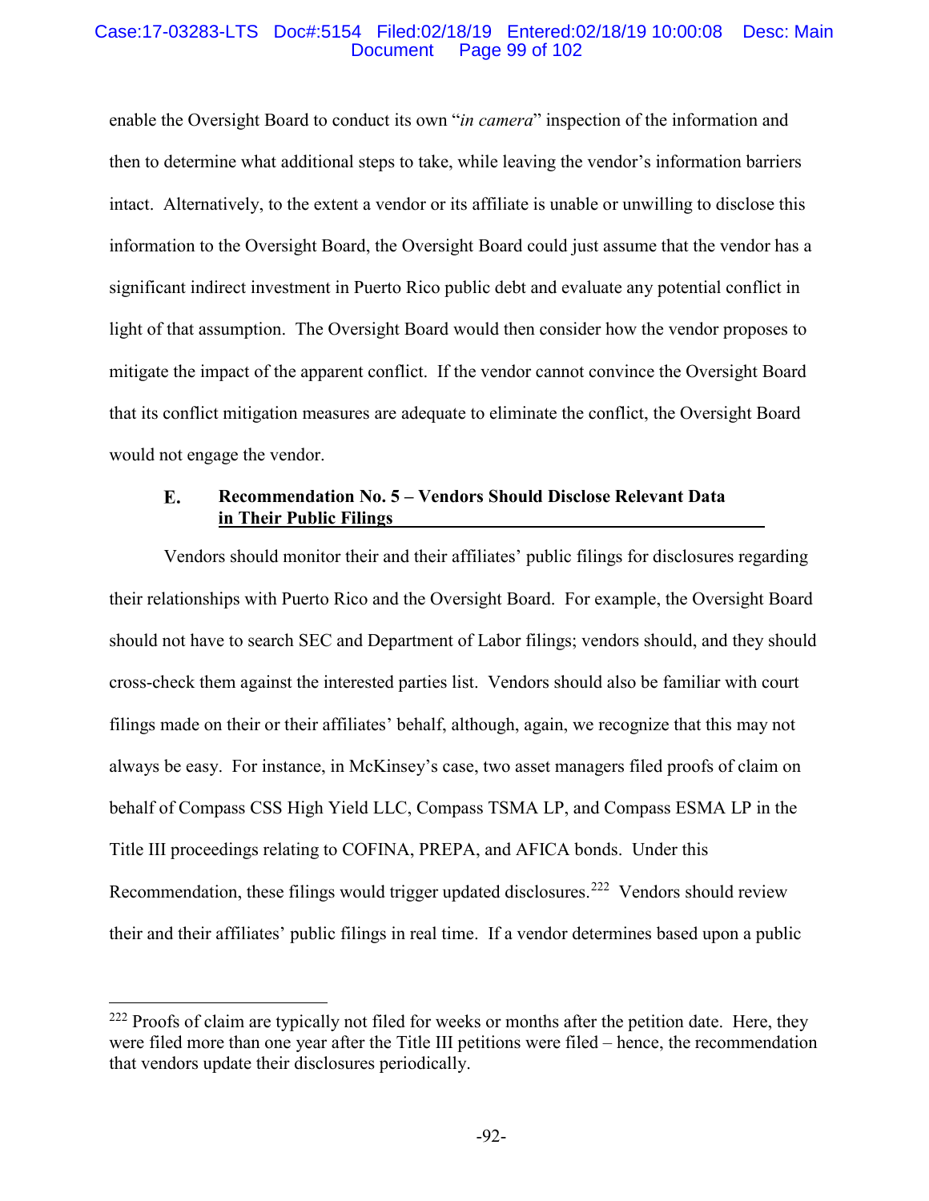enable the Oversight Board to conduct its own "*in camera*" inspection of the information and then to determine what additional steps to take, while leaving the vendor's information barriers intact. Alternatively, to the extent a vendor or its affiliate is unable or unwilling to disclose this information to the Oversight Board, the Oversight Board could just assume that the vendor has a significant indirect investment in Puerto Rico public debt and evaluate any potential conflict in light of that assumption. The Oversight Board would then consider how the vendor proposes to mitigate the impact of the apparent conflict. If the vendor cannot convince the Oversight Board that its conflict mitigation measures are adequate to eliminate the conflict, the Oversight Board would not engage the vendor.

### E. Recommendation No. 5 – Vendors Should Disclose Relevant Data in Their Public Filings

Vendors should monitor their and their affiliates' public filings for disclosures regarding their relationships with Puerto Rico and the Oversight Board. For example, the Oversight Board should not have to search SEC and Department of Labor filings; vendors should, and they should cross-check them against the interested parties list. Vendors should also be familiar with court filings made on their or their affiliates' behalf, although, again, we recognize that this may not always be easy. For instance, in McKinsey's case, two asset managers filed proofs of claim on behalf of Compass CSS High Yield LLC, Compass TSMA LP, and Compass ESMA LP in the Title III proceedings relating to COFINA, PREPA, and AFICA bonds. Under this Recommendation, these filings would trigger updated disclosures.[222] Vendors should review their and their affiliates' public filings in real time. If a vendor determines based upon a public

---

[222] Proofs of claim are typically not filed for weeks or months after the petition date. Here, they were filed more than one year after the Title III petitions were filed – hence, the recommendation that vendors update their disclosures periodically.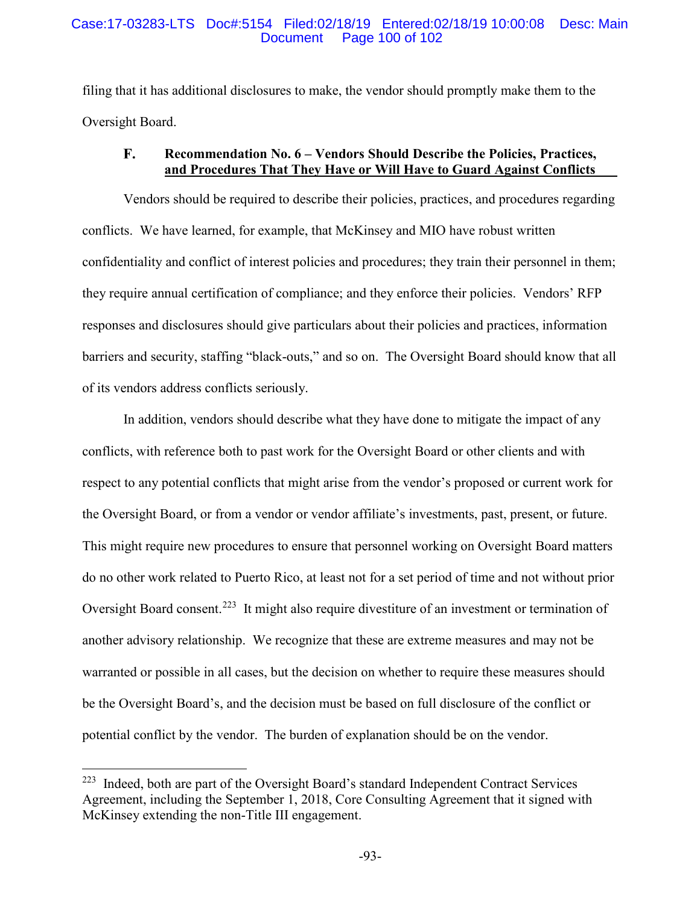filing that it has additional disclosures to make, the vendor should promptly make them to the Oversight Board.

### F. Recommendation No. 6 – Vendors Should Describe the Policies, Practices, and Procedures That They Have or Will Have to Guard Against Conflicts

Vendors should be required to describe their policies, practices, and procedures regarding conflicts. We have learned, for example, that McKinsey and MIO have robust written confidentiality and conflict of interest policies and procedures; they train their personnel in them; they require annual certification of compliance; and they enforce their policies. Vendors' RFP responses and disclosures should give particulars about their policies and practices, information barriers and security, staffing "black-outs," and so on. The Oversight Board should know that all of its vendors address conflicts seriously.

In addition, vendors should describe what they have done to mitigate the impact of any conflicts, with reference both to past work for the Oversight Board or other clients and with respect to any potential conflicts that might arise from the vendor's proposed or current work for the Oversight Board, or from a vendor or vendor affiliate's investments, past, present, or future. This might require new procedures to ensure that personnel working on Oversight Board matters do no other work related to Puerto Rico, at least not for a set period of time and not without prior Oversight Board consent.[223] It might also require divestiture of an investment or termination of another advisory relationship. We recognize that these are extreme measures and may not be warranted or possible in all cases, but the decision on whether to require these measures should be the Oversight Board's, and the decision must be based on full disclosure of the conflict or potential conflict by the vendor. The burden of explanation should be on the vendor.

---

[223] Indeed, both are part of the Oversight Board's standard Independent Contract Services Agreement, including the September 1, 2018, Core Consulting Agreement that it signed with McKinsey extending the non-Title III engagement.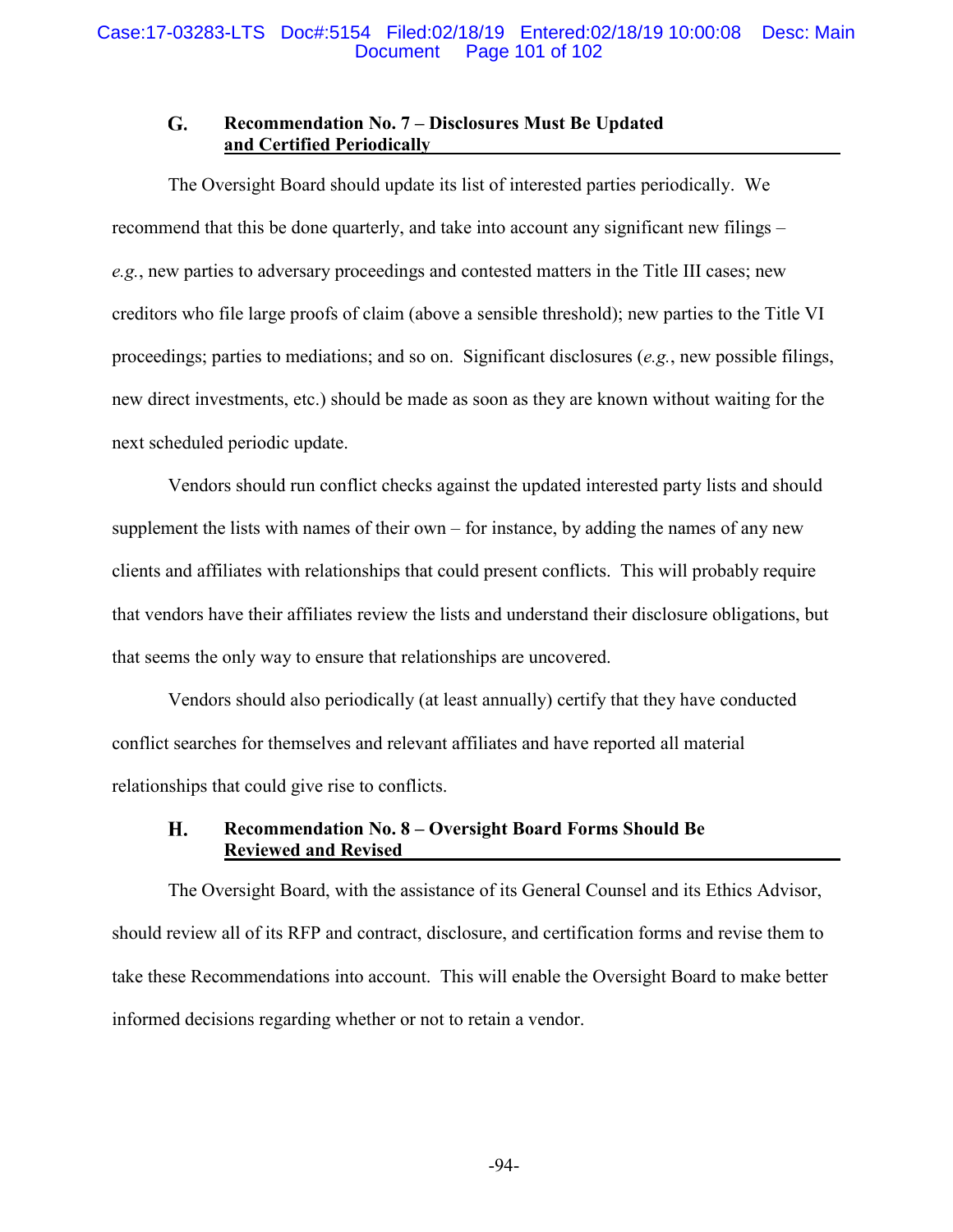### G. Recommendation No. 7 – Disclosures Must Be Updated and Certified Periodically

The Oversight Board should update its list of interested parties periodically. We recommend that this be done quarterly, and take into account any significant new filings – *e.g.*, new parties to adversary proceedings and contested matters in the Title III cases; new creditors who file large proofs of claim (above a sensible threshold); new parties to the Title VI proceedings; parties to mediations; and so on. Significant disclosures (*e.g.*, new possible filings, new direct investments, etc.) should be made as soon as they are known without waiting for the next scheduled periodic update.

Vendors should run conflict checks against the updated interested party lists and should supplement the lists with names of their own – for instance, by adding the names of any new clients and affiliates with relationships that could present conflicts. This will probably require that vendors have their affiliates review the lists and understand their disclosure obligations, but that seems the only way to ensure that relationships are uncovered.

Vendors should also periodically (at least annually) certify that they have conducted conflict searches for themselves and relevant affiliates and have reported all material relationships that could give rise to conflicts.

### H. Recommendation No. 8 – Oversight Board Forms Should Be Reviewed and Revised

The Oversight Board, with the assistance of its General Counsel and its Ethics Advisor, should review all of its RFP and contract, disclosure, and certification forms and revise them to take these Recommendations into account. This will enable the Oversight Board to make better informed decisions regarding whether or not to retain a vendor.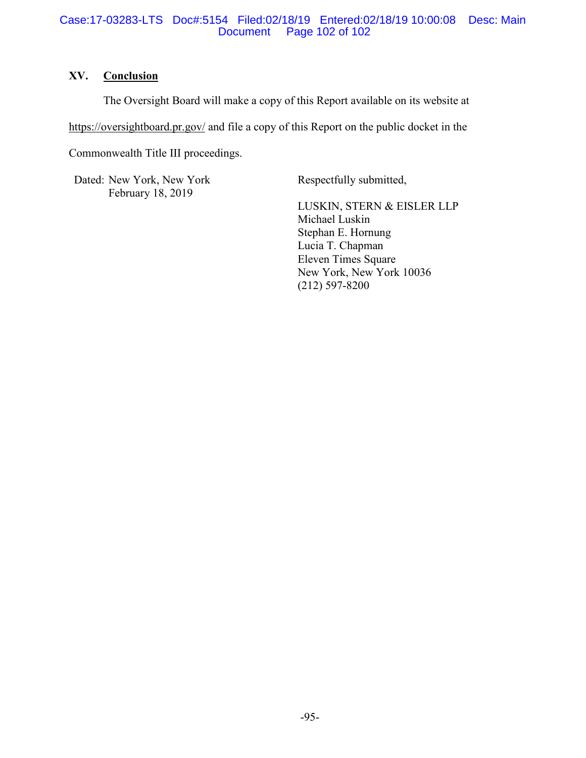## XV. **Conclusion**

The Oversight Board will make a copy of this Report available on its website at https://oversightboard.pr.gov/ and file a copy of this Report on the public docket in the Commonwealth Title III proceedings.

Dated: New York, New York
February 18, 2019

Respectfully submitted,

LUSKIN, STERN & EISLER LLP
Michael Luskin
Stephan E. Hornung
Lucia T. Chapman
Eleven Times Square
New York, New York 10036
(212) 597-8200